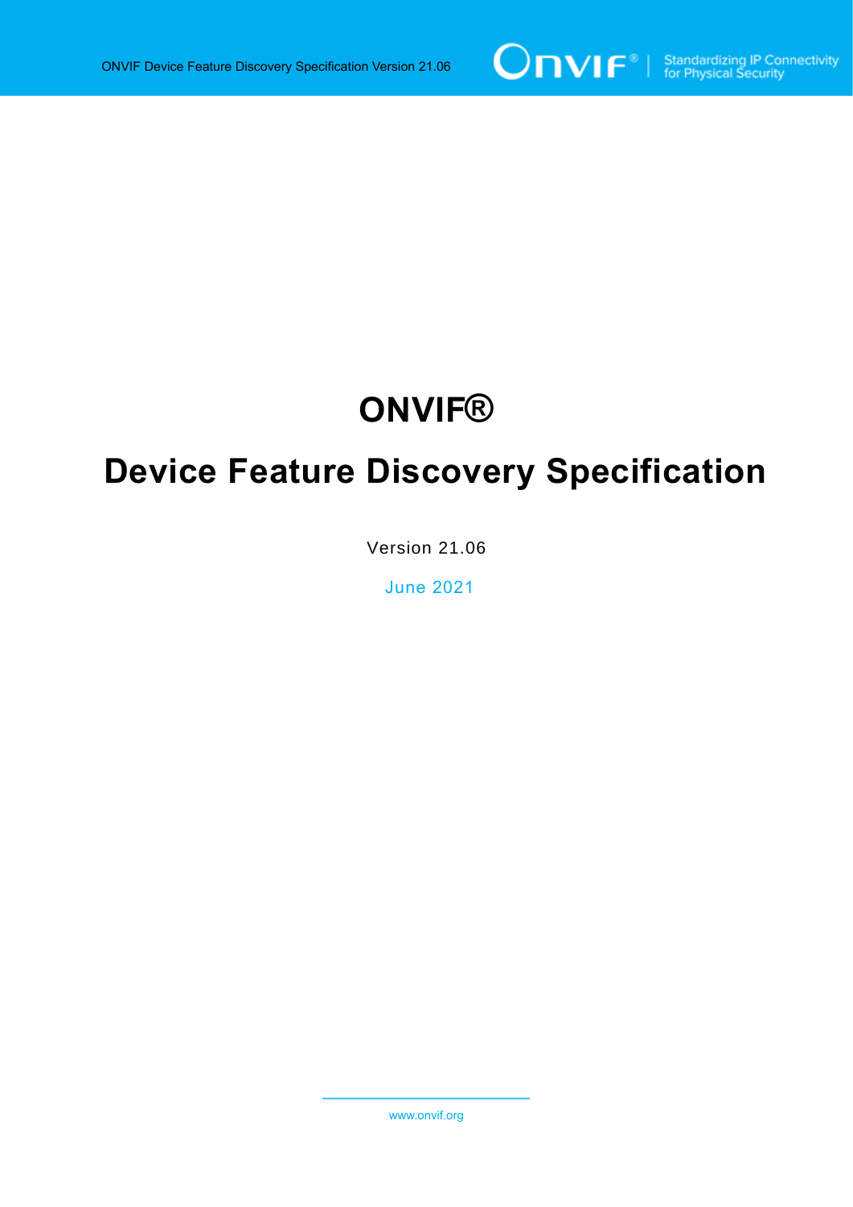# ONVIF®

# Device Feature Discovery Specification

Version 21.06

June 2021

www.onvif.org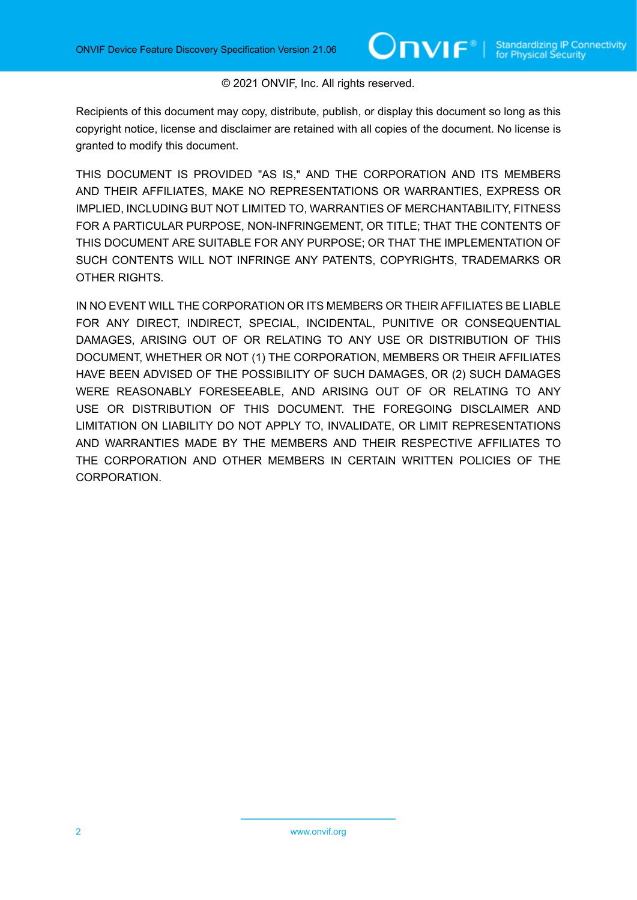© 2021 ONVIF, Inc. All rights reserved.

Recipients of this document may copy, distribute, publish, or display this document so long as this copyright notice, license and disclaimer are retained with all copies of the document. No license is granted to modify this document.

THIS DOCUMENT IS PROVIDED "AS IS," AND THE CORPORATION AND ITS MEMBERS AND THEIR AFFILIATES, MAKE NO REPRESENTATIONS OR WARRANTIES, EXPRESS OR IMPLIED, INCLUDING BUT NOT LIMITED TO, WARRANTIES OF MERCHANTABILITY, FITNESS FOR A PARTICULAR PURPOSE, NON-INFRINGEMENT, OR TITLE; THAT THE CONTENTS OF THIS DOCUMENT ARE SUITABLE FOR ANY PURPOSE; OR THAT THE IMPLEMENTATION OF SUCH CONTENTS WILL NOT INFRINGE ANY PATENTS, COPYRIGHTS, TRADEMARKS OR OTHER RIGHTS.

IN NO EVENT WILL THE CORPORATION OR ITS MEMBERS OR THEIR AFFILIATES BE LIABLE FOR ANY DIRECT, INDIRECT, SPECIAL, INCIDENTAL, PUNITIVE OR CONSEQUENTIAL DAMAGES, ARISING OUT OF OR RELATING TO ANY USE OR DISTRIBUTION OF THIS DOCUMENT, WHETHER OR NOT (1) THE CORPORATION, MEMBERS OR THEIR AFFILIATES HAVE BEEN ADVISED OF THE POSSIBILITY OF SUCH DAMAGES, OR (2) SUCH DAMAGES WERE REASONABLY FORESEEABLE, AND ARISING OUT OF OR RELATING TO ANY USE OR DISTRIBUTION OF THIS DOCUMENT. THE FOREGOING DISCLAIMER AND LIMITATION ON LIABILITY DO NOT APPLY TO, INVALIDATE, OR LIMIT REPRESENTATIONS AND WARRANTIES MADE BY THE MEMBERS AND THEIR RESPECTIVE AFFILIATES TO THE CORPORATION AND OTHER MEMBERS IN CERTAIN WRITTEN POLICIES OF THE CORPORATION.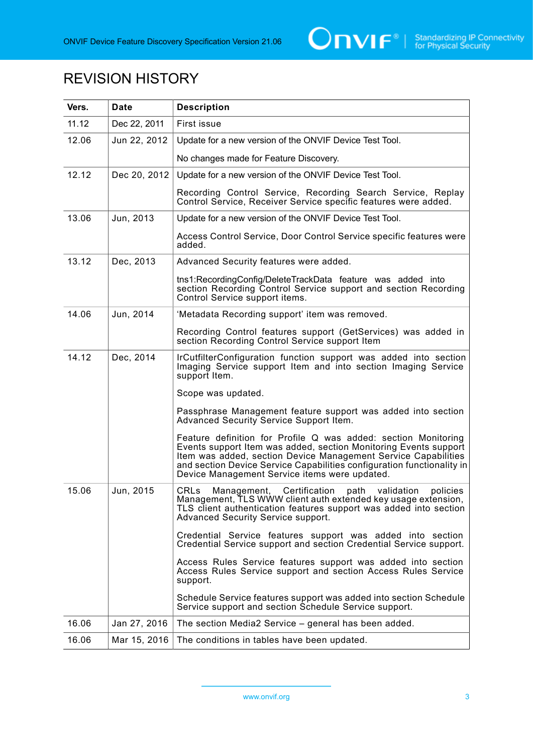# REVISION HISTORY

| Vers. | Date | Description |
|---|---|---|
| 11.12 | Dec 22, 2011 | First issue |
| 12.06 | Jun 22, 2012 | Update for a new version of the ONVIF Device Test Tool.<br><br>No changes made for Feature Discovery. |
| 12.12 | Dec 20, 2012 | Update for a new version of the ONVIF Device Test Tool.<br><br>Recording Control Service, Recording Search Service, Replay Control Service, Receiver Service specific features were added. |
| 13.06 | Jun, 2013 | Update for a new version of the ONVIF Device Test Tool.<br><br>Access Control Service, Door Control Service specific features were added. |
| 13.12 | Dec, 2013 | Advanced Security features were added.<br><br>tns1:RecordingConfig/DeleteTrackData feature was added into section Recording Control Service support and section Recording Control Service support items. |
| 14.06 | Jun, 2014 | 'Metadata Recording support' item was removed.<br><br>Recording Control features support (GetServices) was added in section Recording Control Service support Item |
| 14.12 | Dec, 2014 | IrCutfilterConfiguration function support was added into section Imaging Service support Item and into section Imaging Service support Item.<br><br>Scope was updated.<br><br>Passphrase Management feature support was added into section Advanced Security Service Support Item.<br><br>Feature definition for Profile Q was added: section Monitoring Events support Item was added, section Monitoring Events support Item was added, section Device Management Service Capabilities and section Device Service Capabilities configuration functionality in Device Management Service items were updated. |
| 15.06 | Jun, 2015 | CRLs Management, Certification path validation policies Management, TLS WWW client auth extended key usage extension, TLS client authentication features support was added into section Advanced Security Service support.<br><br>Credential Service features support was added into section Credential Service support and section Credential Service support.<br><br>Access Rules Service features support was added into section Access Rules Service support and section Access Rules Service support.<br><br>Schedule Service features support was added into section Schedule Service support and section Schedule Service support. |
| 16.06 | Jan 27, 2016 | The section Media2 Service – general has been added. |
| 16.06 | Mar 15, 2016 | The conditions in tables have been updated. |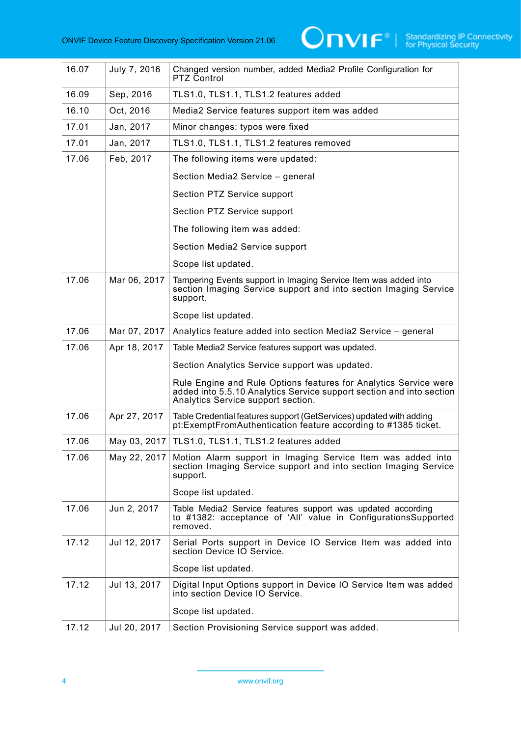| | | |
|---|---|---|
| 16.07 | July 7, 2016 | Changed version number, added Media2 Profile Configuration for PTZ Control |
| 16.09 | Sep, 2016 | TLS1.0, TLS1.1, TLS1.2 features added |
| 16.10 | Oct, 2016 | Media2 Service features support item was added |
| 17.01 | Jan, 2017 | Minor changes: typos were fixed |
| 17.01 | Jan, 2017 | TLS1.0, TLS1.1, TLS1.2 features removed |
| 17.06 | Feb, 2017 | The following items were updated:<br><br>Section Media2 Service – general<br><br>Section PTZ Service support<br><br>Section PTZ Service support<br><br>The following item was added:<br><br>Section Media2 Service support<br><br>Scope list updated. |
| 17.06 | Mar 06, 2017 | Tampering Events support in Imaging Service Item was added into section Imaging Service support and into section Imaging Service support.<br><br>Scope list updated. |
| 17.06 | Mar 07, 2017 | Analytics feature added into section Media2 Service – general |
| 17.06 | Apr 18, 2017 | Table Media2 Service features support was updated.<br><br>Section Analytics Service support was updated.<br><br>Rule Engine and Rule Options features for Analytics Service were added into 5.5.10 Analytics Service support section and into section Analytics Service support section. |
| 17.06 | Apr 27, 2017 | Table Credential features support (GetServices) updated with adding pt:ExemptFromAuthentication feature according to #1385 ticket. |
| 17.06 | May 03, 2017 | TLS1.0, TLS1.1, TLS1.2 features added |
| 17.06 | May 22, 2017 | Motion Alarm support in Imaging Service Item was added into section Imaging Service support and into section Imaging Service support.<br><br>Scope list updated. |
| 17.06 | Jun 2, 2017 | Table Media2 Service features support was updated according to #1382: acceptance of 'All' value in ConfigurationsSupported removed. |
| 17.12 | Jul 12, 2017 | Serial Ports support in Device IO Service Item was added into section Device IO Service.<br><br>Scope list updated. |
| 17.12 | Jul 13, 2017 | Digital Input Options support in Device IO Service Item was added into section Device IO Service.<br><br>Scope list updated. |
| 17.12 | Jul 20, 2017 | Section Provisioning Service support was added. |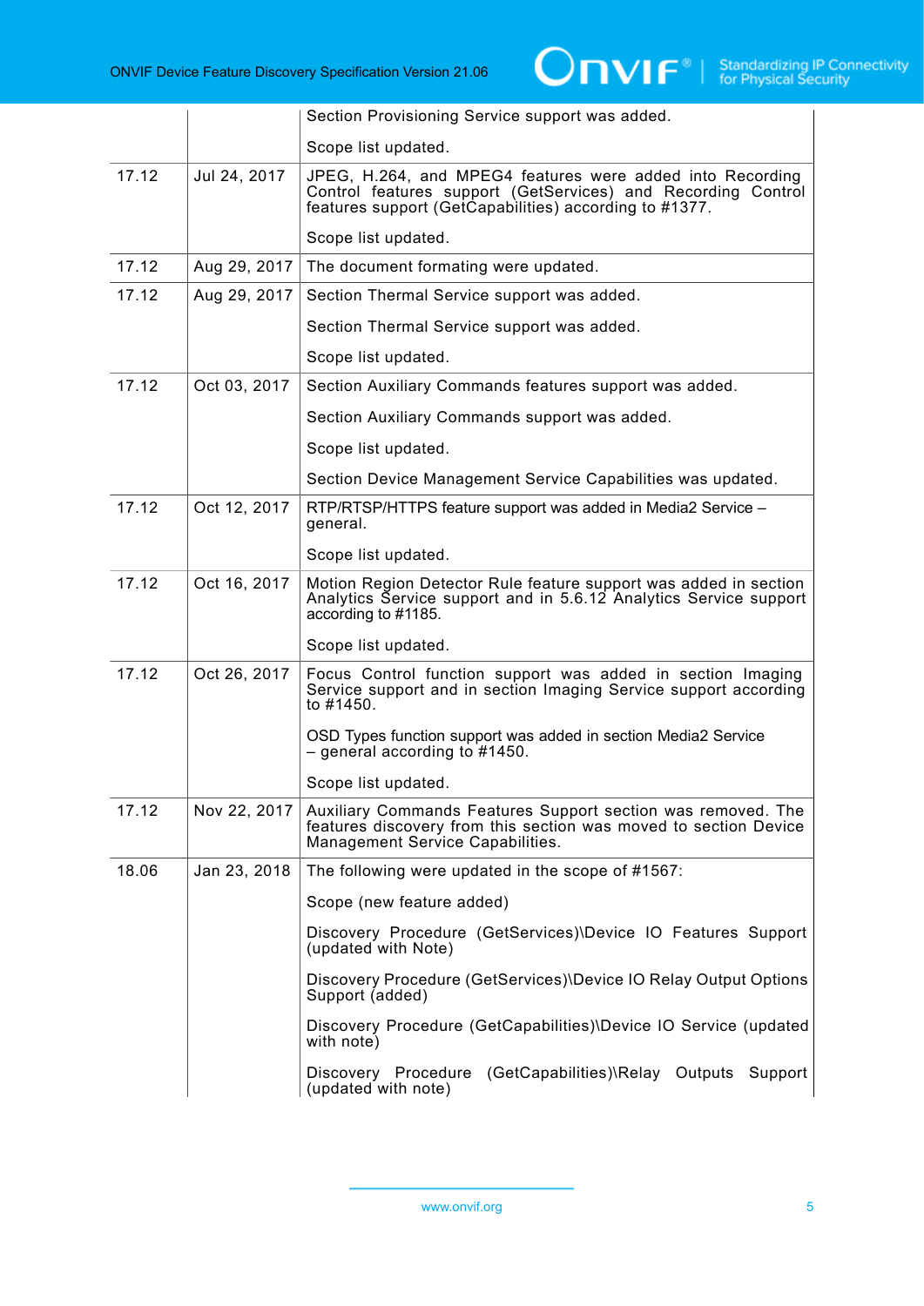| | | |
|---|---|---|
| | | Section Provisioning Service support was added.<br><br>Scope list updated. |
| 17.12 | Jul 24, 2017 | JPEG, H.264, and MPEG4 features were added into Recording Control features support (GetServices) and Recording Control features support (GetCapabilities) according to #1377.<br><br>Scope list updated. |
| 17.12 | Aug 29, 2017 | The document formating were updated. |
| 17.12 | Aug 29, 2017 | Section Thermal Service support was added.<br><br>Section Thermal Service support was added.<br><br>Scope list updated. |
| 17.12 | Oct 03, 2017 | Section Auxiliary Commands features support was added.<br><br>Section Auxiliary Commands support was added.<br><br>Scope list updated.<br><br>Section Device Management Service Capabilities was updated. |
| 17.12 | Oct 12, 2017 | RTP/RTSP/HTTPS feature support was added in Media2 Service – general.<br><br>Scope list updated. |
| 17.12 | Oct 16, 2017 | Motion Region Detector Rule feature support was added in section Analytics Service support and in 5.6.12 Analytics Service support according to #1185.<br><br>Scope list updated. |
| 17.12 | Oct 26, 2017 | Focus Control function support was added in section Imaging Service support and in section Imaging Service support according to #1450.<br><br>OSD Types function support was added in section Media2 Service – general according to #1450.<br><br>Scope list updated. |
| 17.12 | Nov 22, 2017 | Auxiliary Commands Features Support section was removed. The features discovery from this section was moved to section Device Management Service Capabilities. |
| 18.06 | Jan 23, 2018 | The following were updated in the scope of #1567:<br><br>Scope (new feature added)<br><br>Discovery Procedure (GetServices)\Device IO Features Support (updated with Note)<br><br>Discovery Procedure (GetServices)\Device IO Relay Output Options Support (added)<br><br>Discovery Procedure (GetCapabilities)\Device IO Service (updated with note)<br><br>Discovery Procedure (GetCapabilities)\Relay Outputs Support (updated with note) |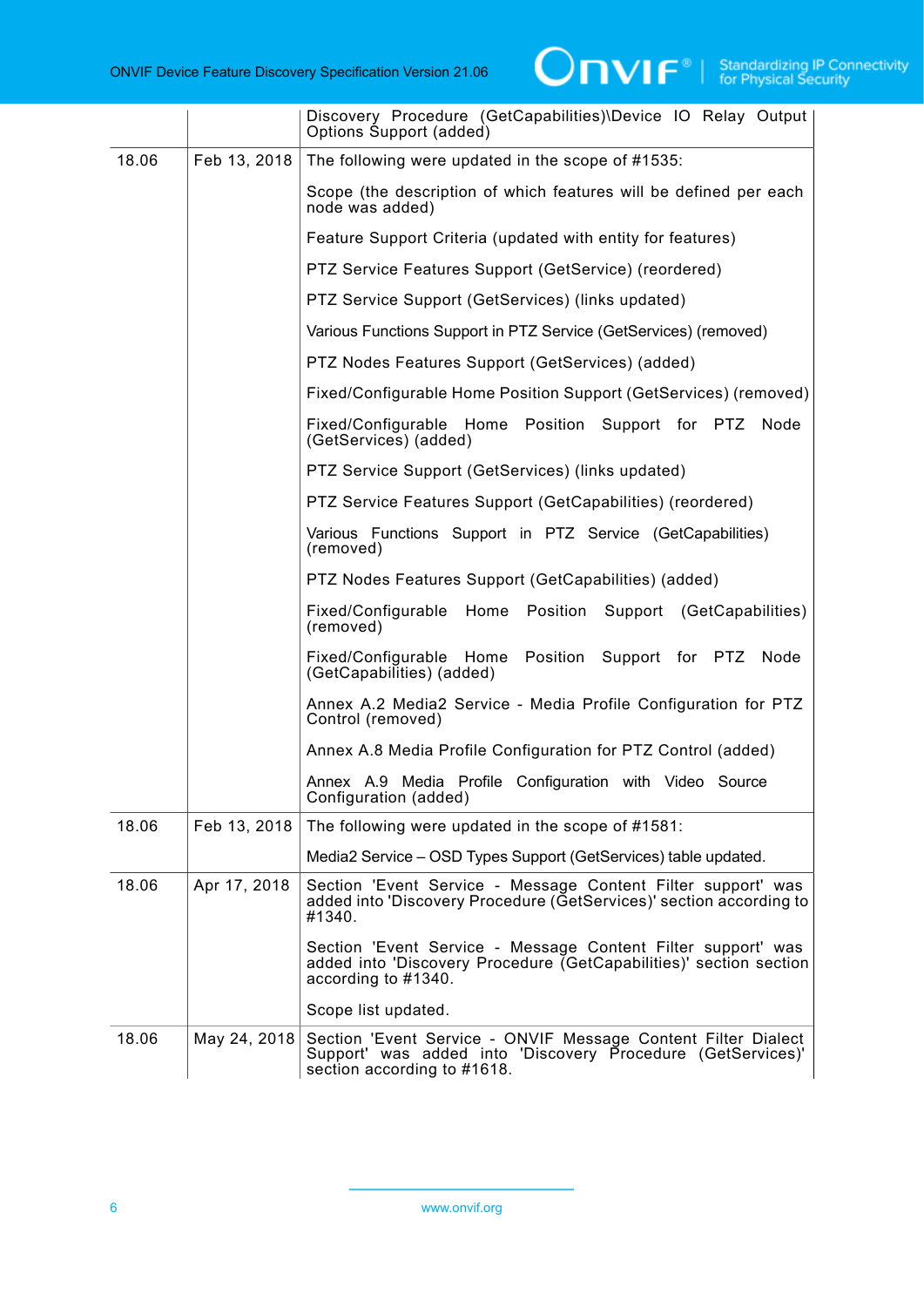| | | |
|---|---|---|
| | | Discovery Procedure (GetCapabilities)\Device IO Relay Output Options Support (added) |
| 18.06 | Feb 13, 2018 | The following were updated in the scope of #1535:<br><br>Scope (the description of which features will be defined per each node was added)<br><br>Feature Support Criteria (updated with entity for features)<br><br>PTZ Service Features Support (GetService) (reordered)<br><br>PTZ Service Support (GetServices) (links updated)<br><br>Various Functions Support in PTZ Service (GetServices) (removed)<br><br>PTZ Nodes Features Support (GetServices) (added)<br><br>Fixed/Configurable Home Position Support (GetServices) (removed)<br><br>Fixed/Configurable Home Position Support for PTZ Node (GetServices) (added)<br><br>PTZ Service Support (GetServices) (links updated)<br><br>PTZ Service Features Support (GetCapabilities) (reordered)<br><br>Various Functions Support in PTZ Service (GetCapabilities) (removed)<br><br>PTZ Nodes Features Support (GetCapabilities) (added)<br><br>Fixed/Configurable Home Position Support (GetCapabilities) (removed)<br><br>Fixed/Configurable Home Position Support for PTZ Node (GetCapabilities) (added)<br><br>Annex A.2 Media2 Service - Media Profile Configuration for PTZ Control (removed)<br><br>Annex A.8 Media Profile Configuration for PTZ Control (added)<br><br>Annex A.9 Media Profile Configuration with Video Source Configuration (added) |
| 18.06 | Feb 13, 2018 | The following were updated in the scope of #1581:<br><br>Media2 Service – OSD Types Support (GetServices) table updated. |
| 18.06 | Apr 17, 2018 | Section 'Event Service - Message Content Filter support' was added into 'Discovery Procedure (GetServices)' section according to #1340.<br><br>Section 'Event Service - Message Content Filter support' was added into 'Discovery Procedure (GetCapabilities)' section section according to #1340.<br><br>Scope list updated. |
| 18.06 | May 24, 2018 | Section 'Event Service - ONVIF Message Content Filter Dialect Support' was added into 'Discovery Procedure (GetServices)' section according to #1618. |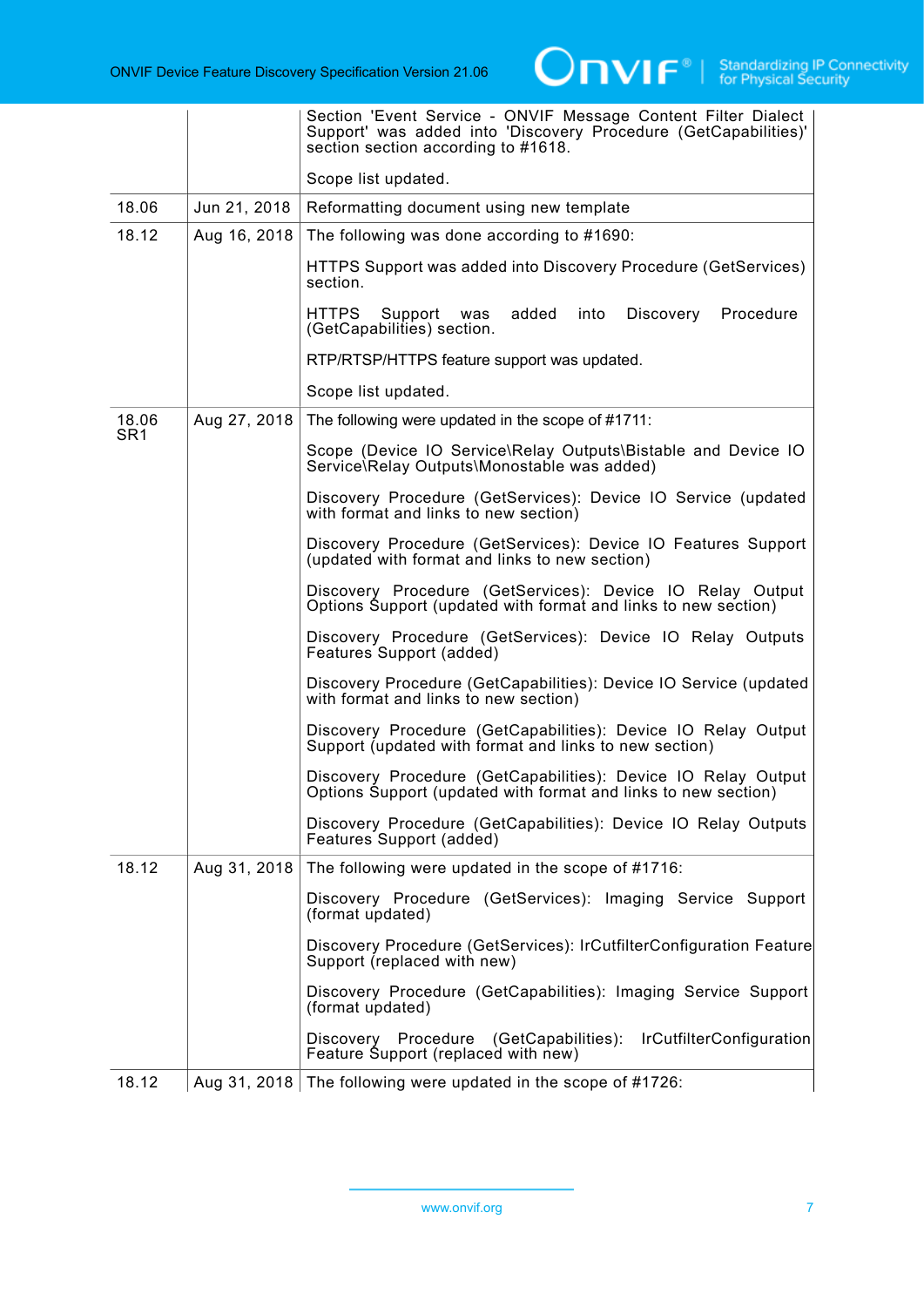| | | |
|---|---|---|
| | | Section 'Event Service - ONVIF Message Content Filter Dialect Support' was added into 'Discovery Procedure (GetCapabilities)' section section according to #1618.<br><br>Scope list updated. |
| 18.06 | Jun 21, 2018 | Reformatting document using new template |
| 18.12 | Aug 16, 2018 | The following was done according to #1690:<br><br>HTTPS Support was added into Discovery Procedure (GetServices) section.<br><br>HTTPS Support was added into Discovery Procedure (GetCapabilities) section.<br><br>RTP/RTSP/HTTPS feature support was updated.<br><br>Scope list updated. |
| 18.06 SR1 | Aug 27, 2018 | The following were updated in the scope of #1711:<br><br>Scope (Device IO Service\Relay Outputs\Bistable and Device IO Service\Relay Outputs\Monostable was added)<br><br>Discovery Procedure (GetServices): Device IO Service (updated with format and links to new section)<br><br>Discovery Procedure (GetServices): Device IO Features Support (updated with format and links to new section)<br><br>Discovery Procedure (GetServices): Device IO Relay Output Options Support (updated with format and links to new section)<br><br>Discovery Procedure (GetServices): Device IO Relay Outputs Features Support (added)<br><br>Discovery Procedure (GetCapabilities): Device IO Service (updated with format and links to new section)<br><br>Discovery Procedure (GetCapabilities): Device IO Relay Output Support (updated with format and links to new section)<br><br>Discovery Procedure (GetCapabilities): Device IO Relay Output Options Support (updated with format and links to new section)<br><br>Discovery Procedure (GetCapabilities): Device IO Relay Outputs Features Support (added) |
| 18.12 | Aug 31, 2018 | The following were updated in the scope of #1716:<br><br>Discovery Procedure (GetServices): Imaging Service Support (format updated)<br><br>Discovery Procedure (GetServices): IrCutfilterConfiguration Feature Support (replaced with new)<br><br>Discovery Procedure (GetCapabilities): Imaging Service Support (format updated)<br><br>Discovery Procedure (GetCapabilities): IrCutfilterConfiguration Feature Support (replaced with new) |
| 18.12 | Aug 31, 2018 | The following were updated in the scope of #1726: |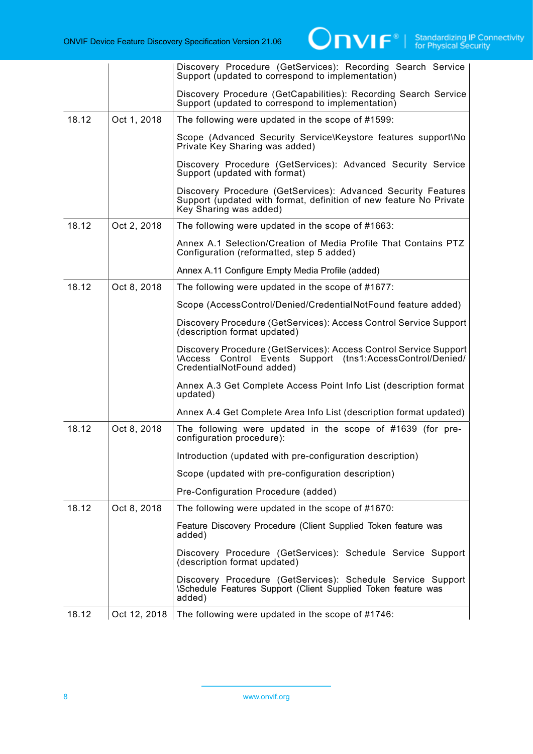| | | |
|---|---|---|
| | | Discovery Procedure (GetServices): Recording Search Service Support (updated to correspond to implementation)<br><br>Discovery Procedure (GetCapabilities): Recording Search Service Support (updated to correspond to implementation) |
| 18.12 | Oct 1, 2018 | The following were updated in the scope of #1599:<br><br>Scope (Advanced Security Service\Keystore features support\No Private Key Sharing was added)<br><br>Discovery Procedure (GetServices): Advanced Security Service Support (updated with format)<br><br>Discovery Procedure (GetServices): Advanced Security Features Support (updated with format, definition of new feature No Private Key Sharing was added) |
| 18.12 | Oct 2, 2018 | The following were updated in the scope of #1663:<br><br>Annex A.1 Selection/Creation of Media Profile That Contains PTZ Configuration (reformatted, step 5 added)<br><br>Annex A.11 Configure Empty Media Profile (added) |
| 18.12 | Oct 8, 2018 | The following were updated in the scope of #1677:<br><br>Scope (AccessControl/Denied/CredentialNotFound feature added)<br><br>Discovery Procedure (GetServices): Access Control Service Support (description format updated)<br><br>Discovery Procedure (GetServices): Access Control Service Support \Access Control Events Support (tns1:AccessControl/Denied/CredentialNotFound added)<br><br>Annex A.3 Get Complete Access Point Info List (description format updated)<br><br>Annex A.4 Get Complete Area Info List (description format updated) |
| 18.12 | Oct 8, 2018 | The following were updated in the scope of #1639 (for pre-configuration procedure):<br><br>Introduction (updated with pre-configuration description)<br><br>Scope (updated with pre-configuration description)<br><br>Pre-Configuration Procedure (added) |
| 18.12 | Oct 8, 2018 | The following were updated in the scope of #1670:<br><br>Feature Discovery Procedure (Client Supplied Token feature was added)<br><br>Discovery Procedure (GetServices): Schedule Service Support (description format updated)<br><br>Discovery Procedure (GetServices): Schedule Service Support \Schedule Features Support (Client Supplied Token feature was added) |
| 18.12 | Oct 12, 2018 | The following were updated in the scope of #1746: |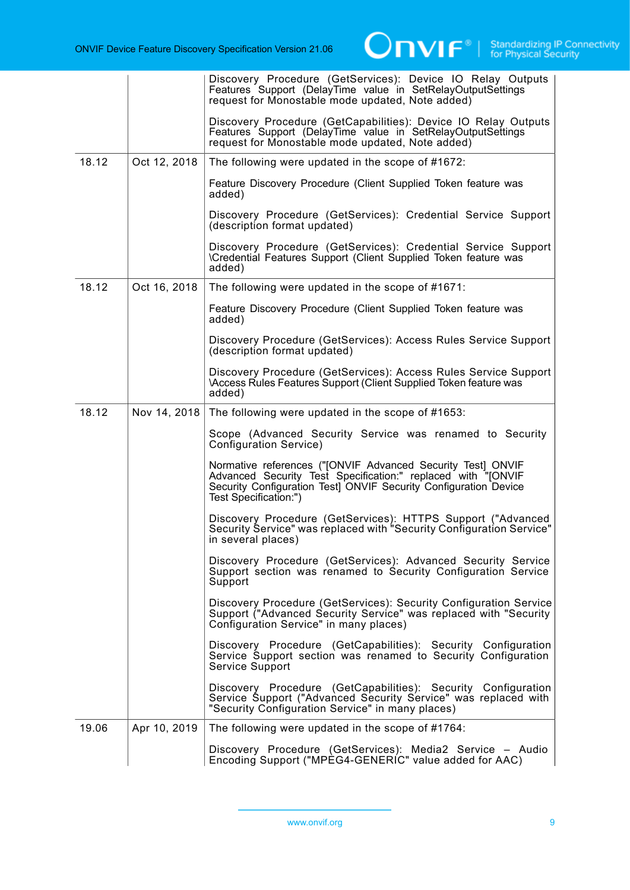| | | |
|---|---|---|
| | | Discovery Procedure (GetServices): Device IO Relay Outputs Features Support (DelayTime value in SetRelayOutputSettings request for Monostable mode updated, Note added)<br><br>Discovery Procedure (GetCapabilities): Device IO Relay Outputs Features Support (DelayTime value in SetRelayOutputSettings request for Monostable mode updated, Note added) |
| 18.12 | Oct 12, 2018 | The following were updated in the scope of #1672:<br><br>Feature Discovery Procedure (Client Supplied Token feature was added)<br><br>Discovery Procedure (GetServices): Credential Service Support (description format updated)<br><br>Discovery Procedure (GetServices): Credential Service Support \Credential Features Support (Client Supplied Token feature was added) |
| 18.12 | Oct 16, 2018 | The following were updated in the scope of #1671:<br><br>Feature Discovery Procedure (Client Supplied Token feature was added)<br><br>Discovery Procedure (GetServices): Access Rules Service Support (description format updated)<br><br>Discovery Procedure (GetServices): Access Rules Service Support \Access Rules Features Support (Client Supplied Token feature was added) |
| 18.12 | Nov 14, 2018 | The following were updated in the scope of #1653:<br><br>Scope (Advanced Security Service was renamed to Security Configuration Service)<br><br>Normative references ("[ONVIF Advanced Security Test] ONVIF Advanced Security Test Specification:" replaced with "[ONVIF Security Configuration Test] ONVIF Security Configuration Device Test Specification:")<br><br>Discovery Procedure (GetServices): HTTPS Support ("Advanced Security Service" was replaced with "Security Configuration Service" in several places)<br><br>Discovery Procedure (GetServices): Advanced Security Service Support section was renamed to Security Configuration Service Support<br><br>Discovery Procedure (GetServices): Security Configuration Service Support ("Advanced Security Service" was replaced with "Security Configuration Service" in many places)<br><br>Discovery Procedure (GetCapabilities): Security Configuration Service Support section was renamed to Security Configuration Service Support<br><br>Discovery Procedure (GetCapabilities): Security Configuration Service Support ("Advanced Security Service" was replaced with "Security Configuration Service" in many places) |
| 19.06 | Apr 10, 2019 | The following were updated in the scope of #1764:<br><br>Discovery Procedure (GetServices): Media2 Service – Audio Encoding Support ("MPEG4-GENERIC" value added for AAC) |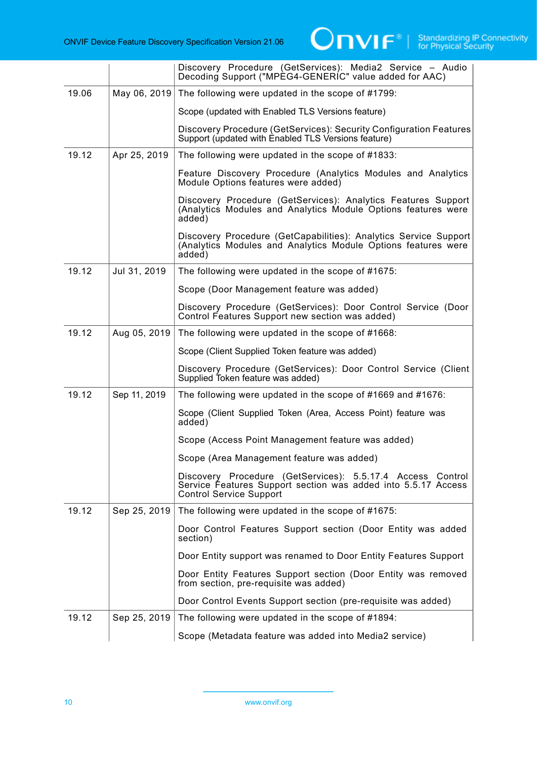| | | |
|---|---|---|
| | | Discovery Procedure (GetServices): Media2 Service – Audio Decoding Support ("MPEG4-GENERIC" value added for AAC) |
| 19.06 | May 06, 2019 | The following were updated in the scope of #1799:<br><br>Scope (updated with Enabled TLS Versions feature)<br><br>Discovery Procedure (GetServices): Security Configuration Features Support (updated with Enabled TLS Versions feature) |
| 19.12 | Apr 25, 2019 | The following were updated in the scope of #1833:<br><br>Feature Discovery Procedure (Analytics Modules and Analytics Module Options features were added)<br><br>Discovery Procedure (GetServices): Analytics Features Support (Analytics Modules and Analytics Module Options features were added)<br><br>Discovery Procedure (GetCapabilities): Analytics Service Support (Analytics Modules and Analytics Module Options features were added) |
| 19.12 | Jul 31, 2019 | The following were updated in the scope of #1675:<br><br>Scope (Door Management feature was added)<br><br>Discovery Procedure (GetServices): Door Control Service (Door Control Features Support new section was added) |
| 19.12 | Aug 05, 2019 | The following were updated in the scope of #1668:<br><br>Scope (Client Supplied Token feature was added)<br><br>Discovery Procedure (GetServices): Door Control Service (Client Supplied Token feature was added) |
| 19.12 | Sep 11, 2019 | The following were updated in the scope of #1669 and #1676:<br><br>Scope (Client Supplied Token (Area, Access Point) feature was added)<br><br>Scope (Access Point Management feature was added)<br><br>Scope (Area Management feature was added)<br><br>Discovery Procedure (GetServices): 5.5.17.4 Access Control Service Features Support section was added into 5.5.17 Access Control Service Support |
| 19.12 | Sep 25, 2019 | The following were updated in the scope of #1675:<br><br>Door Control Features Support section (Door Entity was added section)<br><br>Door Entity support was renamed to Door Entity Features Support<br><br>Door Entity Features Support section (Door Entity was removed from section, pre-requisite was added)<br><br>Door Control Events Support section (pre-requisite was added) |
| 19.12 | Sep 25, 2019 | The following were updated in the scope of #1894:<br><br>Scope (Metadata feature was added into Media2 service) |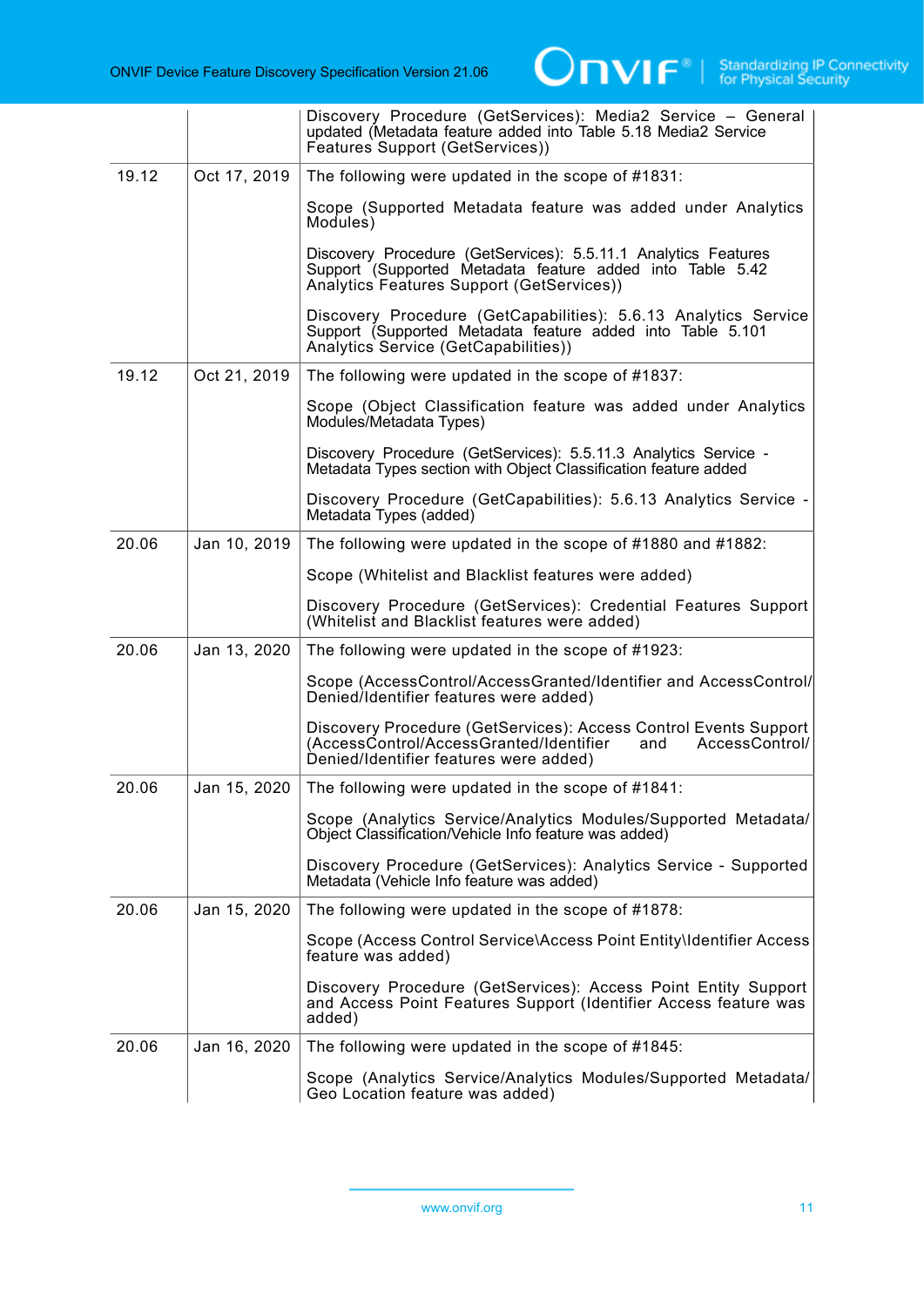| | | |
|---|---|---|
| | | Discovery Procedure (GetServices): Media2 Service – General updated (Metadata feature added into Table 5.18 Media2 Service Features Support (GetServices)) |
| 19.12 | Oct 17, 2019 | The following were updated in the scope of #1831:<br><br>Scope (Supported Metadata feature was added under Analytics Modules)<br><br>Discovery Procedure (GetServices): 5.5.11.1 Analytics Features Support (Supported Metadata feature added into Table 5.42 Analytics Features Support (GetServices))<br><br>Discovery Procedure (GetCapabilities): 5.6.13 Analytics Service Support (Supported Metadata feature added into Table 5.101 Analytics Service (GetCapabilities)) |
| 19.12 | Oct 21, 2019 | The following were updated in the scope of #1837:<br><br>Scope (Object Classification feature was added under Analytics Modules/Metadata Types)<br><br>Discovery Procedure (GetServices): 5.5.11.3 Analytics Service - Metadata Types section with Object Classification feature added<br><br>Discovery Procedure (GetCapabilities): 5.6.13 Analytics Service - Metadata Types (added) |
| 20.06 | Jan 10, 2019 | The following were updated in the scope of #1880 and #1882:<br><br>Scope (Whitelist and Blacklist features were added)<br><br>Discovery Procedure (GetServices): Credential Features Support (Whitelist and Blacklist features were added) |
| 20.06 | Jan 13, 2020 | The following were updated in the scope of #1923:<br><br>Scope (AccessControl/AccessGranted/Identifier and AccessControl/Denied/Identifier features were added)<br><br>Discovery Procedure (GetServices): Access Control Events Support (AccessControl/AccessGranted/Identifier and AccessControl/Denied/Identifier features were added) |
| 20.06 | Jan 15, 2020 | The following were updated in the scope of #1841:<br><br>Scope (Analytics Service/Analytics Modules/Supported Metadata/Object Classification/Vehicle Info feature was added)<br><br>Discovery Procedure (GetServices): Analytics Service - Supported Metadata (Vehicle Info feature was added) |
| 20.06 | Jan 15, 2020 | The following were updated in the scope of #1878:<br><br>Scope (Access Control Service\Access Point Entity\Identifier Access feature was added)<br><br>Discovery Procedure (GetServices): Access Point Entity Support and Access Point Features Support (Identifier Access feature was added) |
| 20.06 | Jan 16, 2020 | The following were updated in the scope of #1845:<br><br>Scope (Analytics Service/Analytics Modules/Supported Metadata/Geo Location feature was added) |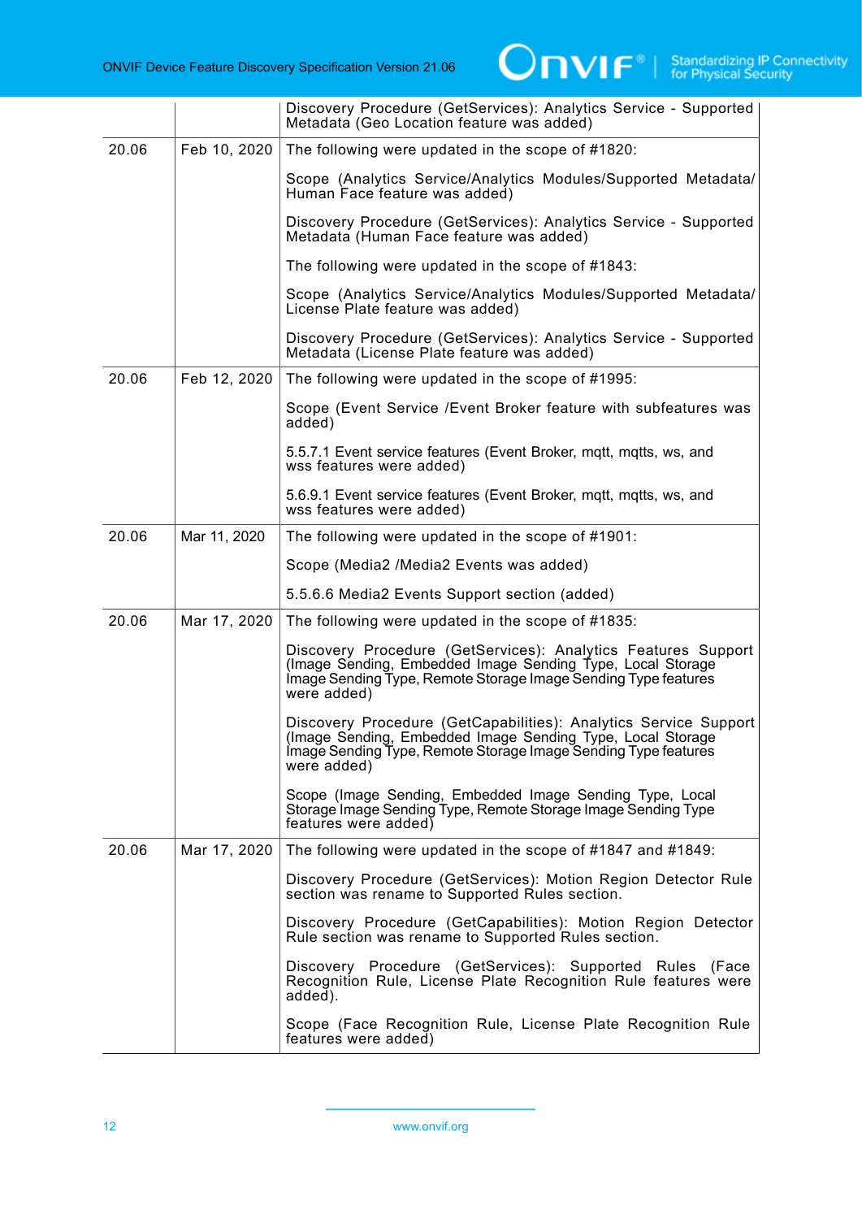| | | |
|---|---|---|
| | | Discovery Procedure (GetServices): Analytics Service - Supported Metadata (Geo Location feature was added) |
| 20.06 | Feb 10, 2020 | The following were updated in the scope of #1820:<br><br>Scope (Analytics Service/Analytics Modules/Supported Metadata/Human Face feature was added)<br><br>Discovery Procedure (GetServices): Analytics Service - Supported Metadata (Human Face feature was added)<br><br>The following were updated in the scope of #1843:<br><br>Scope (Analytics Service/Analytics Modules/Supported Metadata/License Plate feature was added)<br><br>Discovery Procedure (GetServices): Analytics Service - Supported Metadata (License Plate feature was added) |
| 20.06 | Feb 12, 2020 | The following were updated in the scope of #1995:<br><br>Scope (Event Service /Event Broker feature with subfeatures was added)<br><br>5.5.7.1 Event service features (Event Broker, mqtt, mqtts, ws, and wss features were added)<br><br>5.6.9.1 Event service features (Event Broker, mqtt, mqtts, ws, and wss features were added) |
| 20.06 | Mar 11, 2020 | The following were updated in the scope of #1901:<br><br>Scope (Media2 /Media2 Events was added)<br><br>5.5.6.6 Media2 Events Support section (added) |
| 20.06 | Mar 17, 2020 | The following were updated in the scope of #1835:<br><br>Discovery Procedure (GetServices): Analytics Features Support (Image Sending, Embedded Image Sending Type, Local Storage Image Sending Type, Remote Storage Image Sending Type features were added)<br><br>Discovery Procedure (GetCapabilities): Analytics Service Support (Image Sending, Embedded Image Sending Type, Local Storage Image Sending Type, Remote Storage Image Sending Type features were added)<br><br>Scope (Image Sending, Embedded Image Sending Type, Local Storage Image Sending Type, Remote Storage Image Sending Type features were added) |
| 20.06 | Mar 17, 2020 | The following were updated in the scope of #1847 and #1849:<br><br>Discovery Procedure (GetServices): Motion Region Detector Rule section was rename to Supported Rules section.<br><br>Discovery Procedure (GetCapabilities): Motion Region Detector Rule section was rename to Supported Rules section.<br><br>Discovery Procedure (GetServices): Supported Rules (Face Recognition Rule, License Plate Recognition Rule features were added).<br><br>Scope (Face Recognition Rule, License Plate Recognition Rule features were added) |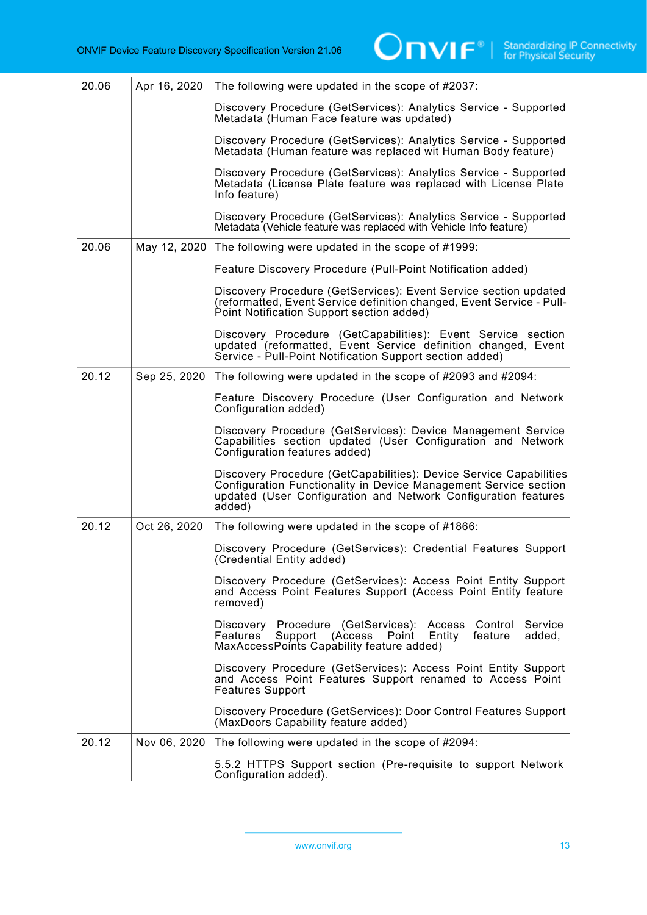| | | |
|---|---|---|
| 20.06 | Apr 16, 2020 | The following were updated in the scope of #2037:<br><br>Discovery Procedure (GetServices): Analytics Service - Supported Metadata (Human Face feature was updated)<br><br>Discovery Procedure (GetServices): Analytics Service - Supported Metadata (Human feature was replaced wit Human Body feature)<br><br>Discovery Procedure (GetServices): Analytics Service - Supported Metadata (License Plate feature was replaced with License Plate Info feature)<br><br>Discovery Procedure (GetServices): Analytics Service - Supported Metadata (Vehicle feature was replaced with Vehicle Info feature) |
| 20.06 | May 12, 2020 | The following were updated in the scope of #1999:<br><br>Feature Discovery Procedure (Pull-Point Notification added)<br><br>Discovery Procedure (GetServices): Event Service section updated (reformatted, Event Service definition changed, Event Service - Pull-Point Notification Support section added)<br><br>Discovery Procedure (GetCapabilities): Event Service section updated (reformatted, Event Service definition changed, Event Service - Pull-Point Notification Support section added) |
| 20.12 | Sep 25, 2020 | The following were updated in the scope of #2093 and #2094:<br><br>Feature Discovery Procedure (User Configuration and Network Configuration added)<br><br>Discovery Procedure (GetServices): Device Management Service Capabilities section updated (User Configuration and Network Configuration features added)<br><br>Discovery Procedure (GetCapabilities): Device Service Capabilities Configuration Functionality in Device Management Service section updated (User Configuration and Network Configuration features added) |
| 20.12 | Oct 26, 2020 | The following were updated in the scope of #1866:<br><br>Discovery Procedure (GetServices): Credential Features Support (Credential Entity added)<br><br>Discovery Procedure (GetServices): Access Point Entity Support and Access Point Features Support (Access Point Entity feature removed)<br><br>Discovery Procedure (GetServices): Access Control Service Features Support (Access Point Entity feature added, MaxAccessPoints Capability feature added)<br><br>Discovery Procedure (GetServices): Access Point Entity Support and Access Point Features Support renamed to Access Point Features Support<br><br>Discovery Procedure (GetServices): Door Control Features Support (MaxDoors Capability feature added) |
| 20.12 | Nov 06, 2020 | The following were updated in the scope of #2094:<br><br>5.5.2 HTTPS Support section (Pre-requisite to support Network Configuration added). |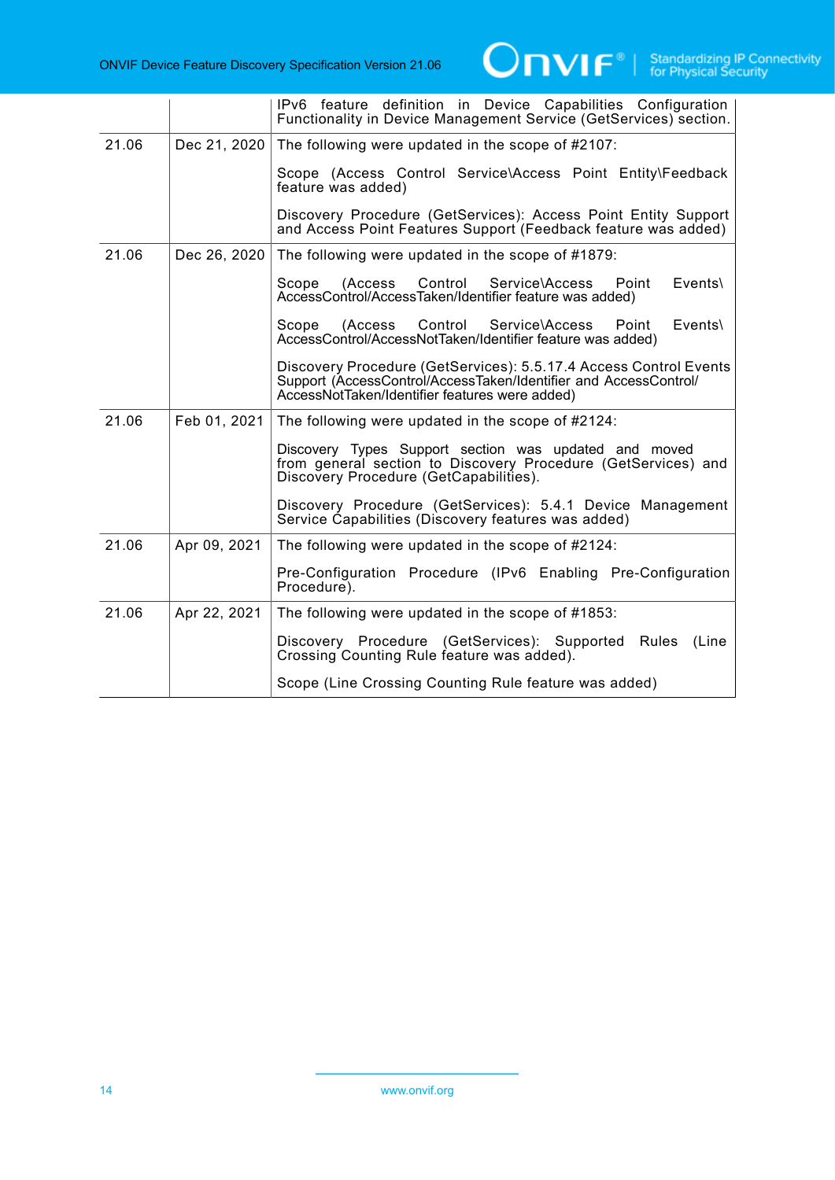|  |  |  |
|---|---|---|
|  |  | IPv6 feature definition in Device Capabilities Configuration Functionality in Device Management Service (GetServices) section. |
| 21.06 | Dec 21, 2020 | The following were updated in the scope of #2107:<br><br>Scope (Access Control Service\Access Point Entity\Feedback feature was added)<br><br>Discovery Procedure (GetServices): Access Point Entity Support and Access Point Features Support (Feedback feature was added) |
| 21.06 | Dec 26, 2020 | The following were updated in the scope of #1879:<br><br>Scope (Access Control Service\Access Point Events\ AccessControl/AccessTaken/Identifier feature was added)<br><br>Scope (Access Control Service\Access Point Events\ AccessControl/AccessNotTaken/Identifier feature was added)<br><br>Discovery Procedure (GetServices): 5.5.17.4 Access Control Events Support (AccessControl/AccessTaken/Identifier and AccessControl/ AccessNotTaken/Identifier features were added) |
| 21.06 | Feb 01, 2021 | The following were updated in the scope of #2124:<br><br>Discovery Types Support section was updated and moved from general section to Discovery Procedure (GetServices) and Discovery Procedure (GetCapabilities).<br><br>Discovery Procedure (GetServices): 5.4.1 Device Management Service Capabilities (Discovery features was added) |
| 21.06 | Apr 09, 2021 | The following were updated in the scope of #2124:<br><br>Pre-Configuration Procedure (IPv6 Enabling Pre-Configuration Procedure). |
| 21.06 | Apr 22, 2021 | The following were updated in the scope of #1853:<br><br>Discovery Procedure (GetServices): Supported Rules (Line Crossing Counting Rule feature was added).<br><br>Scope (Line Crossing Counting Rule feature was added) |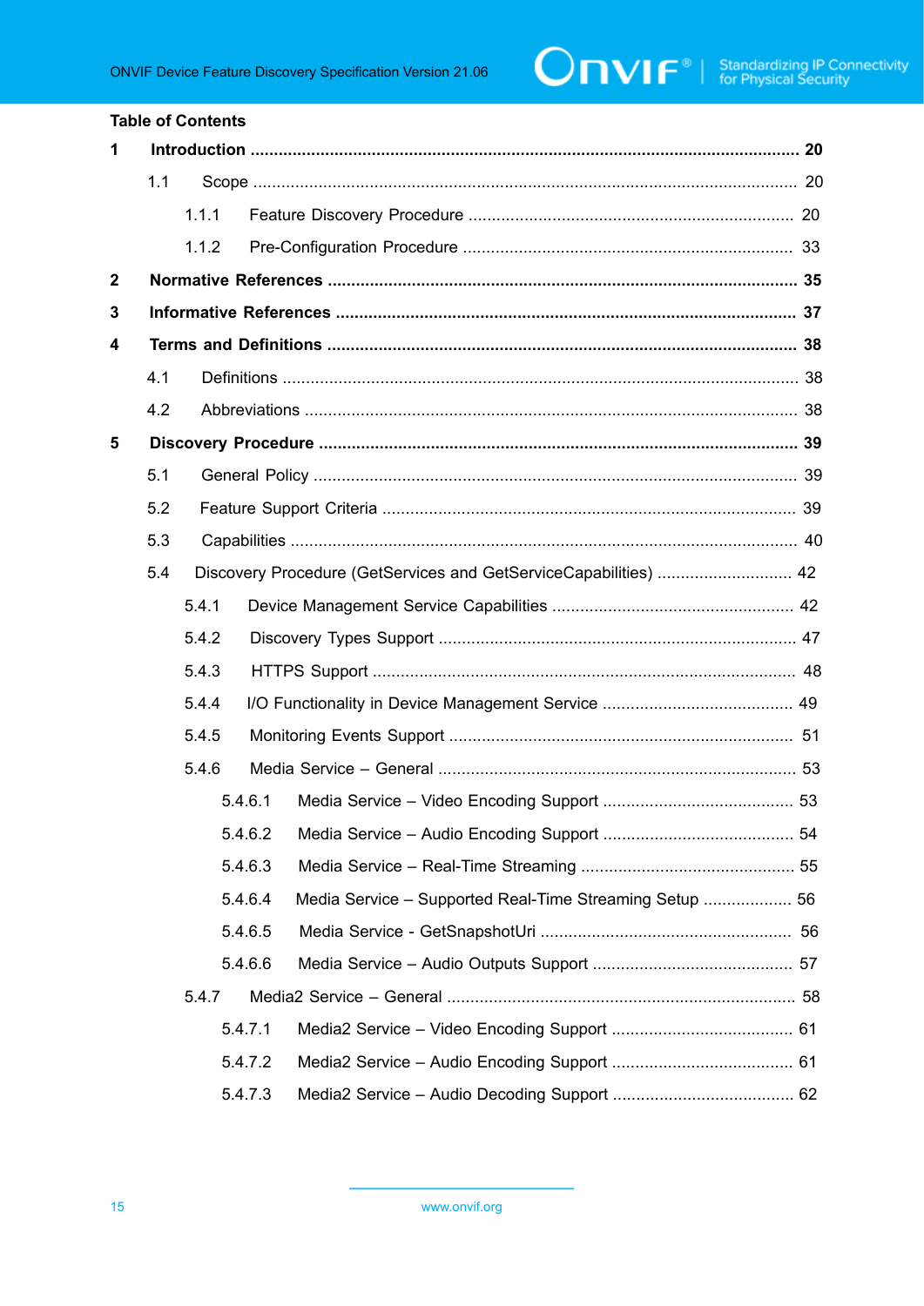**Table of Contents**

**1 Introduction ........................................................................................................ 20**

1.1 Scope ........................................................................................................ 20

1.1.1 Feature Discovery Procedure ................................................................ 20

1.1.2 Pre-Configuration Procedure ................................................................ 33

**2 Normative References ......................................................................................... 35**

**3 Informative References ....................................................................................... 37**

**4 Terms and Definitions .......................................................................................... 38**

4.1 Definitions .................................................................................................. 38

4.2 Abbreviations .............................................................................................. 38

**5 Discovery Procedure ............................................................................................ 39**

5.1 General Policy ............................................................................................. 39

5.2 Feature Support Criteria .............................................................................. 39

5.3 Capabilities ................................................................................................. 40

5.4 Discovery Procedure (GetServices and GetServiceCapabilities) ............................. 42

5.4.1 Device Management Service Capabilities ................................................... 42

5.4.2 Discovery Types Support ........................................................................ 47

5.4.3 HTTPS Support ..................................................................................... 48

5.4.4 I/O Functionality in Device Management Service ......................................... 49

5.4.5 Monitoring Events Support ..................................................................... 51

5.4.6 Media Service – General ......................................................................... 53

5.4.6.1 Media Service – Video Encoding Support ............................................ 53

5.4.6.2 Media Service – Audio Encoding Support ............................................ 54

5.4.6.3 Media Service – Real-Time Streaming ................................................. 55

5.4.6.4 Media Service – Supported Real-Time Streaming Setup ......................... 56

5.4.6.5 Media Service - GetSnapshotUri ........................................................ 56

5.4.6.6 Media Service – Audio Outputs Support .............................................. 57

5.4.7 Media2 Service – General ........................................................................ 58

5.4.7.1 Media2 Service – Video Encoding Support .......................................... 61

5.4.7.2 Media2 Service – Audio Encoding Support .......................................... 61

5.4.7.3 Media2 Service – Audio Decoding Support .......................................... 62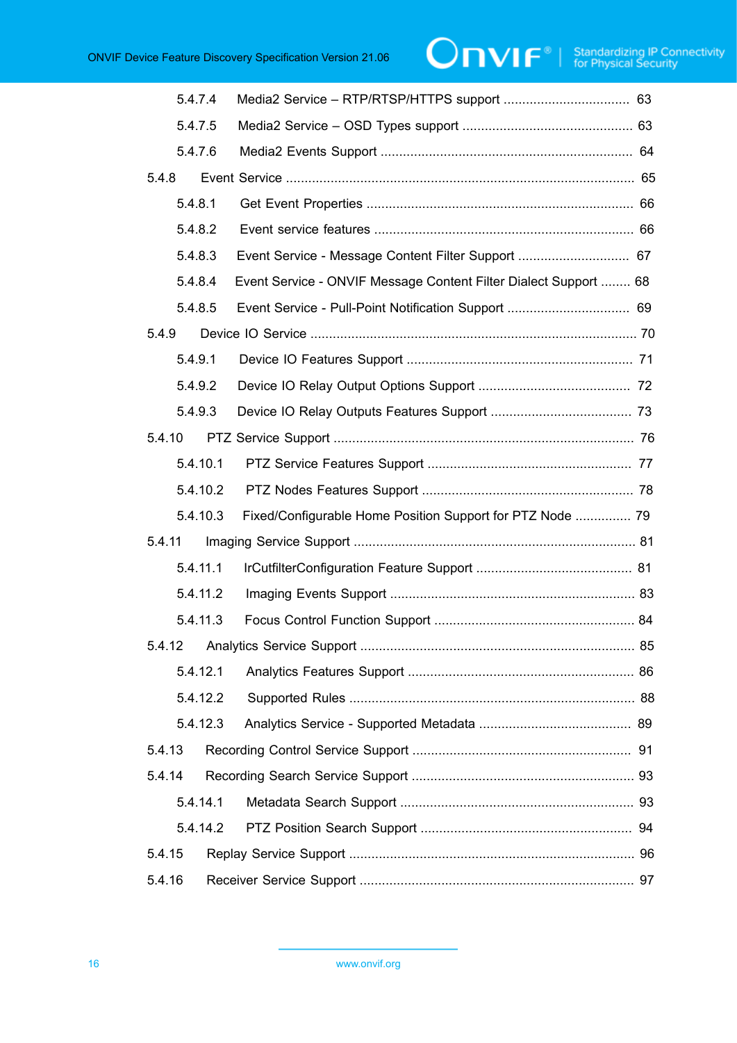5.4.7.4 Media2 Service – RTP/RTSP/HTTPS support .................................. 63

5.4.7.5 Media2 Service – OSD Types support ............................................. 63

5.4.7.6 Media2 Events Support ................................................................... 64

5.4.8 Event Service ............................................................................................ 65

5.4.8.1 Get Event Properties ...................................................................... 66

5.4.8.2 Event service features ..................................................................... 66

5.4.8.3 Event Service - Message Content Filter Support .............................. 67

5.4.8.4 Event Service - ONVIF Message Content Filter Dialect Support ........ 68

5.4.8.5 Event Service - Pull-Point Notification Support ................................. 69

5.4.9 Device IO Service ....................................................................................... 70

5.4.9.1 Device IO Features Support ............................................................ 71

5.4.9.2 Device IO Relay Output Options Support ......................................... 72

5.4.9.3 Device IO Relay Outputs Features Support ...................................... 73

5.4.10 PTZ Service Support ................................................................................ 76

5.4.10.1 PTZ Service Features Support ...................................................... 77

5.4.10.2 PTZ Nodes Features Support ........................................................ 78

5.4.10.3 Fixed/Configurable Home Position Support for PTZ Node ............... 79

5.4.11 Imaging Service Support .......................................................................... 81

5.4.11.1 IrCutfilterConfiguration Feature Support .......................................... 81

5.4.11.2 Imaging Events Support ................................................................. 83

5.4.11.3 Focus Control Function Support ..................................................... 84

5.4.12 Analytics Service Support ......................................................................... 85

5.4.12.1 Analytics Features Support ............................................................ 86

5.4.12.2 Supported Rules ............................................................................ 88

5.4.12.3 Analytics Service - Supported Metadata ......................................... 89

5.4.13 Recording Control Service Support .......................................................... 91

5.4.14 Recording Search Service Support ............................................................ 93

5.4.14.1 Metadata Search Support ............................................................... 93

5.4.14.2 PTZ Position Search Support ......................................................... 94

5.4.15 Replay Service Support ............................................................................ 96

5.4.16 Receiver Service Support ......................................................................... 97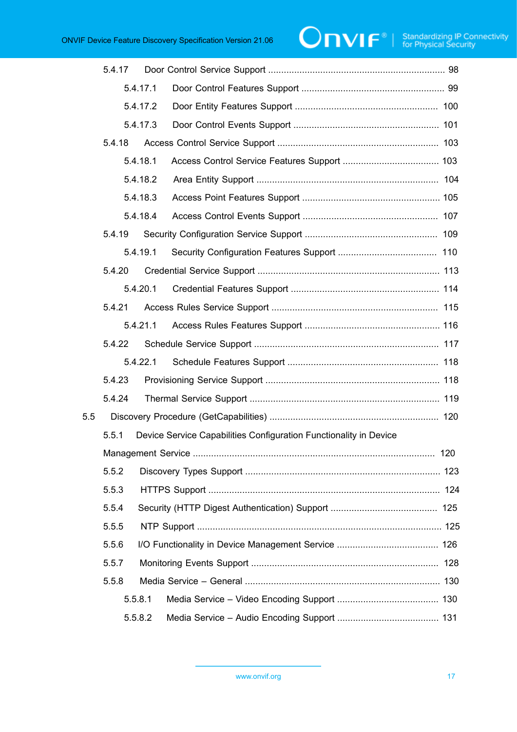5.4.17 Door Control Service Support ........................................................................ 98

5.4.17.1 Door Control Features Support ........................................................ 99

5.4.17.2 Door Entity Features Support ........................................................ 100

5.4.17.3 Door Control Events Support ........................................................ 101

5.4.18 Access Control Service Support .............................................................. 103

5.4.18.1 Access Control Service Features Support ..................................... 103

5.4.18.2 Area Entity Support ........................................................................ 104

5.4.18.3 Access Point Features Support ..................................................... 105

5.4.18.4 Access Control Events Support ..................................................... 107

5.4.19 Security Configuration Service Support ................................................... 109

5.4.19.1 Security Configuration Features Support ...................................... 110

5.4.20 Credential Service Support ...................................................................... 113

5.4.20.1 Credential Features Support ......................................................... 114

5.4.21 Access Rules Service Support ................................................................ 115

5.4.21.1 Access Rules Features Support .................................................... 116

5.4.22 Schedule Service Support ....................................................................... 117

5.4.22.1 Schedule Features Support ........................................................... 118

5.4.23 Provisioning Service Support ................................................................... 118

5.4.24 Thermal Service Support ......................................................................... 119

5.5 Discovery Procedure (GetCapabilities) ................................................................. 120

5.5.1 Device Service Capabilities Configuration Functionality in Device Management Service ............................................................................................ 120

5.5.2 Discovery Types Support ........................................................................... 123

5.5.3 HTTPS Support ......................................................................................... 124

5.5.4 Security (HTTP Digest Authentication) Support ......................................... 125

5.5.5 NTP Support ............................................................................................. 125

5.5.6 I/O Functionality in Device Management Service ....................................... 126

5.5.7 Monitoring Events Support ........................................................................ 128

5.5.8 Media Service – General ........................................................................... 130

5.5.8.1 Media Service – Video Encoding Support ....................................... 130

5.5.8.2 Media Service – Audio Encoding Support ....................................... 131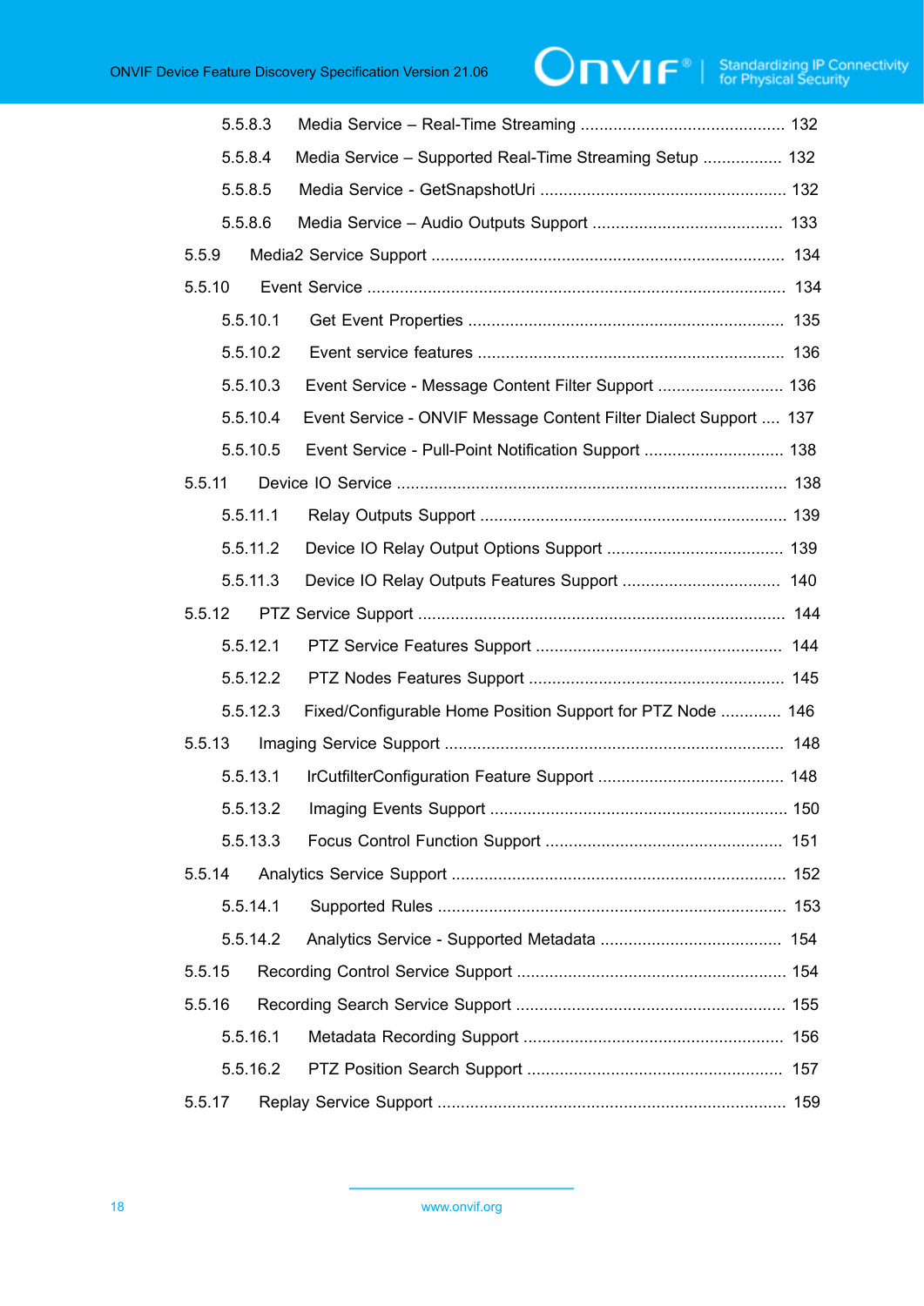5.5.8.3 Media Service – Real-Time Streaming ............................................ 132

5.5.8.4 Media Service – Supported Real-Time Streaming Setup ................. 132

5.5.8.5 Media Service - GetSnapshotUri ..................................................... 132

5.5.8.6 Media Service – Audio Outputs Support ......................................... 133

5.5.9 Media2 Service Support ........................................................................... 134

5.5.10 Event Service ......................................................................................... 134

5.5.10.1 Get Event Properties .................................................................... 135

5.5.10.2 Event service features ................................................................. 136

5.5.10.3 Event Service - Message Content Filter Support ........................... 136

5.5.10.4 Event Service - ONVIF Message Content Filter Dialect Support .... 137

5.5.10.5 Event Service - Pull-Point Notification Support .............................. 138

5.5.11 Device IO Service .................................................................................... 138

5.5.11.1 Relay Outputs Support .................................................................. 139

5.5.11.2 Device IO Relay Output Options Support ...................................... 139

5.5.11.3 Device IO Relay Outputs Features Support .................................. 140

5.5.12 PTZ Service Support .............................................................................. 144

5.5.12.1 PTZ Service Features Support ..................................................... 144

5.5.12.2 PTZ Nodes Features Support ....................................................... 145

5.5.12.3 Fixed/Configurable Home Position Support for PTZ Node ............. 146

5.5.13 Imaging Service Support ........................................................................ 148

5.5.13.1 IrCutfilterConfiguration Feature Support ........................................ 148

5.5.13.2 Imaging Events Support ................................................................ 150

5.5.13.3 Focus Control Function Support ................................................... 151

5.5.14 Analytics Service Support ....................................................................... 152

5.5.14.1 Supported Rules ........................................................................... 153

5.5.14.2 Analytics Service - Supported Metadata ....................................... 154

5.5.15 Recording Control Service Support ......................................................... 154

5.5.16 Recording Search Service Support ......................................................... 155

5.5.16.1 Metadata Recording Support ........................................................ 156

5.5.16.2 PTZ Position Search Support ....................................................... 157

5.5.17 Replay Service Support .......................................................................... 159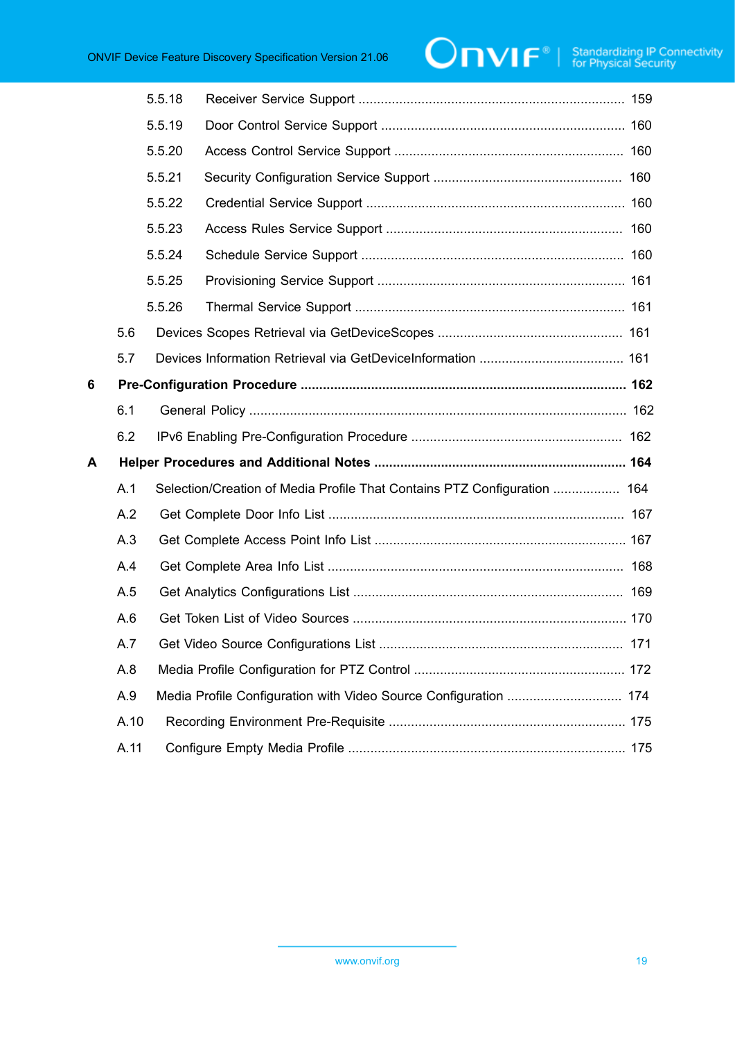5.5.18 Receiver Service Support ........................................................................ 159

5.5.19 Door Control Service Support .................................................................. 160

5.5.20 Access Control Service Support .............................................................. 160

5.5.21 Security Configuration Service Support ................................................... 160

5.5.22 Credential Service Support ...................................................................... 160

5.5.23 Access Rules Service Support ................................................................. 160

5.5.24 Schedule Service Support ....................................................................... 160

5.5.25 Provisioning Service Support ................................................................... 161

5.5.26 Thermal Service Support ......................................................................... 161

5.6 Devices Scopes Retrieval via GetDeviceScopes .................................................. 161

5.7 Devices Information Retrieval via GetDeviceInformation ....................................... 161

**6 Pre-Configuration Procedure ........................................................................................ 162**

6.1 General Policy ...................................................................................................... 162

6.2 IPv6 Enabling Pre-Configuration Procedure ......................................................... 162

**A Helper Procedures and Additional Notes .................................................................... 164**

A.1 Selection/Creation of Media Profile That Contains PTZ Configuration .................. 164

A.2 Get Complete Door Info List ................................................................................ 167

A.3 Get Complete Access Point Info List .................................................................... 167

A.4 Get Complete Area Info List ................................................................................ 168

A.5 Get Analytics Configurations List ......................................................................... 169

A.6 Get Token List of Video Sources .......................................................................... 170

A.7 Get Video Source Configurations List .................................................................. 171

A.8 Media Profile Configuration for PTZ Control ......................................................... 172

A.9 Media Profile Configuration with Video Source Configuration ............................... 174

A.10 Recording Environment Pre-Requisite ................................................................ 175

A.11 Configure Empty Media Profile ........................................................................... 175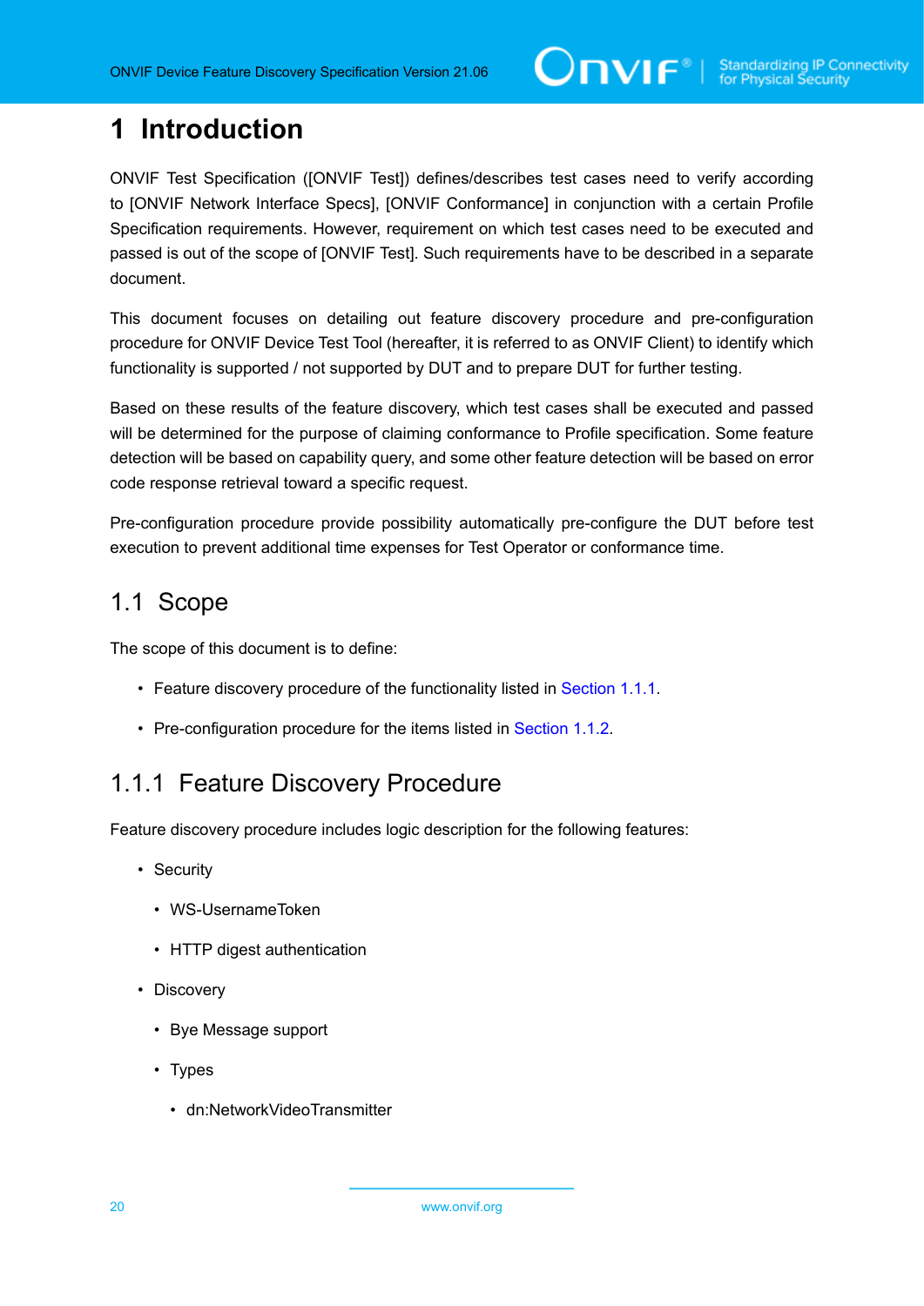# 1 Introduction

ONVIF Test Specification ([ONVIF Test]) defines/describes test cases need to verify according to [ONVIF Network Interface Specs], [ONVIF Conformance] in conjunction with a certain Profile Specification requirements. However, requirement on which test cases need to be executed and passed is out of the scope of [ONVIF Test]. Such requirements have to be described in a separate document.

This document focuses on detailing out feature discovery procedure and pre-configuration procedure for ONVIF Device Test Tool (hereafter, it is referred to as ONVIF Client) to identify which functionality is supported / not supported by DUT and to prepare DUT for further testing.

Based on these results of the feature discovery, which test cases shall be executed and passed will be determined for the purpose of claiming conformance to Profile specification. Some feature detection will be based on capability query, and some other feature detection will be based on error code response retrieval toward a specific request.

Pre-configuration procedure provide possibility automatically pre-configure the DUT before test execution to prevent additional time expenses for Test Operator or conformance time.

## 1.1 Scope

The scope of this document is to define:

- Feature discovery procedure of the functionality listed in Section 1.1.1.
- Pre-configuration procedure for the items listed in Section 1.1.2.

### 1.1.1 Feature Discovery Procedure

Feature discovery procedure includes logic description for the following features:

- Security
  - WS-UsernameToken
  - HTTP digest authentication
- Discovery
  - Bye Message support
  - Types
    - dn:NetworkVideoTransmitter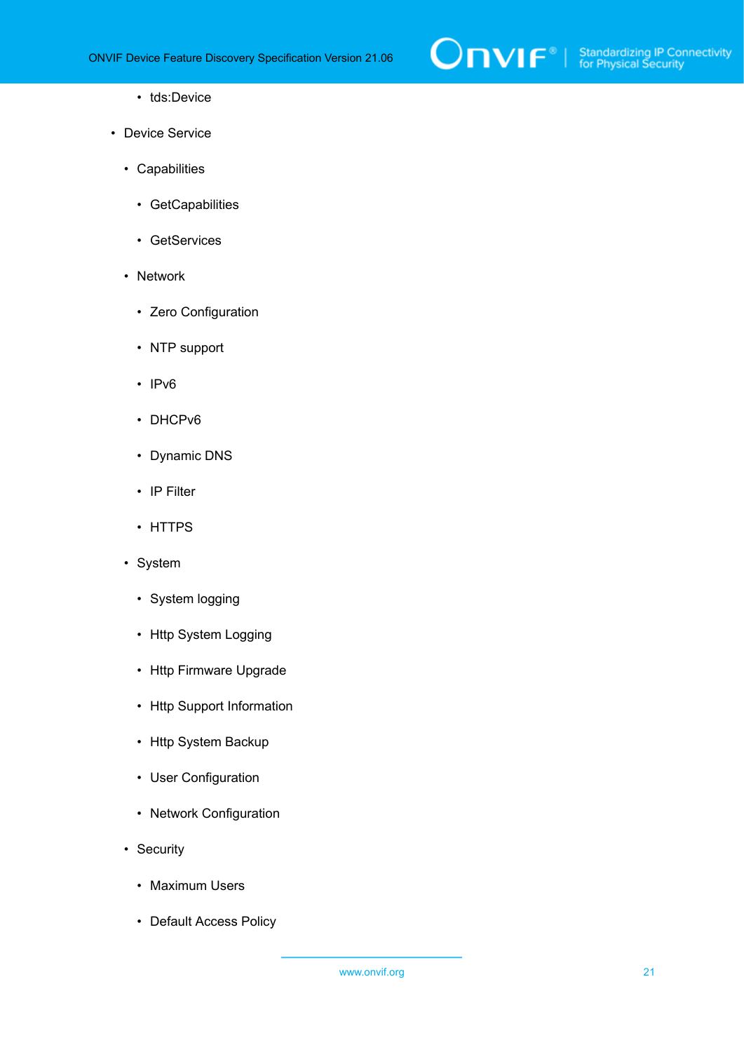- tds:Device

- Device Service
  - Capabilities
    - GetCapabilities
    - GetServices
  - Network
    - Zero Configuration
    - NTP support
    - IPv6
    - DHCPv6
    - Dynamic DNS
    - IP Filter
    - HTTPS
  - System
    - System logging
    - Http System Logging
    - Http Firmware Upgrade
    - Http Support Information
    - Http System Backup
    - User Configuration
    - Network Configuration
  - Security
    - Maximum Users
    - Default Access Policy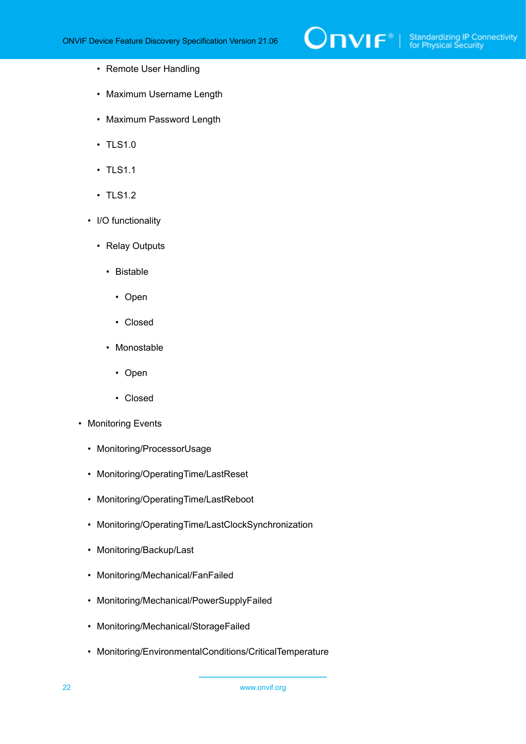- Remote User Handling
        - Maximum Username Length
        - Maximum Password Length
        - TLS1.0
        - TLS1.1
        - TLS1.2
    - I/O functionality
        - Relay Outputs
            - Bistable
                - Open
                - Closed
            - Monostable
                - Open
                - Closed
- Monitoring Events
    - Monitoring/ProcessorUsage
    - Monitoring/OperatingTime/LastReset
    - Monitoring/OperatingTime/LastReboot
    - Monitoring/OperatingTime/LastClockSynchronization
    - Monitoring/Backup/Last
    - Monitoring/Mechanical/FanFailed
    - Monitoring/Mechanical/PowerSupplyFailed
    - Monitoring/Mechanical/StorageFailed
    - Monitoring/EnvironmentalConditions/CriticalTemperature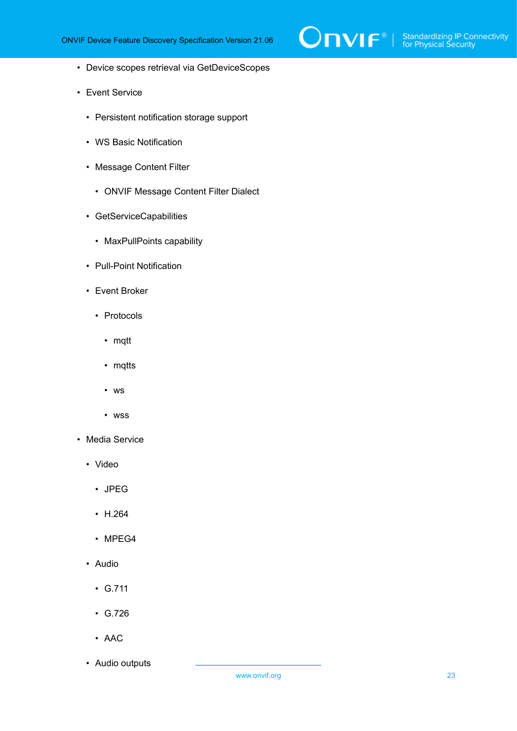- Device scopes retrieval via GetDeviceScopes
- Event Service
  - Persistent notification storage support
  - WS Basic Notification
  - Message Content Filter
    - ONVIF Message Content Filter Dialect
  - GetServiceCapabilities
    - MaxPullPoints capability
  - Pull-Point Notification
  - Event Broker
    - Protocols
      - mqtt
      - mqtts
      - ws
      - wss
- Media Service
  - Video
    - JPEG
    - H.264
    - MPEG4
  - Audio
    - G.711
    - G.726
    - AAC
  - Audio outputs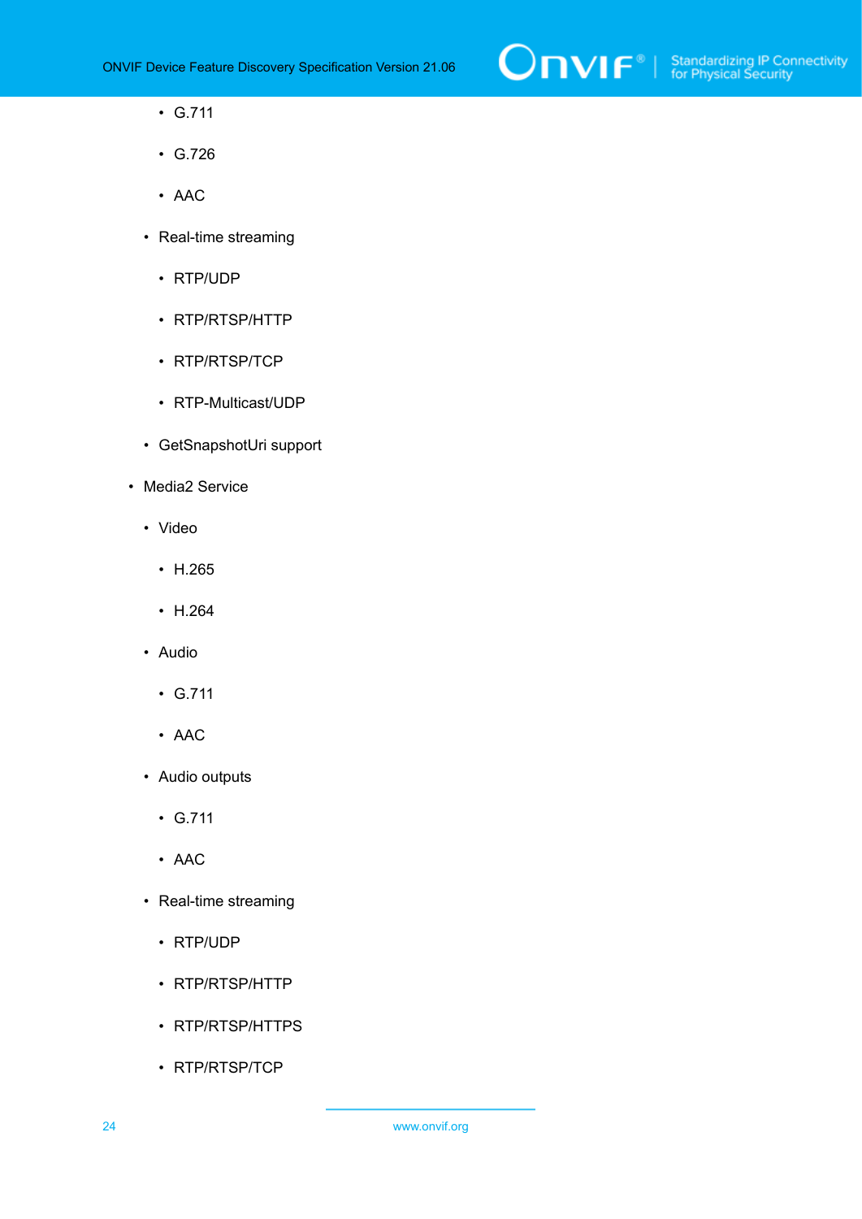- G.711
    - G.726
    - AAC
  - Real-time streaming
    - RTP/UDP
    - RTP/RTSP/HTTP
    - RTP/RTSP/TCP
    - RTP-Multicast/UDP
  - GetSnapshotUri support
- Media2 Service
  - Video
    - H.265
    - H.264
  - Audio
    - G.711
    - AAC
  - Audio outputs
    - G.711
    - AAC
  - Real-time streaming
    - RTP/UDP
    - RTP/RTSP/HTTP
    - RTP/RTSP/HTTPS
    - RTP/RTSP/TCP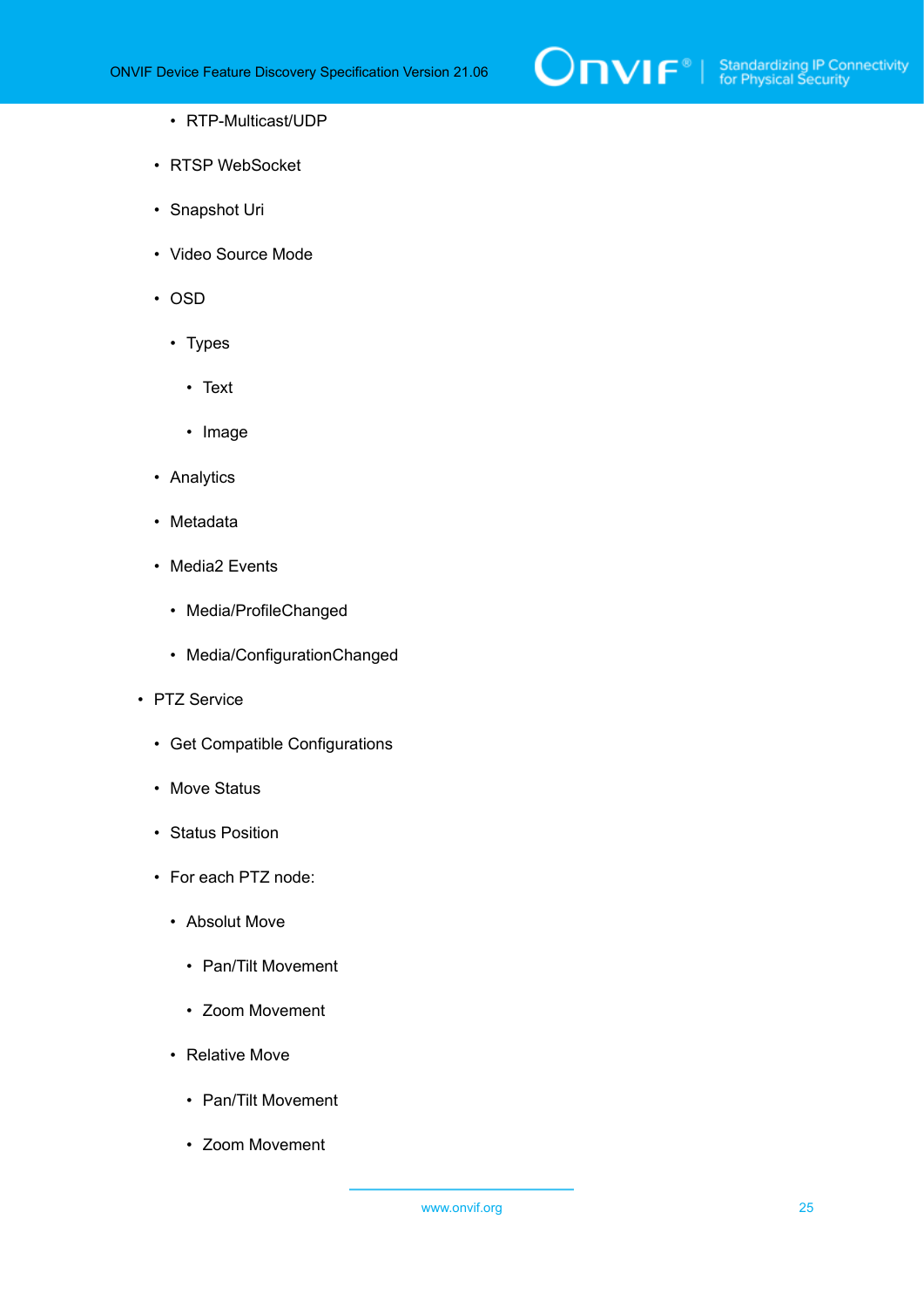- RTP-Multicast/UDP
      - RTSP WebSocket
      - Snapshot Uri
      - Video Source Mode
      - OSD
        - Types
          - Text
          - Image
      - Analytics
      - Metadata
      - Media2 Events
        - Media/ProfileChanged
        - Media/ConfigurationChanged
    - PTZ Service
      - Get Compatible Configurations
      - Move Status
      - Status Position
      - For each PTZ node:
        - Absolut Move
          - Pan/Tilt Movement
          - Zoom Movement
        - Relative Move
          - Pan/Tilt Movement
          - Zoom Movement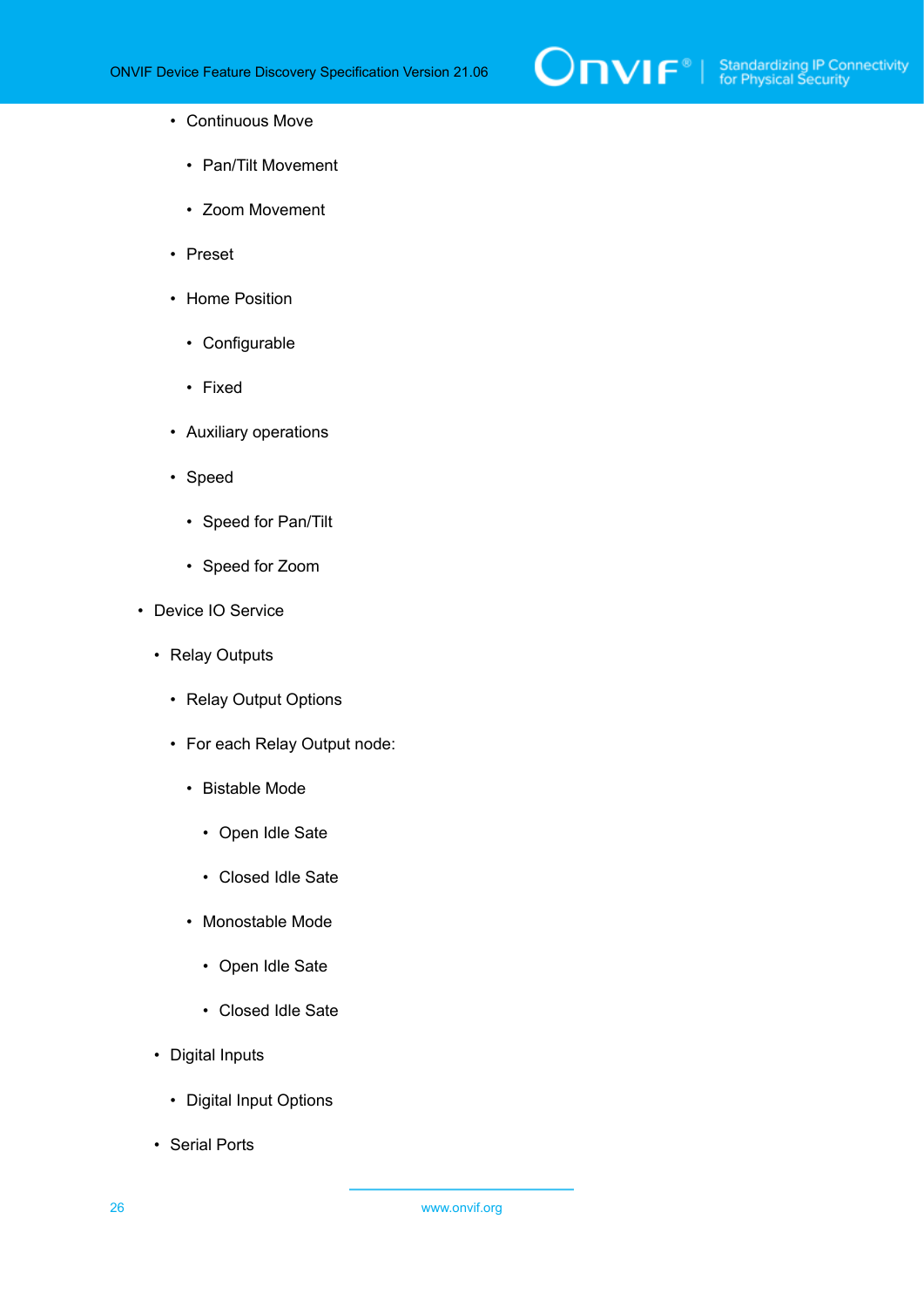- Continuous Move
      - Pan/Tilt Movement
      - Zoom Movement
    - Preset
    - Home Position
      - Configurable
      - Fixed
    - Auxiliary operations
    - Speed
      - Speed for Pan/Tilt
      - Speed for Zoom
- Device IO Service
  - Relay Outputs
    - Relay Output Options
    - For each Relay Output node:
      - Bistable Mode
        - Open Idle Sate
        - Closed Idle Sate
      - Monostable Mode
        - Open Idle Sate
        - Closed Idle Sate
  - Digital Inputs
    - Digital Input Options
  - Serial Ports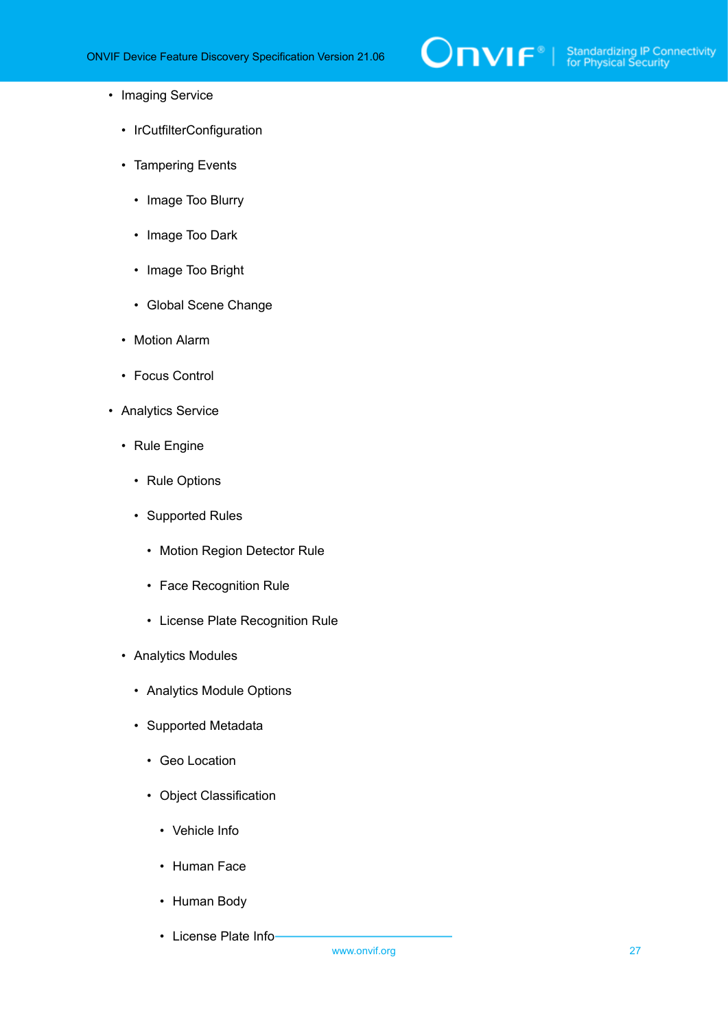- Imaging Service
  - IrCutfilterConfiguration
  - Tampering Events
    - Image Too Blurry
    - Image Too Dark
    - Image Too Bright
    - Global Scene Change
  - Motion Alarm
  - Focus Control
- Analytics Service
  - Rule Engine
    - Rule Options
    - Supported Rules
      - Motion Region Detector Rule
      - Face Recognition Rule
      - License Plate Recognition Rule
  - Analytics Modules
    - Analytics Module Options
    - Supported Metadata
      - Geo Location
      - Object Classification
        - Vehicle Info
        - Human Face
        - Human Body
        - License Plate Info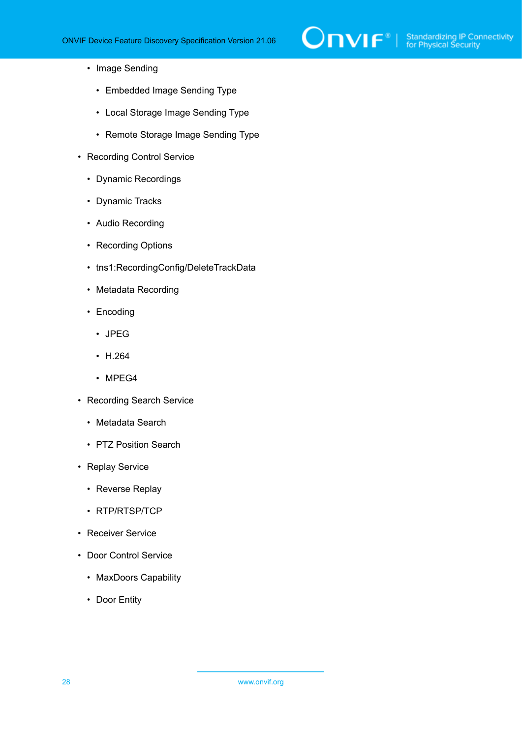- Image Sending
        - Embedded Image Sending Type
        - Local Storage Image Sending Type
        - Remote Storage Image Sending Type
- Recording Control Service
    - Dynamic Recordings
    - Dynamic Tracks
    - Audio Recording
    - Recording Options
    - tns1:RecordingConfig/DeleteTrackData
    - Metadata Recording
    - Encoding
        - JPEG
        - H.264
        - MPEG4
- Recording Search Service
    - Metadata Search
    - PTZ Position Search
- Replay Service
    - Reverse Replay
    - RTP/RTSP/TCP
- Receiver Service
- Door Control Service
    - MaxDoors Capability
    - Door Entity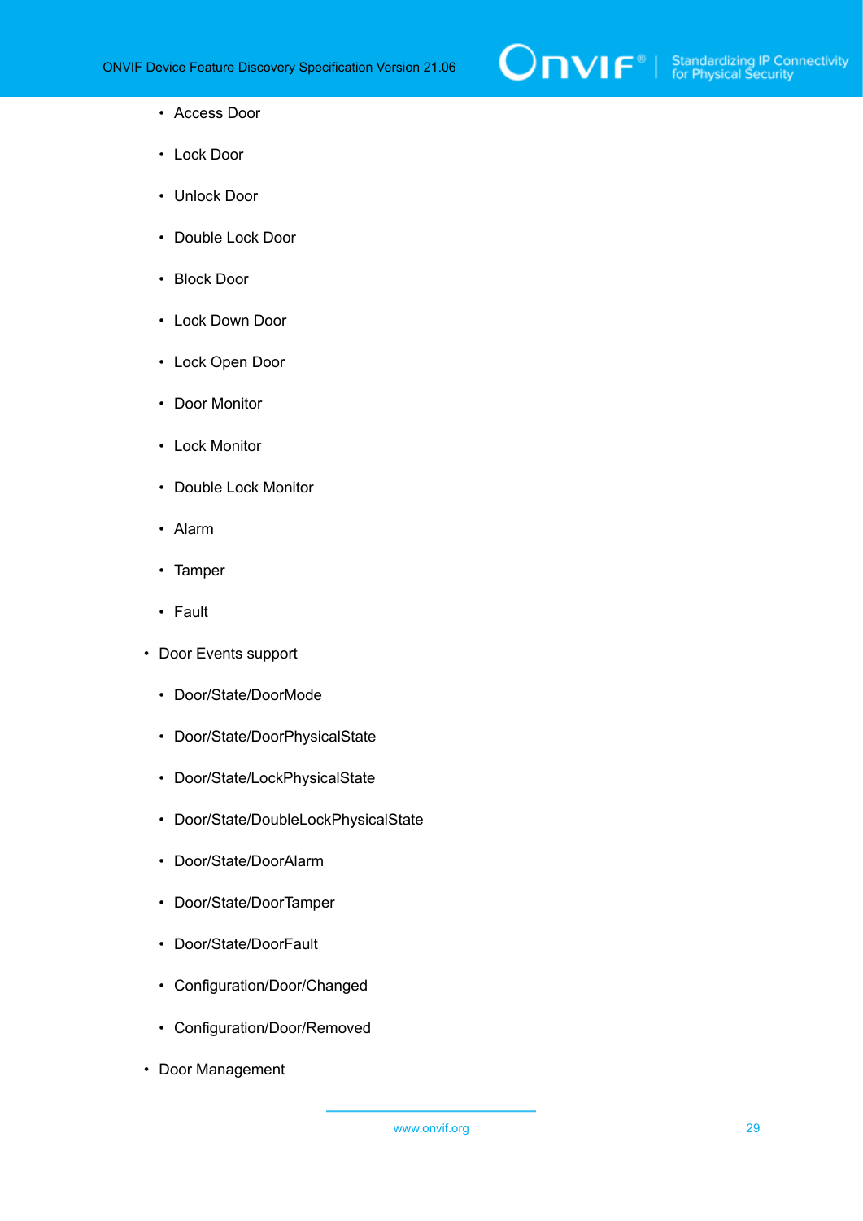- Access Door
  - Lock Door
  - Unlock Door
  - Double Lock Door
  - Block Door
  - Lock Down Door
  - Lock Open Door
  - Door Monitor
  - Lock Monitor
  - Double Lock Monitor
  - Alarm
  - Tamper
  - Fault
- Door Events support
  - Door/State/DoorMode
  - Door/State/DoorPhysicalState
  - Door/State/LockPhysicalState
  - Door/State/DoubleLockPhysicalState
  - Door/State/DoorAlarm
  - Door/State/DoorTamper
  - Door/State/DoorFault
  - Configuration/Door/Changed
  - Configuration/Door/Removed
- Door Management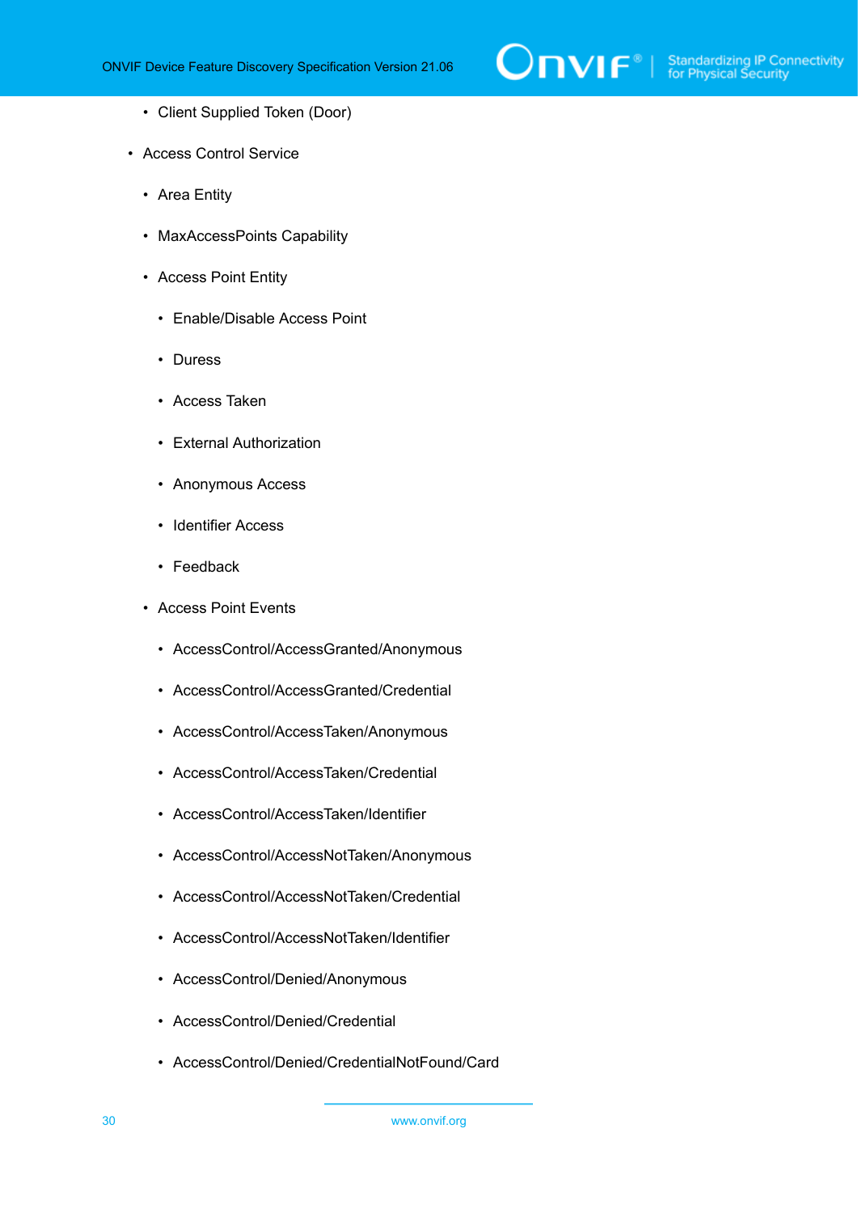- Client Supplied Token (Door)
- Access Control Service
  - Area Entity
  - MaxAccessPoints Capability
  - Access Point Entity
    - Enable/Disable Access Point
    - Duress
    - Access Taken
    - External Authorization
    - Anonymous Access
    - Identifier Access
    - Feedback
  - Access Point Events
    - AccessControl/AccessGranted/Anonymous
    - AccessControl/AccessGranted/Credential
    - AccessControl/AccessTaken/Anonymous
    - AccessControl/AccessTaken/Credential
    - AccessControl/AccessTaken/Identifier
    - AccessControl/AccessNotTaken/Anonymous
    - AccessControl/AccessNotTaken/Credential
    - AccessControl/AccessNotTaken/Identifier
    - AccessControl/Denied/Anonymous
    - AccessControl/Denied/Credential
    - AccessControl/Denied/CredentialNotFound/Card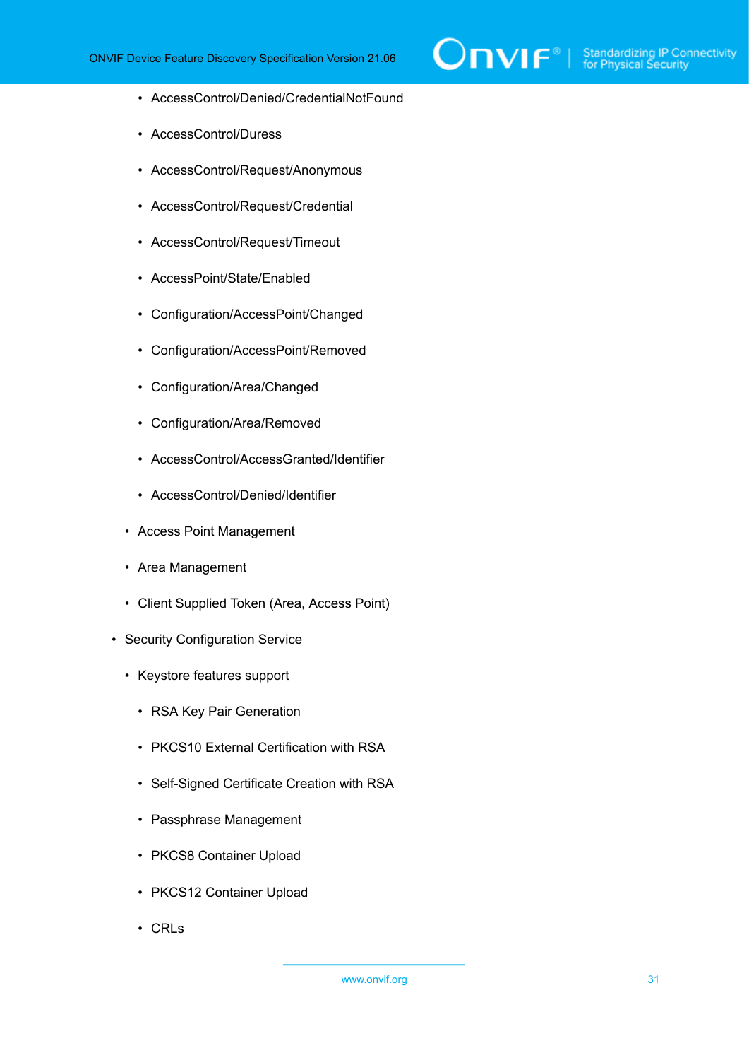- AccessControl/Denied/CredentialNotFound
    - AccessControl/Duress
    - AccessControl/Request/Anonymous
    - AccessControl/Request/Credential
    - AccessControl/Request/Timeout
    - AccessPoint/State/Enabled
    - Configuration/AccessPoint/Changed
    - Configuration/AccessPoint/Removed
    - Configuration/Area/Changed
    - Configuration/Area/Removed
    - AccessControl/AccessGranted/Identifier
    - AccessControl/Denied/Identifier
  - Access Point Management
  - Area Management
  - Client Supplied Token (Area, Access Point)
- Security Configuration Service
  - Keystore features support
    - RSA Key Pair Generation
    - PKCS10 External Certification with RSA
    - Self-Signed Certificate Creation with RSA
    - Passphrase Management
    - PKCS8 Container Upload
    - PKCS12 Container Upload
    - CRLs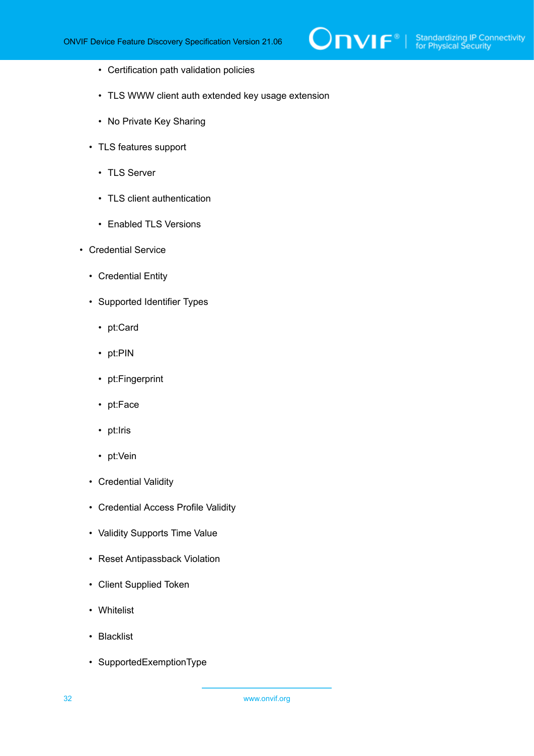- Certification path validation policies
    - TLS WWW client auth extended key usage extension
    - No Private Key Sharing
  - TLS features support
    - TLS Server
    - TLS client authentication
    - Enabled TLS Versions
- Credential Service
  - Credential Entity
  - Supported Identifier Types
    - pt:Card
    - pt:PIN
    - pt:Fingerprint
    - pt:Face
    - pt:Iris
    - pt:Vein
  - Credential Validity
  - Credential Access Profile Validity
  - Validity Supports Time Value
  - Reset Antipassback Violation
  - Client Supplied Token
  - Whitelist
  - Blacklist
  - SupportedExemptionType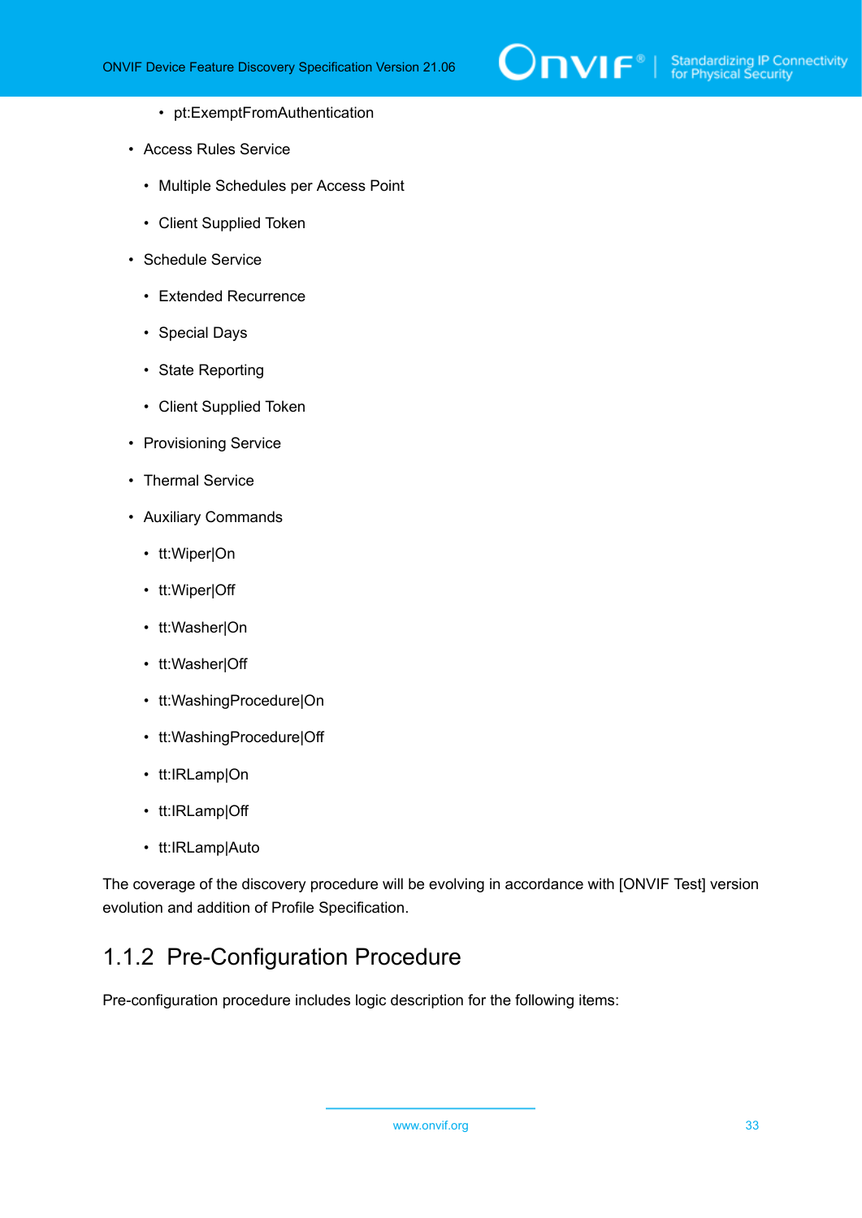- pt:ExemptFromAuthentication

- Access Rules Service
    - Multiple Schedules per Access Point
    - Client Supplied Token
- Schedule Service
    - Extended Recurrence
    - Special Days
    - State Reporting
    - Client Supplied Token
- Provisioning Service
- Thermal Service
- Auxiliary Commands
    - tt:Wiper|On
    - tt:Wiper|Off
    - tt:Washer|On
    - tt:Washer|Off
    - tt:WashingProcedure|On
    - tt:WashingProcedure|Off
    - tt:IRLamp|On
    - tt:IRLamp|Off
    - tt:IRLamp|Auto

The coverage of the discovery procedure will be evolving in accordance with [ONVIF Test] version evolution and addition of Profile Specification.

### 1.1.2 Pre-Configuration Procedure

Pre-configuration procedure includes logic description for the following items: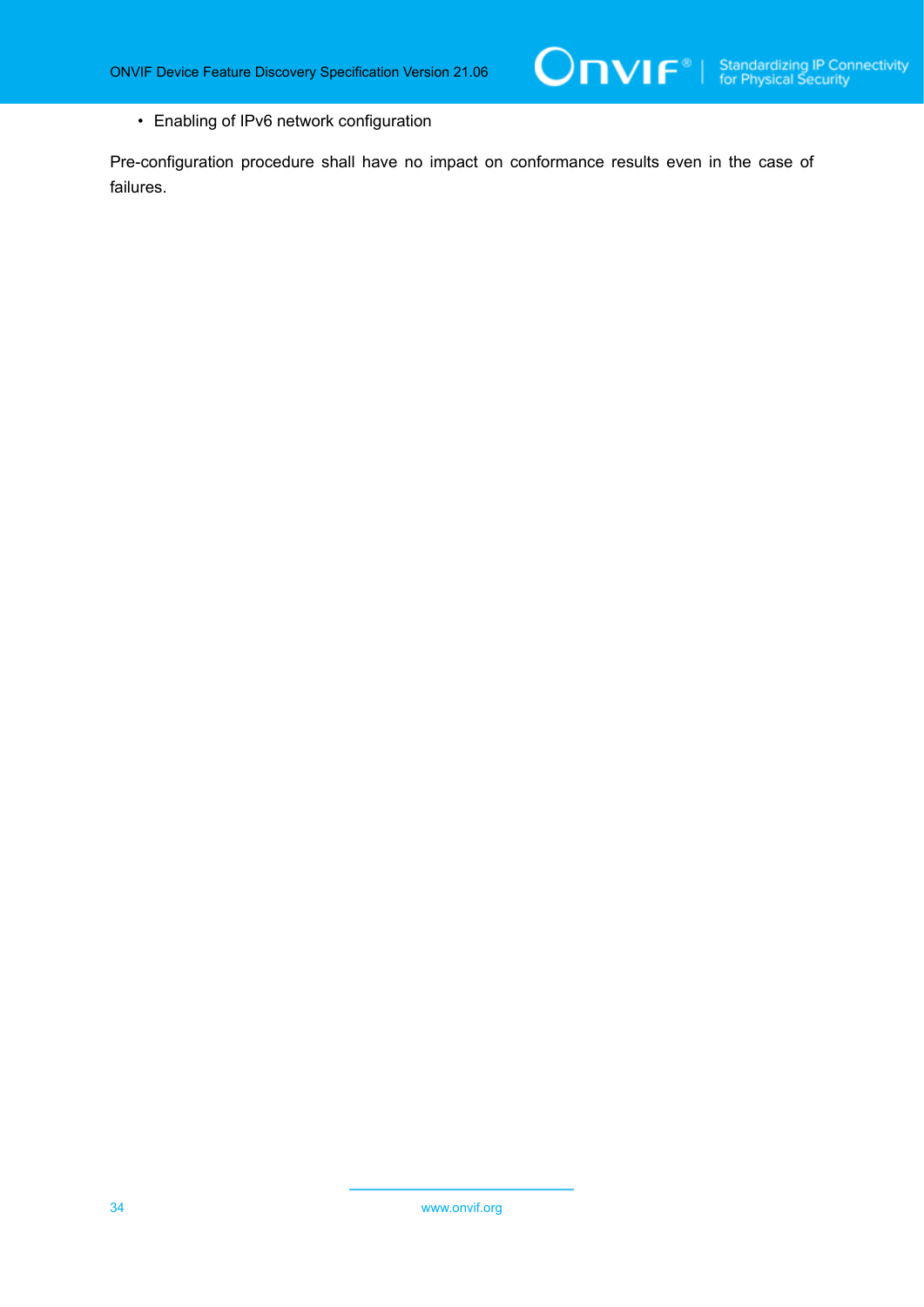- Enabling of IPv6 network configuration

Pre-configuration procedure shall have no impact on conformance results even in the case of failures.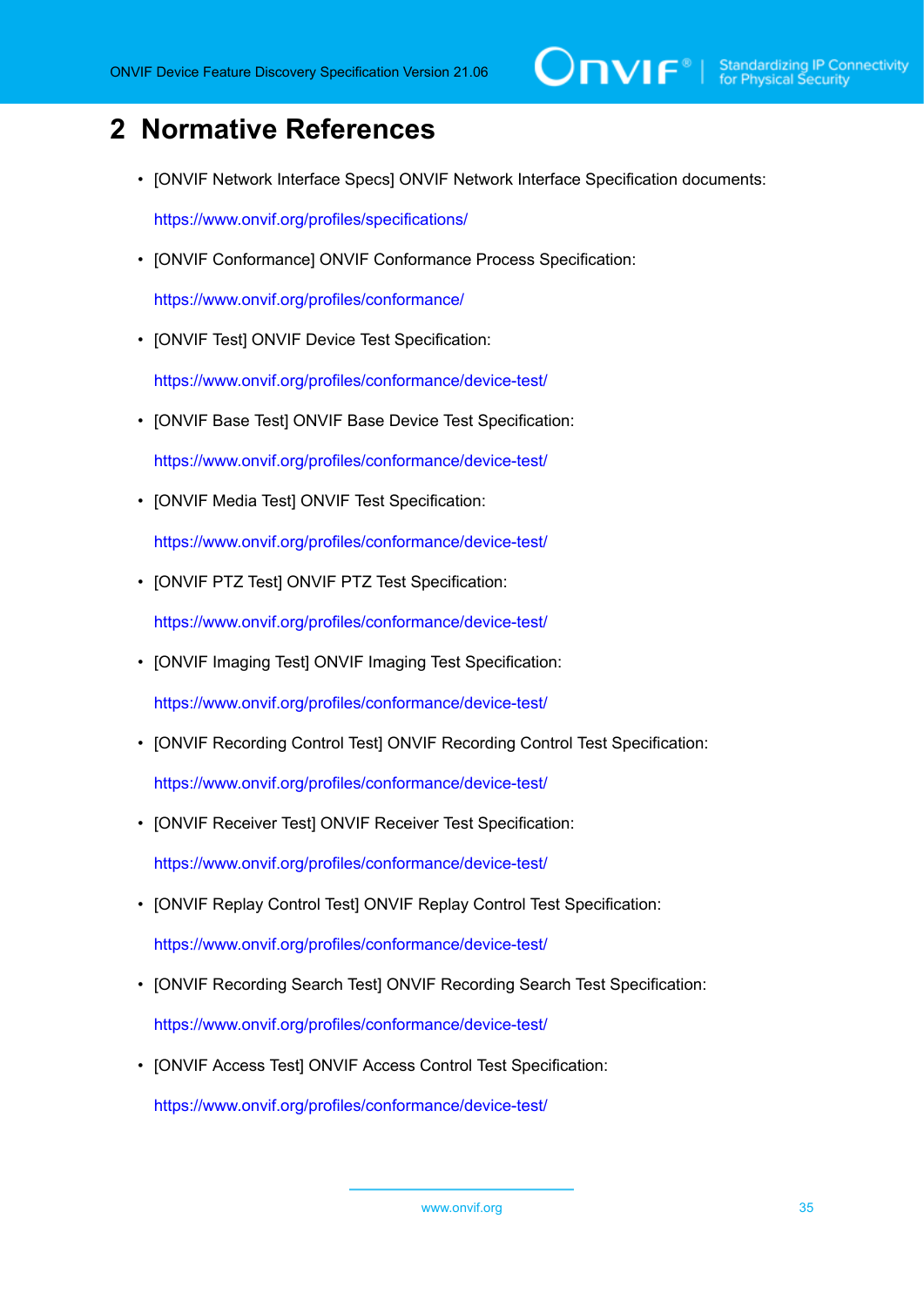# 2 Normative References

- [ONVIF Network Interface Specs] ONVIF Network Interface Specification documents:

  https://www.onvif.org/profiles/specifications/

- [ONVIF Conformance] ONVIF Conformance Process Specification:

  https://www.onvif.org/profiles/conformance/

- [ONVIF Test] ONVIF Device Test Specification:

  https://www.onvif.org/profiles/conformance/device-test/

- [ONVIF Base Test] ONVIF Base Device Test Specification:

  https://www.onvif.org/profiles/conformance/device-test/

- [ONVIF Media Test] ONVIF Test Specification:

  https://www.onvif.org/profiles/conformance/device-test/

- [ONVIF PTZ Test] ONVIF PTZ Test Specification:

  https://www.onvif.org/profiles/conformance/device-test/

- [ONVIF Imaging Test] ONVIF Imaging Test Specification:

  https://www.onvif.org/profiles/conformance/device-test/

- [ONVIF Recording Control Test] ONVIF Recording Control Test Specification:

  https://www.onvif.org/profiles/conformance/device-test/

- [ONVIF Receiver Test] ONVIF Receiver Test Specification:

  https://www.onvif.org/profiles/conformance/device-test/

- [ONVIF Replay Control Test] ONVIF Replay Control Test Specification:

  https://www.onvif.org/profiles/conformance/device-test/

- [ONVIF Recording Search Test] ONVIF Recording Search Test Specification:

  https://www.onvif.org/profiles/conformance/device-test/

- [ONVIF Access Test] ONVIF Access Control Test Specification:

  https://www.onvif.org/profiles/conformance/device-test/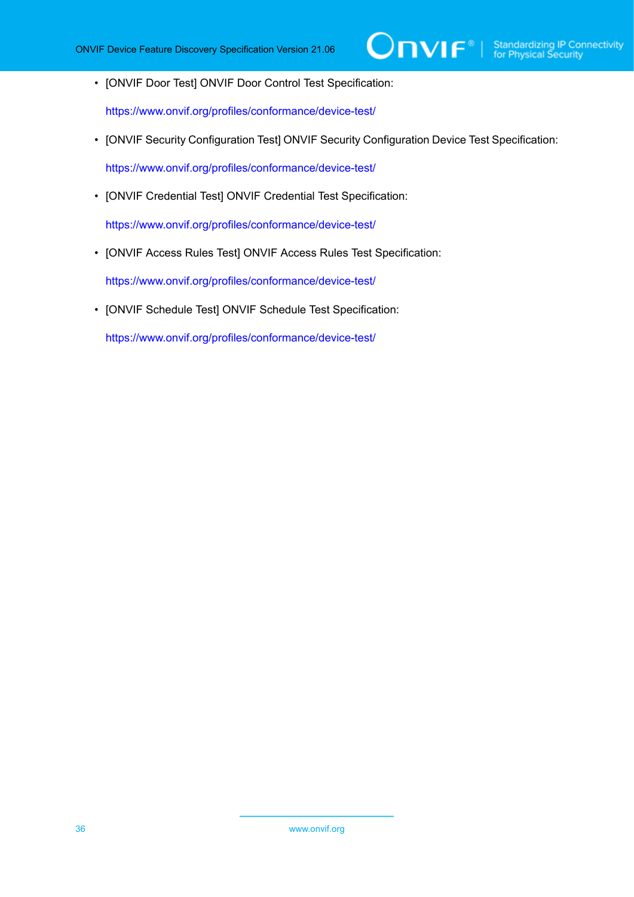- [ONVIF Door Test] ONVIF Door Control Test Specification:

  https://www.onvif.org/profiles/conformance/device-test/

- [ONVIF Security Configuration Test] ONVIF Security Configuration Device Test Specification:

  https://www.onvif.org/profiles/conformance/device-test/

- [ONVIF Credential Test] ONVIF Credential Test Specification:

  https://www.onvif.org/profiles/conformance/device-test/

- [ONVIF Access Rules Test] ONVIF Access Rules Test Specification:

  https://www.onvif.org/profiles/conformance/device-test/

- [ONVIF Schedule Test] ONVIF Schedule Test Specification:

  https://www.onvif.org/profiles/conformance/device-test/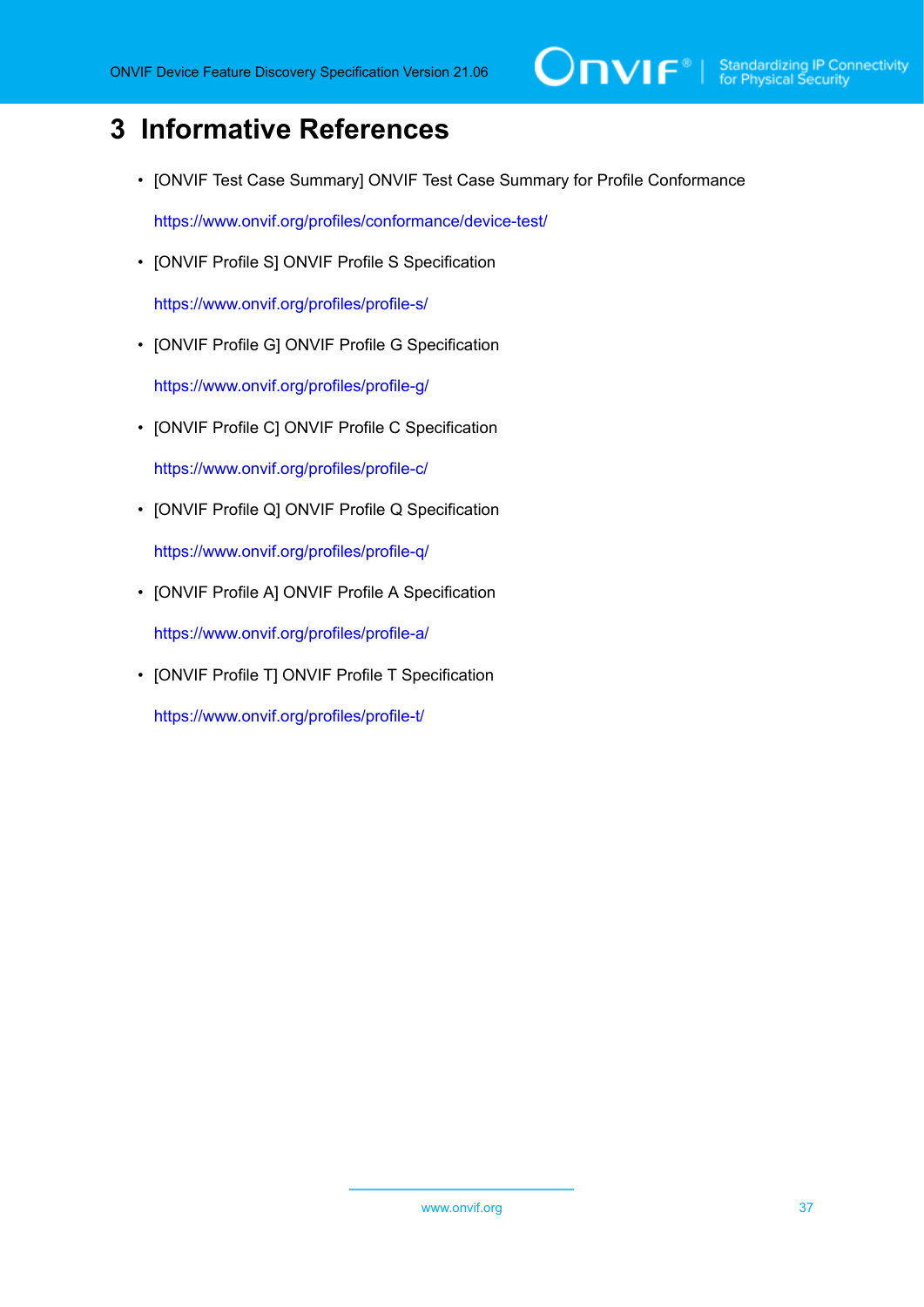# 3 Informative References

- [ONVIF Test Case Summary] ONVIF Test Case Summary for Profile Conformance

  https://www.onvif.org/profiles/conformance/device-test/

- [ONVIF Profile S] ONVIF Profile S Specification

  https://www.onvif.org/profiles/profile-s/

- [ONVIF Profile G] ONVIF Profile G Specification

  https://www.onvif.org/profiles/profile-g/

- [ONVIF Profile C] ONVIF Profile C Specification

  https://www.onvif.org/profiles/profile-c/

- [ONVIF Profile Q] ONVIF Profile Q Specification

  https://www.onvif.org/profiles/profile-q/

- [ONVIF Profile A] ONVIF Profile A Specification

  https://www.onvif.org/profiles/profile-a/

- [ONVIF Profile T] ONVIF Profile T Specification

  https://www.onvif.org/profiles/profile-t/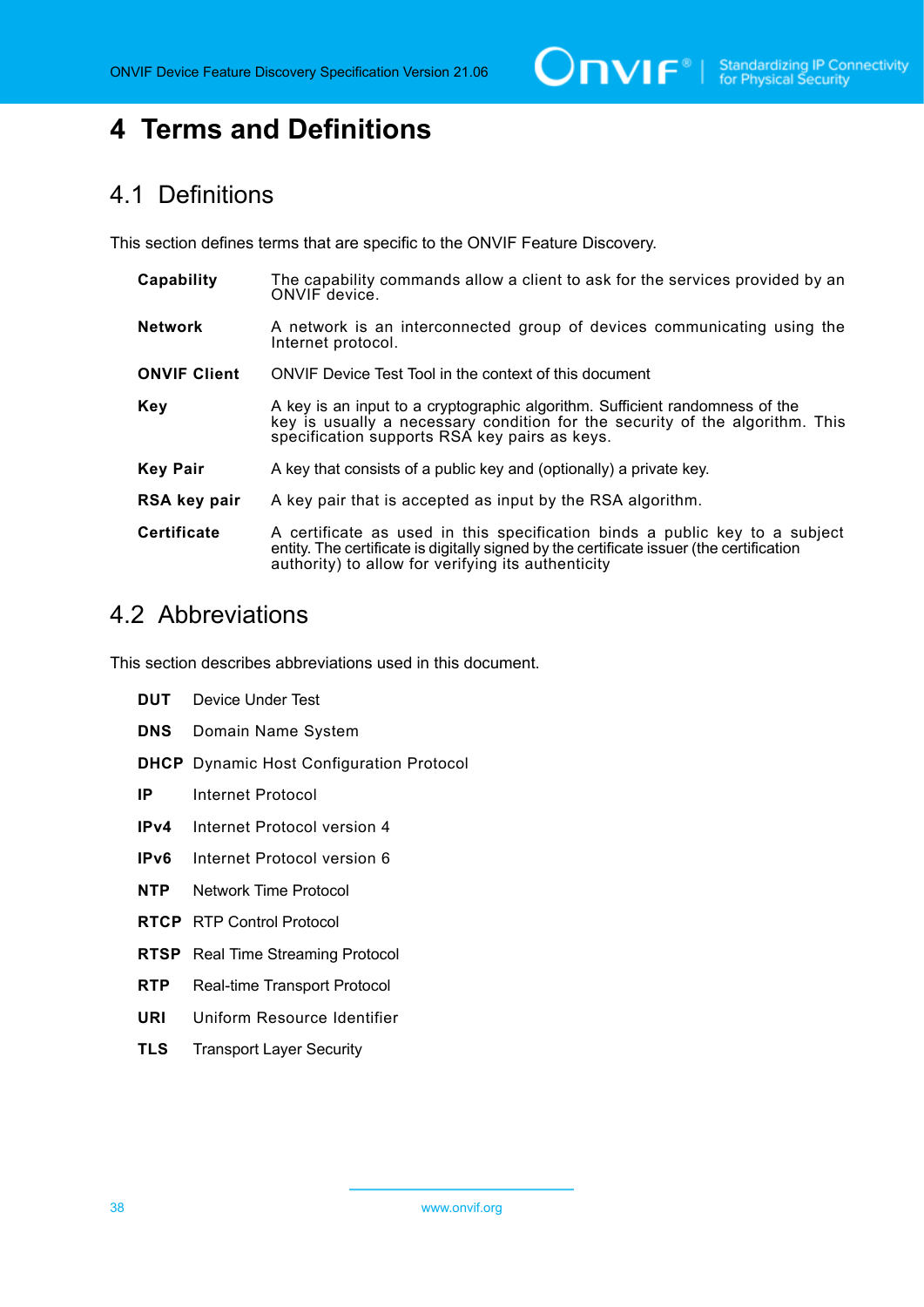# 4 Terms and Definitions

## 4.1 Definitions

This section defines terms that are specific to the ONVIF Feature Discovery.

**Capability** The capability commands allow a client to ask for the services provided by an ONVIF device.

**Network** A network is an interconnected group of devices communicating using the Internet protocol.

**ONVIF Client** ONVIF Device Test Tool in the context of this document

**Key** A key is an input to a cryptographic algorithm. Sufficient randomness of the key is usually a necessary condition for the security of the algorithm. This specification supports RSA key pairs as keys.

**Key Pair** A key that consists of a public key and (optionally) a private key.

**RSA key pair** A key pair that is accepted as input by the RSA algorithm.

**Certificate** A certificate as used in this specification binds a public key to a subject entity. The certificate is digitally signed by the certificate issuer (the certification authority) to allow for verifying its authenticity

## 4.2 Abbreviations

This section describes abbreviations used in this document.

**DUT** Device Under Test

**DNS** Domain Name System

**DHCP** Dynamic Host Configuration Protocol

**IP** Internet Protocol

**IPv4** Internet Protocol version 4

**IPv6** Internet Protocol version 6

**NTP** Network Time Protocol

**RTCP** RTP Control Protocol

**RTSP** Real Time Streaming Protocol

**RTP** Real-time Transport Protocol

**URI** Uniform Resource Identifier

**TLS** Transport Layer Security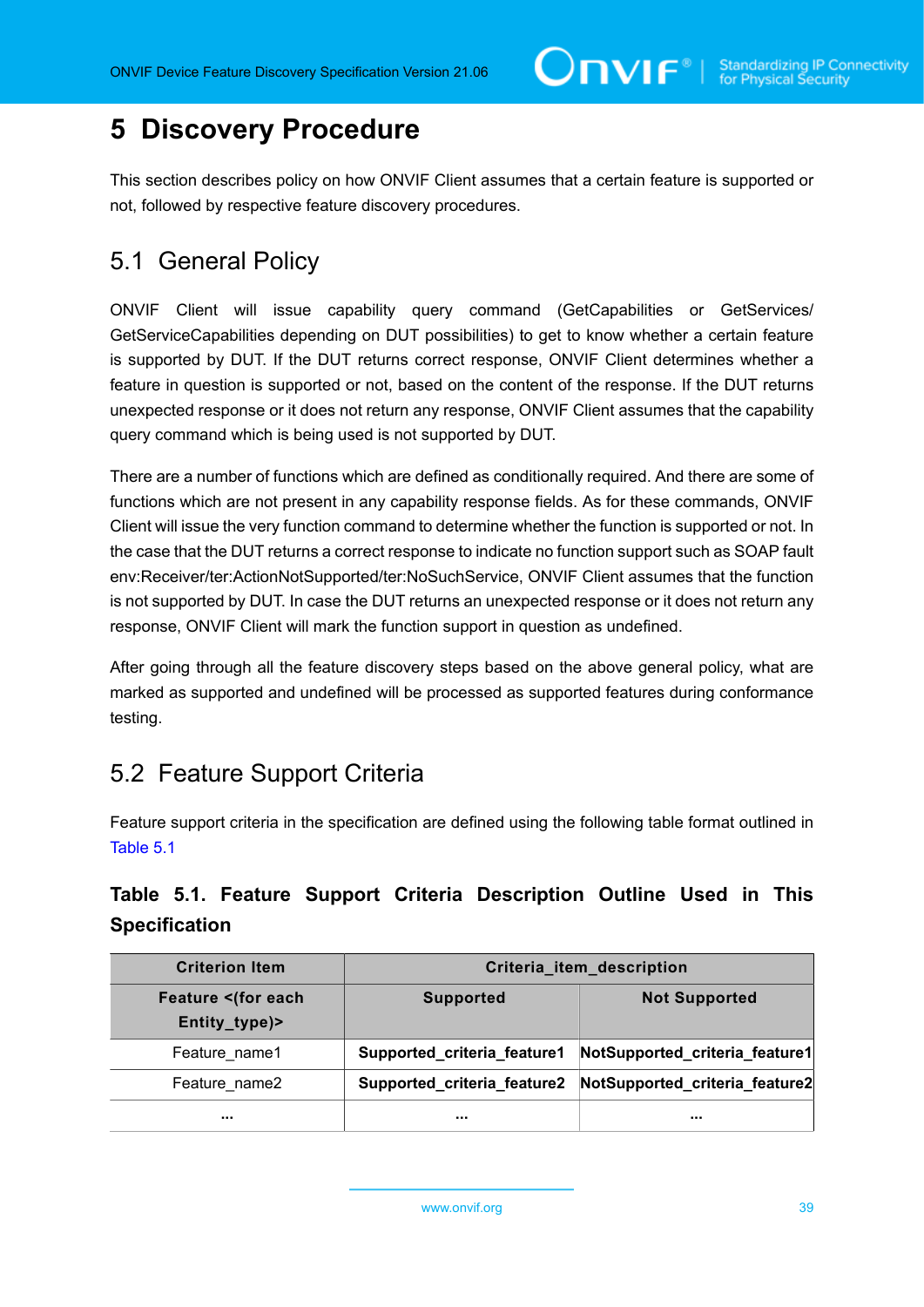# 5 Discovery Procedure

This section describes policy on how ONVIF Client assumes that a certain feature is supported or not, followed by respective feature discovery procedures.

## 5.1 General Policy

ONVIF Client will issue capability query command (GetCapabilities or GetServices/ GetServiceCapabilities depending on DUT possibilities) to get to know whether a certain feature is supported by DUT. If the DUT returns correct response, ONVIF Client determines whether a feature in question is supported or not, based on the content of the response. If the DUT returns unexpected response or it does not return any response, ONVIF Client assumes that the capability query command which is being used is not supported by DUT.

There are a number of functions which are defined as conditionally required. And there are some of functions which are not present in any capability response fields. As for these commands, ONVIF Client will issue the very function command to determine whether the function is supported or not. In the case that the DUT returns a correct response to indicate no function support such as SOAP fault env:Receiver/ter:ActionNotSupported/ter:NoSuchService, ONVIF Client assumes that the function is not supported by DUT. In case the DUT returns an unexpected response or it does not return any response, ONVIF Client will mark the function support in question as undefined.

After going through all the feature discovery steps based on the above general policy, what are marked as supported and undefined will be processed as supported features during conformance testing.

## 5.2 Feature Support Criteria

Feature support criteria in the specification are defined using the following table format outlined in Table 5.1

### Table 5.1. Feature Support Criteria Description Outline Used in This Specification

| Criterion Item | Criteria_item_description | |
|---|---|---|
| Feature <(for each Entity_type)> | Supported | Not Supported |
| Feature_name1 | **Supported_criteria_feature1** | **NotSupported_criteria_feature1** |
| Feature_name2 | **Supported_criteria_feature2** | **NotSupported_criteria_feature2** |
| **...** | **...** | **...** |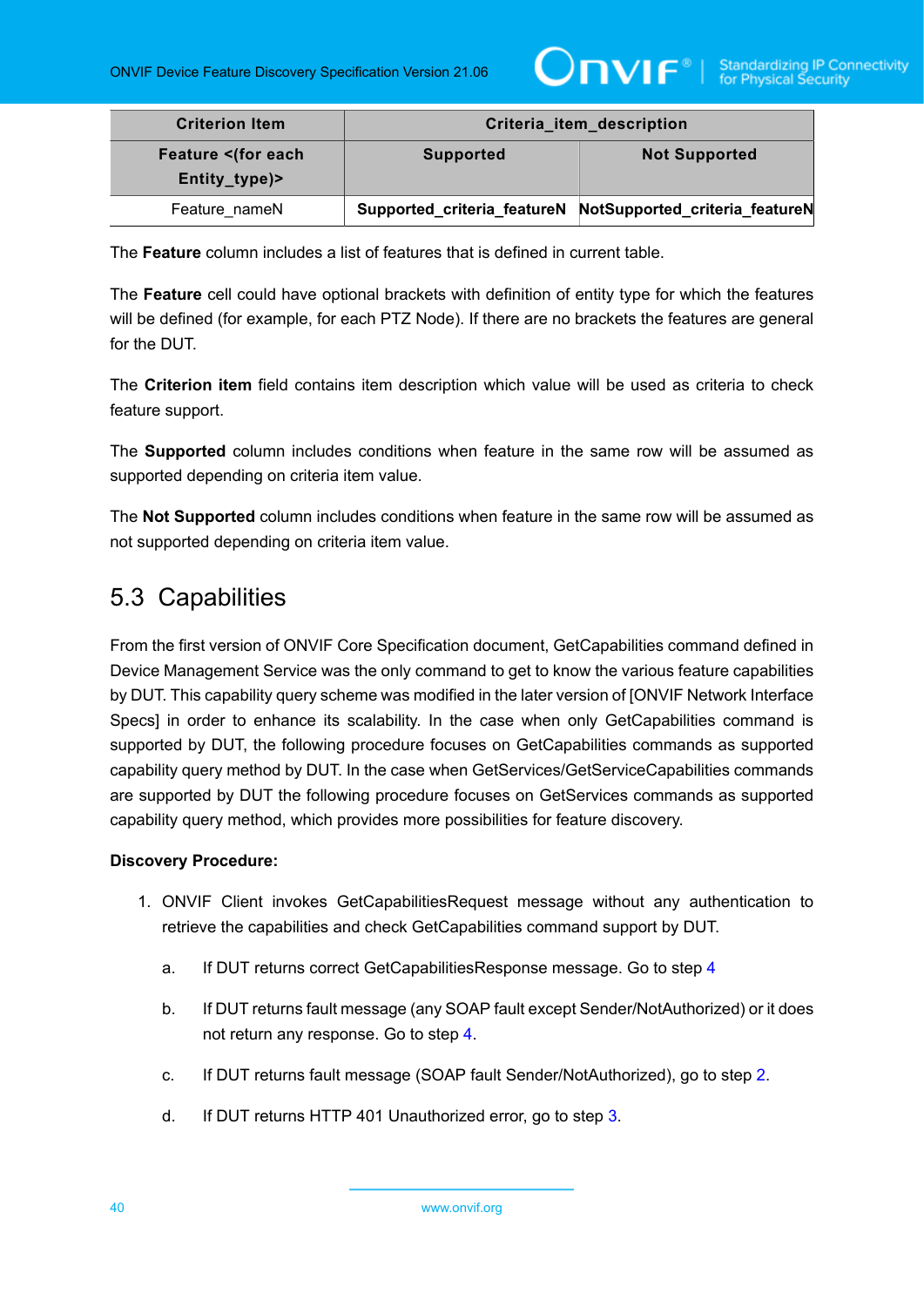| Criterion Item | Criteria_item_description | |
|---|---|---|
| **Feature <(for each Entity_type)>** | **Supported** | **Not Supported** |
| Feature_nameN | **Supported_criteria_featureN** | **NotSupported_criteria_featureN** |

The **Feature** column includes a list of features that is defined in current table.

The **Feature** cell could have optional brackets with definition of entity type for which the features will be defined (for example, for each PTZ Node). If there are no brackets the features are general for the DUT.

The **Criterion item** field contains item description which value will be used as criteria to check feature support.

The **Supported** column includes conditions when feature in the same row will be assumed as supported depending on criteria item value.

The **Not Supported** column includes conditions when feature in the same row will be assumed as not supported depending on criteria item value.

## 5.3 Capabilities

From the first version of ONVIF Core Specification document, GetCapabilities command defined in Device Management Service was the only command to get to know the various feature capabilities by DUT. This capability query scheme was modified in the later version of [ONVIF Network Interface Specs] in order to enhance its scalability. In the case when only GetCapabilities command is supported by DUT, the following procedure focuses on GetCapabilities commands as supported capability query method by DUT. In the case when GetServices/GetServiceCapabilities commands are supported by DUT the following procedure focuses on GetServices commands as supported capability query method, which provides more possibilities for feature discovery.

**Discovery Procedure:**

1. ONVIF Client invokes GetCapabilitiesRequest message without any authentication to retrieve the capabilities and check GetCapabilities command support by DUT.

    a. If DUT returns correct GetCapabilitiesResponse message. Go to step 4

    b. If DUT returns fault message (any SOAP fault except Sender/NotAuthorized) or it does not return any response. Go to step 4.

    c. If DUT returns fault message (SOAP fault Sender/NotAuthorized), go to step 2.

    d. If DUT returns HTTP 401 Unauthorized error, go to step 3.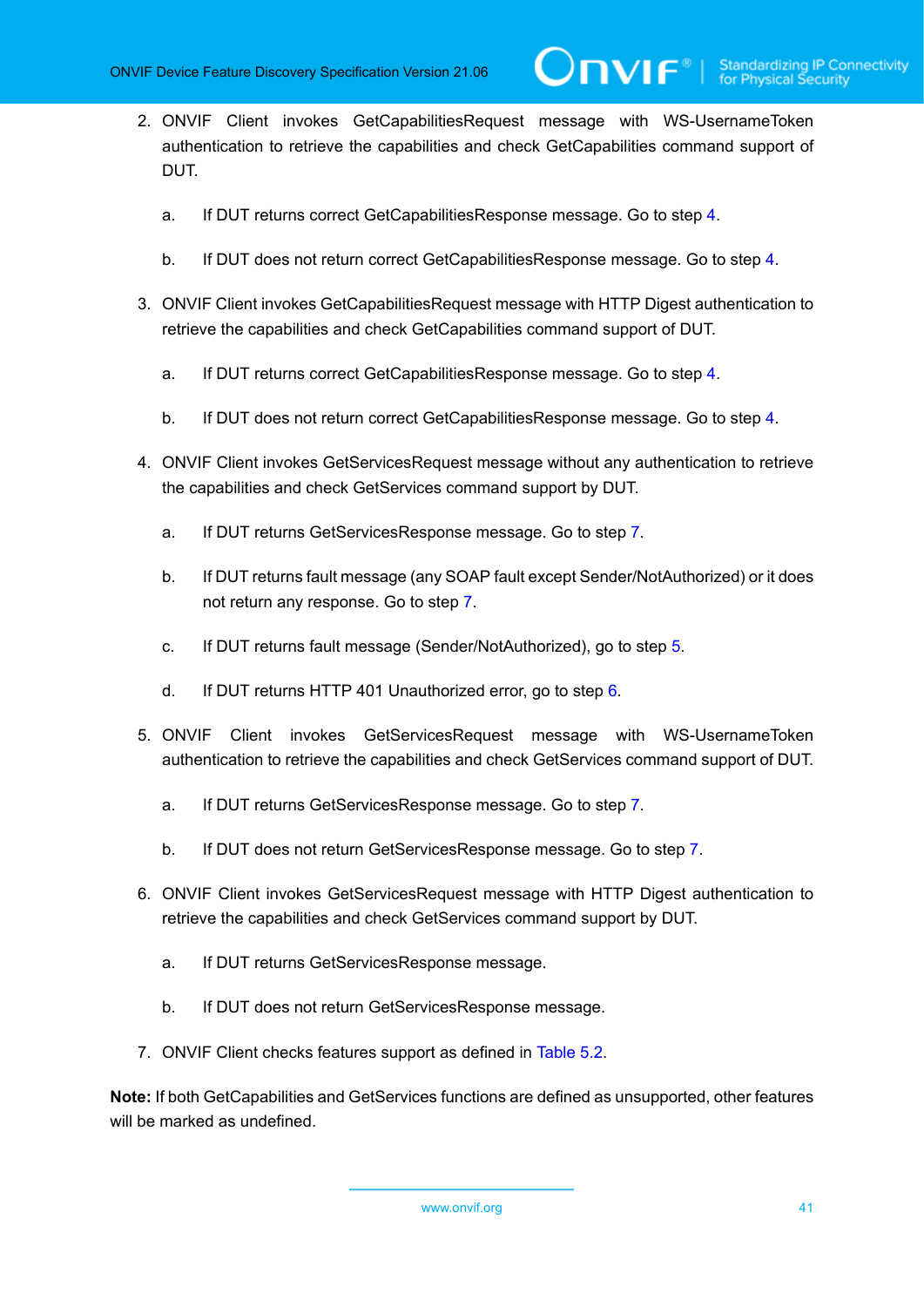2. ONVIF Client invokes GetCapabilitiesRequest message with WS-UsernameToken authentication to retrieve the capabilities and check GetCapabilities command support of DUT.

    a. If DUT returns correct GetCapabilitiesResponse message. Go to step 4.

    b. If DUT does not return correct GetCapabilitiesResponse message. Go to step 4.

3. ONVIF Client invokes GetCapabilitiesRequest message with HTTP Digest authentication to retrieve the capabilities and check GetCapabilities command support of DUT.

    a. If DUT returns correct GetCapabilitiesResponse message. Go to step 4.

    b. If DUT does not return correct GetCapabilitiesResponse message. Go to step 4.

4. ONVIF Client invokes GetServicesRequest message without any authentication to retrieve the capabilities and check GetServices command support by DUT.

    a. If DUT returns GetServicesResponse message. Go to step 7.

    b. If DUT returns fault message (any SOAP fault except Sender/NotAuthorized) or it does not return any response. Go to step 7.

    c. If DUT returns fault message (Sender/NotAuthorized), go to step 5.

    d. If DUT returns HTTP 401 Unauthorized error, go to step 6.

5. ONVIF Client invokes GetServicesRequest message with WS-UsernameToken authentication to retrieve the capabilities and check GetServices command support of DUT.

    a. If DUT returns GetServicesResponse message. Go to step 7.

    b. If DUT does not return GetServicesResponse message. Go to step 7.

6. ONVIF Client invokes GetServicesRequest message with HTTP Digest authentication to retrieve the capabilities and check GetServices command support by DUT.

    a. If DUT returns GetServicesResponse message.

    b. If DUT does not return GetServicesResponse message.

7. ONVIF Client checks features support as defined in Table 5.2.

**Note:** If both GetCapabilities and GetServices functions are defined as unsupported, other features will be marked as undefined.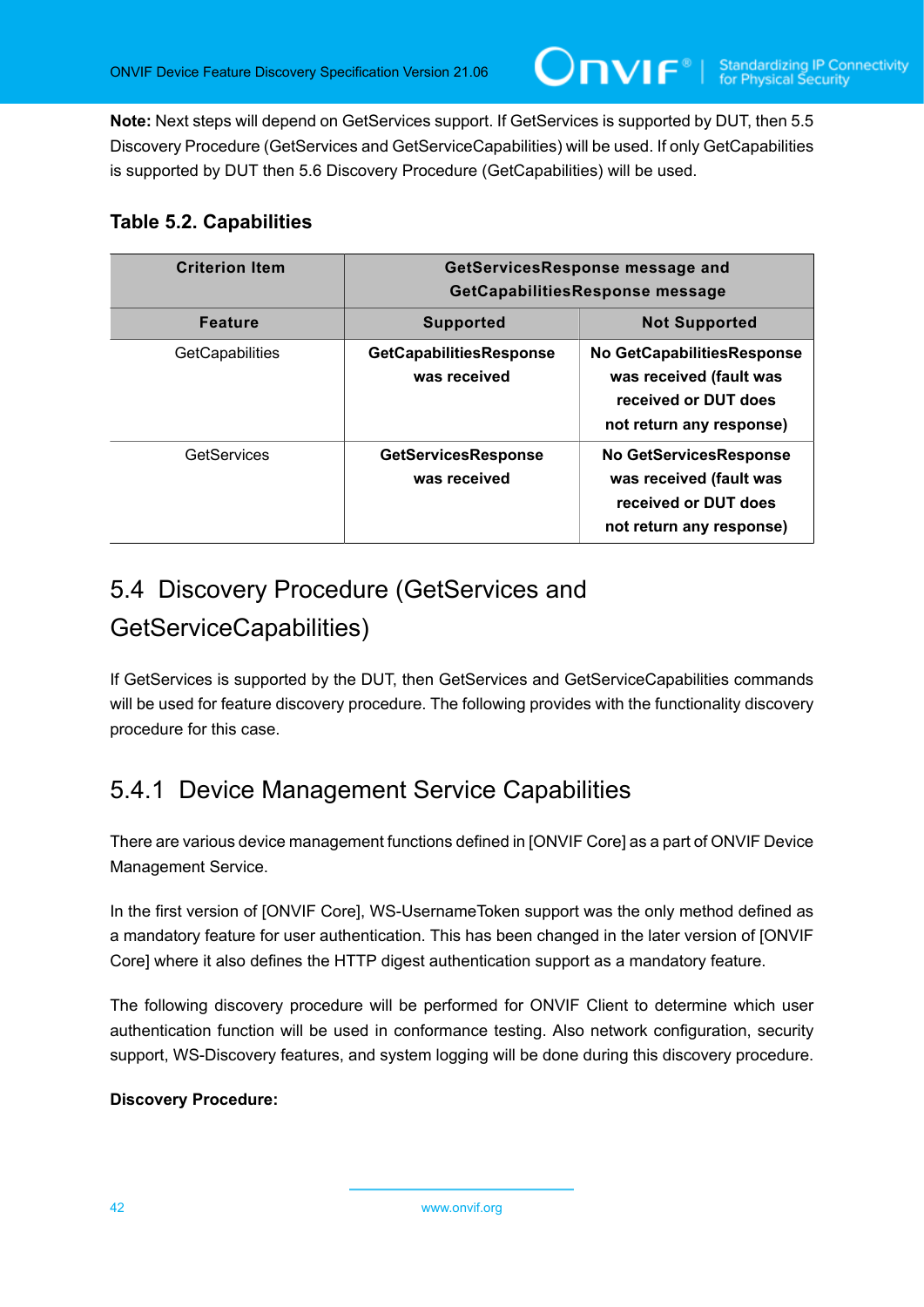**Note:** Next steps will depend on GetServices support. If GetServices is supported by DUT, then 5.5 Discovery Procedure (GetServices and GetServiceCapabilities) will be used. If only GetCapabilities is supported by DUT then 5.6 Discovery Procedure (GetCapabilities) will be used.

### Table 5.2. Capabilities

| Criterion Item | GetServicesResponse message and GetCapabilitiesResponse message | |
|---|---|---|
| **Feature** | **Supported** | **Not Supported** |
| GetCapabilities | **GetCapabilitiesResponse was received** | **No GetCapabilitiesResponse was received (fault was received or DUT does not return any response)** |
| GetServices | **GetServicesResponse was received** | **No GetServicesResponse was received (fault was received or DUT does not return any response)** |

## 5.4 Discovery Procedure (GetServices and GetServiceCapabilities)

If GetServices is supported by the DUT, then GetServices and GetServiceCapabilities commands will be used for feature discovery procedure. The following provides with the functionality discovery procedure for this case.

### 5.4.1 Device Management Service Capabilities

There are various device management functions defined in [ONVIF Core] as a part of ONVIF Device Management Service.

In the first version of [ONVIF Core], WS-UsernameToken support was the only method defined as a mandatory feature for user authentication. This has been changed in the later version of [ONVIF Core] where it also defines the HTTP digest authentication support as a mandatory feature.

The following discovery procedure will be performed for ONVIF Client to determine which user authentication function will be used in conformance testing. Also network configuration, security support, WS-Discovery features, and system logging will be done during this discovery procedure.

**Discovery Procedure:**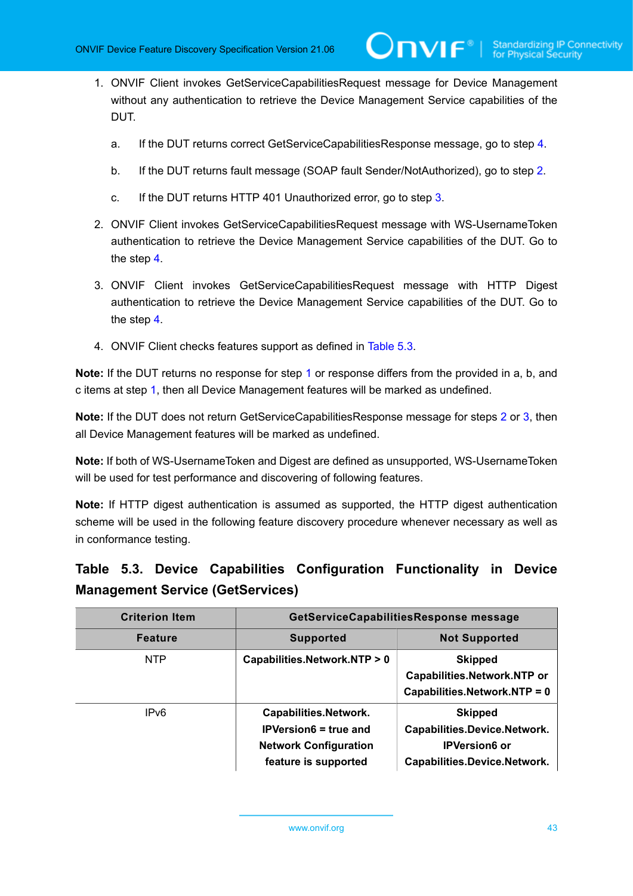1. ONVIF Client invokes GetServiceCapabilitiesRequest message for Device Management without any authentication to retrieve the Device Management Service capabilities of the DUT.

   a. If the DUT returns correct GetServiceCapabilitiesResponse message, go to step 4.

   b. If the DUT returns fault message (SOAP fault Sender/NotAuthorized), go to step 2.

   c. If the DUT returns HTTP 401 Unauthorized error, go to step 3.

2. ONVIF Client invokes GetServiceCapabilitiesRequest message with WS-UsernameToken authentication to retrieve the Device Management Service capabilities of the DUT. Go to the step 4.

3. ONVIF Client invokes GetServiceCapabilitiesRequest message with HTTP Digest authentication to retrieve the Device Management Service capabilities of the DUT. Go to the step 4.

4. ONVIF Client checks features support as defined in Table 5.3.

**Note:** If the DUT returns no response for step 1 or response differs from the provided in a, b, and c items at step 1, then all Device Management features will be marked as undefined.

**Note:** If the DUT does not return GetServiceCapabilitiesResponse message for steps 2 or 3, then all Device Management features will be marked as undefined.

**Note:** If both of WS-UsernameToken and Digest are defined as unsupported, WS-UsernameToken will be used for test performance and discovering of following features.

**Note:** If HTTP digest authentication is assumed as supported, the HTTP digest authentication scheme will be used in the following feature discovery procedure whenever necessary as well as in conformance testing.

### Table 5.3. Device Capabilities Configuration Functionality in Device Management Service (GetServices)

| Criterion Item | GetServiceCapabilitiesResponse message | |
|---|---|---|
| **Feature** | **Supported** | **Not Supported** |
| NTP | **Capabilities.Network.NTP > 0** | **Skipped Capabilities.Network.NTP or Capabilities.Network.NTP = 0** |
| IPv6 | **Capabilities.Network. IPVersion6 = true and Network Configuration feature is supported** | **Skipped Capabilities.Device.Network. IPVersion6 or Capabilities.Device.Network.** |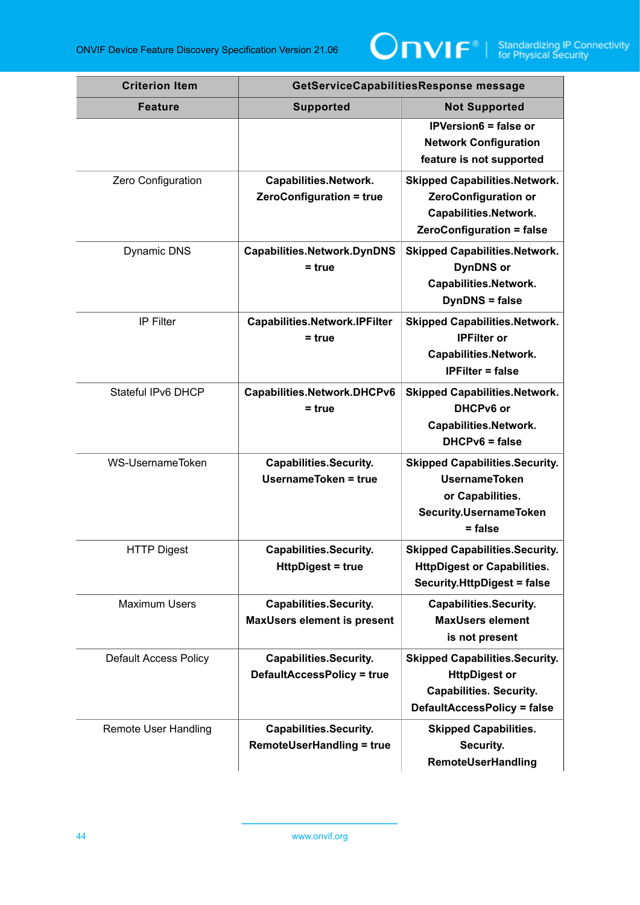| Criterion Item | GetServiceCapabilitiesResponse message | |
|---|---|---|
| **Feature** | **Supported** | **Not Supported** |
| | | **IPVersion6 = false or Network Configuration feature is not supported** |
| Zero Configuration | **Capabilities.Network. ZeroConfiguration = true** | **Skipped Capabilities.Network. ZeroConfiguration or Capabilities.Network. ZeroConfiguration = false** |
| Dynamic DNS | **Capabilities.Network.DynDNS = true** | **Skipped Capabilities.Network. DynDNS or Capabilities.Network. DynDNS = false** |
| IP Filter | **Capabilities.Network.IPFilter = true** | **Skipped Capabilities.Network. IPFilter or Capabilities.Network. IPFilter = false** |
| Stateful IPv6 DHCP | **Capabilities.Network.DHCPv6 = true** | **Skipped Capabilities.Network. DHCPv6 or Capabilities.Network. DHCPv6 = false** |
| WS-UsernameToken | **Capabilities.Security. UsernameToken = true** | **Skipped Capabilities.Security. UsernameToken or Capabilities. Security.UsernameToken = false** |
| HTTP Digest | **Capabilities.Security. HttpDigest = true** | **Skipped Capabilities.Security. HttpDigest or Capabilities. Security.HttpDigest = false** |
| Maximum Users | **Capabilities.Security. MaxUsers element is present** | **Capabilities.Security. MaxUsers element is not present** |
| Default Access Policy | **Capabilities.Security. DefaultAccessPolicy = true** | **Skipped Capabilities.Security. HttpDigest or Capabilities. Security. DefaultAccessPolicy = false** |
| Remote User Handling | **Capabilities.Security. RemoteUserHandling = true** | **Skipped Capabilities. Security. RemoteUserHandling** |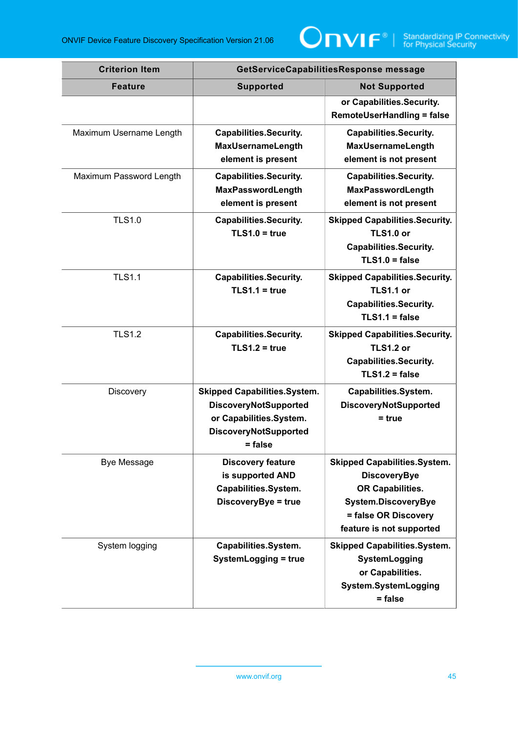| Criterion Item | GetServiceCapabilitiesResponse message | |
|---|---|---|
| **Feature** | **Supported** | **Not Supported** |
| | | **or Capabilities.Security. RemoteUserHandling = false** |
| Maximum Username Length | **Capabilities.Security. MaxUsernameLength element is present** | **Capabilities.Security. MaxUsernameLength element is not present** |
| Maximum Password Length | **Capabilities.Security. MaxPasswordLength element is present** | **Capabilities.Security. MaxPasswordLength element is not present** |
| TLS1.0 | **Capabilities.Security. TLS1.0 = true** | **Skipped Capabilities.Security. TLS1.0 or Capabilities.Security. TLS1.0 = false** |
| TLS1.1 | **Capabilities.Security. TLS1.1 = true** | **Skipped Capabilities.Security. TLS1.1 or Capabilities.Security. TLS1.1 = false** |
| TLS1.2 | **Capabilities.Security. TLS1.2 = true** | **Skipped Capabilities.Security. TLS1.2 or Capabilities.Security. TLS1.2 = false** |
| Discovery | **Skipped Capabilities.System. DiscoveryNotSupported or Capabilities.System. DiscoveryNotSupported = false** | **Capabilities.System. DiscoveryNotSupported = true** |
| Bye Message | **Discovery feature is supported AND Capabilities.System. DiscoveryBye = true** | **Skipped Capabilities.System. DiscoveryBye OR Capabilities. System.DiscoveryBye = false OR Discovery feature is not supported** |
| System logging | **Capabilities.System. SystemLogging = true** | **Skipped Capabilities.System. SystemLogging or Capabilities. System.SystemLogging = false** |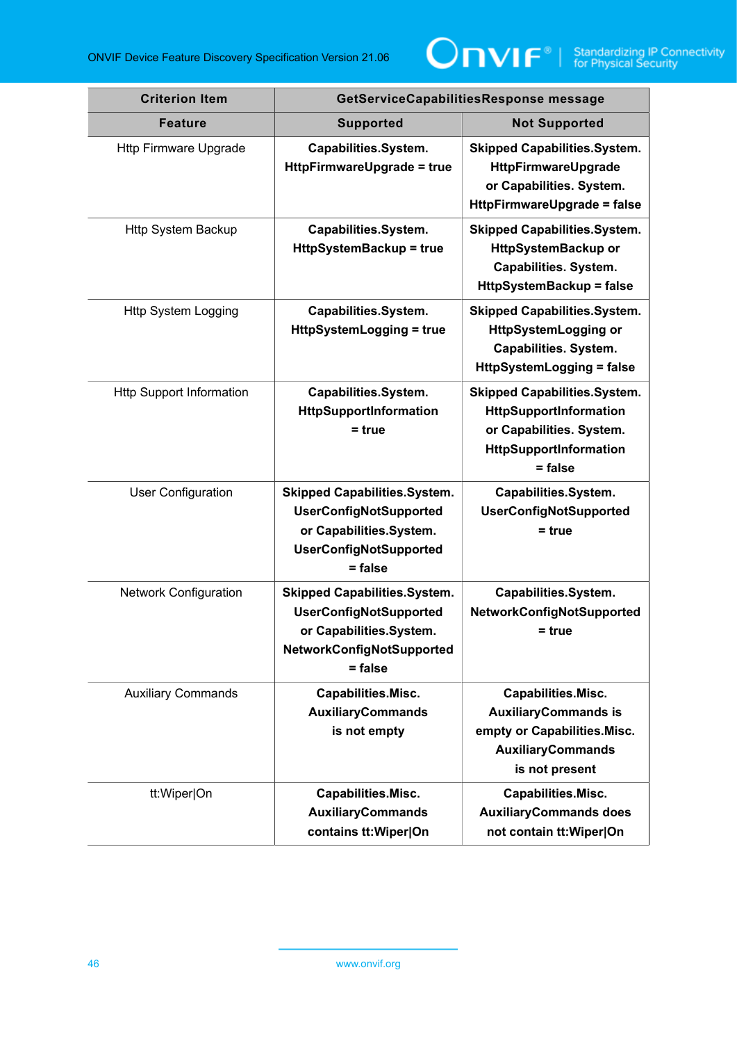| Criterion Item | GetServiceCapabilitiesResponse message | |
|---|---|---|
| **Feature** | **Supported** | **Not Supported** |
| Http Firmware Upgrade | **Capabilities.System. HttpFirmwareUpgrade = true** | **Skipped Capabilities.System. HttpFirmwareUpgrade or Capabilities. System. HttpFirmwareUpgrade = false** |
| Http System Backup | **Capabilities.System. HttpSystemBackup = true** | **Skipped Capabilities.System. HttpSystemBackup or Capabilities. System. HttpSystemBackup = false** |
| Http System Logging | **Capabilities.System. HttpSystemLogging = true** | **Skipped Capabilities.System. HttpSystemLogging or Capabilities. System. HttpSystemLogging = false** |
| Http Support Information | **Capabilities.System. HttpSupportInformation = true** | **Skipped Capabilities.System. HttpSupportInformation or Capabilities. System. HttpSupportInformation = false** |
| User Configuration | **Skipped Capabilities.System. UserConfigNotSupported or Capabilities.System. UserConfigNotSupported = false** | **Capabilities.System. UserConfigNotSupported = true** |
| Network Configuration | **Skipped Capabilities.System. UserConfigNotSupported or Capabilities.System. NetworkConfigNotSupported = false** | **Capabilities.System. NetworkConfigNotSupported = true** |
| Auxiliary Commands | **Capabilities.Misc. AuxiliaryCommands is not empty** | **Capabilities.Misc. AuxiliaryCommands is empty or Capabilities.Misc. AuxiliaryCommands is not present** |
| tt:Wiper\|On | **Capabilities.Misc. AuxiliaryCommands contains tt:Wiper\|On** | **Capabilities.Misc. AuxiliaryCommands does not contain tt:Wiper\|On** |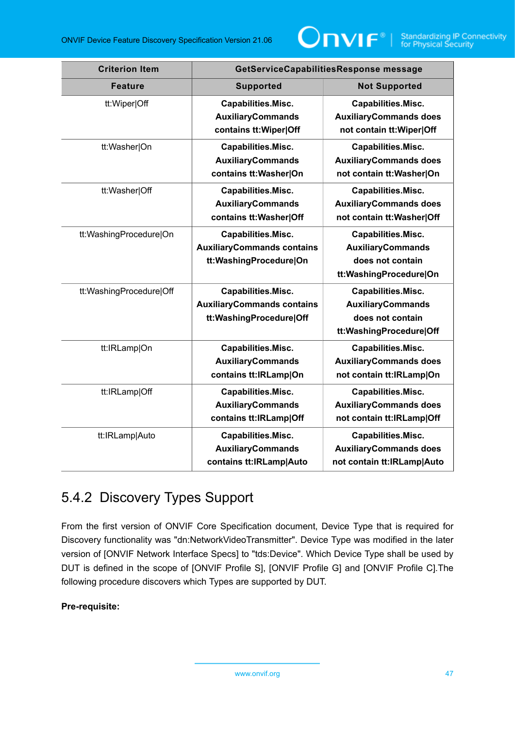| Criterion Item | GetServiceCapabilitiesResponse message | |
|---|---|---|
| **Feature** | **Supported** | **Not Supported** |
| tt:Wiper\|Off | **Capabilities.Misc. AuxiliaryCommands contains tt:Wiper\|Off** | **Capabilities.Misc. AuxiliaryCommands does not contain tt:Wiper\|Off** |
| tt:Washer\|On | **Capabilities.Misc. AuxiliaryCommands contains tt:Washer\|On** | **Capabilities.Misc. AuxiliaryCommands does not contain tt:Washer\|On** |
| tt:Washer\|Off | **Capabilities.Misc. AuxiliaryCommands contains tt:Washer\|Off** | **Capabilities.Misc. AuxiliaryCommands does not contain tt:Washer\|Off** |
| tt:WashingProcedure\|On | **Capabilities.Misc. AuxiliaryCommands contains tt:WashingProcedure\|On** | **Capabilities.Misc. AuxiliaryCommands does not contain tt:WashingProcedure\|On** |
| tt:WashingProcedure\|Off | **Capabilities.Misc. AuxiliaryCommands contains tt:WashingProcedure\|Off** | **Capabilities.Misc. AuxiliaryCommands does not contain tt:WashingProcedure\|Off** |
| tt:IRLamp\|On | **Capabilities.Misc. AuxiliaryCommands contains tt:IRLamp\|On** | **Capabilities.Misc. AuxiliaryCommands does not contain tt:IRLamp\|On** |
| tt:IRLamp\|Off | **Capabilities.Misc. AuxiliaryCommands contains tt:IRLamp\|Off** | **Capabilities.Misc. AuxiliaryCommands does not contain tt:IRLamp\|Off** |
| tt:IRLamp\|Auto | **Capabilities.Misc. AuxiliaryCommands contains tt:IRLamp\|Auto** | **Capabilities.Misc. AuxiliaryCommands does not contain tt:IRLamp\|Auto** |

### 5.4.2 Discovery Types Support

From the first version of ONVIF Core Specification document, Device Type that is required for Discovery functionality was "dn:NetworkVideoTransmitter". Device Type was modified in the later version of [ONVIF Network Interface Specs] to "tds:Device". Which Device Type shall be used by DUT is defined in the scope of [ONVIF Profile S], [ONVIF Profile G] and [ONVIF Profile C].The following procedure discovers which Types are supported by DUT.

**Pre-requisite:**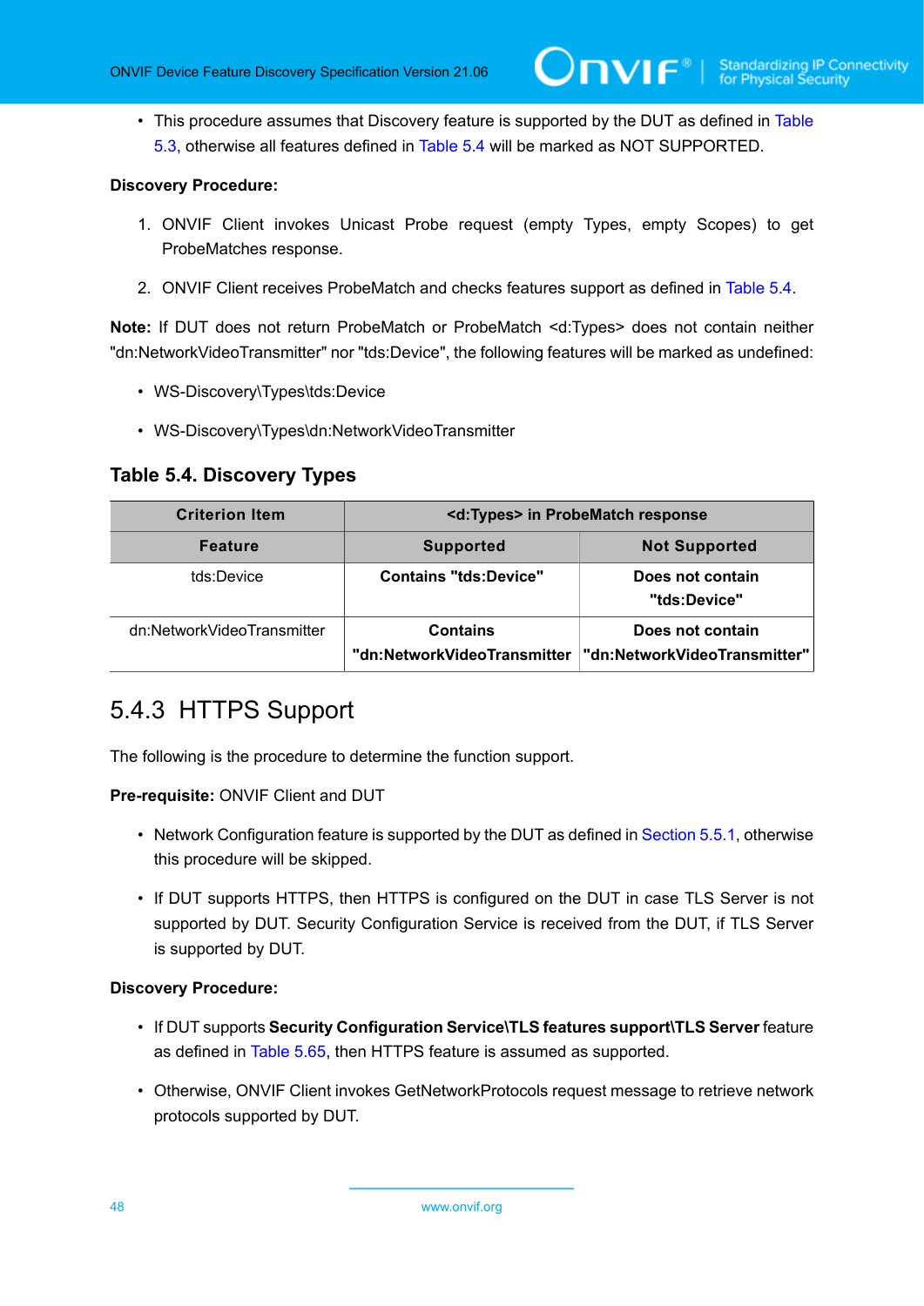- This procedure assumes that Discovery feature is supported by the DUT as defined in Table 5.3, otherwise all features defined in Table 5.4 will be marked as NOT SUPPORTED.

**Discovery Procedure:**

1. ONVIF Client invokes Unicast Probe request (empty Types, empty Scopes) to get ProbeMatches response.
2. ONVIF Client receives ProbeMatch and checks features support as defined in Table 5.4.

**Note:** If DUT does not return ProbeMatch or ProbeMatch <d:Types> does not contain neither "dn:NetworkVideoTransmitter" nor "tds:Device", the following features will be marked as undefined:

- WS-Discovery\Types\tds:Device
- WS-Discovery\Types\dn:NetworkVideoTransmitter

### Table 5.4. Discovery Types

| Criterion Item | <d:Types> in ProbeMatch response | |
|---|---|---|
| **Feature** | **Supported** | **Not Supported** |
| tds:Device | **Contains "tds:Device"** | **Does not contain "tds:Device"** |
| dn:NetworkVideoTransmitter | **Contains "dn:NetworkVideoTransmitter** | **Does not contain "dn:NetworkVideoTransmitter"** |

## 5.4.3 HTTPS Support

The following is the procedure to determine the function support.

**Pre-requisite:** ONVIF Client and DUT

- Network Configuration feature is supported by the DUT as defined in Section 5.5.1, otherwise this procedure will be skipped.
- If DUT supports HTTPS, then HTTPS is configured on the DUT in case TLS Server is not supported by DUT. Security Configuration Service is received from the DUT, if TLS Server is supported by DUT.

**Discovery Procedure:**

- If DUT supports **Security Configuration Service\TLS features support\TLS Server** feature as defined in Table 5.65, then HTTPS feature is assumed as supported.
- Otherwise, ONVIF Client invokes GetNetworkProtocols request message to retrieve network protocols supported by DUT.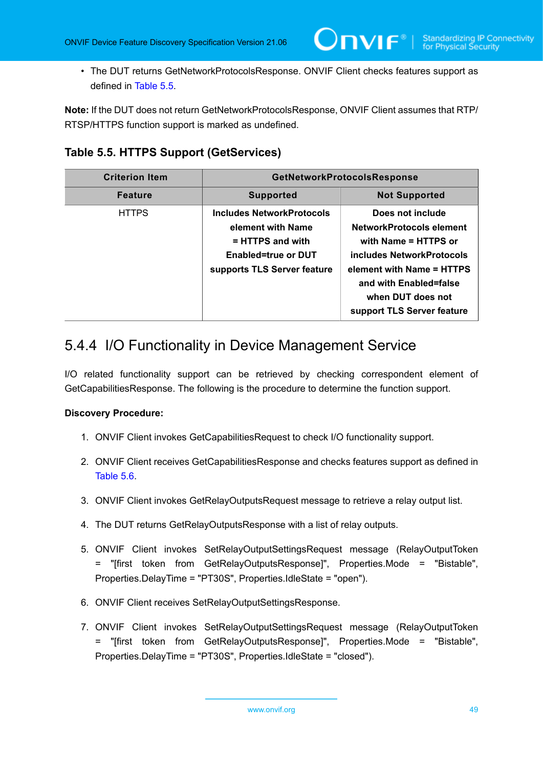- The DUT returns GetNetworkProtocolsResponse. ONVIF Client checks features support as defined in Table 5.5.

**Note:** If the DUT does not return GetNetworkProtocolsResponse, ONVIF Client assumes that RTP/RTSP/HTTPS function support is marked as undefined.

### Table 5.5. HTTPS Support (GetServices)

| Criterion Item | GetNetworkProtocolsResponse | |
|---|---|---|
| **Feature** | **Supported** | **Not Supported** |
| HTTPS | **Includes NetworkProtocols element with Name = HTTPS and with Enabled=true or DUT supports TLS Server feature** | **Does not include NetworkProtocols element with Name = HTTPS or includes NetworkProtocols element with Name = HTTPS and with Enabled=false when DUT does not support TLS Server feature** |

## 5.4.4 I/O Functionality in Device Management Service

I/O related functionality support can be retrieved by checking correspondent element of GetCapabilitiesResponse. The following is the procedure to determine the function support.

**Discovery Procedure:**

1. ONVIF Client invokes GetCapabilitiesRequest to check I/O functionality support.
2. ONVIF Client receives GetCapabilitiesResponse and checks features support as defined in Table 5.6.
3. ONVIF Client invokes GetRelayOutputsRequest message to retrieve a relay output list.
4. The DUT returns GetRelayOutputsResponse with a list of relay outputs.
5. ONVIF Client invokes SetRelayOutputSettingsRequest message (RelayOutputToken = "[first token from GetRelayOutputsResponse]", Properties.Mode = "Bistable", Properties.DelayTime = "PT30S", Properties.IdleState = "open").
6. ONVIF Client receives SetRelayOutputSettingsResponse.
7. ONVIF Client invokes SetRelayOutputSettingsRequest message (RelayOutputToken = "[first token from GetRelayOutputsResponse]", Properties.Mode = "Bistable", Properties.DelayTime = "PT30S", Properties.IdleState = "closed").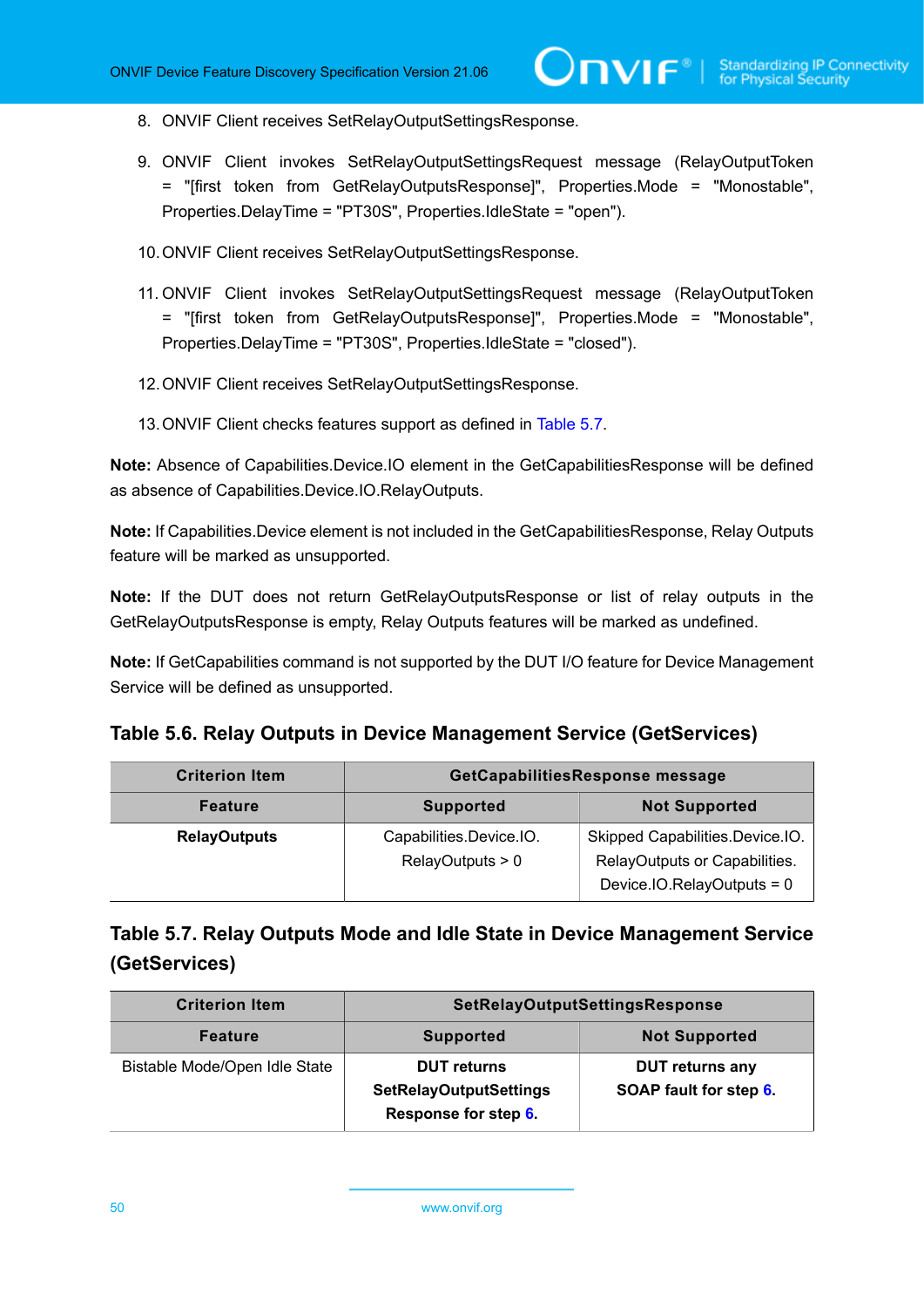8. ONVIF Client receives SetRelayOutputSettingsResponse.

9. ONVIF Client invokes SetRelayOutputSettingsRequest message (RelayOutputToken = "[first token from GetRelayOutputsResponse]", Properties.Mode = "Monostable", Properties.DelayTime = "PT30S", Properties.IdleState = "open").

10. ONVIF Client receives SetRelayOutputSettingsResponse.

11. ONVIF Client invokes SetRelayOutputSettingsRequest message (RelayOutputToken = "[first token from GetRelayOutputsResponse]", Properties.Mode = "Monostable", Properties.DelayTime = "PT30S", Properties.IdleState = "closed").

12. ONVIF Client receives SetRelayOutputSettingsResponse.

13. ONVIF Client checks features support as defined in Table 5.7.

**Note:** Absence of Capabilities.Device.IO element in the GetCapabilitiesResponse will be defined as absence of Capabilities.Device.IO.RelayOutputs.

**Note:** If Capabilities.Device element is not included in the GetCapabilitiesResponse, Relay Outputs feature will be marked as unsupported.

**Note:** If the DUT does not return GetRelayOutputsResponse or list of relay outputs in the GetRelayOutputsResponse is empty, Relay Outputs features will be marked as undefined.

**Note:** If GetCapabilities command is not supported by the DUT I/O feature for Device Management Service will be defined as unsupported.

### Table 5.6. Relay Outputs in Device Management Service (GetServices)

| Criterion Item | GetCapabilitiesResponse message | |
|---|---|---|
| **Feature** | **Supported** | **Not Supported** |
| **RelayOutputs** | Capabilities.Device.IO. RelayOutputs > 0 | Skipped Capabilities.Device.IO. RelayOutputs or Capabilities. Device.IO.RelayOutputs = 0 |

### Table 5.7. Relay Outputs Mode and Idle State in Device Management Service (GetServices)

| Criterion Item | SetRelayOutputSettingsResponse | |
|---|---|---|
| **Feature** | **Supported** | **Not Supported** |
| Bistable Mode/Open Idle State | **DUT returns SetRelayOutputSettings Response for step 6.** | **DUT returns any SOAP fault for step 6.** |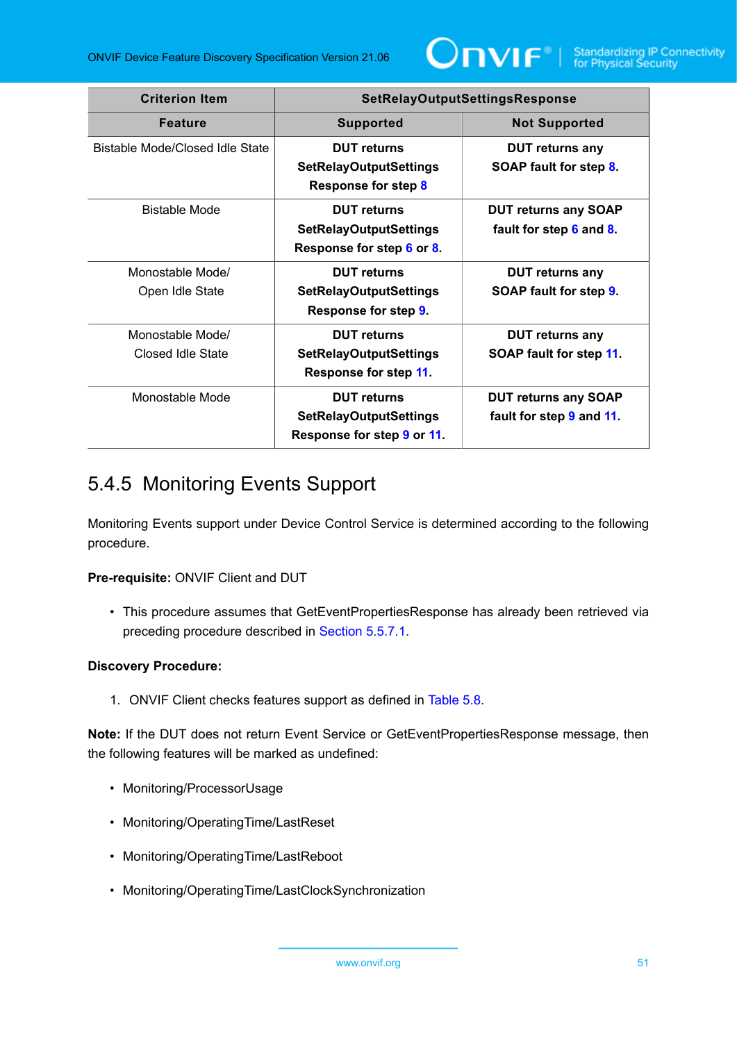| Criterion Item | SetRelayOutputSettingsResponse | |
|---|---|---|
| **Feature** | **Supported** | **Not Supported** |
| Bistable Mode/Closed Idle State | **DUT returns SetRelayOutputSettings Response for step 8** | **DUT returns any SOAP fault for step 8.** |
| Bistable Mode | **DUT returns SetRelayOutputSettings Response for step 6 or 8.** | **DUT returns any SOAP fault for step 6 and 8.** |
| Monostable Mode/ Open Idle State | **DUT returns SetRelayOutputSettings Response for step 9.** | **DUT returns any SOAP fault for step 9.** |
| Monostable Mode/ Closed Idle State | **DUT returns SetRelayOutputSettings Response for step 11.** | **DUT returns any SOAP fault for step 11.** |
| Monostable Mode | **DUT returns SetRelayOutputSettings Response for step 9 or 11.** | **DUT returns any SOAP fault for step 9 and 11.** |

### 5.4.5 Monitoring Events Support

Monitoring Events support under Device Control Service is determined according to the following procedure.

**Pre-requisite:** ONVIF Client and DUT

- This procedure assumes that GetEventPropertiesResponse has already been retrieved via preceding procedure described in Section 5.5.7.1.

**Discovery Procedure:**

1. ONVIF Client checks features support as defined in Table 5.8.

**Note:** If the DUT does not return Event Service or GetEventPropertiesResponse message, then the following features will be marked as undefined:

- Monitoring/ProcessorUsage
- Monitoring/OperatingTime/LastReset
- Monitoring/OperatingTime/LastReboot
- Monitoring/OperatingTime/LastClockSynchronization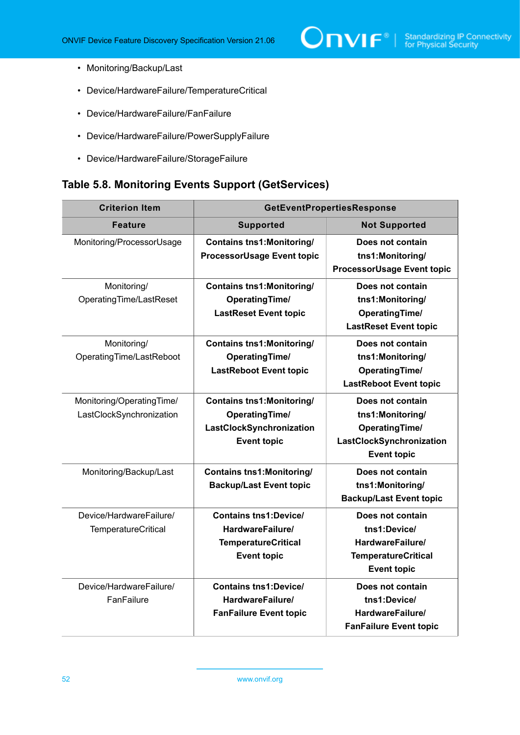- Monitoring/Backup/Last
- Device/HardwareFailure/TemperatureCritical
- Device/HardwareFailure/FanFailure
- Device/HardwareFailure/PowerSupplyFailure
- Device/HardwareFailure/StorageFailure

### Table 5.8. Monitoring Events Support (GetServices)

| Criterion Item | GetEventPropertiesResponse | |
|---|---|---|
| **Feature** | **Supported** | **Not Supported** |
| Monitoring/ProcessorUsage | **Contains tns1:Monitoring/ ProcessorUsage Event topic** | **Does not contain tns1:Monitoring/ ProcessorUsage Event topic** |
| Monitoring/ OperatingTime/LastReset | **Contains tns1:Monitoring/ OperatingTime/ LastReset Event topic** | **Does not contain tns1:Monitoring/ OperatingTime/ LastReset Event topic** |
| Monitoring/ OperatingTime/LastReboot | **Contains tns1:Monitoring/ OperatingTime/ LastReboot Event topic** | **Does not contain tns1:Monitoring/ OperatingTime/ LastReboot Event topic** |
| Monitoring/OperatingTime/ LastClockSynchronization | **Contains tns1:Monitoring/ OperatingTime/ LastClockSynchronization Event topic** | **Does not contain tns1:Monitoring/ OperatingTime/ LastClockSynchronization Event topic** |
| Monitoring/Backup/Last | **Contains tns1:Monitoring/ Backup/Last Event topic** | **Does not contain tns1:Monitoring/ Backup/Last Event topic** |
| Device/HardwareFailure/ TemperatureCritical | **Contains tns1:Device/ HardwareFailure/ TemperatureCritical Event topic** | **Does not contain tns1:Device/ HardwareFailure/ TemperatureCritical Event topic** |
| Device/HardwareFailure/ FanFailure | **Contains tns1:Device/ HardwareFailure/ FanFailure Event topic** | **Does not contain tns1:Device/ HardwareFailure/ FanFailure Event topic** |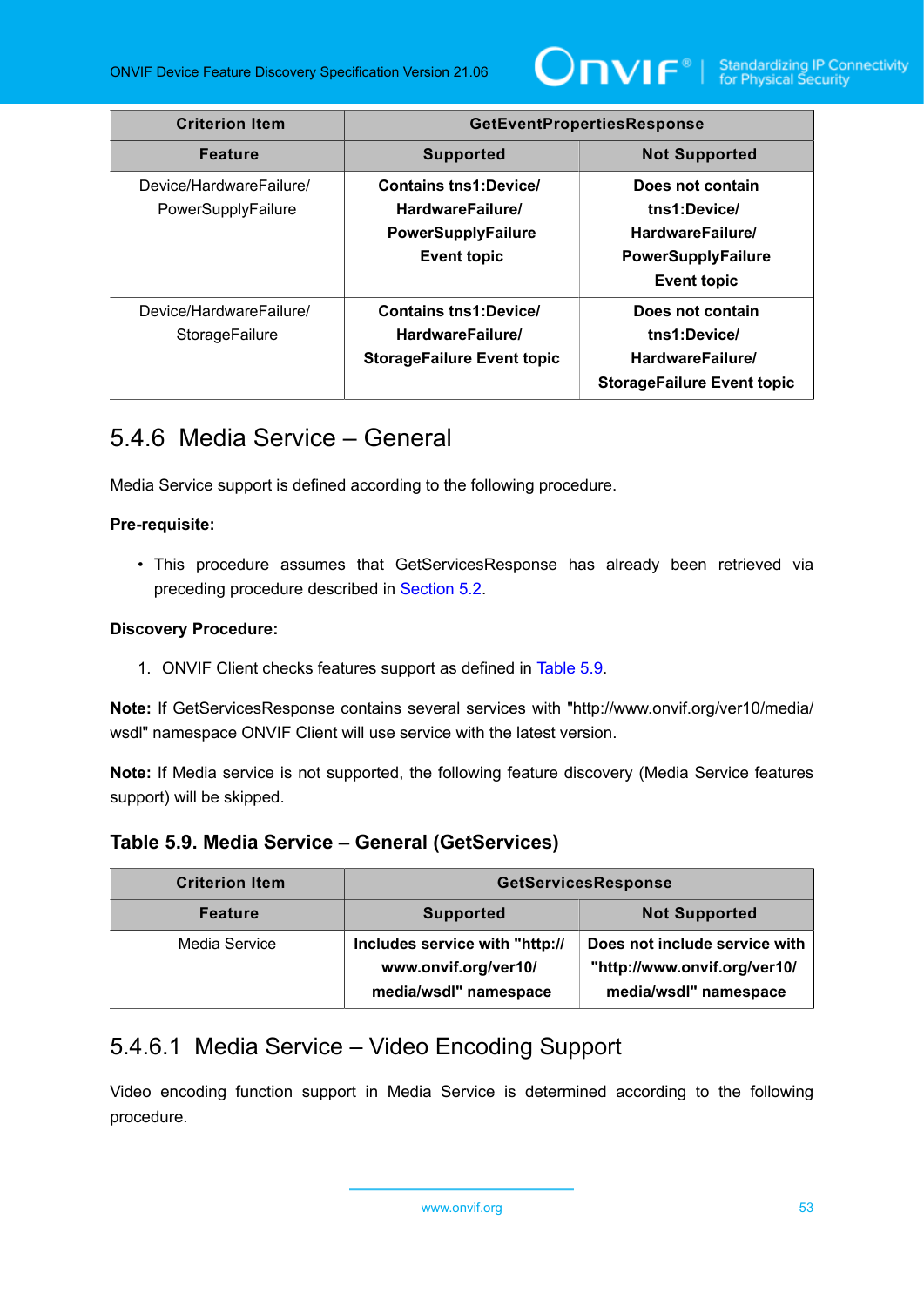| Criterion Item | GetEventPropertiesResponse | |
|---|---|---|
| **Feature** | **Supported** | **Not Supported** |
| Device/HardwareFailure/PowerSupplyFailure | **Contains tns1:Device/HardwareFailure/PowerSupplyFailure Event topic** | **Does not contain tns1:Device/HardwareFailure/PowerSupplyFailure Event topic** |
| Device/HardwareFailure/StorageFailure | **Contains tns1:Device/HardwareFailure/StorageFailure Event topic** | **Does not contain tns1:Device/HardwareFailure/StorageFailure Event topic** |

### 5.4.6 Media Service – General

Media Service support is defined according to the following procedure.

**Pre-requisite:**

- This procedure assumes that GetServicesResponse has already been retrieved via preceding procedure described in Section 5.2.

**Discovery Procedure:**

1. ONVIF Client checks features support as defined in Table 5.9.

**Note:** If GetServicesResponse contains several services with "http://www.onvif.org/ver10/media/wsdl" namespace ONVIF Client will use service with the latest version.

**Note:** If Media service is not supported, the following feature discovery (Media Service features support) will be skipped.

**Table 5.9. Media Service – General (GetServices)**

| Criterion Item | GetServicesResponse | |
|---|---|---|
| **Feature** | **Supported** | **Not Supported** |
| Media Service | **Includes service with "http://www.onvif.org/ver10/media/wsdl" namespace** | **Does not include service with "http://www.onvif.org/ver10/media/wsdl" namespace** |

#### 5.4.6.1 Media Service – Video Encoding Support

Video encoding function support in Media Service is determined according to the following procedure.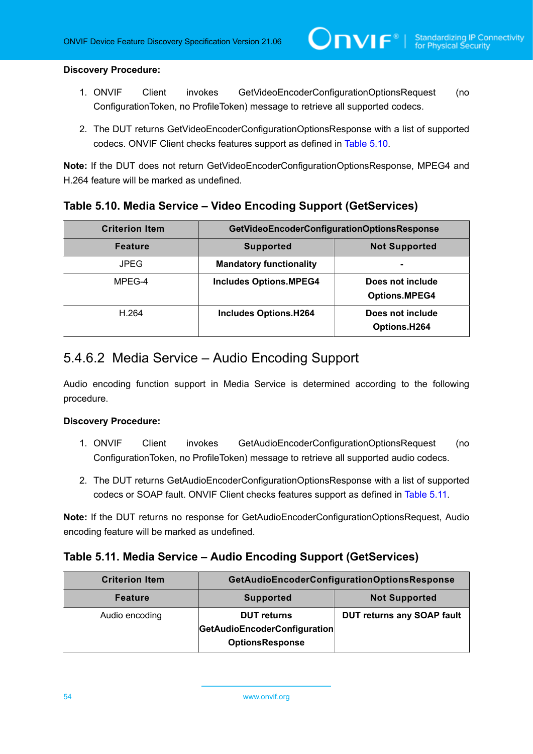**Discovery Procedure:**

1. ONVIF Client invokes GetVideoEncoderConfigurationOptionsRequest (no ConfigurationToken, no ProfileToken) message to retrieve all supported codecs.
2. The DUT returns GetVideoEncoderConfigurationOptionsResponse with a list of supported codecs. ONVIF Client checks features support as defined in Table 5.10.

**Note:** If the DUT does not return GetVideoEncoderConfigurationOptionsResponse, MPEG4 and H.264 feature will be marked as undefined.

### Table 5.10. Media Service – Video Encoding Support (GetServices)

| Criterion Item | GetVideoEncoderConfigurationOptionsResponse | |
|---|---|---|
| **Feature** | **Supported** | **Not Supported** |
| JPEG | **Mandatory functionality** | **-** |
| MPEG-4 | **Includes Options.MPEG4** | **Does not include Options.MPEG4** |
| H.264 | **Includes Options.H264** | **Does not include Options.H264** |

### 5.4.6.2 Media Service – Audio Encoding Support

Audio encoding function support in Media Service is determined according to the following procedure.

**Discovery Procedure:**

1. ONVIF Client invokes GetAudioEncoderConfigurationOptionsRequest (no ConfigurationToken, no ProfileToken) message to retrieve all supported audio codecs.
2. The DUT returns GetAudioEncoderConfigurationOptionsResponse with a list of supported codecs or SOAP fault. ONVIF Client checks features support as defined in Table 5.11.

**Note:** If the DUT returns no response for GetAudioEncoderConfigurationOptionsRequest, Audio encoding feature will be marked as undefined.

### Table 5.11. Media Service – Audio Encoding Support (GetServices)

| Criterion Item | GetAudioEncoderConfigurationOptionsResponse | |
|---|---|---|
| **Feature** | **Supported** | **Not Supported** |
| Audio encoding | **DUT returns GetAudioEncoderConfigurationOptionsResponse** | **DUT returns any SOAP fault** |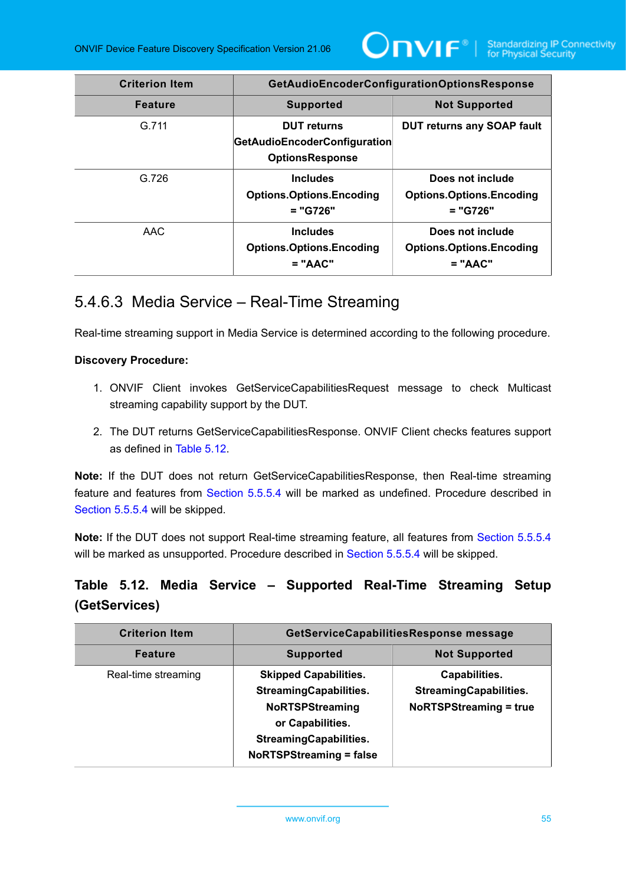| Criterion Item | GetAudioEncoderConfigurationOptionsResponse | |
|---|---|---|
| **Feature** | **Supported** | **Not Supported** |
| G.711 | **DUT returns GetAudioEncoderConfigurationOptionsResponse** | **DUT returns any SOAP fault** |
| G.726 | **Includes Options.Options.Encoding = "G726"** | **Does not include Options.Options.Encoding = "G726"** |
| AAC | **Includes Options.Options.Encoding = "AAC"** | **Does not include Options.Options.Encoding = "AAC"** |

### 5.4.6.3 Media Service – Real-Time Streaming

Real-time streaming support in Media Service is determined according to the following procedure.

**Discovery Procedure:**

1. ONVIF Client invokes GetServiceCapabilitiesRequest message to check Multicast streaming capability support by the DUT.
2. The DUT returns GetServiceCapabilitiesResponse. ONVIF Client checks features support as defined in Table 5.12.

**Note:** If the DUT does not return GetServiceCapabilitiesResponse, then Real-time streaming feature and features from Section 5.5.5.4 will be marked as undefined. Procedure described in Section 5.5.5.4 will be skipped.

**Note:** If the DUT does not support Real-time streaming feature, all features from Section 5.5.5.4 will be marked as unsupported. Procedure described in Section 5.5.5.4 will be skipped.

#### Table 5.12. Media Service – Supported Real-Time Streaming Setup (GetServices)

| Criterion Item | GetServiceCapabilitiesResponse message | |
|---|---|---|
| **Feature** | **Supported** | **Not Supported** |
| Real-time streaming | **Skipped Capabilities. StreamingCapabilities. NoRTSPStreaming or Capabilities. StreamingCapabilities. NoRTSPStreaming = false** | **Capabilities. StreamingCapabilities. NoRTSPStreaming = true** |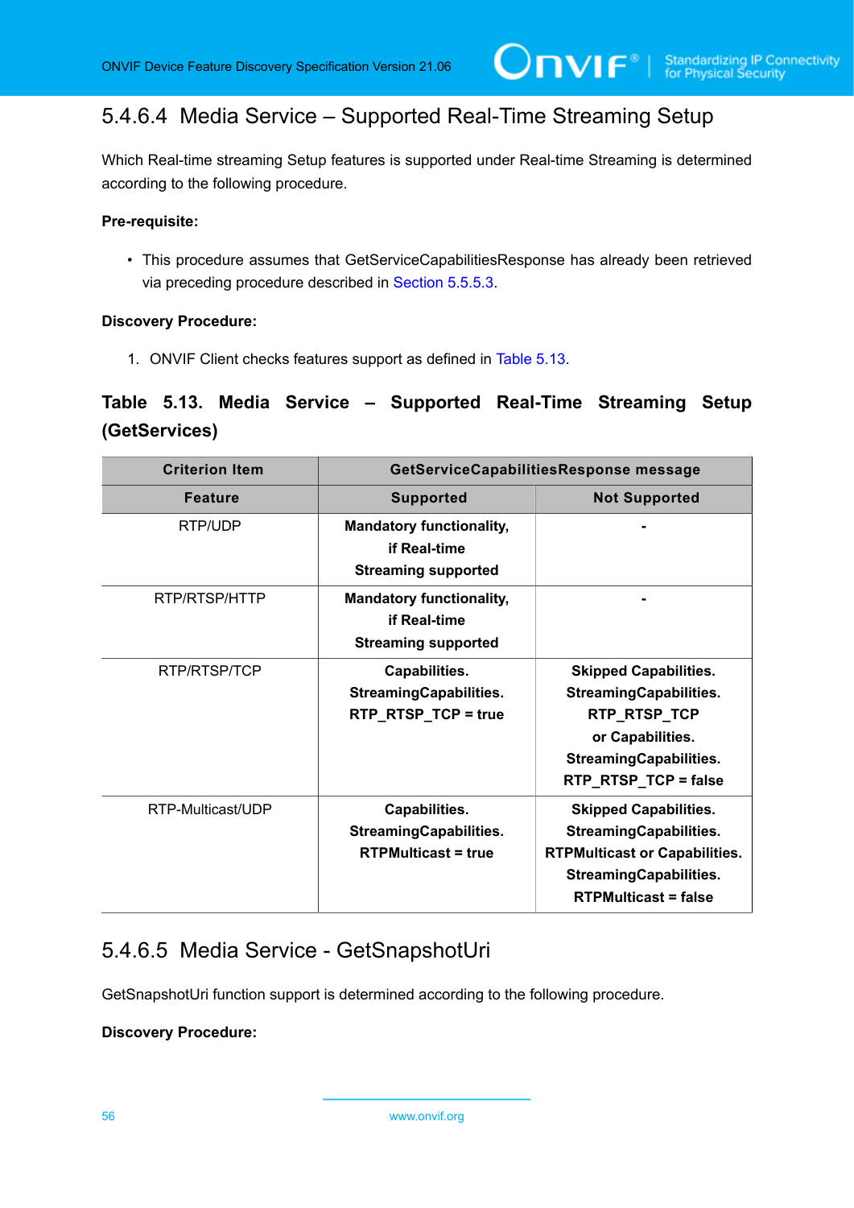#### 5.4.6.4 Media Service – Supported Real-Time Streaming Setup

Which Real-time streaming Setup features is supported under Real-time Streaming is determined according to the following procedure.

**Pre-requisite:**

- This procedure assumes that GetServiceCapabilitiesResponse has already been retrieved via preceding procedure described in Section 5.5.5.3.

**Discovery Procedure:**

1. ONVIF Client checks features support as defined in Table 5.13.

**Table 5.13. Media Service – Supported Real-Time Streaming Setup (GetServices)**

| Criterion Item | GetServiceCapabilitiesResponse message | |
|---|---|---|
| **Feature** | **Supported** | **Not Supported** |
| RTP/UDP | **Mandatory functionality, if Real-time Streaming supported** | **-** |
| RTP/RTSP/HTTP | **Mandatory functionality, if Real-time Streaming supported** | **-** |
| RTP/RTSP/TCP | **Capabilities. StreamingCapabilities. RTP_RTSP_TCP = true** | **Skipped Capabilities. StreamingCapabilities. RTP_RTSP_TCP or Capabilities. StreamingCapabilities. RTP_RTSP_TCP = false** |
| RTP-Multicast/UDP | **Capabilities. StreamingCapabilities. RTPMulticast = true** | **Skipped Capabilities. StreamingCapabilities. RTPMulticast or Capabilities. StreamingCapabilities. RTPMulticast = false** |

#### 5.4.6.5 Media Service - GetSnapshotUri

GetSnapshotUri function support is determined according to the following procedure.

**Discovery Procedure:**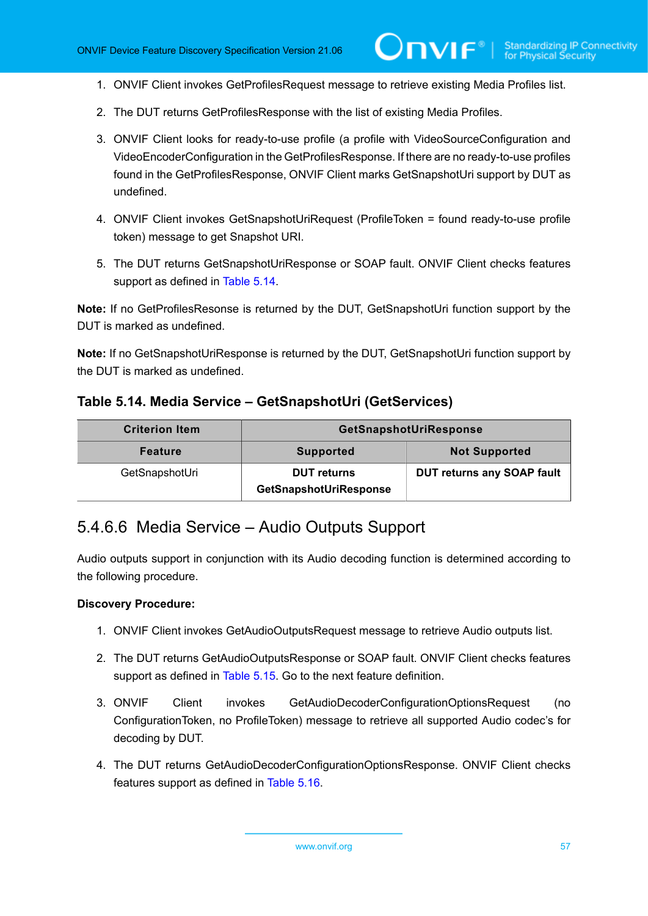1. ONVIF Client invokes GetProfilesRequest message to retrieve existing Media Profiles list.

2. The DUT returns GetProfilesResponse with the list of existing Media Profiles.

3. ONVIF Client looks for ready-to-use profile (a profile with VideoSourceConfiguration and VideoEncoderConfiguration in the GetProfilesResponse. If there are no ready-to-use profiles found in the GetProfilesResponse, ONVIF Client marks GetSnapshotUri support by DUT as undefined.

4. ONVIF Client invokes GetSnapshotUriRequest (ProfileToken = found ready-to-use profile token) message to get Snapshot URI.

5. The DUT returns GetSnapshotUriResponse or SOAP fault. ONVIF Client checks features support as defined in Table 5.14.

**Note:** If no GetProfilesResonse is returned by the DUT, GetSnapshotUri function support by the DUT is marked as undefined.

**Note:** If no GetSnapshotUriResponse is returned by the DUT, GetSnapshotUri function support by the DUT is marked as undefined.

### Table 5.14. Media Service – GetSnapshotUri (GetServices)

| Criterion Item | GetSnapshotUriResponse | |
|---|---|---|
| **Feature** | **Supported** | **Not Supported** |
| GetSnapshotUri | **DUT returns GetSnapshotUriResponse** | **DUT returns any SOAP fault** |

## 5.4.6.6 Media Service – Audio Outputs Support

Audio outputs support in conjunction with its Audio decoding function is determined according to the following procedure.

**Discovery Procedure:**

1. ONVIF Client invokes GetAudioOutputsRequest message to retrieve Audio outputs list.

2. The DUT returns GetAudioOutputsResponse or SOAP fault. ONVIF Client checks features support as defined in Table 5.15. Go to the next feature definition.

3. ONVIF Client invokes GetAudioDecoderConfigurationOptionsRequest (no ConfigurationToken, no ProfileToken) message to retrieve all supported Audio codec's for decoding by DUT.

4. The DUT returns GetAudioDecoderConfigurationOptionsResponse. ONVIF Client checks features support as defined in Table 5.16.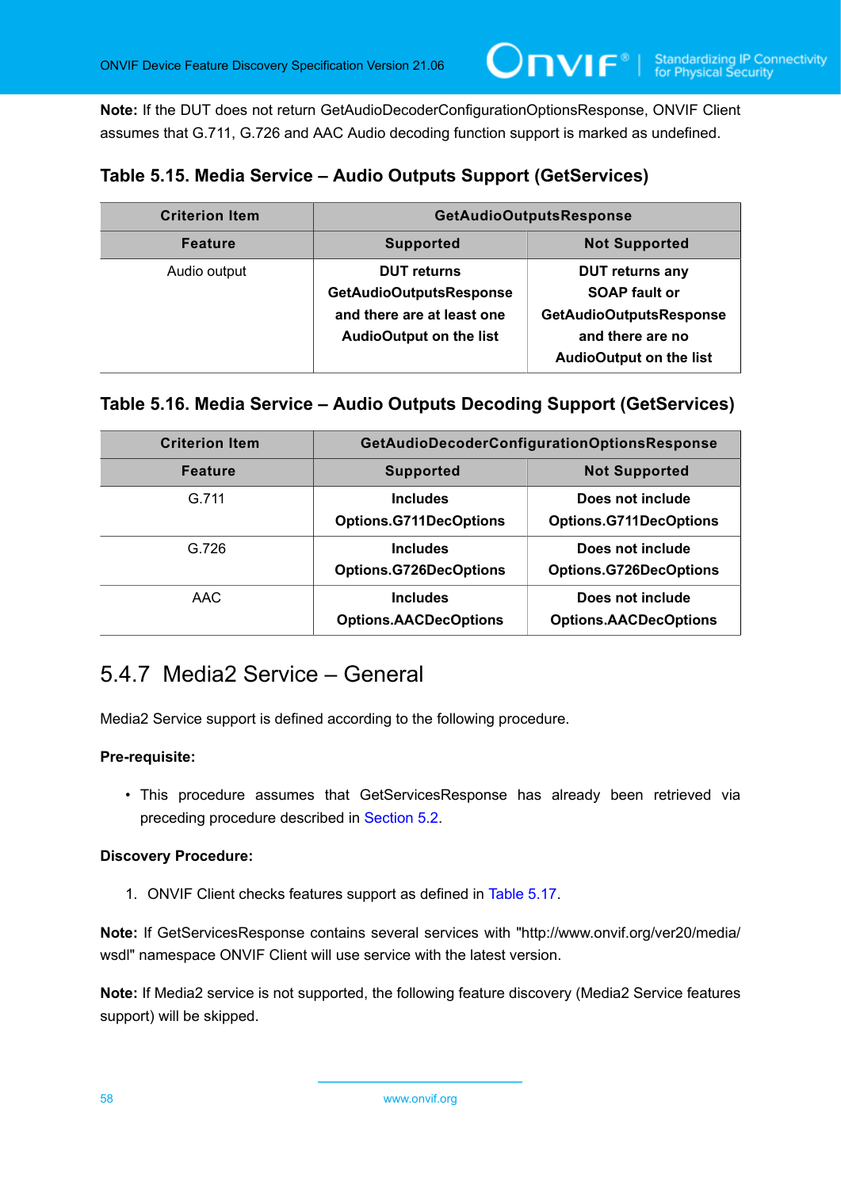**Note:** If the DUT does not return GetAudioDecoderConfigurationOptionsResponse, ONVIF Client assumes that G.711, G.726 and AAC Audio decoding function support is marked as undefined.

### Table 5.15. Media Service – Audio Outputs Support (GetServices)

| Criterion Item | GetAudioOutputsResponse | |
|---|---|---|
| **Feature** | **Supported** | **Not Supported** |
| Audio output | **DUT returns GetAudioOutputsResponse and there are at least one AudioOutput on the list** | **DUT returns any SOAP fault or GetAudioOutputsResponse and there are no AudioOutput on the list** |

### Table 5.16. Media Service – Audio Outputs Decoding Support (GetServices)

| Criterion Item | GetAudioDecoderConfigurationOptionsResponse | |
|---|---|---|
| **Feature** | **Supported** | **Not Supported** |
| G.711 | **Includes Options.G711DecOptions** | **Does not include Options.G711DecOptions** |
| G.726 | **Includes Options.G726DecOptions** | **Does not include Options.G726DecOptions** |
| AAC | **Includes Options.AACDecOptions** | **Does not include Options.AACDecOptions** |

## 5.4.7 Media2 Service – General

Media2 Service support is defined according to the following procedure.

**Pre-requisite:**

- This procedure assumes that GetServicesResponse has already been retrieved via preceding procedure described in Section 5.2.

**Discovery Procedure:**

1. ONVIF Client checks features support as defined in Table 5.17.

**Note:** If GetServicesResponse contains several services with "http://www.onvif.org/ver20/media/wsdl" namespace ONVIF Client will use service with the latest version.

**Note:** If Media2 service is not supported, the following feature discovery (Media2 Service features support) will be skipped.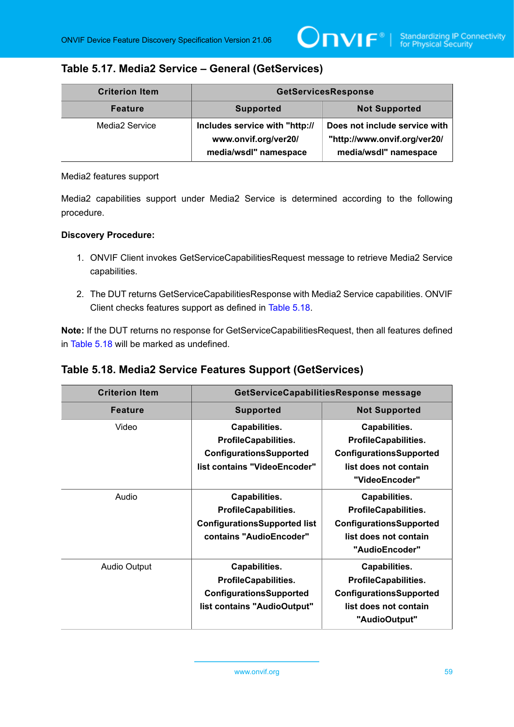## Table 5.17. Media2 Service – General (GetServices)

| Criterion Item | GetServicesResponse | |
|---|---|---|
| **Feature** | **Supported** | **Not Supported** |
| Media2 Service | **Includes service with "http://www.onvif.org/ver20/media/wsdl" namespace** | **Does not include service with "http://www.onvif.org/ver20/media/wsdl" namespace** |

Media2 features support

Media2 capabilities support under Media2 Service is determined according to the following procedure.

**Discovery Procedure:**

1. ONVIF Client invokes GetServiceCapabilitiesRequest message to retrieve Media2 Service capabilities.
2. The DUT returns GetServiceCapabilitiesResponse with Media2 Service capabilities. ONVIF Client checks features support as defined in Table 5.18.

**Note:** If the DUT returns no response for GetServiceCapabilitiesRequest, then all features defined in Table 5.18 will be marked as undefined.

## Table 5.18. Media2 Service Features Support (GetServices)

| Criterion Item | GetServiceCapabilitiesResponse message | |
|---|---|---|
| **Feature** | **Supported** | **Not Supported** |
| Video | **Capabilities.ProfileCapabilities.ConfigurationsSupported list contains "VideoEncoder"** | **Capabilities.ProfileCapabilities.ConfigurationsSupported list does not contain "VideoEncoder"** |
| Audio | **Capabilities.ProfileCapabilities.ConfigurationsSupported list contains "AudioEncoder"** | **Capabilities.ProfileCapabilities.ConfigurationsSupported list does not contain "AudioEncoder"** |
| Audio Output | **Capabilities.ProfileCapabilities.ConfigurationsSupported list contains "AudioOutput"** | **Capabilities.ProfileCapabilities.ConfigurationsSupported list does not contain "AudioOutput"** |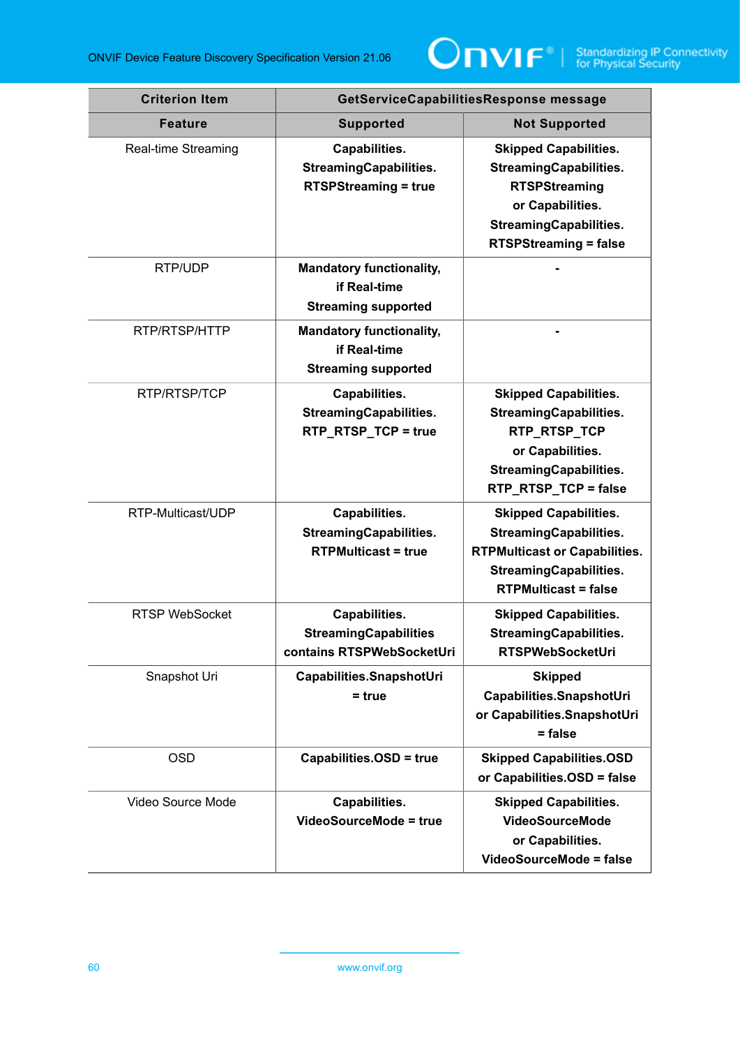| Criterion Item | GetServiceCapabilitiesResponse message | |
|---|---|---|
| **Feature** | **Supported** | **Not Supported** |
| Real-time Streaming | **Capabilities. StreamingCapabilities. RTSPStreaming = true** | **Skipped Capabilities. StreamingCapabilities. RTSPStreaming or Capabilities. StreamingCapabilities. RTSPStreaming = false** |
| RTP/UDP | **Mandatory functionality, if Real-time Streaming supported** | **-** |
| RTP/RTSP/HTTP | **Mandatory functionality, if Real-time Streaming supported** | **-** |
| RTP/RTSP/TCP | **Capabilities. StreamingCapabilities. RTP_RTSP_TCP = true** | **Skipped Capabilities. StreamingCapabilities. RTP_RTSP_TCP or Capabilities. StreamingCapabilities. RTP_RTSP_TCP = false** |
| RTP-Multicast/UDP | **Capabilities. StreamingCapabilities. RTPMulticast = true** | **Skipped Capabilities. StreamingCapabilities. RTPMulticast or Capabilities. StreamingCapabilities. RTPMulticast = false** |
| RTSP WebSocket | **Capabilities. StreamingCapabilities contains RTSPWebSocketUri** | **Skipped Capabilities. StreamingCapabilities. RTSPWebSocketUri** |
| Snapshot Uri | **Capabilities.SnapshotUri = true** | **Skipped Capabilities.SnapshotUri or Capabilities.SnapshotUri = false** |
| OSD | **Capabilities.OSD = true** | **Skipped Capabilities.OSD or Capabilities.OSD = false** |
| Video Source Mode | **Capabilities. VideoSourceMode = true** | **Skipped Capabilities. VideoSourceMode or Capabilities. VideoSourceMode = false** |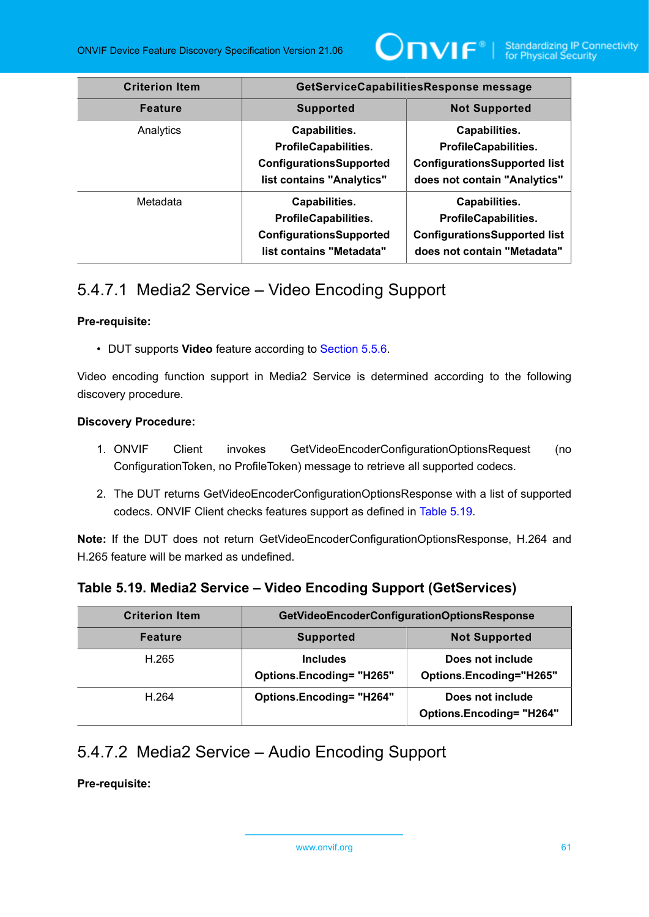| Criterion Item | GetServiceCapabilitiesResponse message | |
|---|---|---|
| **Feature** | **Supported** | **Not Supported** |
| Analytics | **Capabilities. ProfileCapabilities. ConfigurationsSupported list contains "Analytics"** | **Capabilities. ProfileCapabilities. ConfigurationsSupported list does not contain "Analytics"** |
| Metadata | **Capabilities. ProfileCapabilities. ConfigurationsSupported list contains "Metadata"** | **Capabilities. ProfileCapabilities. ConfigurationsSupported list does not contain "Metadata"** |

#### 5.4.7.1 Media2 Service – Video Encoding Support

**Pre-requisite:**

- DUT supports **Video** feature according to Section 5.5.6.

Video encoding function support in Media2 Service is determined according to the following discovery procedure.

**Discovery Procedure:**

1. ONVIF Client invokes GetVideoEncoderConfigurationOptionsRequest (no ConfigurationToken, no ProfileToken) message to retrieve all supported codecs.
2. The DUT returns GetVideoEncoderConfigurationOptionsResponse with a list of supported codecs. ONVIF Client checks features support as defined in Table 5.19.

**Note:** If the DUT does not return GetVideoEncoderConfigurationOptionsResponse, H.264 and H.265 feature will be marked as undefined.

**Table 5.19. Media2 Service – Video Encoding Support (GetServices)**

| Criterion Item | GetVideoEncoderConfigurationOptionsResponse | |
|---|---|---|
| **Feature** | **Supported** | **Not Supported** |
| H.265 | **Includes Options.Encoding= "H265"** | **Does not include Options.Encoding="H265"** |
| H.264 | **Options.Encoding= "H264"** | **Does not include Options.Encoding= "H264"** |

#### 5.4.7.2 Media2 Service – Audio Encoding Support

**Pre-requisite:**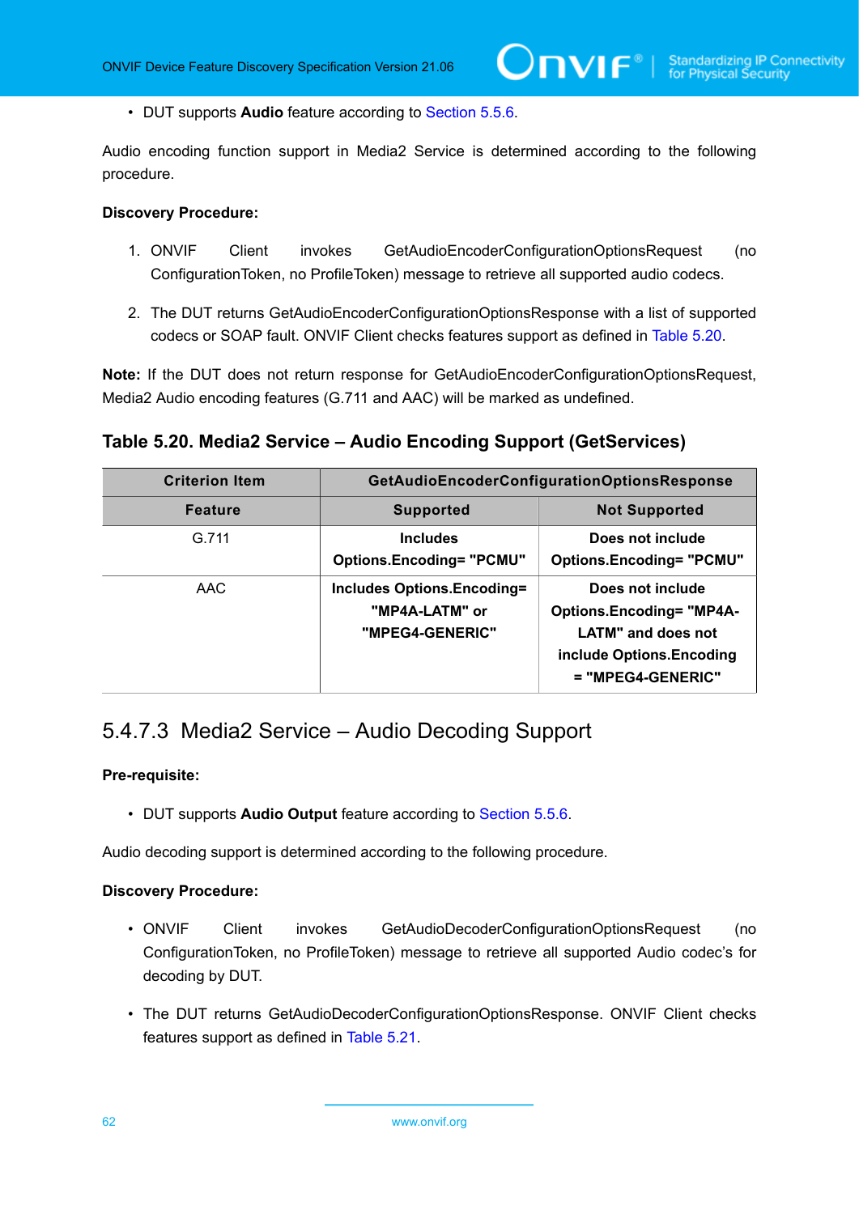- DUT supports **Audio** feature according to Section 5.5.6.

Audio encoding function support in Media2 Service is determined according to the following procedure.

**Discovery Procedure:**

1. ONVIF Client invokes GetAudioEncoderConfigurationOptionsRequest (no ConfigurationToken, no ProfileToken) message to retrieve all supported audio codecs.
2. The DUT returns GetAudioEncoderConfigurationOptionsResponse with a list of supported codecs or SOAP fault. ONVIF Client checks features support as defined in Table 5.20.

**Note:** If the DUT does not return response for GetAudioEncoderConfigurationOptionsRequest, Media2 Audio encoding features (G.711 and AAC) will be marked as undefined.

### Table 5.20. Media2 Service – Audio Encoding Support (GetServices)

| Criterion Item | GetAudioEncoderConfigurationOptionsResponse | |
|---|---|---|
| **Feature** | **Supported** | **Not Supported** |
| G.711 | **Includes Options.Encoding= "PCMU"** | **Does not include Options.Encoding= "PCMU"** |
| AAC | **Includes Options.Encoding= "MP4A-LATM" or "MPEG4-GENERIC"** | **Does not include Options.Encoding= "MP4A-LATM" and does not include Options.Encoding = "MPEG4-GENERIC"** |

## 5.4.7.3 Media2 Service – Audio Decoding Support

**Pre-requisite:**

- DUT supports **Audio Output** feature according to Section 5.5.6.

Audio decoding support is determined according to the following procedure.

**Discovery Procedure:**

- ONVIF Client invokes GetAudioDecoderConfigurationOptionsRequest (no ConfigurationToken, no ProfileToken) message to retrieve all supported Audio codec's for decoding by DUT.
- The DUT returns GetAudioDecoderConfigurationOptionsResponse. ONVIF Client checks features support as defined in Table 5.21.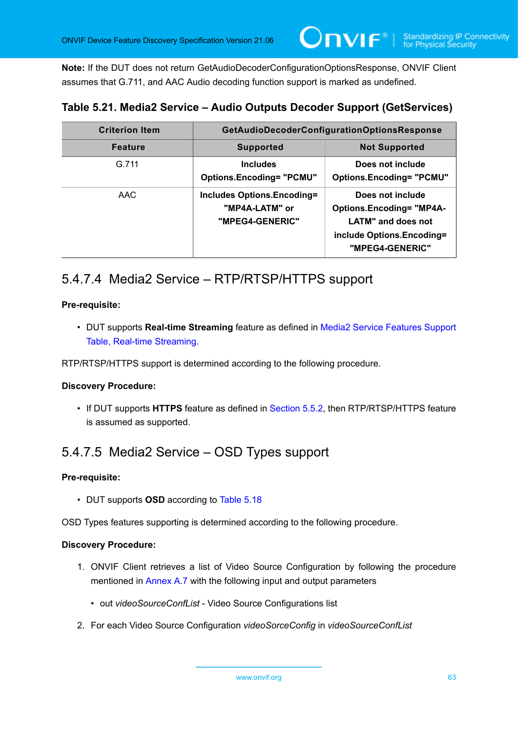**Note:** If the DUT does not return GetAudioDecoderConfigurationOptionsResponse, ONVIF Client assumes that G.711, and AAC Audio decoding function support is marked as undefined.

**Table 5.21. Media2 Service – Audio Outputs Decoder Support (GetServices)**

| Criterion Item | GetAudioDecoderConfigurationOptionsResponse | |
|---|---|---|
| **Feature** | **Supported** | **Not Supported** |
| G.711 | **Includes Options.Encoding= "PCMU"** | **Does not include Options.Encoding= "PCMU"** |
| AAC | **Includes Options.Encoding= "MP4A-LATM" or "MPEG4-GENERIC"** | **Does not include Options.Encoding= "MP4A-LATM" and does not include Options.Encoding= "MPEG4-GENERIC"** |

### 5.4.7.4 Media2 Service – RTP/RTSP/HTTPS support

**Pre-requisite:**

- DUT supports **Real-time Streaming** feature as defined in Media2 Service Features Support Table, Real-time Streaming.

RTP/RTSP/HTTPS support is determined according to the following procedure.

**Discovery Procedure:**

- If DUT supports **HTTPS** feature as defined in Section 5.5.2, then RTP/RTSP/HTTPS feature is assumed as supported.

### 5.4.7.5 Media2 Service – OSD Types support

**Pre-requisite:**

- DUT supports **OSD** according to Table 5.18

OSD Types features supporting is determined according to the following procedure.

**Discovery Procedure:**

1. ONVIF Client retrieves a list of Video Source Configuration by following the procedure mentioned in Annex A.7 with the following input and output parameters
   - out *videoSourceConfList* - Video Source Configurations list
2. For each Video Source Configuration *videoSorceConfig* in *videoSourceConfList*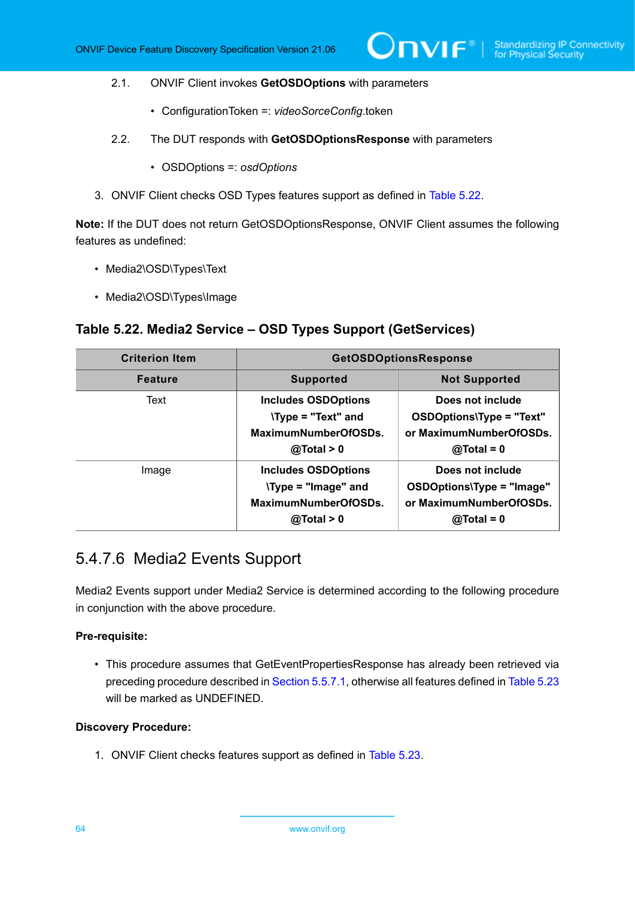2.1. ONVIF Client invokes **GetOSDOptions** with parameters

- ConfigurationToken =: *videoSorceConfig*.token

2.2. The DUT responds with **GetOSDOptionsResponse** with parameters

- OSDOptions =: *osdOptions*

3. ONVIF Client checks OSD Types features support as defined in Table 5.22.

**Note:** If the DUT does not return GetOSDOptionsResponse, ONVIF Client assumes the following features as undefined:

- Media2\OSD\Types\Text
- Media2\OSD\Types\Image

### Table 5.22. Media2 Service – OSD Types Support (GetServices)

| Criterion Item | GetOSDOptionsResponse | |
|---|---|---|
| **Feature** | **Supported** | **Not Supported** |
| Text | **Includes OSDOptions \Type = "Text" and MaximumNumberOfOSDs. @Total > 0** | **Does not include OSDOptions\Type = "Text" or MaximumNumberOfOSDs. @Total = 0** |
| Image | **Includes OSDOptions \Type = "Image" and MaximumNumberOfOSDs. @Total > 0** | **Does not include OSDOptions\Type = "Image" or MaximumNumberOfOSDs. @Total = 0** |

## 5.4.7.6 Media2 Events Support

Media2 Events support under Media2 Service is determined according to the following procedure in conjunction with the above procedure.

**Pre-requisite:**

- This procedure assumes that GetEventPropertiesResponse has already been retrieved via preceding procedure described in Section 5.5.7.1, otherwise all features defined in Table 5.23 will be marked as UNDEFINED.

**Discovery Procedure:**

1. ONVIF Client checks features support as defined in Table 5.23.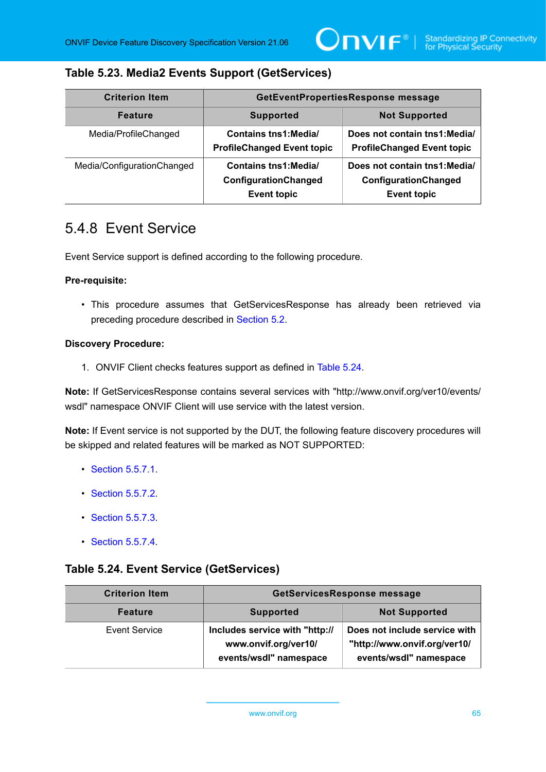**Table 5.23. Media2 Events Support (GetServices)**

| Criterion Item | GetEventPropertiesResponse message | |
|---|---|---|
| **Feature** | **Supported** | **Not Supported** |
| Media/ProfileChanged | **Contains tns1:Media/ ProfileChanged Event topic** | **Does not contain tns1:Media/ ProfileChanged Event topic** |
| Media/ConfigurationChanged | **Contains tns1:Media/ ConfigurationChanged Event topic** | **Does not contain tns1:Media/ ConfigurationChanged Event topic** |

## 5.4.8 Event Service

Event Service support is defined according to the following procedure.

**Pre-requisite:**

- This procedure assumes that GetServicesResponse has already been retrieved via preceding procedure described in Section 5.2.

**Discovery Procedure:**

1. ONVIF Client checks features support as defined in Table 5.24.

**Note:** If GetServicesResponse contains several services with "http://www.onvif.org/ver10/events/wsdl" namespace ONVIF Client will use service with the latest version.

**Note:** If Event service is not supported by the DUT, the following feature discovery procedures will be skipped and related features will be marked as NOT SUPPORTED:

- Section 5.5.7.1.
- Section 5.5.7.2.
- Section 5.5.7.3.
- Section 5.5.7.4.

**Table 5.24. Event Service (GetServices)**

| Criterion Item | GetServicesResponse message | |
|---|---|---|
| **Feature** | **Supported** | **Not Supported** |
| Event Service | **Includes service with "http://www.onvif.org/ver10/events/wsdl" namespace** | **Does not include service with "http://www.onvif.org/ver10/events/wsdl" namespace** |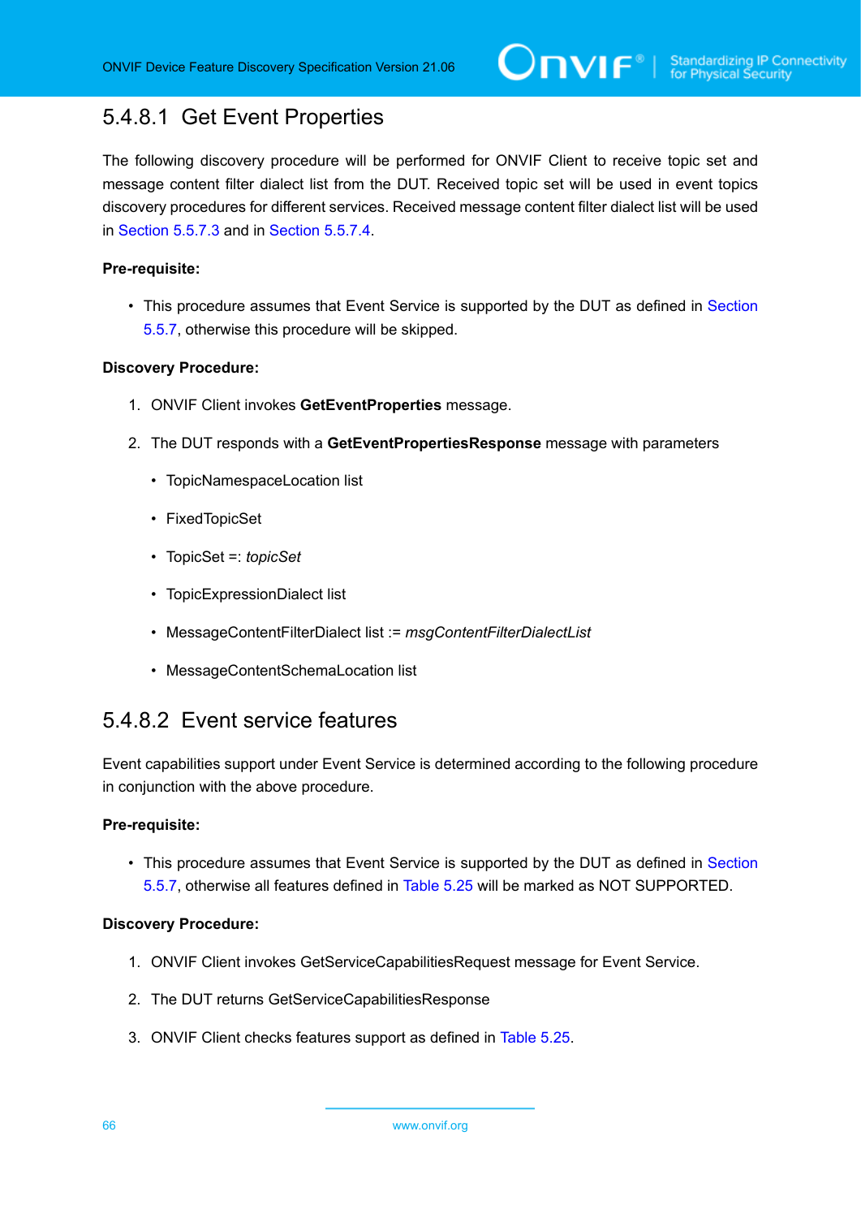#### 5.4.8.1 Get Event Properties

The following discovery procedure will be performed for ONVIF Client to receive topic set and message content filter dialect list from the DUT. Received topic set will be used in event topics discovery procedures for different services. Received message content filter dialect list will be used in Section 5.5.7.3 and in Section 5.5.7.4.

**Pre-requisite:**

- This procedure assumes that Event Service is supported by the DUT as defined in Section 5.5.7, otherwise this procedure will be skipped.

**Discovery Procedure:**

1. ONVIF Client invokes **GetEventProperties** message.
2. The DUT responds with a **GetEventPropertiesResponse** message with parameters
   - TopicNamespaceLocation list
   - FixedTopicSet
   - TopicSet =: *topicSet*
   - TopicExpressionDialect list
   - MessageContentFilterDialect list := *msgContentFilterDialectList*
   - MessageContentSchemaLocation list

#### 5.4.8.2 Event service features

Event capabilities support under Event Service is determined according to the following procedure in conjunction with the above procedure.

**Pre-requisite:**

- This procedure assumes that Event Service is supported by the DUT as defined in Section 5.5.7, otherwise all features defined in Table 5.25 will be marked as NOT SUPPORTED.

**Discovery Procedure:**

1. ONVIF Client invokes GetServiceCapabilitiesRequest message for Event Service.
2. The DUT returns GetServiceCapabilitiesResponse
3. ONVIF Client checks features support as defined in Table 5.25.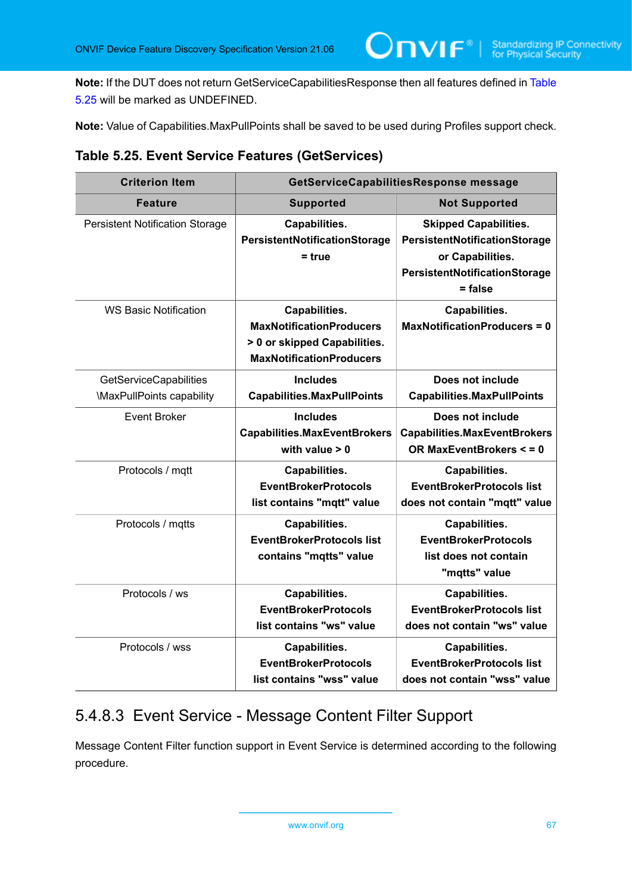**Note:** If the DUT does not return GetServiceCapabilitiesResponse then all features defined in Table 5.25 will be marked as UNDEFINED.

**Note:** Value of Capabilities.MaxPullPoints shall be saved to be used during Profiles support check.

### Table 5.25. Event Service Features (GetServices)

| Criterion Item | GetServiceCapabilitiesResponse message | |
|---|---|---|
| **Feature** | **Supported** | **Not Supported** |
| Persistent Notification Storage | **Capabilities. PersistentNotificationStorage = true** | **Skipped Capabilities. PersistentNotificationStorage or Capabilities. PersistentNotificationStorage = false** |
| WS Basic Notification | **Capabilities. MaxNotificationProducers > 0 or skipped Capabilities. MaxNotificationProducers** | **Capabilities. MaxNotificationProducers = 0** |
| GetServiceCapabilities \MaxPullPoints capability | **Includes Capabilities.MaxPullPoints** | **Does not include Capabilities.MaxPullPoints** |
| Event Broker | **Includes Capabilities.MaxEventBrokers with value > 0** | **Does not include Capabilities.MaxEventBrokers OR MaxEventBrokers < = 0** |
| Protocols / mqtt | **Capabilities. EventBrokerProtocols list contains "mqtt" value** | **Capabilities. EventBrokerProtocols list does not contain "mqtt" value** |
| Protocols / mqtts | **Capabilities. EventBrokerProtocols list contains "mqtts" value** | **Capabilities. EventBrokerProtocols list does not contain "mqtts" value** |
| Protocols / ws | **Capabilities. EventBrokerProtocols list contains "ws" value** | **Capabilities. EventBrokerProtocols list does not contain "ws" value** |
| Protocols / wss | **Capabilities. EventBrokerProtocols list contains "wss" value** | **Capabilities. EventBrokerProtocols list does not contain "wss" value** |

## 5.4.8.3 Event Service - Message Content Filter Support

Message Content Filter function support in Event Service is determined according to the following procedure.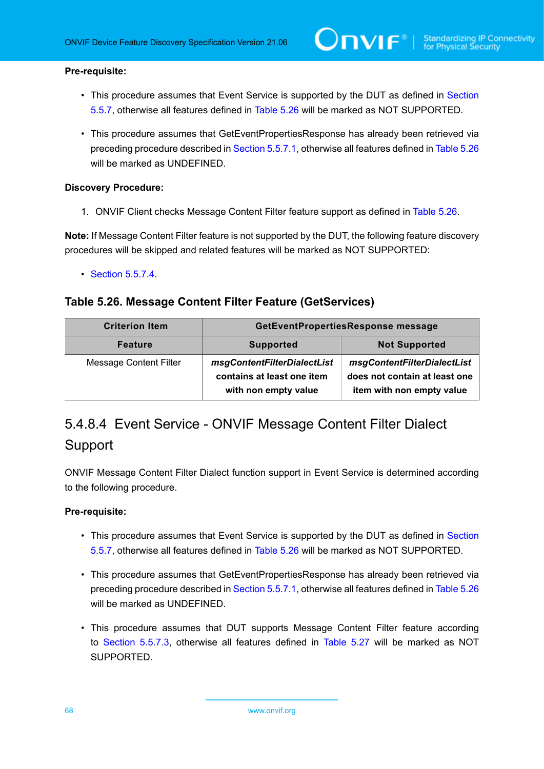**Pre-requisite:**

- This procedure assumes that Event Service is supported by the DUT as defined in Section 5.5.7, otherwise all features defined in Table 5.26 will be marked as NOT SUPPORTED.
- This procedure assumes that GetEventPropertiesResponse has already been retrieved via preceding procedure described in Section 5.5.7.1, otherwise all features defined in Table 5.26 will be marked as UNDEFINED.

**Discovery Procedure:**

1. ONVIF Client checks Message Content Filter feature support as defined in Table 5.26.

**Note:** If Message Content Filter feature is not supported by the DUT, the following feature discovery procedures will be skipped and related features will be marked as NOT SUPPORTED:

- Section 5.5.7.4.

### Table 5.26. Message Content Filter Feature (GetServices)

| Criterion Item | GetEventPropertiesResponse message | |
|---|---|---|
| **Feature** | **Supported** | **Not Supported** |
| Message Content Filter | ***msgContentFilterDialectList* contains at least one item with non empty value** | ***msgContentFilterDialectList* does not contain at least one item with non empty value** |

## 5.4.8.4 Event Service - ONVIF Message Content Filter Dialect Support

ONVIF Message Content Filter Dialect function support in Event Service is determined according to the following procedure.

**Pre-requisite:**

- This procedure assumes that Event Service is supported by the DUT as defined in Section 5.5.7, otherwise all features defined in Table 5.26 will be marked as NOT SUPPORTED.
- This procedure assumes that GetEventPropertiesResponse has already been retrieved via preceding procedure described in Section 5.5.7.1, otherwise all features defined in Table 5.26 will be marked as UNDEFINED.
- This procedure assumes that DUT supports Message Content Filter feature according to Section 5.5.7.3, otherwise all features defined in Table 5.27 will be marked as NOT SUPPORTED.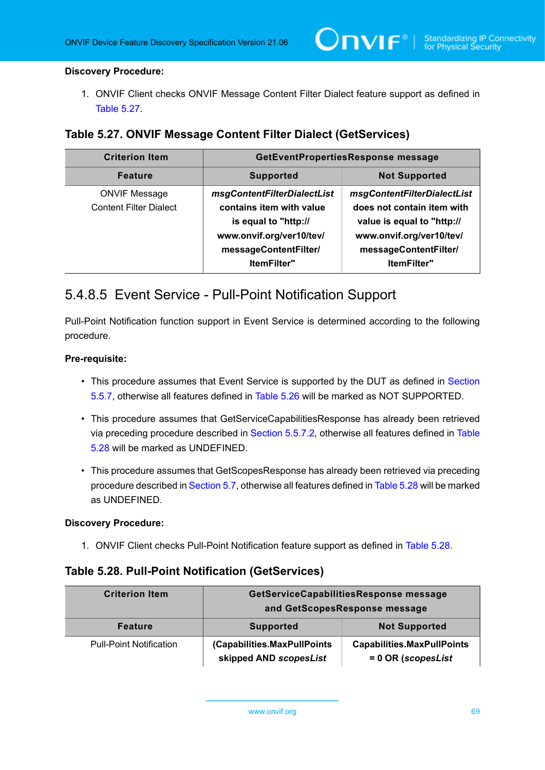**Discovery Procedure:**

1. ONVIF Client checks ONVIF Message Content Filter Dialect feature support as defined in Table 5.27.

### Table 5.27. ONVIF Message Content Filter Dialect (GetServices)

| Criterion Item | GetEventPropertiesResponse message | |
|---|---|---|
| **Feature** | **Supported** | **Not Supported** |
| ONVIF Message Content Filter Dialect | ***msgContentFilterDialectList*** **contains item with value is equal to "http://www.onvif.org/ver10/tev/messageContentFilter/ItemFilter"** | ***msgContentFilterDialectList*** **does not contain item with value is equal to "http://www.onvif.org/ver10/tev/messageContentFilter/ItemFilter"** |

## 5.4.8.5 Event Service - Pull-Point Notification Support

Pull-Point Notification function support in Event Service is determined according to the following procedure.

**Pre-requisite:**

- This procedure assumes that Event Service is supported by the DUT as defined in Section 5.5.7, otherwise all features defined in Table 5.26 will be marked as NOT SUPPORTED.
- This procedure assumes that GetServiceCapabilitiesResponse has already been retrieved via preceding procedure described in Section 5.5.7.2, otherwise all features defined in Table 5.28 will be marked as UNDEFINED.
- This procedure assumes that GetScopesResponse has already been retrieved via preceding procedure described in Section 5.7, otherwise all features defined in Table 5.28 will be marked as UNDEFINED.

**Discovery Procedure:**

1. ONVIF Client checks Pull-Point Notification feature support as defined in Table 5.28.

### Table 5.28. Pull-Point Notification (GetServices)

| Criterion Item | GetServiceCapabilitiesResponse message and GetScopesResponse message | |
|---|---|---|
| **Feature** | **Supported** | **Not Supported** |
| Pull-Point Notification | **(Capabilities.MaxPullPoints skipped AND *scopesList*** | **Capabilities.MaxPullPoints = 0 OR (*scopesList*** |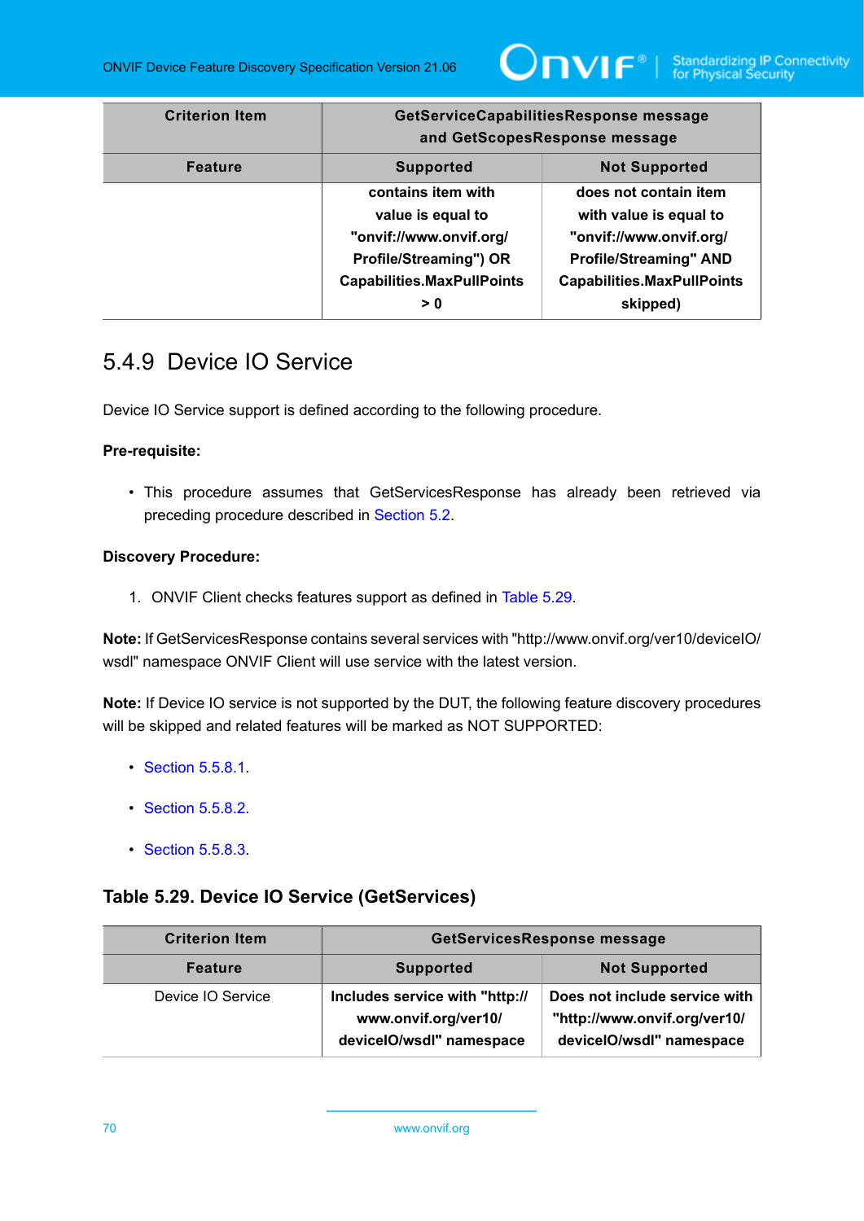| Criterion Item | GetServiceCapabilitiesResponse message and GetScopesResponse message | |
|---|---|---|
| **Feature** | **Supported** | **Not Supported** |
| | **contains item with value is equal to "onvif://www.onvif.org/ Profile/Streaming") OR Capabilities.MaxPullPoints > 0** | **does not contain item with value is equal to "onvif://www.onvif.org/ Profile/Streaming" AND Capabilities.MaxPullPoints skipped)** |

## 5.4.9 Device IO Service

Device IO Service support is defined according to the following procedure.

**Pre-requisite:**

- This procedure assumes that GetServicesResponse has already been retrieved via preceding procedure described in Section 5.2.

**Discovery Procedure:**

1. ONVIF Client checks features support as defined in Table 5.29.

**Note:** If GetServicesResponse contains several services with "http://www.onvif.org/ver10/deviceIO/wsdl" namespace ONVIF Client will use service with the latest version.

**Note:** If Device IO service is not supported by the DUT, the following feature discovery procedures will be skipped and related features will be marked as NOT SUPPORTED:

- Section 5.5.8.1.
- Section 5.5.8.2.
- Section 5.5.8.3.

### Table 5.29. Device IO Service (GetServices)

| Criterion Item | GetServicesResponse message | |
|---|---|---|
| **Feature** | **Supported** | **Not Supported** |
| Device IO Service | **Includes service with "http://www.onvif.org/ver10/deviceIO/wsdl" namespace** | **Does not include service with "http://www.onvif.org/ver10/deviceIO/wsdl" namespace** |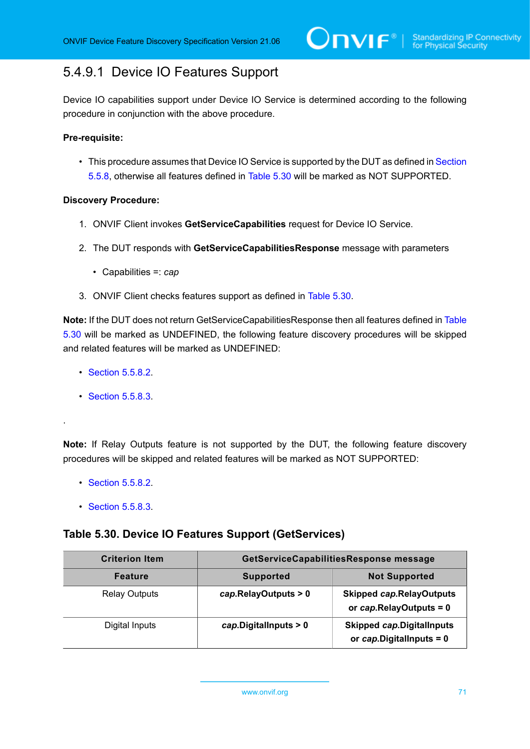#### 5.4.9.1 Device IO Features Support

Device IO capabilities support under Device IO Service is determined according to the following procedure in conjunction with the above procedure.

**Pre-requisite:**

- This procedure assumes that Device IO Service is supported by the DUT as defined in Section 5.5.8, otherwise all features defined in Table 5.30 will be marked as NOT SUPPORTED.

**Discovery Procedure:**

1. ONVIF Client invokes **GetServiceCapabilities** request for Device IO Service.
2. The DUT responds with **GetServiceCapabilitiesResponse** message with parameters
   - Capabilities =: *cap*
3. ONVIF Client checks features support as defined in Table 5.30.

**Note:** If the DUT does not return GetServiceCapabilitiesResponse then all features defined in Table 5.30 will be marked as UNDEFINED, the following feature discovery procedures will be skipped and related features will be marked as UNDEFINED:

- Section 5.5.8.2.
- Section 5.5.8.3.

.

**Note:** If Relay Outputs feature is not supported by the DUT, the following feature discovery procedures will be skipped and related features will be marked as NOT SUPPORTED:

- Section 5.5.8.2.
- Section 5.5.8.3.

**Table 5.30. Device IO Features Support (GetServices)**

| Criterion Item | GetServiceCapabilitiesResponse message | |
|---|---|---|
| **Feature** | **Supported** | **Not Supported** |
| Relay Outputs | ***cap*.RelayOutputs > 0** | **Skipped *cap*.RelayOutputs or *cap*.RelayOutputs = 0** |
| Digital Inputs | ***cap*.DigitalInputs > 0** | **Skipped *cap*.DigitalInputs or *cap*.DigitalInputs = 0** |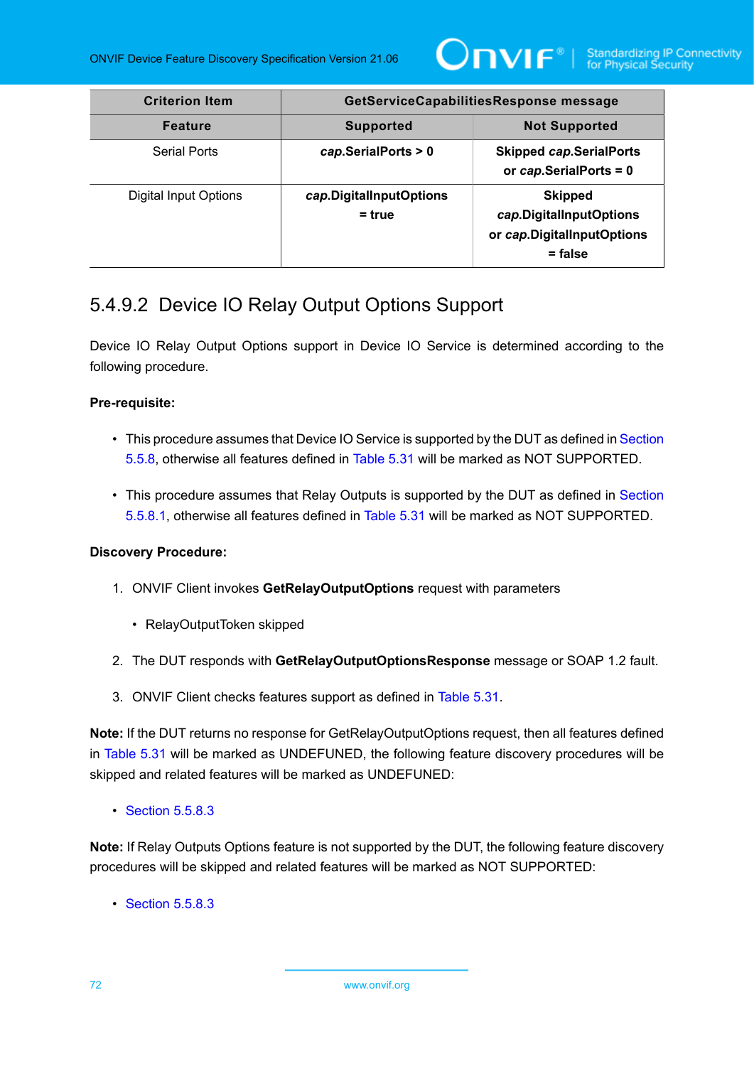| Criterion Item | GetServiceCapabilitiesResponse message | |
|---|---|---|
| **Feature** | **Supported** | **Not Supported** |
| Serial Ports | ***cap*.SerialPorts > 0** | **Skipped *cap*.SerialPorts or *cap*.SerialPorts = 0** |
| Digital Input Options | ***cap*.DigitalInputOptions = true** | **Skipped *cap*.DigitalInputOptions or *cap*.DigitalInputOptions = false** |

### 5.4.9.2 Device IO Relay Output Options Support

Device IO Relay Output Options support in Device IO Service is determined according to the following procedure.

**Pre-requisite:**

- This procedure assumes that Device IO Service is supported by the DUT as defined in Section 5.5.8, otherwise all features defined in Table 5.31 will be marked as NOT SUPPORTED.
- This procedure assumes that Relay Outputs is supported by the DUT as defined in Section 5.5.8.1, otherwise all features defined in Table 5.31 will be marked as NOT SUPPORTED.

**Discovery Procedure:**

1. ONVIF Client invokes **GetRelayOutputOptions** request with parameters
   - RelayOutputToken skipped
2. The DUT responds with **GetRelayOutputOptionsResponse** message or SOAP 1.2 fault.
3. ONVIF Client checks features support as defined in Table 5.31.

**Note:** If the DUT returns no response for GetRelayOutputOptions request, then all features defined in Table 5.31 will be marked as UNDEFUNED, the following feature discovery procedures will be skipped and related features will be marked as UNDEFUNED:

- Section 5.5.8.3

**Note:** If Relay Outputs Options feature is not supported by the DUT, the following feature discovery procedures will be skipped and related features will be marked as NOT SUPPORTED:

- Section 5.5.8.3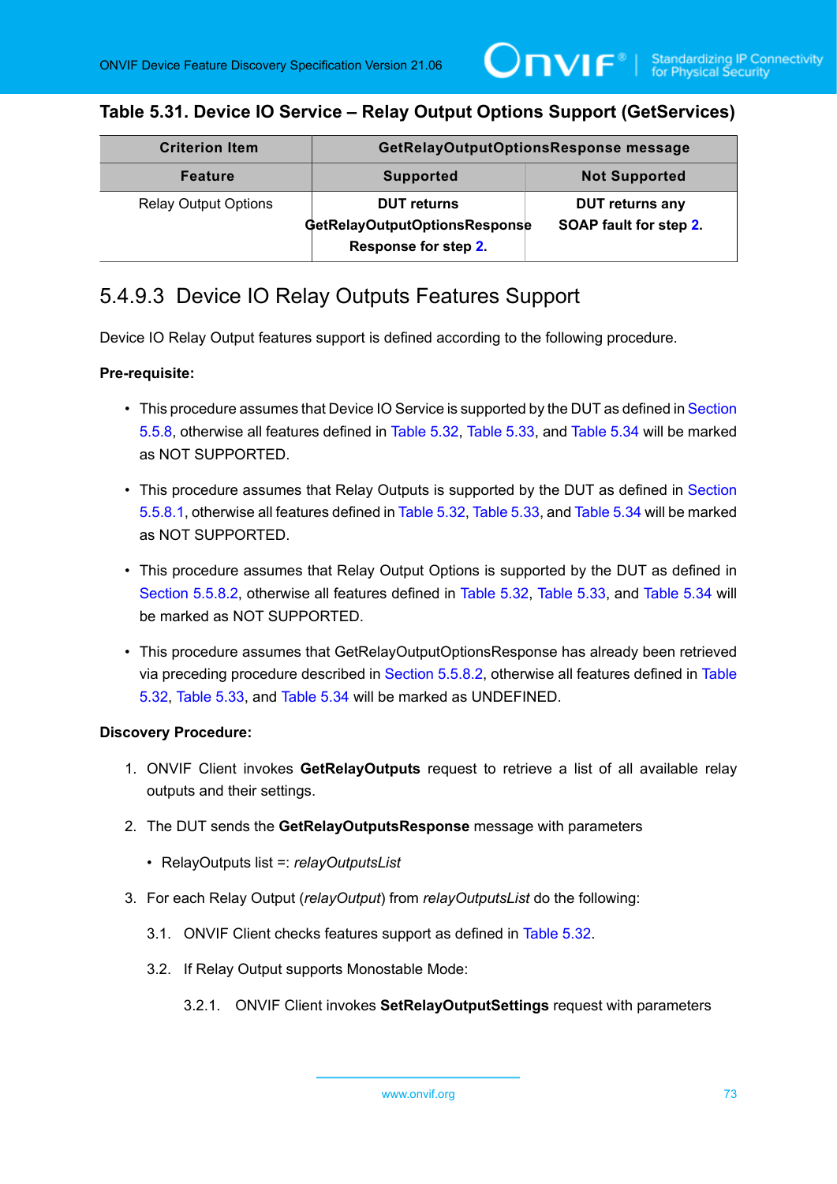**Table 5.31. Device IO Service – Relay Output Options Support (GetServices)**

| Criterion Item | GetRelayOutputOptionsResponse message | |
|---|---|---|
| **Feature** | **Supported** | **Not Supported** |
| Relay Output Options | **DUT returns GetRelayOutputOptionsResponse Response for step 2.** | **DUT returns any SOAP fault for step 2.** |

## 5.4.9.3 Device IO Relay Outputs Features Support

Device IO Relay Output features support is defined according to the following procedure.

**Pre-requisite:**

- This procedure assumes that Device IO Service is supported by the DUT as defined in Section 5.5.8, otherwise all features defined in Table 5.32, Table 5.33, and Table 5.34 will be marked as NOT SUPPORTED.
- This procedure assumes that Relay Outputs is supported by the DUT as defined in Section 5.5.8.1, otherwise all features defined in Table 5.32, Table 5.33, and Table 5.34 will be marked as NOT SUPPORTED.
- This procedure assumes that Relay Output Options is supported by the DUT as defined in Section 5.5.8.2, otherwise all features defined in Table 5.32, Table 5.33, and Table 5.34 will be marked as NOT SUPPORTED.
- This procedure assumes that GetRelayOutputOptionsResponse has already been retrieved via preceding procedure described in Section 5.5.8.2, otherwise all features defined in Table 5.32, Table 5.33, and Table 5.34 will be marked as UNDEFINED.

**Discovery Procedure:**

1. ONVIF Client invokes **GetRelayOutputs** request to retrieve a list of all available relay outputs and their settings.
2. The DUT sends the **GetRelayOutputsResponse** message with parameters
   - RelayOutputs list =: *relayOutputsList*
3. For each Relay Output (*relayOutput*) from *relayOutputsList* do the following:

   3.1. ONVIF Client checks features support as defined in Table 5.32.

   3.2. If Relay Output supports Monostable Mode:

      3.2.1. ONVIF Client invokes **SetRelayOutputSettings** request with parameters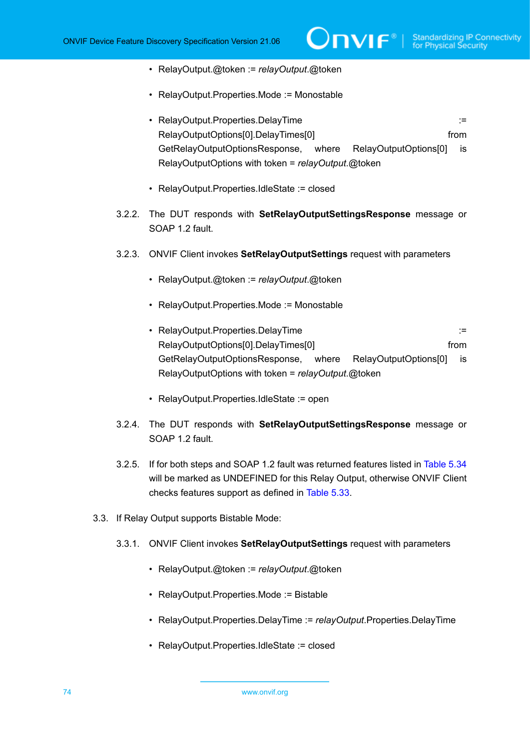- RelayOutput.@token := *relayOutput*.@token
- RelayOutput.Properties.Mode := Monostable
- RelayOutput.Properties.DelayTime := RelayOutputOptions[0].DelayTimes[0] from GetRelayOutputOptionsResponse, where RelayOutputOptions[0] is RelayOutputOptions with token = *relayOutput*.@token
- RelayOutput.Properties.IdleState := closed

3.2.2. The DUT responds with **SetRelayOutputSettingsResponse** message or SOAP 1.2 fault.

3.2.3. ONVIF Client invokes **SetRelayOutputSettings** request with parameters

- RelayOutput.@token := *relayOutput*.@token
- RelayOutput.Properties.Mode := Monostable
- RelayOutput.Properties.DelayTime := RelayOutputOptions[0].DelayTimes[0] from GetRelayOutputOptionsResponse, where RelayOutputOptions[0] is RelayOutputOptions with token = *relayOutput*.@token
- RelayOutput.Properties.IdleState := open

3.2.4. The DUT responds with **SetRelayOutputSettingsResponse** message or SOAP 1.2 fault.

3.2.5. If for both steps and SOAP 1.2 fault was returned features listed in Table 5.34 will be marked as UNDEFINED for this Relay Output, otherwise ONVIF Client checks features support as defined in Table 5.33.

3.3. If Relay Output supports Bistable Mode:

3.3.1. ONVIF Client invokes **SetRelayOutputSettings** request with parameters

- RelayOutput.@token := *relayOutput*.@token
- RelayOutput.Properties.Mode := Bistable
- RelayOutput.Properties.DelayTime := *relayOutput*.Properties.DelayTime
- RelayOutput.Properties.IdleState := closed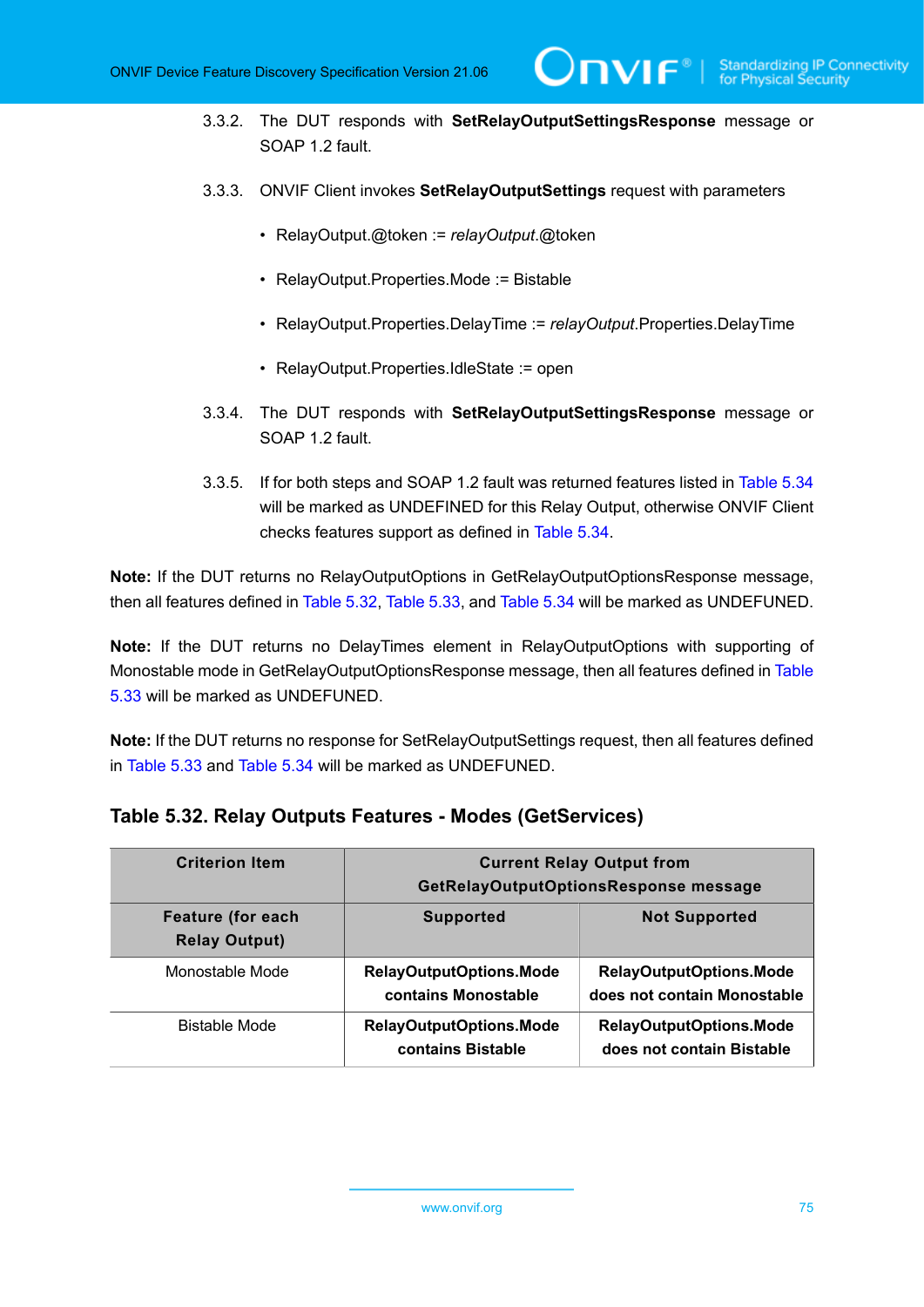3.3.2. The DUT responds with **SetRelayOutputSettingsResponse** message or SOAP 1.2 fault.

3.3.3. ONVIF Client invokes **SetRelayOutputSettings** request with parameters

- RelayOutput.@token := *relayOutput*.@token
- RelayOutput.Properties.Mode := Bistable
- RelayOutput.Properties.DelayTime := *relayOutput*.Properties.DelayTime
- RelayOutput.Properties.IdleState := open

3.3.4. The DUT responds with **SetRelayOutputSettingsResponse** message or SOAP 1.2 fault.

3.3.5. If for both steps and SOAP 1.2 fault was returned features listed in Table 5.34 will be marked as UNDEFINED for this Relay Output, otherwise ONVIF Client checks features support as defined in Table 5.34.

**Note:** If the DUT returns no RelayOutputOptions in GetRelayOutputOptionsResponse message, then all features defined in Table 5.32, Table 5.33, and Table 5.34 will be marked as UNDEFUNED.

**Note:** If the DUT returns no DelayTimes element in RelayOutputOptions with supporting of Monostable mode in GetRelayOutputOptionsResponse message, then all features defined in Table 5.33 will be marked as UNDEFUNED.

**Note:** If the DUT returns no response for SetRelayOutputSettings request, then all features defined in Table 5.33 and Table 5.34 will be marked as UNDEFUNED.

### Table 5.32. Relay Outputs Features - Modes (GetServices)

| Criterion Item | Current Relay Output from GetRelayOutputOptionsResponse message | |
|---|---|---|
| **Feature (for each Relay Output)** | **Supported** | **Not Supported** |
| Monostable Mode | **RelayOutputOptions.Mode contains Monostable** | **RelayOutputOptions.Mode does not contain Monostable** |
| Bistable Mode | **RelayOutputOptions.Mode contains Bistable** | **RelayOutputOptions.Mode does not contain Bistable** |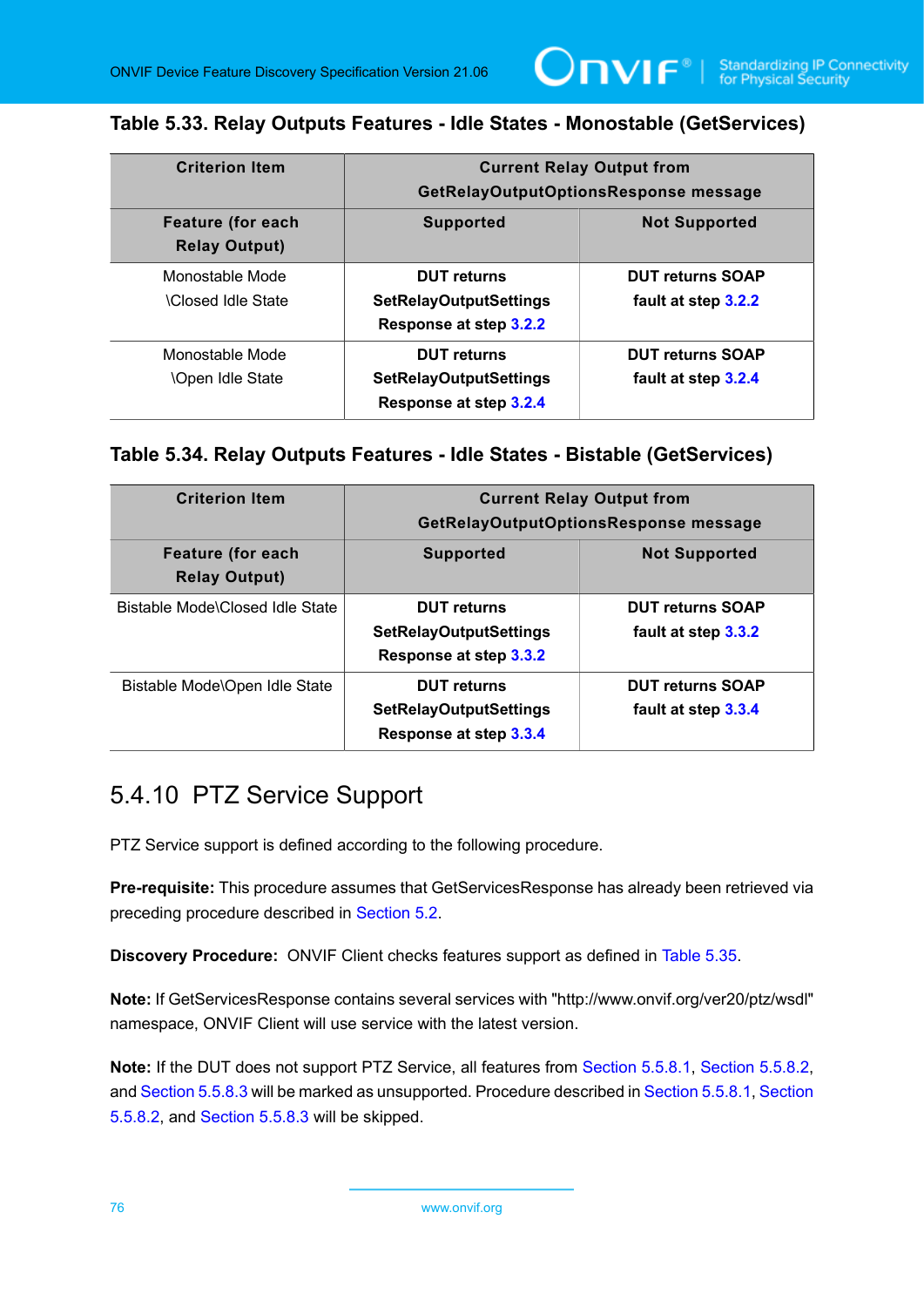### Table 5.33. Relay Outputs Features - Idle States - Monostable (GetServices)

| Criterion Item | Current Relay Output from GetRelayOutputOptionsResponse message | |
|---|---|---|
| **Feature (for each Relay Output)** | **Supported** | **Not Supported** |
| Monostable Mode \Closed Idle State | **DUT returns SetRelayOutputSettings Response at step 3.2.2** | **DUT returns SOAP fault at step 3.2.2** |
| Monostable Mode \Open Idle State | **DUT returns SetRelayOutputSettings Response at step 3.2.4** | **DUT returns SOAP fault at step 3.2.4** |

### Table 5.34. Relay Outputs Features - Idle States - Bistable (GetServices)

| Criterion Item | Current Relay Output from GetRelayOutputOptionsResponse message | |
|---|---|---|
| **Feature (for each Relay Output)** | **Supported** | **Not Supported** |
| Bistable Mode\Closed Idle State | **DUT returns SetRelayOutputSettings Response at step 3.3.2** | **DUT returns SOAP fault at step 3.3.2** |
| Bistable Mode\Open Idle State | **DUT returns SetRelayOutputSettings Response at step 3.3.4** | **DUT returns SOAP fault at step 3.3.4** |

## 5.4.10 PTZ Service Support

PTZ Service support is defined according to the following procedure.

**Pre-requisite:** This procedure assumes that GetServicesResponse has already been retrieved via preceding procedure described in Section 5.2.

**Discovery Procedure:** ONVIF Client checks features support as defined in Table 5.35.

**Note:** If GetServicesResponse contains several services with "http://www.onvif.org/ver20/ptz/wsdl" namespace, ONVIF Client will use service with the latest version.

**Note:** If the DUT does not support PTZ Service, all features from Section 5.5.8.1, Section 5.5.8.2, and Section 5.5.8.3 will be marked as unsupported. Procedure described in Section 5.5.8.1, Section 5.5.8.2, and Section 5.5.8.3 will be skipped.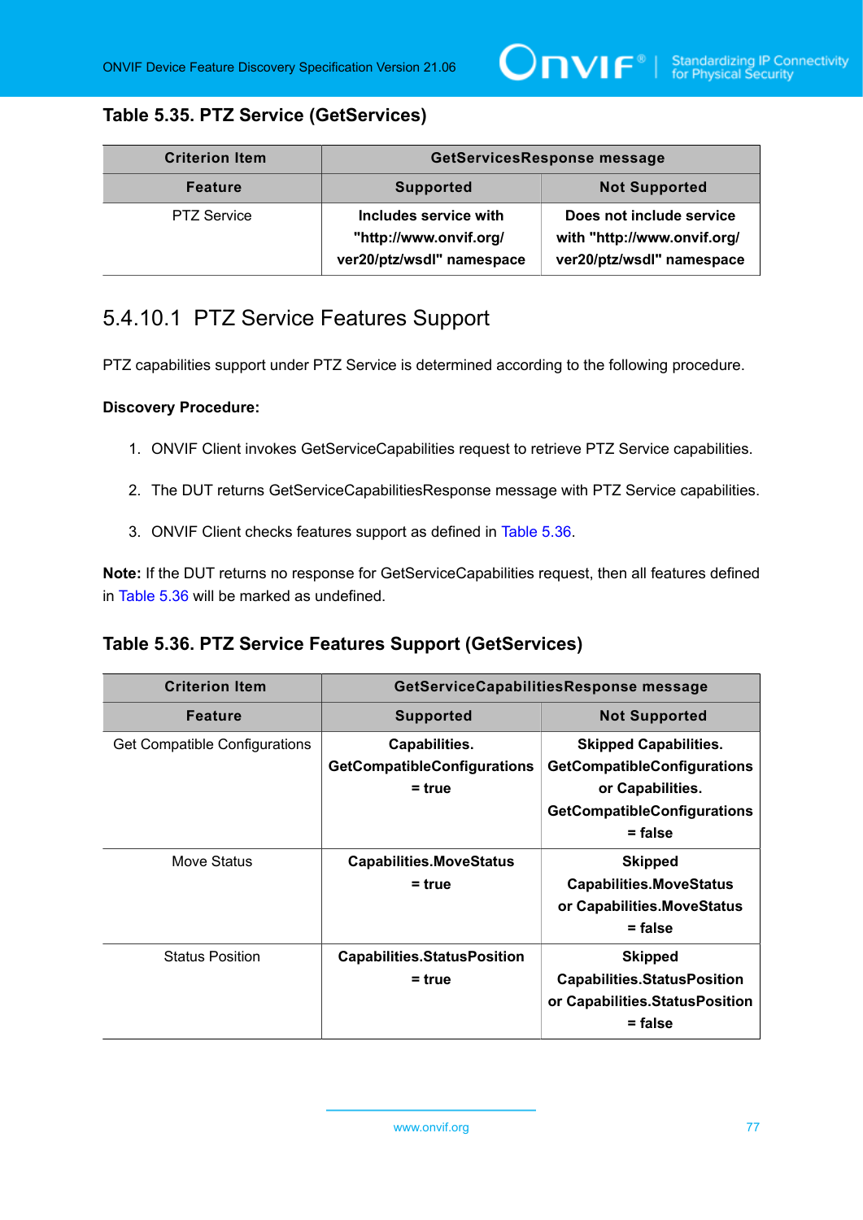**Table 5.35. PTZ Service (GetServices)**

| Criterion Item | GetServicesResponse message | |
|---|---|---|
| **Feature** | **Supported** | **Not Supported** |
| PTZ Service | **Includes service with "http://www.onvif.org/ver20/ptz/wsdl" namespace** | **Does not include service with "http://www.onvif.org/ver20/ptz/wsdl" namespace** |

## 5.4.10.1 PTZ Service Features Support

PTZ capabilities support under PTZ Service is determined according to the following procedure.

**Discovery Procedure:**

1. ONVIF Client invokes GetServiceCapabilities request to retrieve PTZ Service capabilities.
2. The DUT returns GetServiceCapabilitiesResponse message with PTZ Service capabilities.
3. ONVIF Client checks features support as defined in Table 5.36.

**Note:** If the DUT returns no response for GetServiceCapabilities request, then all features defined in Table 5.36 will be marked as undefined.

**Table 5.36. PTZ Service Features Support (GetServices)**

| Criterion Item | GetServiceCapabilitiesResponse message | |
|---|---|---|
| **Feature** | **Supported** | **Not Supported** |
| Get Compatible Configurations | **Capabilities. GetCompatibleConfigurations = true** | **Skipped Capabilities. GetCompatibleConfigurations or Capabilities. GetCompatibleConfigurations = false** |
| Move Status | **Capabilities.MoveStatus = true** | **Skipped Capabilities.MoveStatus or Capabilities.MoveStatus = false** |
| Status Position | **Capabilities.StatusPosition = true** | **Skipped Capabilities.StatusPosition or Capabilities.StatusPosition = false** |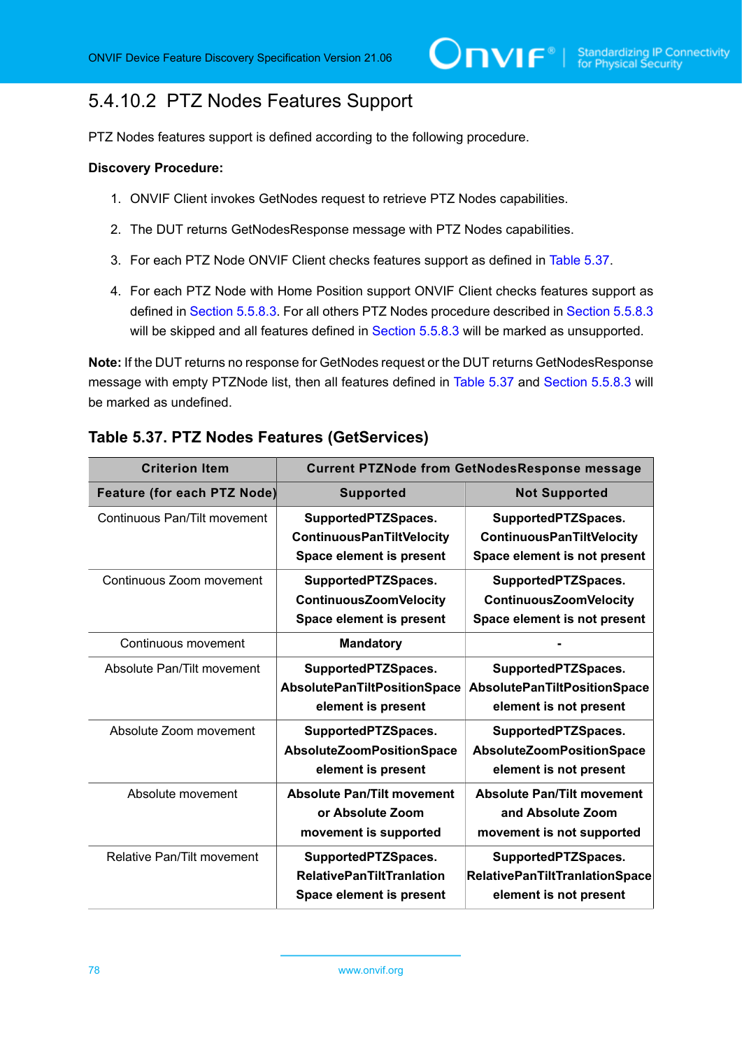### 5.4.10.2 PTZ Nodes Features Support

PTZ Nodes features support is defined according to the following procedure.

**Discovery Procedure:**

1. ONVIF Client invokes GetNodes request to retrieve PTZ Nodes capabilities.
2. The DUT returns GetNodesResponse message with PTZ Nodes capabilities.
3. For each PTZ Node ONVIF Client checks features support as defined in Table 5.37.
4. For each PTZ Node with Home Position support ONVIF Client checks features support as defined in Section 5.5.8.3. For all others PTZ Nodes procedure described in Section 5.5.8.3 will be skipped and all features defined in Section 5.5.8.3 will be marked as unsupported.

**Note:** If the DUT returns no response for GetNodes request or the DUT returns GetNodesResponse message with empty PTZNode list, then all features defined in Table 5.37 and Section 5.5.8.3 will be marked as undefined.

#### Table 5.37. PTZ Nodes Features (GetServices)

| Criterion Item | Current PTZNode from GetNodesResponse message | |
|---|---|---|
| **Feature (for each PTZ Node)** | **Supported** | **Not Supported** |
| Continuous Pan/Tilt movement | **SupportedPTZSpaces. ContinuousPanTiltVelocity Space element is present** | **SupportedPTZSpaces. ContinuousPanTiltVelocity Space element is not present** |
| Continuous Zoom movement | **SupportedPTZSpaces. ContinuousZoomVelocity Space element is present** | **SupportedPTZSpaces. ContinuousZoomVelocity Space element is not present** |
| Continuous movement | **Mandatory** | **-** |
| Absolute Pan/Tilt movement | **SupportedPTZSpaces. AbsolutePanTiltPositionSpace element is present** | **SupportedPTZSpaces. AbsolutePanTiltPositionSpace element is not present** |
| Absolute Zoom movement | **SupportedPTZSpaces. AbsoluteZoomPositionSpace element is present** | **SupportedPTZSpaces. AbsoluteZoomPositionSpace element is not present** |
| Absolute movement | **Absolute Pan/Tilt movement or Absolute Zoom movement is supported** | **Absolute Pan/Tilt movement and Absolute Zoom movement is not supported** |
| Relative Pan/Tilt movement | **SupportedPTZSpaces. RelativePanTiltTranlation Space element is present** | **SupportedPTZSpaces. RelativePanTiltTranlationSpace element is not present** |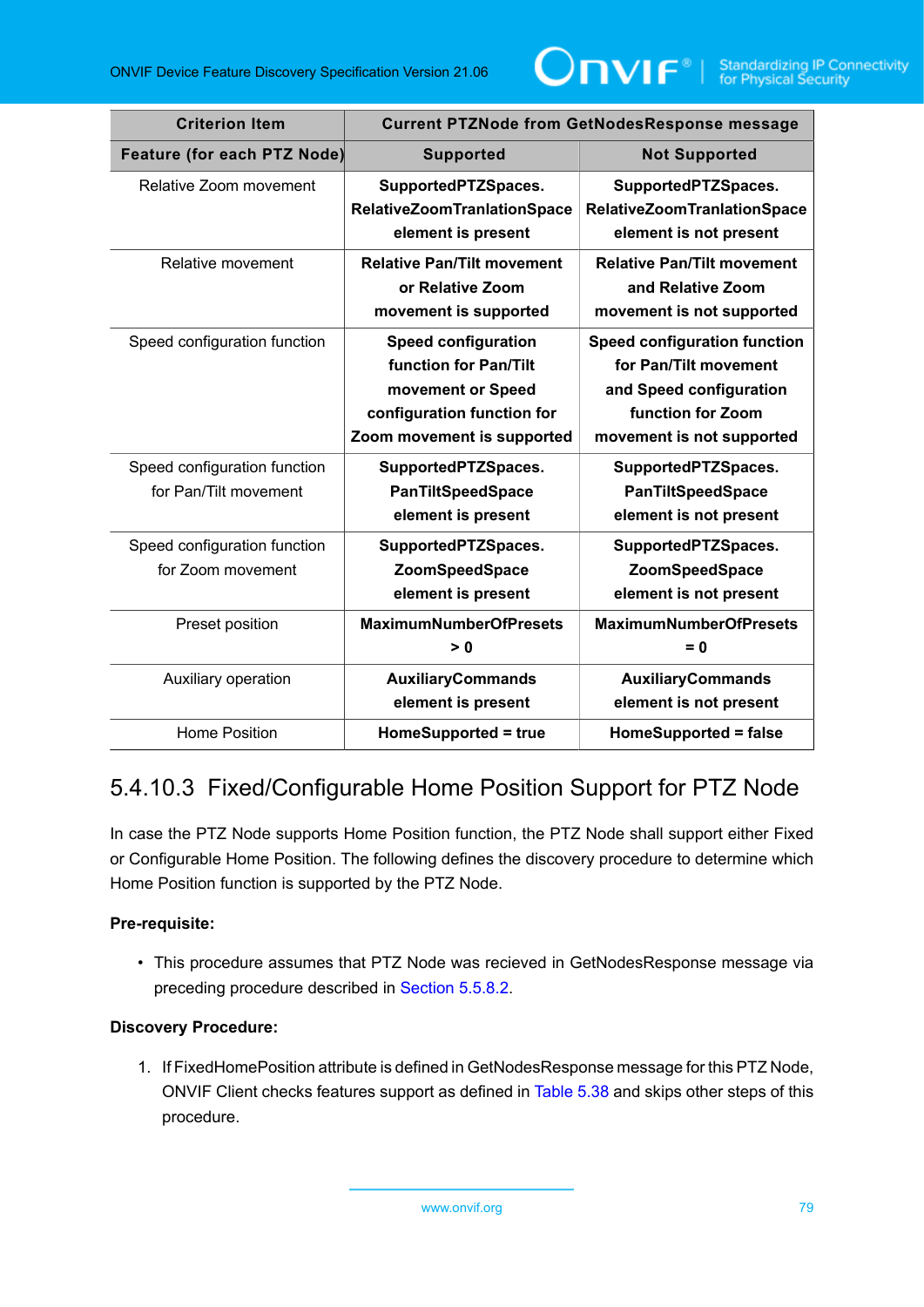| Criterion Item | Current PTZNode from GetNodesResponse message | |
|---|---|---|
| **Feature (for each PTZ Node)** | **Supported** | **Not Supported** |
| Relative Zoom movement | **SupportedPTZSpaces. RelativeZoomTranlationSpace element is present** | **SupportedPTZSpaces. RelativeZoomTranlationSpace element is not present** |
| Relative movement | **Relative Pan/Tilt movement or Relative Zoom movement is supported** | **Relative Pan/Tilt movement and Relative Zoom movement is not supported** |
| Speed configuration function | **Speed configuration function for Pan/Tilt movement or Speed configuration function for Zoom movement is supported** | **Speed configuration function for Pan/Tilt movement and Speed configuration function for Zoom movement is not supported** |
| Speed configuration function for Pan/Tilt movement | **SupportedPTZSpaces. PanTiltSpeedSpace element is present** | **SupportedPTZSpaces. PanTiltSpeedSpace element is not present** |
| Speed configuration function for Zoom movement | **SupportedPTZSpaces. ZoomSpeedSpace element is present** | **SupportedPTZSpaces. ZoomSpeedSpace element is not present** |
| Preset position | **MaximumNumberOfPresets > 0** | **MaximumNumberOfPresets = 0** |
| Auxiliary operation | **AuxiliaryCommands element is present** | **AuxiliaryCommands element is not present** |
| Home Position | **HomeSupported = true** | **HomeSupported = false** |

## 5.4.10.3 Fixed/Configurable Home Position Support for PTZ Node

In case the PTZ Node supports Home Position function, the PTZ Node shall support either Fixed or Configurable Home Position. The following defines the discovery procedure to determine which Home Position function is supported by the PTZ Node.

**Pre-requisite:**

- This procedure assumes that PTZ Node was recieved in GetNodesResponse message via preceding procedure described in Section 5.5.8.2.

**Discovery Procedure:**

1. If FixedHomePosition attribute is defined in GetNodesResponse message for this PTZ Node, ONVIF Client checks features support as defined in Table 5.38 and skips other steps of this procedure.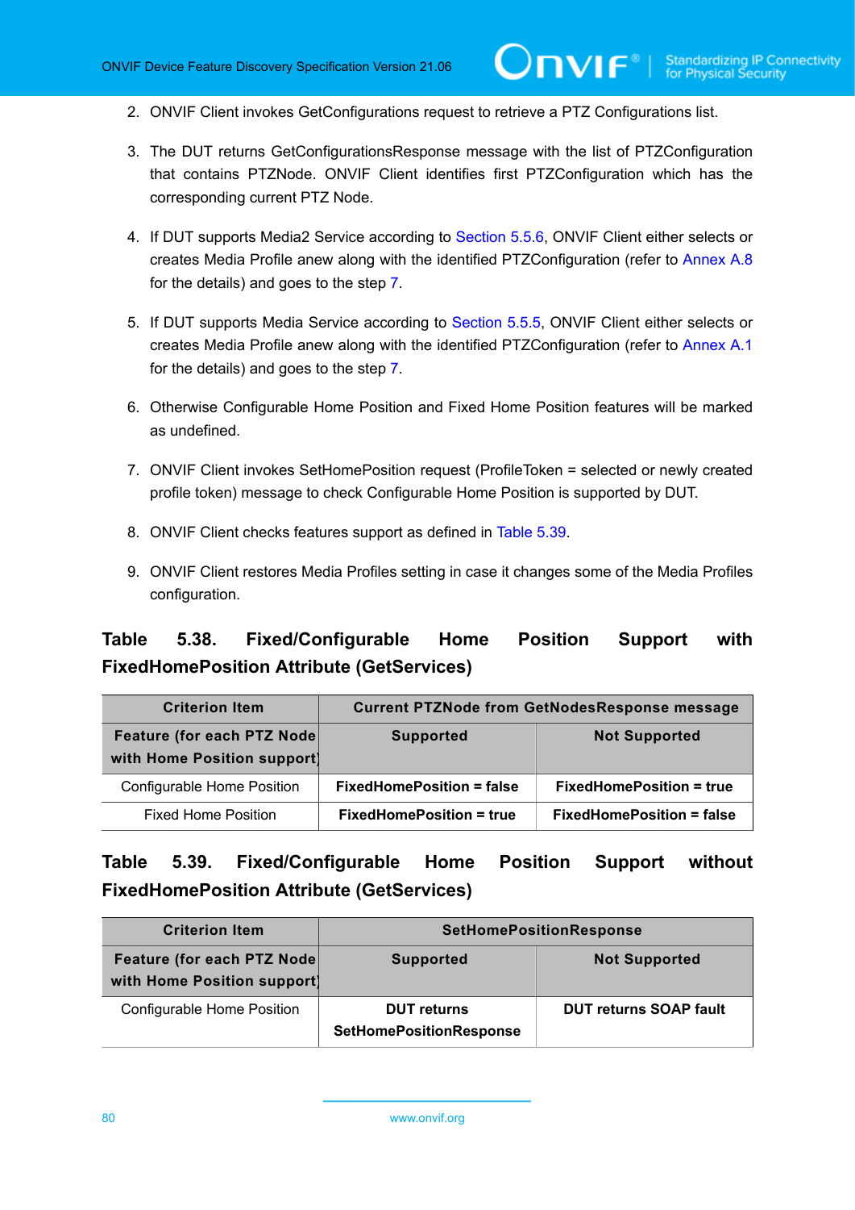2. ONVIF Client invokes GetConfigurations request to retrieve a PTZ Configurations list.

3. The DUT returns GetConfigurationsResponse message with the list of PTZConfiguration that contains PTZNode. ONVIF Client identifies first PTZConfiguration which has the corresponding current PTZ Node.

4. If DUT supports Media2 Service according to Section 5.5.6, ONVIF Client either selects or creates Media Profile anew along with the identified PTZConfiguration (refer to Annex A.8 for the details) and goes to the step 7.

5. If DUT supports Media Service according to Section 5.5.5, ONVIF Client either selects or creates Media Profile anew along with the identified PTZConfiguration (refer to Annex A.1 for the details) and goes to the step 7.

6. Otherwise Configurable Home Position and Fixed Home Position features will be marked as undefined.

7. ONVIF Client invokes SetHomePosition request (ProfileToken = selected or newly created profile token) message to check Configurable Home Position is supported by DUT.

8. ONVIF Client checks features support as defined in Table 5.39.

9. ONVIF Client restores Media Profiles setting in case it changes some of the Media Profiles configuration.

### Table 5.38. Fixed/Configurable Home Position Support with FixedHomePosition Attribute (GetServices)

| Criterion Item | Current PTZNode from GetNodesResponse message | |
|---|---|---|
| **Feature (for each PTZ Node with Home Position support)** | **Supported** | **Not Supported** |
| Configurable Home Position | **FixedHomePosition = false** | **FixedHomePosition = true** |
| Fixed Home Position | **FixedHomePosition = true** | **FixedHomePosition = false** |

### Table 5.39. Fixed/Configurable Home Position Support without FixedHomePosition Attribute (GetServices)

| Criterion Item | SetHomePositionResponse | |
|---|---|---|
| **Feature (for each PTZ Node with Home Position support)** | **Supported** | **Not Supported** |
| Configurable Home Position | **DUT returns SetHomePositionResponse** | **DUT returns SOAP fault** |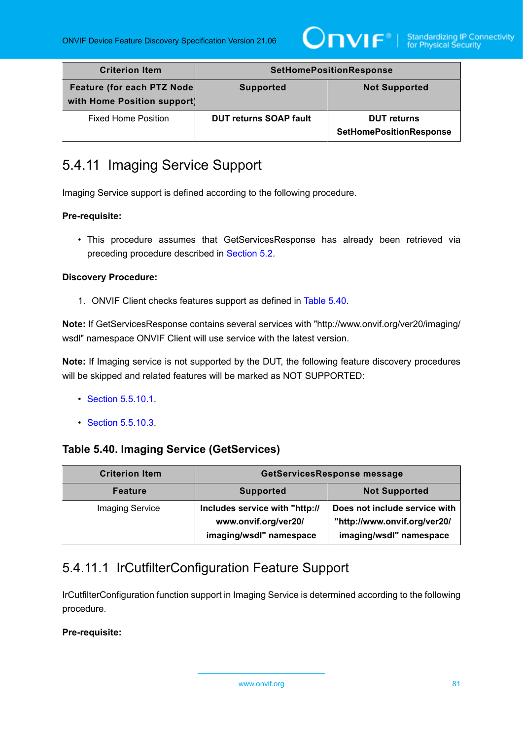| Criterion Item | SetHomePositionResponse | |
|---|---|---|
| **Feature (for each PTZ Node with Home Position support)** | **Supported** | **Not Supported** |
| Fixed Home Position | **DUT returns SOAP fault** | **DUT returns SetHomePositionResponse** |

## 5.4.11 Imaging Service Support

Imaging Service support is defined according to the following procedure.

**Pre-requisite:**

- This procedure assumes that GetServicesResponse has already been retrieved via preceding procedure described in Section 5.2.

**Discovery Procedure:**

1. ONVIF Client checks features support as defined in Table 5.40.

**Note:** If GetServicesResponse contains several services with "http://www.onvif.org/ver20/imaging/wsdl" namespace ONVIF Client will use service with the latest version.

**Note:** If Imaging service is not supported by the DUT, the following feature discovery procedures will be skipped and related features will be marked as NOT SUPPORTED:

- Section 5.5.10.1.
- Section 5.5.10.3.

### Table 5.40. Imaging Service (GetServices)

| Criterion Item | GetServicesResponse message | |
|---|---|---|
| **Feature** | **Supported** | **Not Supported** |
| Imaging Service | **Includes service with "http://www.onvif.org/ver20/imaging/wsdl" namespace** | **Does not include service with "http://www.onvif.org/ver20/imaging/wsdl" namespace** |

### 5.4.11.1 IrCutfilterConfiguration Feature Support

IrCutfilterConfiguration function support in Imaging Service is determined according to the following procedure.

**Pre-requisite:**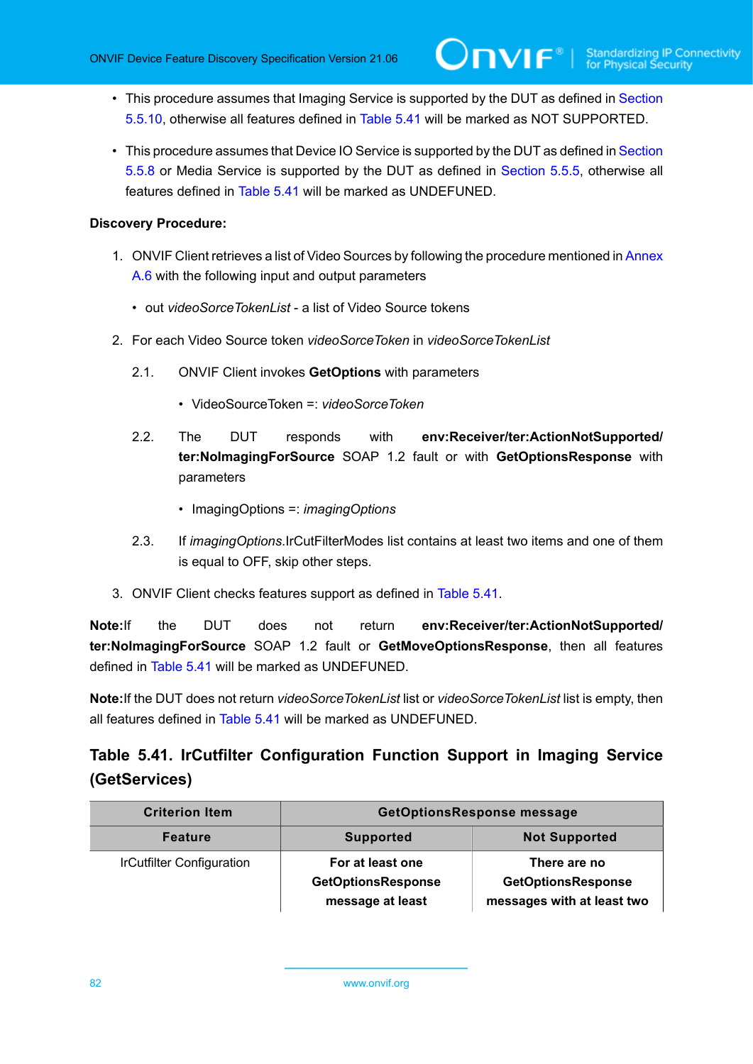- This procedure assumes that Imaging Service is supported by the DUT as defined in Section 5.5.10, otherwise all features defined in Table 5.41 will be marked as NOT SUPPORTED.
- This procedure assumes that Device IO Service is supported by the DUT as defined in Section 5.5.8 or Media Service is supported by the DUT as defined in Section 5.5.5, otherwise all features defined in Table 5.41 will be marked as UNDEFUNED.

**Discovery Procedure:**

1. ONVIF Client retrieves a list of Video Sources by following the procedure mentioned in Annex A.6 with the following input and output parameters
   - out *videoSorceTokenList* - a list of Video Source tokens
2. For each Video Source token *videoSorceToken* in *videoSorceTokenList*

   2.1. ONVIF Client invokes **GetOptions** with parameters

   - VideoSourceToken =: *videoSorceToken*

   2.2. The DUT responds with **env:Receiver/ter:ActionNotSupported/ ter:NoImagingForSource** SOAP 1.2 fault or with **GetOptionsResponse** with parameters

   - ImagingOptions =: *imagingOptions*

   2.3. If *imagingOptions*.IrCutFilterModes list contains at least two items and one of them is equal to OFF, skip other steps.
3. ONVIF Client checks features support as defined in Table 5.41.

**Note:**If the DUT does not return **env:Receiver/ter:ActionNotSupported/ ter:NoImagingForSource** SOAP 1.2 fault or **GetMoveOptionsResponse**, then all features defined in Table 5.41 will be marked as UNDEFUNED.

**Note:**If the DUT does not return *videoSorceTokenList* list or *videoSorceTokenList* list is empty, then all features defined in Table 5.41 will be marked as UNDEFUNED.

### Table 5.41. IrCutfilter Configuration Function Support in Imaging Service (GetServices)

| Criterion Item | GetOptionsResponse message | |
|---|---|---|
| **Feature** | **Supported** | **Not Supported** |
| IrCutfilter Configuration | **For at least one GetOptionsResponse message at least** | **There are no GetOptionsResponse messages with at least two** |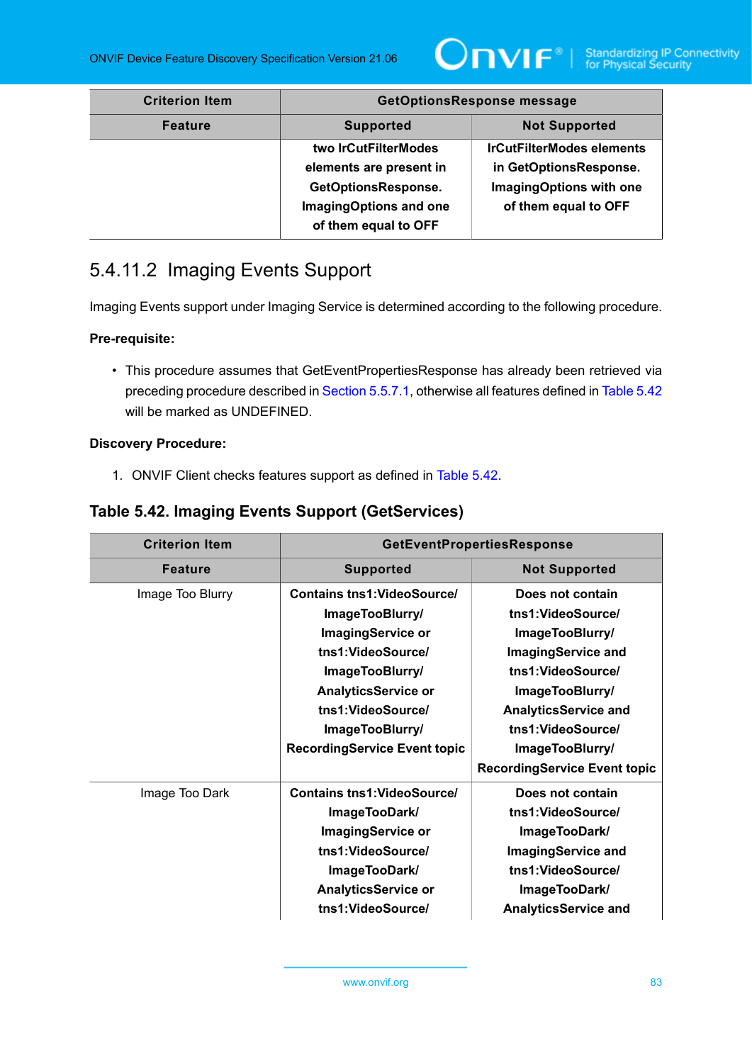| Criterion Item | GetOptionsResponse message | |
|---|---|---|
| Feature | Supported | Not Supported |
| | two IrCutFilterModes elements are present in GetOptionsResponse. ImagingOptions and one of them equal to OFF | IrCutFilterModes elements in GetOptionsResponse. ImagingOptions with one of them equal to OFF |

### 5.4.11.2 Imaging Events Support

Imaging Events support under Imaging Service is determined according to the following procedure.

**Pre-requisite:**

- This procedure assumes that GetEventPropertiesResponse has already been retrieved via preceding procedure described in Section 5.5.7.1, otherwise all features defined in Table 5.42 will be marked as UNDEFINED.

**Discovery Procedure:**

1. ONVIF Client checks features support as defined in Table 5.42.

**Table 5.42. Imaging Events Support (GetServices)**

| Criterion Item | GetEventPropertiesResponse | |
|---|---|---|
| Feature | Supported | Not Supported |
| Image Too Blurry | Contains tns1:VideoSource/ImageTooBlurry/ImagingService or tns1:VideoSource/ImageTooBlurry/AnalyticsService or tns1:VideoSource/ImageTooBlurry/RecordingService Event topic | Does not contain tns1:VideoSource/ImageTooBlurry/ImagingService and tns1:VideoSource/ImageTooBlurry/AnalyticsService and tns1:VideoSource/ImageTooBlurry/RecordingService Event topic |
| Image Too Dark | Contains tns1:VideoSource/ImageTooDark/ImagingService or tns1:VideoSource/ImageTooDark/AnalyticsService or tns1:VideoSource/ | Does not contain tns1:VideoSource/ImageTooDark/ImagingService and tns1:VideoSource/ImageTooDark/AnalyticsService and |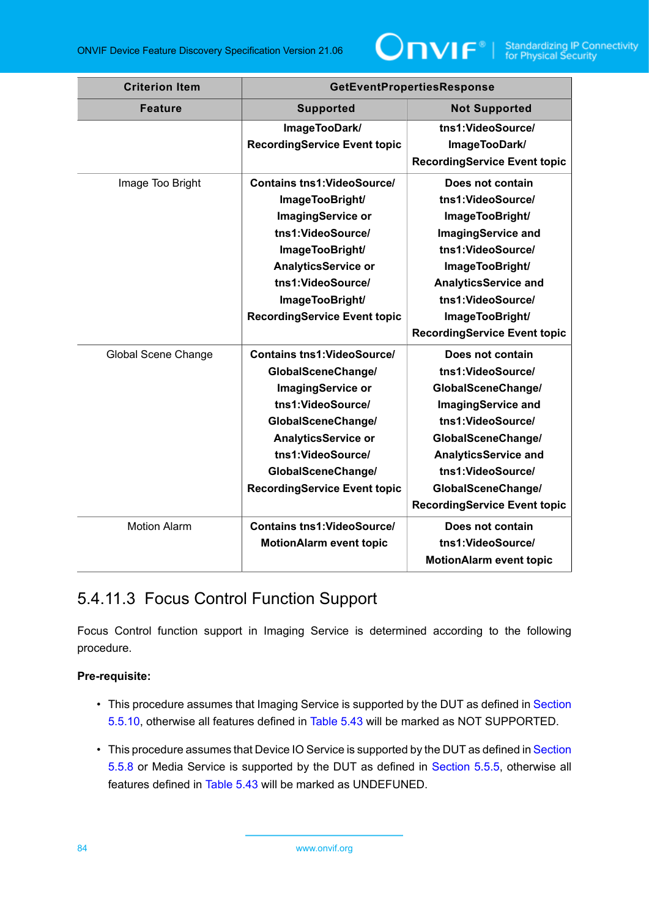| Criterion Item | GetEventPropertiesResponse | |
|---|---|---|
| **Feature** | **Supported** | **Not Supported** |
| | **ImageTooDark/ RecordingService Event topic** | **tns1:VideoSource/ ImageTooDark/ RecordingService Event topic** |
| Image Too Bright | **Contains tns1:VideoSource/ ImageTooBright/ ImagingService or tns1:VideoSource/ ImageTooBright/ AnalyticsService or tns1:VideoSource/ ImageTooBright/ RecordingService Event topic** | **Does not contain tns1:VideoSource/ ImageTooBright/ ImagingService and tns1:VideoSource/ ImageTooBright/ AnalyticsService and tns1:VideoSource/ ImageTooBright/ RecordingService Event topic** |
| Global Scene Change | **Contains tns1:VideoSource/ GlobalSceneChange/ ImagingService or tns1:VideoSource/ GlobalSceneChange/ AnalyticsService or tns1:VideoSource/ GlobalSceneChange/ RecordingService Event topic** | **Does not contain tns1:VideoSource/ GlobalSceneChange/ ImagingService and tns1:VideoSource/ GlobalSceneChange/ AnalyticsService and tns1:VideoSource/ GlobalSceneChange/ RecordingService Event topic** |
| Motion Alarm | **Contains tns1:VideoSource/ MotionAlarm event topic** | **Does not contain tns1:VideoSource/ MotionAlarm event topic** |

### 5.4.11.3 Focus Control Function Support

Focus Control function support in Imaging Service is determined according to the following procedure.

**Pre-requisite:**

- This procedure assumes that Imaging Service is supported by the DUT as defined in Section 5.5.10, otherwise all features defined in Table 5.43 will be marked as NOT SUPPORTED.
- This procedure assumes that Device IO Service is supported by the DUT as defined in Section 5.5.8 or Media Service is supported by the DUT as defined in Section 5.5.5, otherwise all features defined in Table 5.43 will be marked as UNDEFUNED.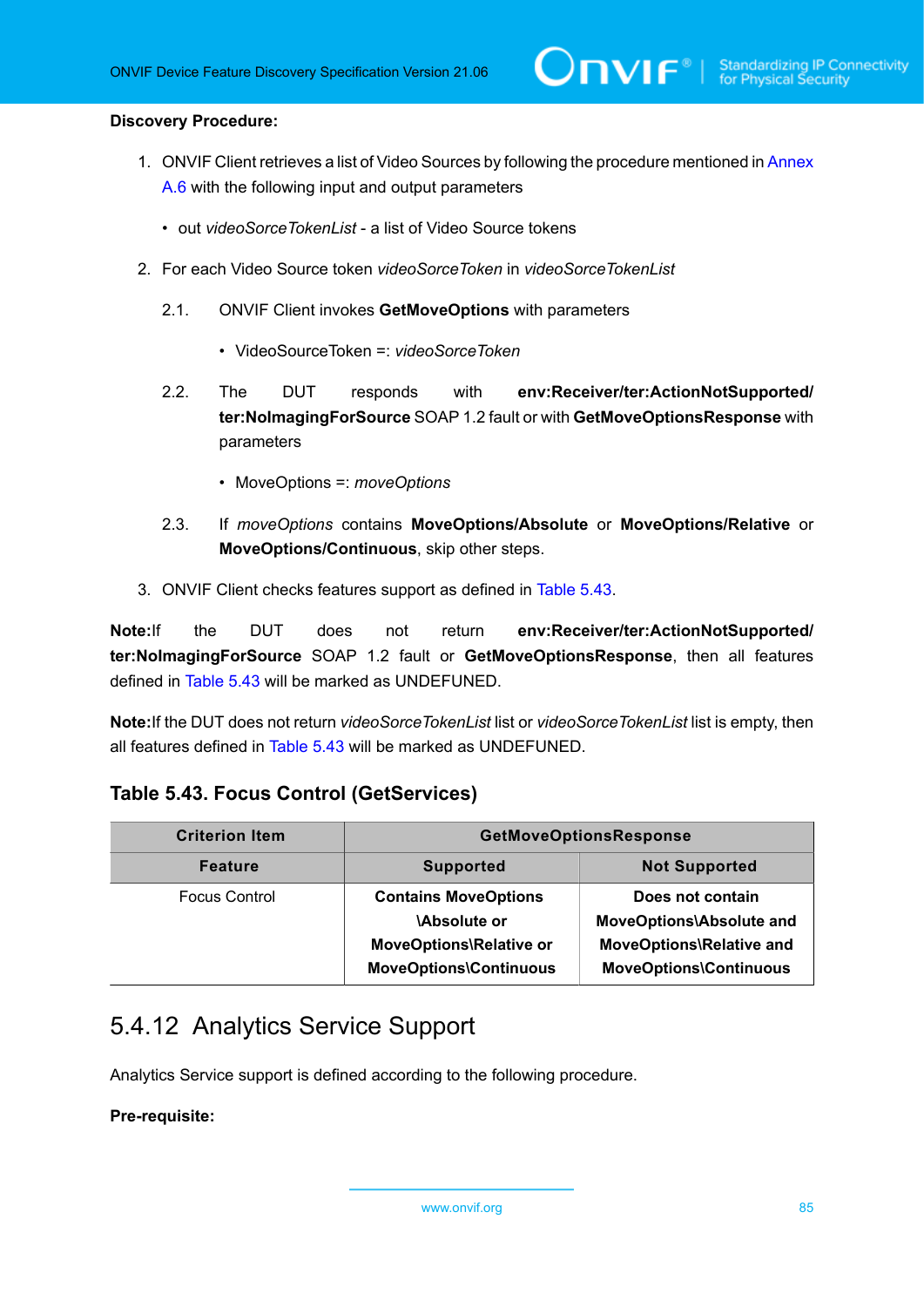**Discovery Procedure:**

1. ONVIF Client retrieves a list of Video Sources by following the procedure mentioned in Annex A.6 with the following input and output parameters
   - out *videoSorceTokenList* - a list of Video Source tokens
2. For each Video Source token *videoSorceToken* in *videoSorceTokenList*
   
   2.1. ONVIF Client invokes **GetMoveOptions** with parameters
   
   - VideoSourceToken =: *videoSorceToken*
   
   2.2. The DUT responds with **env:Receiver/ter:ActionNotSupported/ter:NoImagingForSource** SOAP 1.2 fault or with **GetMoveOptionsResponse** with parameters
   
   - MoveOptions =: *moveOptions*
   
   2.3. If *moveOptions* contains **MoveOptions/Absolute** or **MoveOptions/Relative** or **MoveOptions/Continuous**, skip other steps.
3. ONVIF Client checks features support as defined in Table 5.43.

**Note:**If the DUT does not return **env:Receiver/ter:ActionNotSupported/ter:NoImagingForSource** SOAP 1.2 fault or **GetMoveOptionsResponse**, then all features defined in Table 5.43 will be marked as UNDEFUNED.

**Note:**If the DUT does not return *videoSorceTokenList* list or *videoSorceTokenList* list is empty, then all features defined in Table 5.43 will be marked as UNDEFUNED.

### Table 5.43. Focus Control (GetServices)

| Criterion Item | GetMoveOptionsResponse | |
|---|---|---|
| **Feature** | **Supported** | **Not Supported** |
| Focus Control | **Contains MoveOptions \Absolute or MoveOptions\Relative or MoveOptions\Continuous** | **Does not contain MoveOptions\Absolute and MoveOptions\Relative and MoveOptions\Continuous** |

## 5.4.12 Analytics Service Support

Analytics Service support is defined according to the following procedure.

**Pre-requisite:**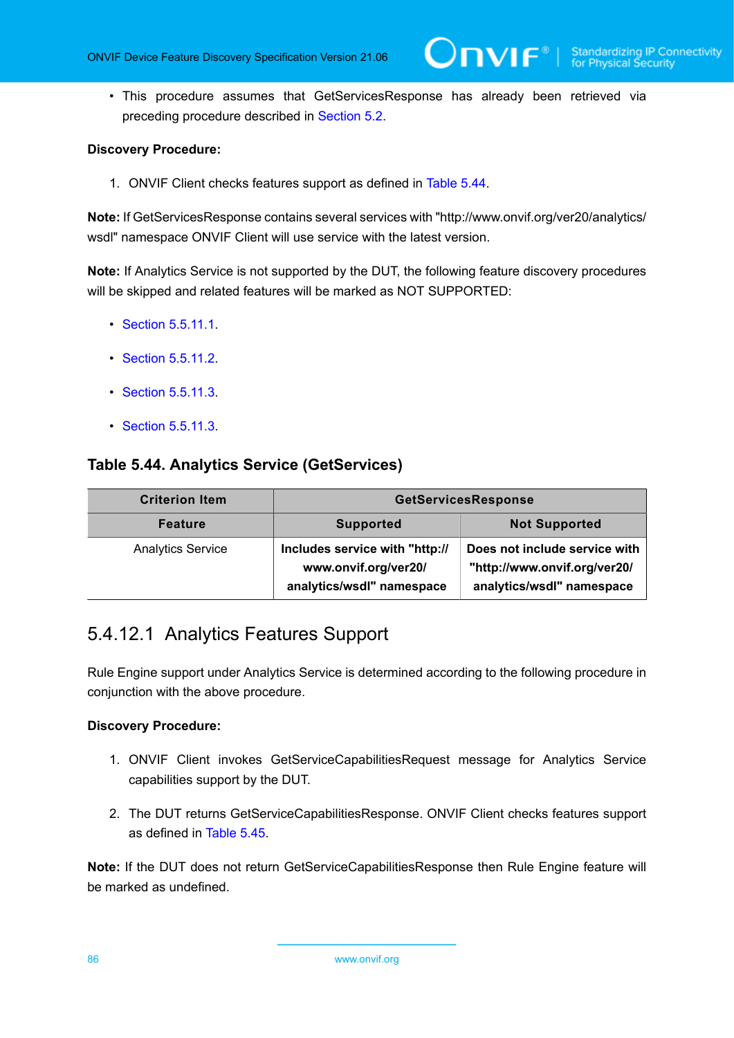- This procedure assumes that GetServicesResponse has already been retrieved via preceding procedure described in Section 5.2.

**Discovery Procedure:**

1. ONVIF Client checks features support as defined in Table 5.44.

**Note:** If GetServicesResponse contains several services with "http://www.onvif.org/ver20/analytics/wsdl" namespace ONVIF Client will use service with the latest version.

**Note:** If Analytics Service is not supported by the DUT, the following feature discovery procedures will be skipped and related features will be marked as NOT SUPPORTED:

- Section 5.5.11.1.
- Section 5.5.11.2.
- Section 5.5.11.3.
- Section 5.5.11.3.

### Table 5.44. Analytics Service (GetServices)

| Criterion Item | GetServicesResponse | |
|---|---|---|
| **Feature** | **Supported** | **Not Supported** |
| Analytics Service | **Includes service with "http://www.onvif.org/ver20/analytics/wsdl" namespace** | **Does not include service with "http://www.onvif.org/ver20/analytics/wsdl" namespace** |

## 5.4.12.1 Analytics Features Support

Rule Engine support under Analytics Service is determined according to the following procedure in conjunction with the above procedure.

**Discovery Procedure:**

1. ONVIF Client invokes GetServiceCapabilitiesRequest message for Analytics Service capabilities support by the DUT.
2. The DUT returns GetServiceCapabilitiesResponse. ONVIF Client checks features support as defined in Table 5.45.

**Note:** If the DUT does not return GetServiceCapabilitiesResponse then Rule Engine feature will be marked as undefined.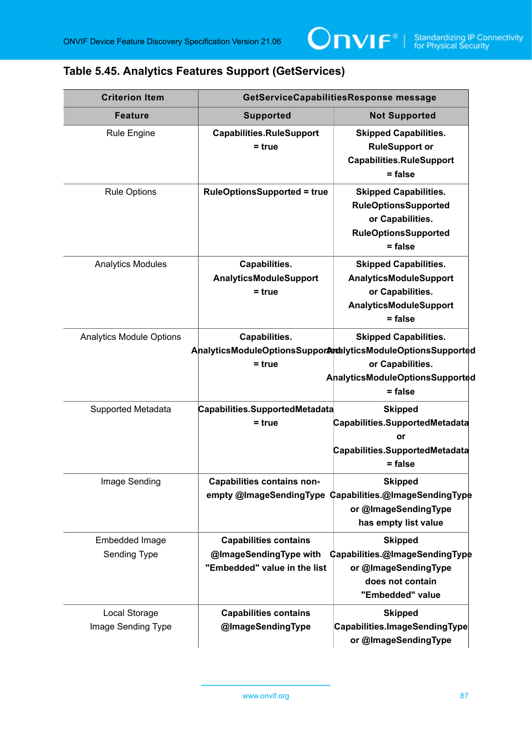## Table 5.45. Analytics Features Support (GetServices)

| Criterion Item | GetServiceCapabilitiesResponse message | |
|---|---|---|
| **Feature** | **Supported** | **Not Supported** |
| Rule Engine | **Capabilities.RuleSupport = true** | **Skipped Capabilities. RuleSupport or Capabilities.RuleSupport = false** |
| Rule Options | **RuleOptionsSupported = true** | **Skipped Capabilities. RuleOptionsSupported or Capabilities. RuleOptionsSupported = false** |
| Analytics Modules | **Capabilities. AnalyticsModuleSupport = true** | **Skipped Capabilities. AnalyticsModuleSupport or Capabilities. AnalyticsModuleSupport = false** |
| Analytics Module Options | **Capabilities. AnalyticsModuleOptionsSupported = true** | **Skipped Capabilities. AnalyticsModuleOptionsSupported or Capabilities. AnalyticsModuleOptionsSupported = false** |
| Supported Metadata | **Capabilities.SupportedMetadata = true** | **Skipped Capabilities.SupportedMetadata or Capabilities.SupportedMetadata = false** |
| Image Sending | **Capabilities contains non-empty @ImageSendingType** | **Skipped Capabilities.@ImageSendingType or @ImageSendingType has empty list value** |
| Embedded Image Sending Type | **Capabilities contains @ImageSendingType with "Embedded" value in the list** | **Skipped Capabilities.@ImageSendingType or @ImageSendingType does not contain "Embedded" value** |
| Local Storage Image Sending Type | **Capabilities contains @ImageSendingType** | **Skipped Capabilities.ImageSendingType or @ImageSendingType** |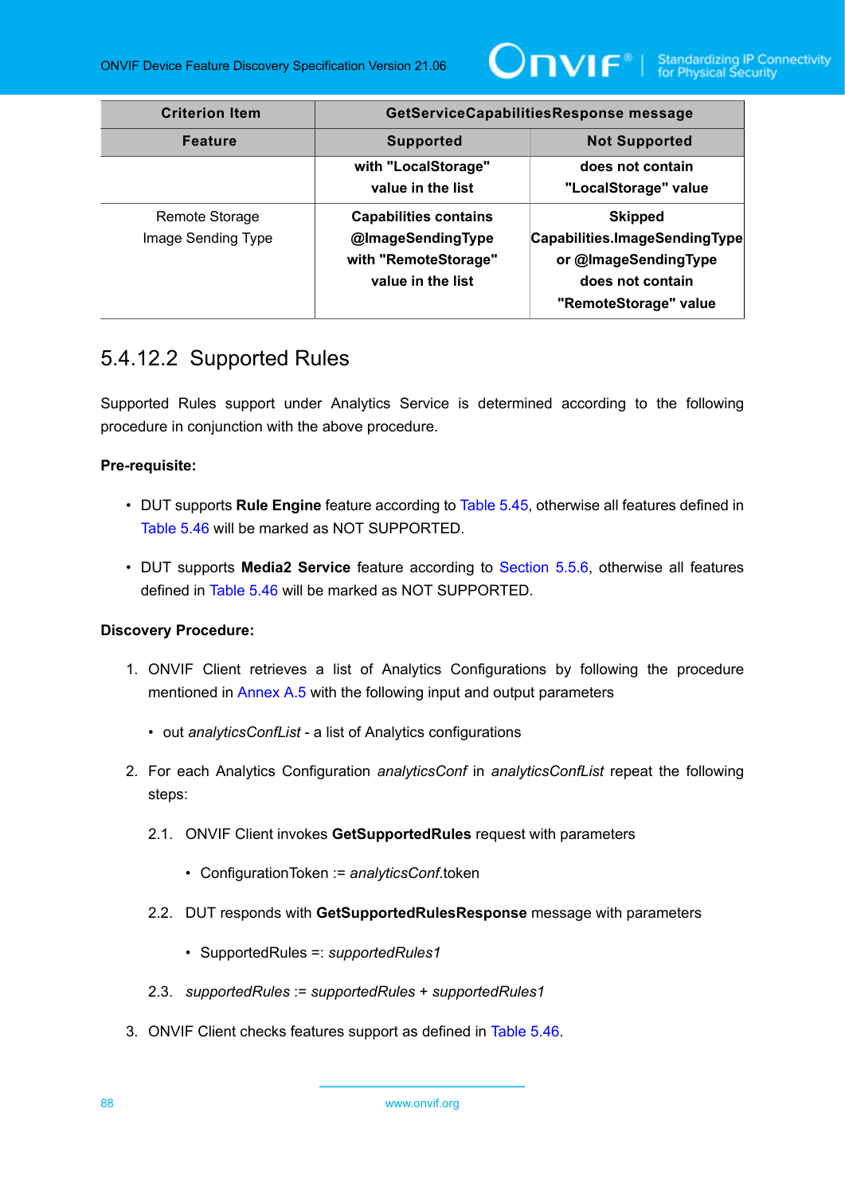| Criterion Item | GetServiceCapabilitiesResponse message | |
|---|---|---|
| **Feature** | **Supported** | **Not Supported** |
| | **with "LocalStorage" value in the list** | **does not contain "LocalStorage" value** |
| Remote Storage Image Sending Type | **Capabilities contains @ImageSendingType with "RemoteStorage" value in the list** | **Skipped Capabilities.ImageSendingType or @ImageSendingType does not contain "RemoteStorage" value** |

#### 5.4.12.2 Supported Rules

Supported Rules support under Analytics Service is determined according to the following procedure in conjunction with the above procedure.

**Pre-requisite:**

- DUT supports **Rule Engine** feature according to Table 5.45, otherwise all features defined in Table 5.46 will be marked as NOT SUPPORTED.
- DUT supports **Media2 Service** feature according to Section 5.5.6, otherwise all features defined in Table 5.46 will be marked as NOT SUPPORTED.

**Discovery Procedure:**

1. ONVIF Client retrieves a list of Analytics Configurations by following the procedure mentioned in Annex A.5 with the following input and output parameters
   - out *analyticsConfList* - a list of Analytics configurations
2. For each Analytics Configuration *analyticsConf* in *analyticsConfList* repeat the following steps:

   2.1. ONVIF Client invokes **GetSupportedRules** request with parameters

   - ConfigurationToken := *analyticsConf*.token

   2.2. DUT responds with **GetSupportedRulesResponse** message with parameters

   - SupportedRules =: *supportedRules1*

   2.3. *supportedRules* := *supportedRules* + *supportedRules1*
3. ONVIF Client checks features support as defined in Table 5.46.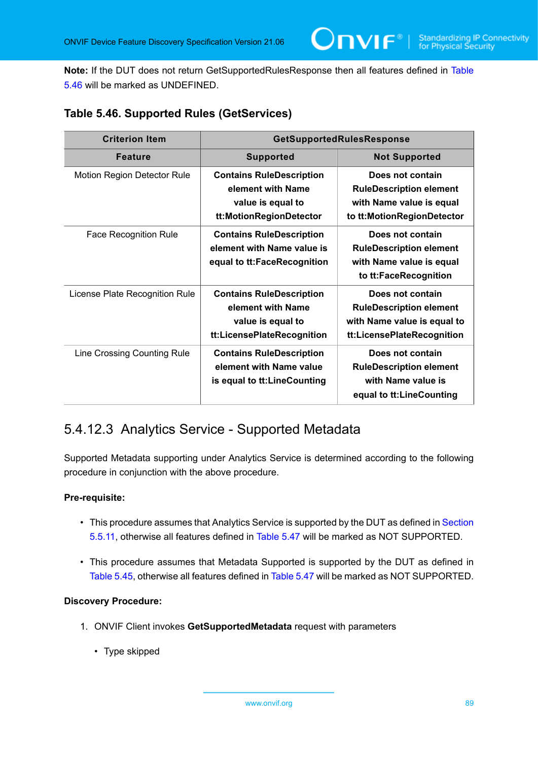**Note:** If the DUT does not return GetSupportedRulesResponse then all features defined in Table 5.46 will be marked as UNDEFINED.

### Table 5.46. Supported Rules (GetServices)

| Criterion Item | GetSupportedRulesResponse | |
|---|---|---|
| **Feature** | **Supported** | **Not Supported** |
| Motion Region Detector Rule | **Contains RuleDescription element with Name value is equal to tt:MotionRegionDetector** | **Does not contain RuleDescription element with Name value is equal to tt:MotionRegionDetector** |
| Face Recognition Rule | **Contains RuleDescription element with Name value is equal to tt:FaceRecognition** | **Does not contain RuleDescription element with Name value is equal to tt:FaceRecognition** |
| License Plate Recognition Rule | **Contains RuleDescription element with Name value is equal to tt:LicensePlateRecognition** | **Does not contain RuleDescription element with Name value is equal to tt:LicensePlateRecognition** |
| Line Crossing Counting Rule | **Contains RuleDescription element with Name value is equal to tt:LineCounting** | **Does not contain RuleDescription element with Name value is equal to tt:LineCounting** |

## 5.4.12.3 Analytics Service - Supported Metadata

Supported Metadata supporting under Analytics Service is determined according to the following procedure in conjunction with the above procedure.

**Pre-requisite:**

- This procedure assumes that Analytics Service is supported by the DUT as defined in Section 5.5.11, otherwise all features defined in Table 5.47 will be marked as NOT SUPPORTED.
- This procedure assumes that Metadata Supported is supported by the DUT as defined in Table 5.45, otherwise all features defined in Table 5.47 will be marked as NOT SUPPORTED.

**Discovery Procedure:**

1. ONVIF Client invokes **GetSupportedMetadata** request with parameters
   - Type skipped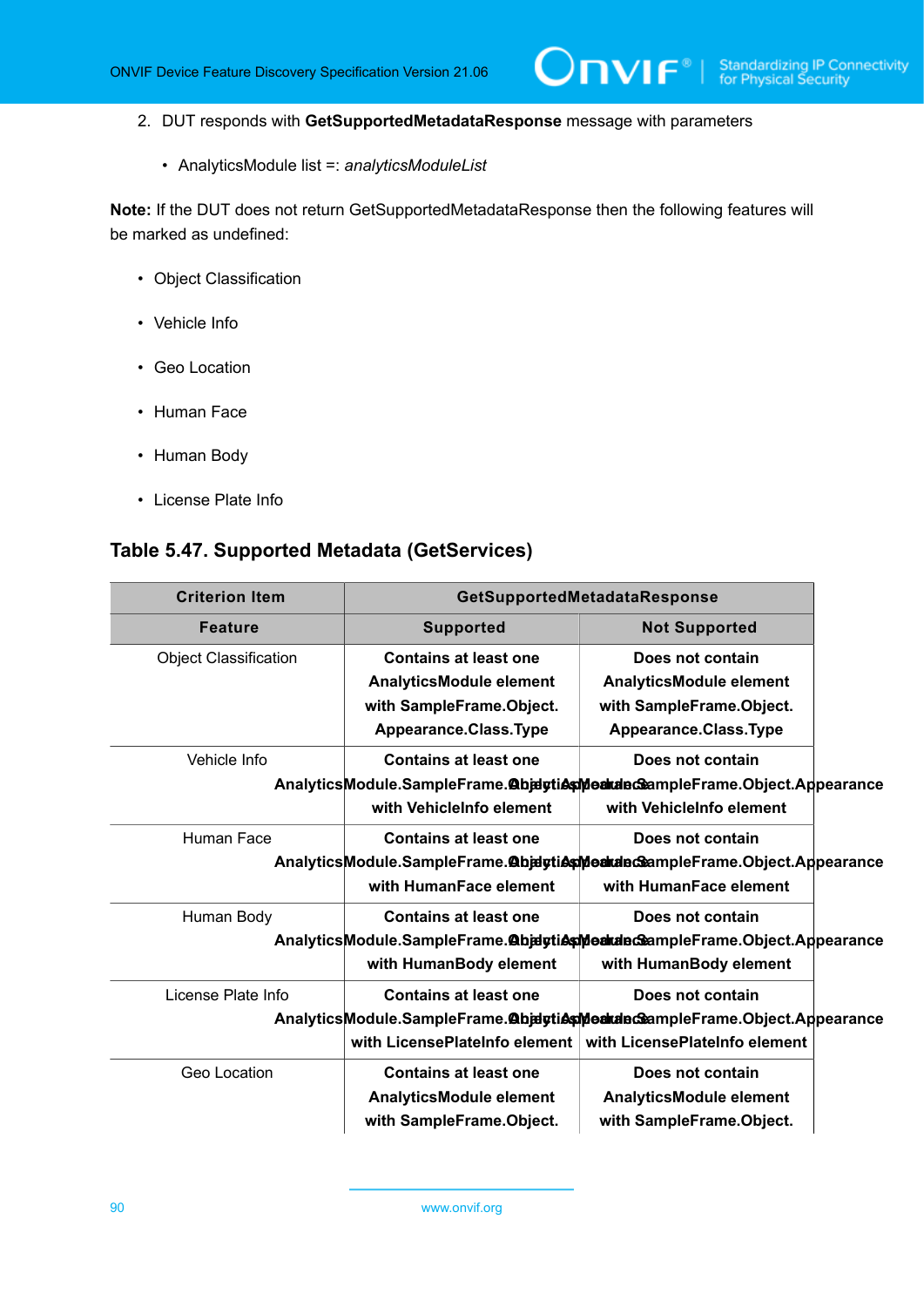2. DUT responds with **GetSupportedMetadataResponse** message with parameters

   - AnalyticsModule list =: *analyticsModuleList*

**Note:** If the DUT does not return GetSupportedMetadataResponse then the following features will be marked as undefined:

- Object Classification
- Vehicle Info
- Geo Location
- Human Face
- Human Body
- License Plate Info

## Table 5.47. Supported Metadata (GetServices)

| Criterion Item | GetSupportedMetadataResponse | |
|---|---|---|
| **Feature** | **Supported** | **Not Supported** |
| Object Classification | **Contains at least one AnalyticsModule element with SampleFrame.Object. Appearance.Class.Type** | **Does not contain AnalyticsModule element with SampleFrame.Object. Appearance.Class.Type** |
| Vehicle Info | **Contains at least one AnalyticsModule.SampleFrame.Object.Appearance with VehicleInfo element** | **Does not contain AnalyticsModule.SampleFrame.Object.Appearance with VehicleInfo element** |
| Human Face | **Contains at least one AnalyticsModule.SampleFrame.Object.Appearance with HumanFace element** | **Does not contain AnalyticsModule.SampleFrame.Object.Appearance with HumanFace element** |
| Human Body | **Contains at least one AnalyticsModule.SampleFrame.Object.Appearance with HumanBody element** | **Does not contain AnalyticsModule.SampleFrame.Object.Appearance with HumanBody element** |
| License Plate Info | **Contains at least one AnalyticsModule.SampleFrame.Object.Appearance with LicensePlateInfo element** | **Does not contain AnalyticsModule.SampleFrame.Object.Appearance with LicensePlateInfo element** |
| Geo Location | **Contains at least one AnalyticsModule element with SampleFrame.Object.** | **Does not contain AnalyticsModule element with SampleFrame.Object.** |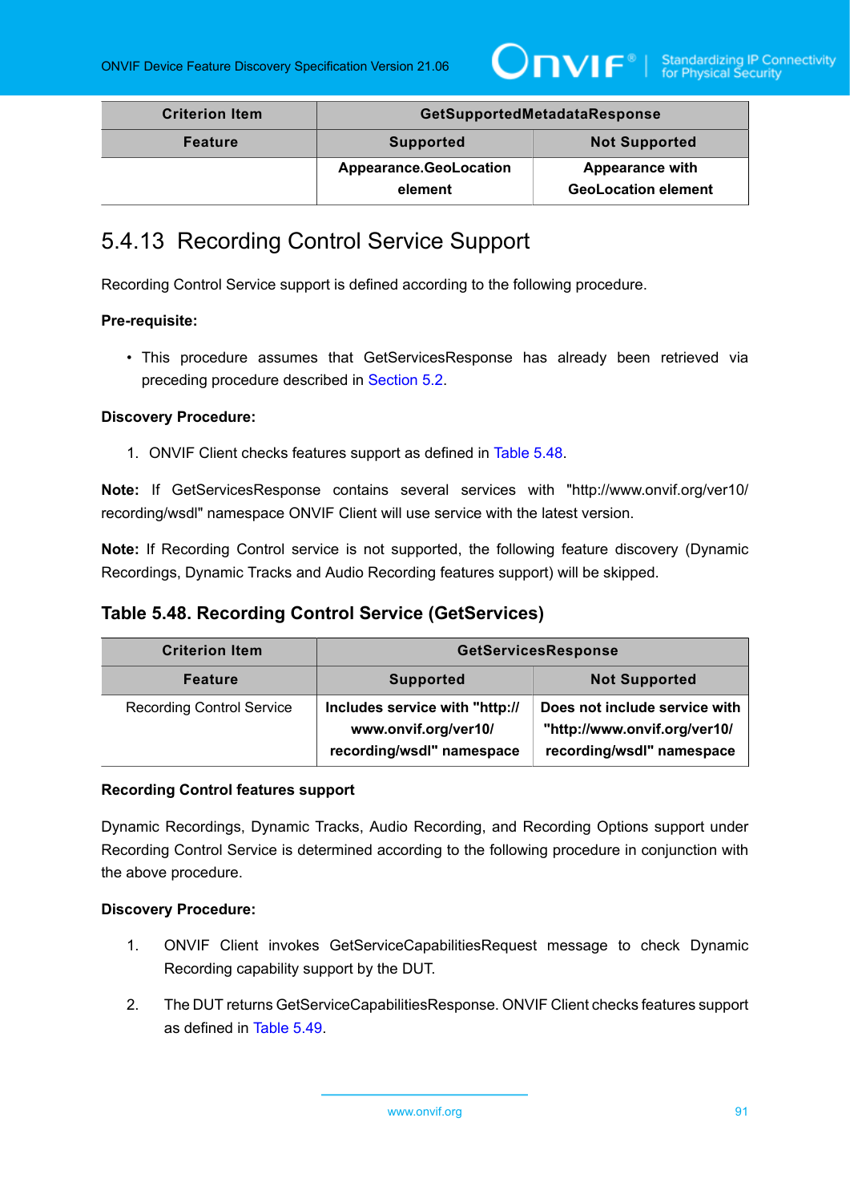| Criterion Item | GetSupportedMetadataResponse | |
|---|---|---|
| Feature | Supported | Not Supported |
| | Appearance.GeoLocation element | Appearance with GeoLocation element |

## 5.4.13 Recording Control Service Support

Recording Control Service support is defined according to the following procedure.

**Pre-requisite:**

- This procedure assumes that GetServicesResponse has already been retrieved via preceding procedure described in Section 5.2.

**Discovery Procedure:**

1. ONVIF Client checks features support as defined in Table 5.48.

**Note:** If GetServicesResponse contains several services with "http://www.onvif.org/ver10/recording/wsdl" namespace ONVIF Client will use service with the latest version.

**Note:** If Recording Control service is not supported, the following feature discovery (Dynamic Recordings, Dynamic Tracks and Audio Recording features support) will be skipped.

### Table 5.48. Recording Control Service (GetServices)

| Criterion Item | GetServicesResponse | |
|---|---|---|
| Feature | Supported | Not Supported |
| Recording Control Service | **Includes service with "http://www.onvif.org/ver10/recording/wsdl" namespace** | **Does not include service with "http://www.onvif.org/ver10/recording/wsdl" namespace** |

**Recording Control features support**

Dynamic Recordings, Dynamic Tracks, Audio Recording, and Recording Options support under Recording Control Service is determined according to the following procedure in conjunction with the above procedure.

**Discovery Procedure:**

1. ONVIF Client invokes GetServiceCapabilitiesRequest message to check Dynamic Recording capability support by the DUT.

2. The DUT returns GetServiceCapabilitiesResponse. ONVIF Client checks features support as defined in Table 5.49.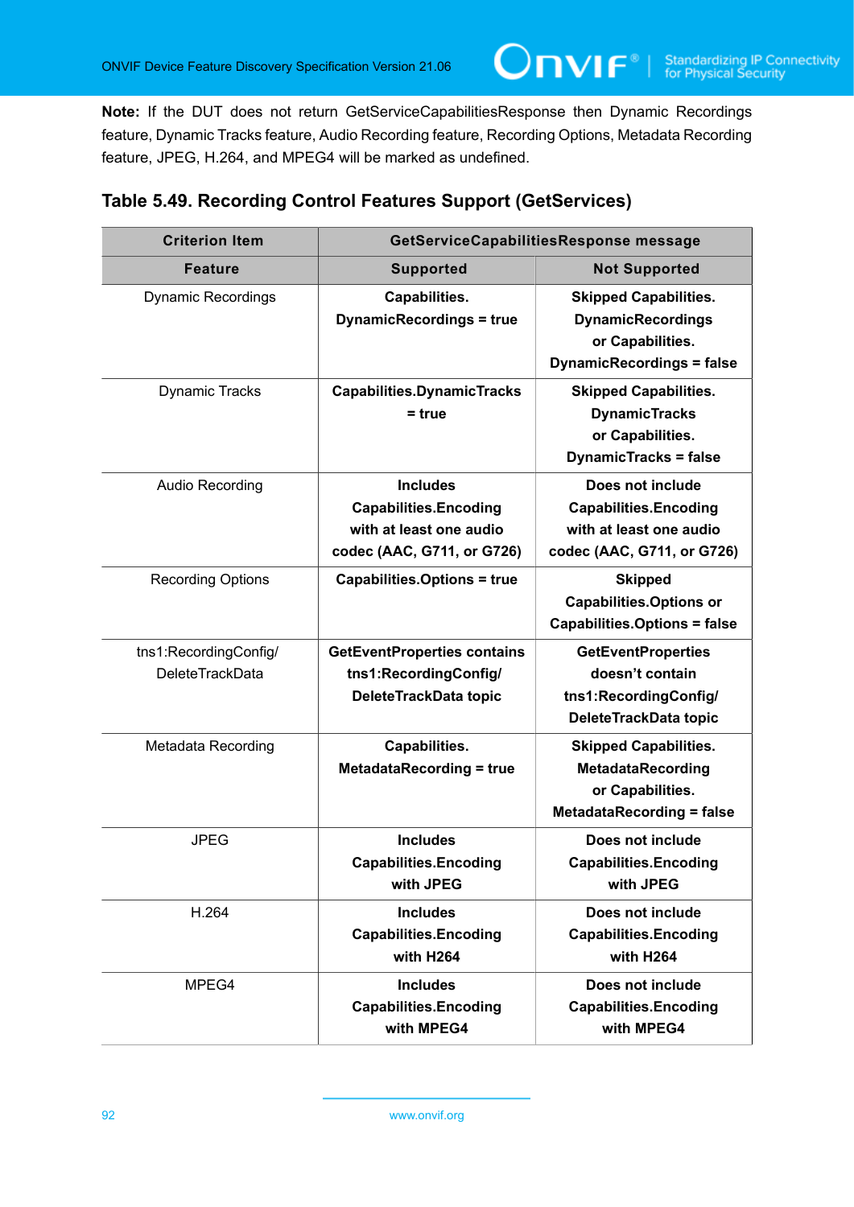**Note:** If the DUT does not return GetServiceCapabilitiesResponse then Dynamic Recordings feature, Dynamic Tracks feature, Audio Recording feature, Recording Options, Metadata Recording feature, JPEG, H.264, and MPEG4 will be marked as undefined.

### Table 5.49. Recording Control Features Support (GetServices)

| Criterion Item | GetServiceCapabilitiesResponse message | |
|---|---|---|
| **Feature** | **Supported** | **Not Supported** |
| Dynamic Recordings | **Capabilities. DynamicRecordings = true** | **Skipped Capabilities. DynamicRecordings or Capabilities. DynamicRecordings = false** |
| Dynamic Tracks | **Capabilities.DynamicTracks = true** | **Skipped Capabilities. DynamicTracks or Capabilities. DynamicTracks = false** |
| Audio Recording | **Includes Capabilities.Encoding with at least one audio codec (AAC, G711, or G726)** | **Does not include Capabilities.Encoding with at least one audio codec (AAC, G711, or G726)** |
| Recording Options | **Capabilities.Options = true** | **Skipped Capabilities.Options or Capabilities.Options = false** |
| tns1:RecordingConfig/ DeleteTrackData | **GetEventProperties contains tns1:RecordingConfig/ DeleteTrackData topic** | **GetEventProperties doesn't contain tns1:RecordingConfig/ DeleteTrackData topic** |
| Metadata Recording | **Capabilities. MetadataRecording = true** | **Skipped Capabilities. MetadataRecording or Capabilities. MetadataRecording = false** |
| JPEG | **Includes Capabilities.Encoding with JPEG** | **Does not include Capabilities.Encoding with JPEG** |
| H.264 | **Includes Capabilities.Encoding with H264** | **Does not include Capabilities.Encoding with H264** |
| MPEG4 | **Includes Capabilities.Encoding with MPEG4** | **Does not include Capabilities.Encoding with MPEG4** |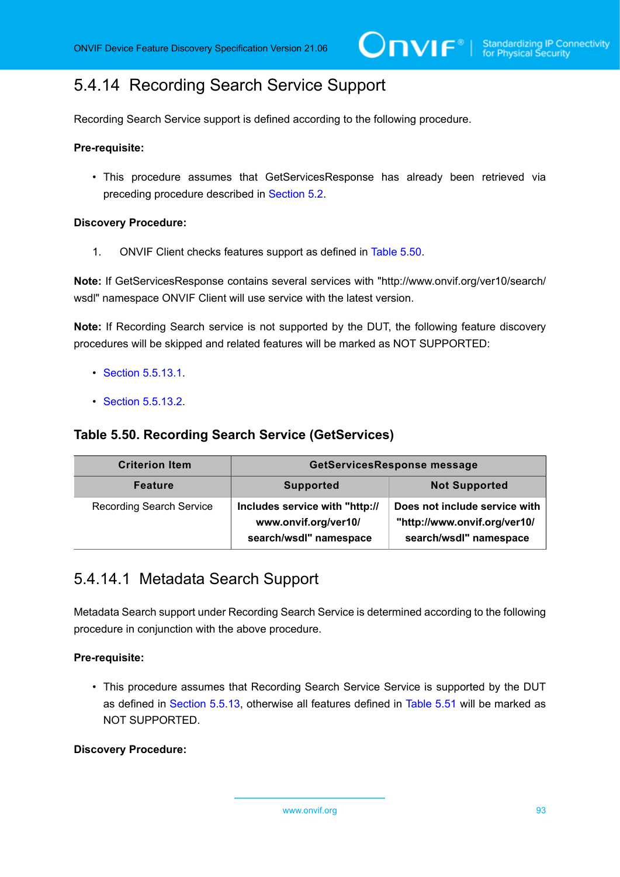## 5.4.14 Recording Search Service Support

Recording Search Service support is defined according to the following procedure.

**Pre-requisite:**

- This procedure assumes that GetServicesResponse has already been retrieved via preceding procedure described in Section 5.2.

**Discovery Procedure:**

1. ONVIF Client checks features support as defined in Table 5.50.

**Note:** If GetServicesResponse contains several services with "http://www.onvif.org/ver10/search/wsdl" namespace ONVIF Client will use service with the latest version.

**Note:** If Recording Search service is not supported by the DUT, the following feature discovery procedures will be skipped and related features will be marked as NOT SUPPORTED:

- Section 5.5.13.1.
- Section 5.5.13.2.

### Table 5.50. Recording Search Service (GetServices)

| Criterion Item | GetServicesResponse message | |
|---|---|---|
| **Feature** | **Supported** | **Not Supported** |
| Recording Search Service | **Includes service with "http://www.onvif.org/ver10/search/wsdl" namespace** | **Does not include service with "http://www.onvif.org/ver10/search/wsdl" namespace** |

### 5.4.14.1 Metadata Search Support

Metadata Search support under Recording Search Service is determined according to the following procedure in conjunction with the above procedure.

**Pre-requisite:**

- This procedure assumes that Recording Search Service Service is supported by the DUT as defined in Section 5.5.13, otherwise all features defined in Table 5.51 will be marked as NOT SUPPORTED.

**Discovery Procedure:**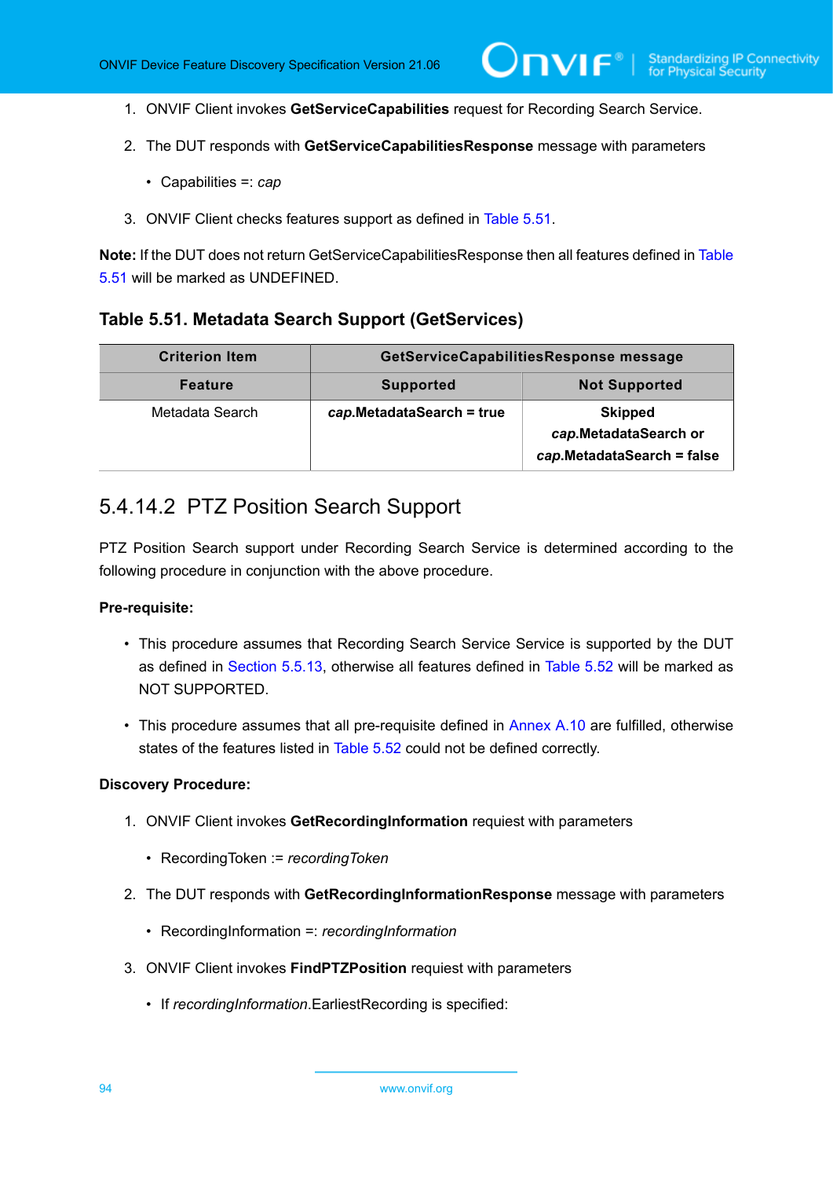1. ONVIF Client invokes **GetServiceCapabilities** request for Recording Search Service.

2. The DUT responds with **GetServiceCapabilitiesResponse** message with parameters

   - Capabilities =: *cap*

3. ONVIF Client checks features support as defined in Table 5.51.

**Note:** If the DUT does not return GetServiceCapabilitiesResponse then all features defined in Table 5.51 will be marked as UNDEFINED.

### Table 5.51. Metadata Search Support (GetServices)

| Criterion Item | GetServiceCapabilitiesResponse message | |
|---|---|---|
| **Feature** | **Supported** | **Not Supported** |
| Metadata Search | ***cap*.MetadataSearch = true** | **Skipped *cap*.MetadataSearch or *cap*.MetadataSearch = false** |

## 5.4.14.2 PTZ Position Search Support

PTZ Position Search support under Recording Search Service is determined according to the following procedure in conjunction with the above procedure.

**Pre-requisite:**

- This procedure assumes that Recording Search Service Service is supported by the DUT as defined in Section 5.5.13, otherwise all features defined in Table 5.52 will be marked as NOT SUPPORTED.
- This procedure assumes that all pre-requisite defined in Annex A.10 are fulfilled, otherwise states of the features listed in Table 5.52 could not be defined correctly.

**Discovery Procedure:**

1. ONVIF Client invokes **GetRecordingInformation** requiest with parameters

   - RecordingToken := *recordingToken*

2. The DUT responds with **GetRecordingInformationResponse** message with parameters

   - RecordingInformation =: *recordingInformation*

3. ONVIF Client invokes **FindPTZPosition** requiest with parameters

   - If *recordingInformation*.EarliestRecording is specified: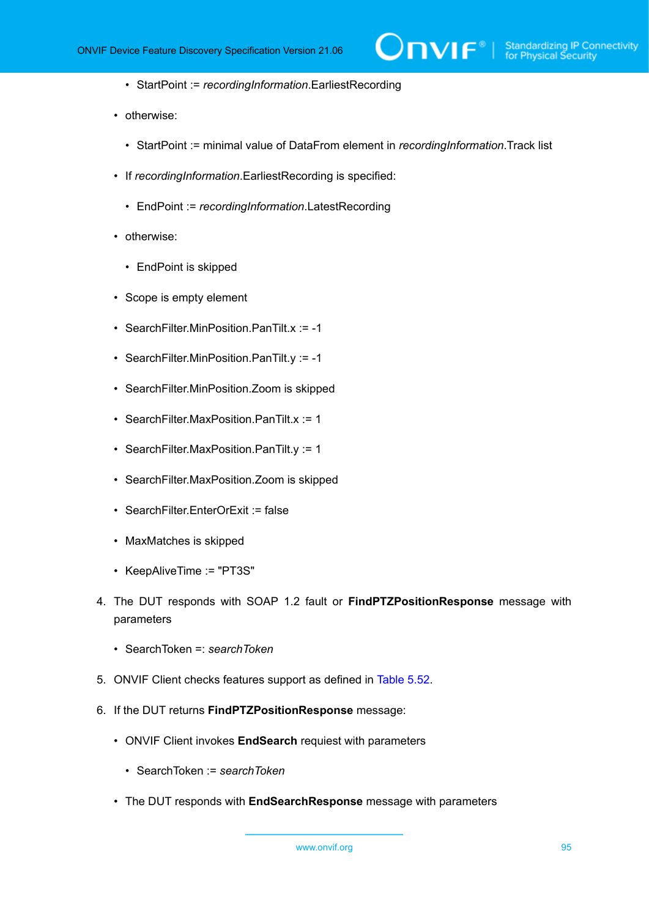- StartPoint := *recordingInformation*.EarliestRecording
    - otherwise:
        - StartPoint := minimal value of DataFrom element in *recordingInformation*.Track list
    - If *recordingInformation*.EarliestRecording is specified:
        - EndPoint := *recordingInformation*.LatestRecording
    - otherwise:
        - EndPoint is skipped
    - Scope is empty element
    - SearchFilter.MinPosition.PanTilt.x := -1
    - SearchFilter.MinPosition.PanTilt.y := -1
    - SearchFilter.MinPosition.Zoom is skipped
    - SearchFilter.MaxPosition.PanTilt.x := 1
    - SearchFilter.MaxPosition.PanTilt.y := 1
    - SearchFilter.MaxPosition.Zoom is skipped
    - SearchFilter.EnterOrExit := false
    - MaxMatches is skipped
    - KeepAliveTime := "PT3S"

4. The DUT responds with SOAP 1.2 fault or **FindPTZPositionResponse** message with parameters
    - SearchToken =: *searchToken*
5. ONVIF Client checks features support as defined in Table 5.52.
6. If the DUT returns **FindPTZPositionResponse** message:
    - ONVIF Client invokes **EndSearch** requiest with parameters
        - SearchToken := *searchToken*
    - The DUT responds with **EndSearchResponse** message with parameters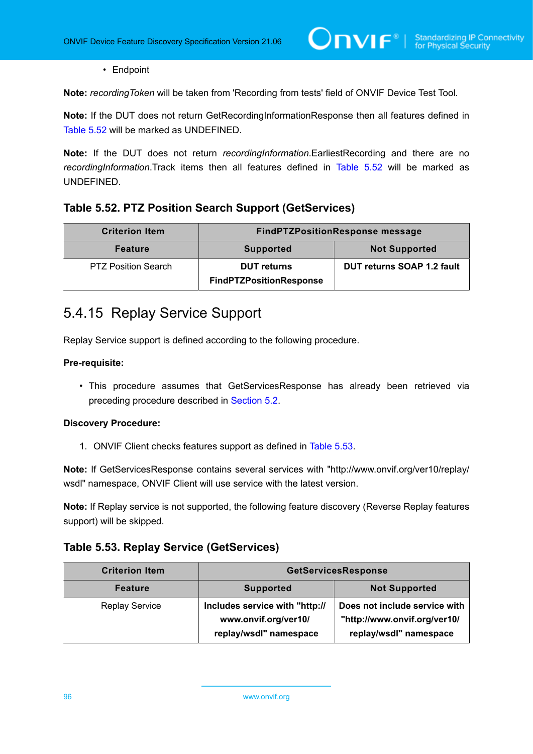- Endpoint

**Note:** *recordingToken* will be taken from 'Recording from tests' field of ONVIF Device Test Tool.

**Note:** If the DUT does not return GetRecordingInformationResponse then all features defined in Table 5.52 will be marked as UNDEFINED.

**Note:** If the DUT does not return *recordingInformation*.EarliestRecording and there are no *recordingInformation*.Track items then all features defined in Table 5.52 will be marked as UNDEFINED.

### Table 5.52. PTZ Position Search Support (GetServices)

| Criterion Item | FindPTZPositionResponse message | |
|---|---|---|
| **Feature** | **Supported** | **Not Supported** |
| PTZ Position Search | **DUT returns FindPTZPositionResponse** | **DUT returns SOAP 1.2 fault** |

## 5.4.15 Replay Service Support

Replay Service support is defined according to the following procedure.

**Pre-requisite:**

- This procedure assumes that GetServicesResponse has already been retrieved via preceding procedure described in Section 5.2.

**Discovery Procedure:**

1. ONVIF Client checks features support as defined in Table 5.53.

**Note:** If GetServicesResponse contains several services with "http://www.onvif.org/ver10/replay/wsdl" namespace, ONVIF Client will use service with the latest version.

**Note:** If Replay service is not supported, the following feature discovery (Reverse Replay features support) will be skipped.

### Table 5.53. Replay Service (GetServices)

| Criterion Item | GetServicesResponse | |
|---|---|---|
| **Feature** | **Supported** | **Not Supported** |
| Replay Service | **Includes service with "http://www.onvif.org/ver10/replay/wsdl" namespace** | **Does not include service with "http://www.onvif.org/ver10/replay/wsdl" namespace** |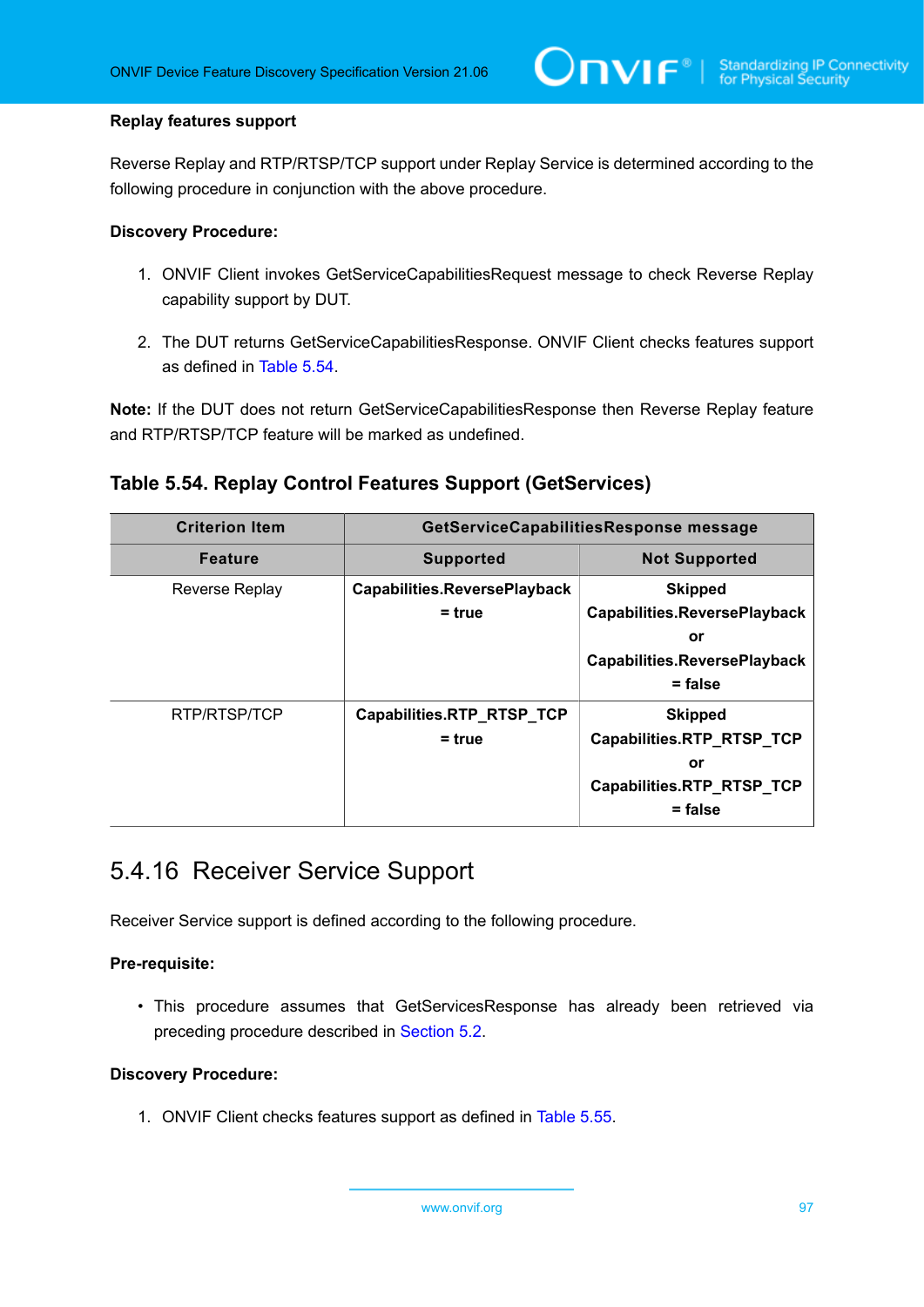**Replay features support**

Reverse Replay and RTP/RTSP/TCP support under Replay Service is determined according to the following procedure in conjunction with the above procedure.

**Discovery Procedure:**

1. ONVIF Client invokes GetServiceCapabilitiesRequest message to check Reverse Replay capability support by DUT.
2. The DUT returns GetServiceCapabilitiesResponse. ONVIF Client checks features support as defined in Table 5.54.

**Note:** If the DUT does not return GetServiceCapabilitiesResponse then Reverse Replay feature and RTP/RTSP/TCP feature will be marked as undefined.

### Table 5.54. Replay Control Features Support (GetServices)

| Criterion Item | GetServiceCapabilitiesResponse message | |
|---|---|---|
| **Feature** | **Supported** | **Not Supported** |
| Reverse Replay | **Capabilities.ReversePlayback = true** | **Skipped Capabilities.ReversePlayback or Capabilities.ReversePlayback = false** |
| RTP/RTSP/TCP | **Capabilities.RTP_RTSP_TCP = true** | **Skipped Capabilities.RTP_RTSP_TCP or Capabilities.RTP_RTSP_TCP = false** |

## 5.4.16 Receiver Service Support

Receiver Service support is defined according to the following procedure.

**Pre-requisite:**

- This procedure assumes that GetServicesResponse has already been retrieved via preceding procedure described in Section 5.2.

**Discovery Procedure:**

1. ONVIF Client checks features support as defined in Table 5.55.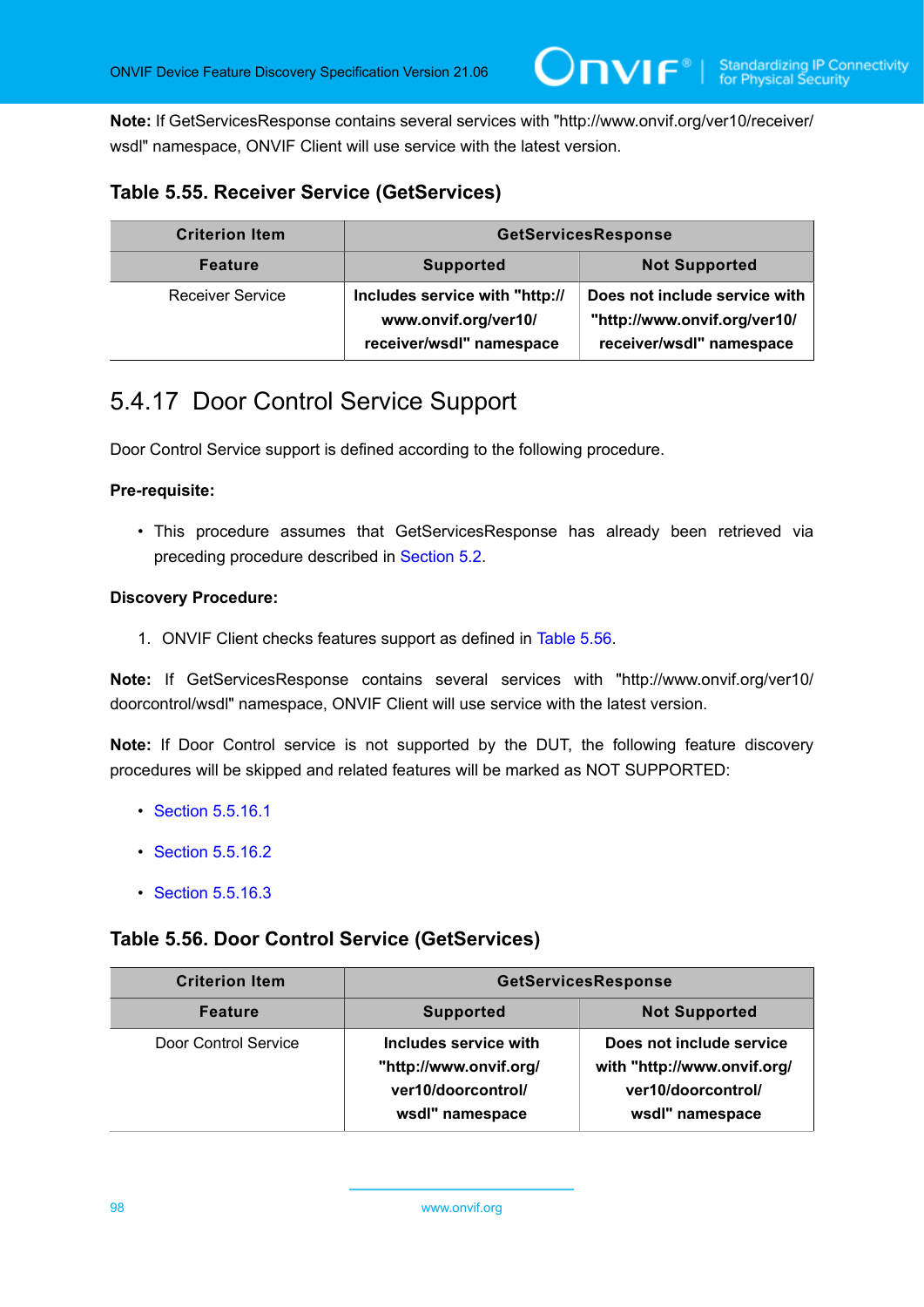**Note:** If GetServicesResponse contains several services with "http://www.onvif.org/ver10/receiver/wsdl" namespace, ONVIF Client will use service with the latest version.

### Table 5.55. Receiver Service (GetServices)

| Criterion Item | GetServicesResponse | |
|---|---|---|
| **Feature** | **Supported** | **Not Supported** |
| Receiver Service | **Includes service with "http://www.onvif.org/ver10/receiver/wsdl" namespace** | **Does not include service with "http://www.onvif.org/ver10/receiver/wsdl" namespace** |

## 5.4.17 Door Control Service Support

Door Control Service support is defined according to the following procedure.

**Pre-requisite:**

- This procedure assumes that GetServicesResponse has already been retrieved via preceding procedure described in Section 5.2.

**Discovery Procedure:**

1. ONVIF Client checks features support as defined in Table 5.56.

**Note:** If GetServicesResponse contains several services with "http://www.onvif.org/ver10/doorcontrol/wsdl" namespace, ONVIF Client will use service with the latest version.

**Note:** If Door Control service is not supported by the DUT, the following feature discovery procedures will be skipped and related features will be marked as NOT SUPPORTED:

- Section 5.5.16.1
- Section 5.5.16.2
- Section 5.5.16.3

### Table 5.56. Door Control Service (GetServices)

| Criterion Item | GetServicesResponse | |
|---|---|---|
| **Feature** | **Supported** | **Not Supported** |
| Door Control Service | **Includes service with "http://www.onvif.org/ver10/doorcontrol/wsdl" namespace** | **Does not include service with "http://www.onvif.org/ver10/doorcontrol/wsdl" namespace** |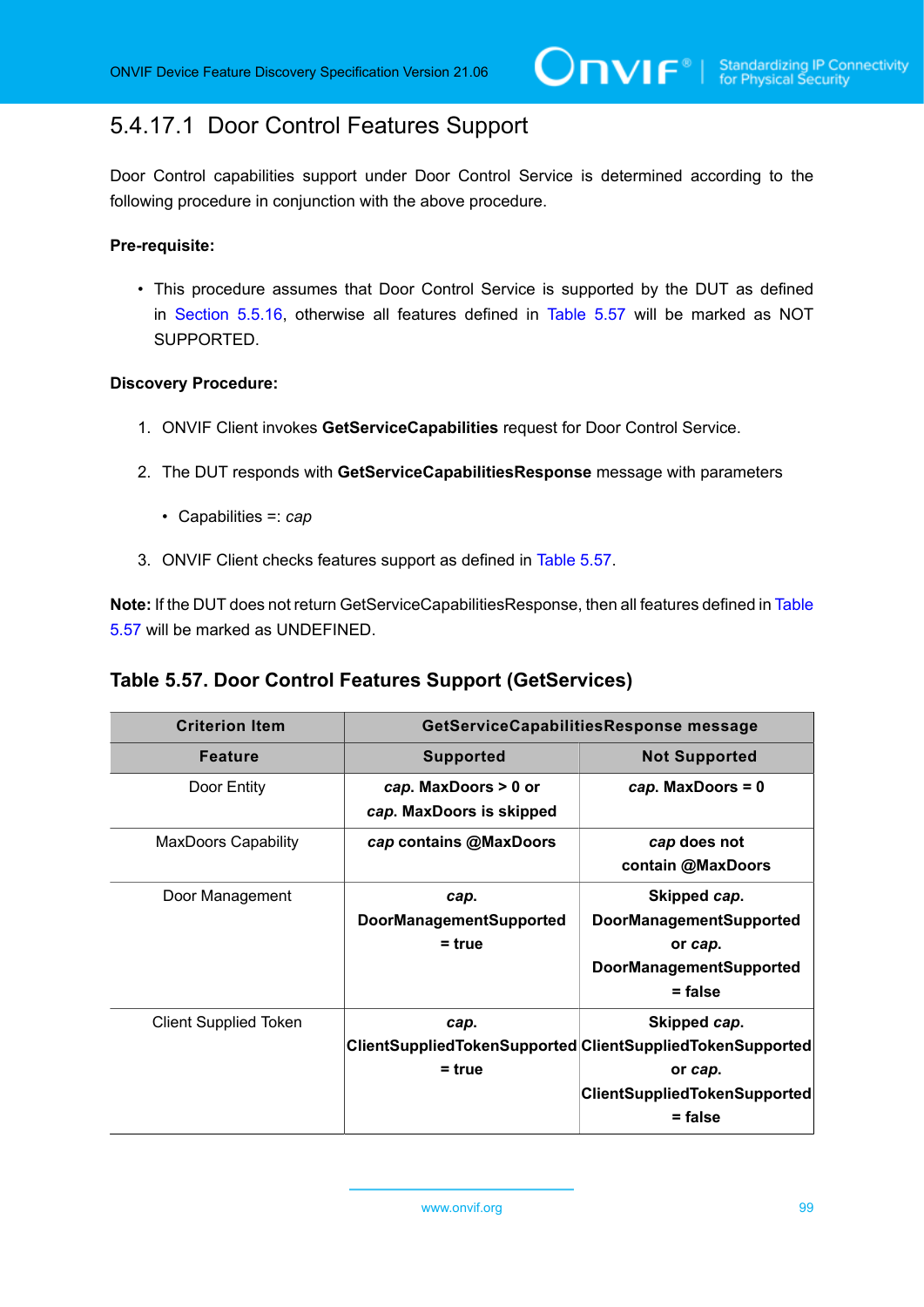#### 5.4.17.1 Door Control Features Support

Door Control capabilities support under Door Control Service is determined according to the following procedure in conjunction with the above procedure.

**Pre-requisite:**

- This procedure assumes that Door Control Service is supported by the DUT as defined in Section 5.5.16, otherwise all features defined in Table 5.57 will be marked as NOT SUPPORTED.

**Discovery Procedure:**

1. ONVIF Client invokes **GetServiceCapabilities** request for Door Control Service.
2. The DUT responds with **GetServiceCapabilitiesResponse** message with parameters
   - Capabilities =: *cap*
3. ONVIF Client checks features support as defined in Table 5.57.

**Note:** If the DUT does not return GetServiceCapabilitiesResponse, then all features defined in Table 5.57 will be marked as UNDEFINED.

**Table 5.57. Door Control Features Support (GetServices)**

| Criterion Item | GetServiceCapabilitiesResponse message | |
|---|---|---|
| **Feature** | **Supported** | **Not Supported** |
| Door Entity | ***cap*. MaxDoors > 0 or *cap*. MaxDoors is skipped** | ***cap*. MaxDoors = 0** |
| MaxDoors Capability | ***cap* contains @MaxDoors** | ***cap* does not contain @MaxDoors** |
| Door Management | ***cap*. DoorManagementSupported = true** | **Skipped *cap*. DoorManagementSupported or *cap*. DoorManagementSupported = false** |
| Client Supplied Token | ***cap*. ClientSuppliedTokenSupported = true** | **Skipped *cap*. ClientSuppliedTokenSupported or *cap*. ClientSuppliedTokenSupported = false** |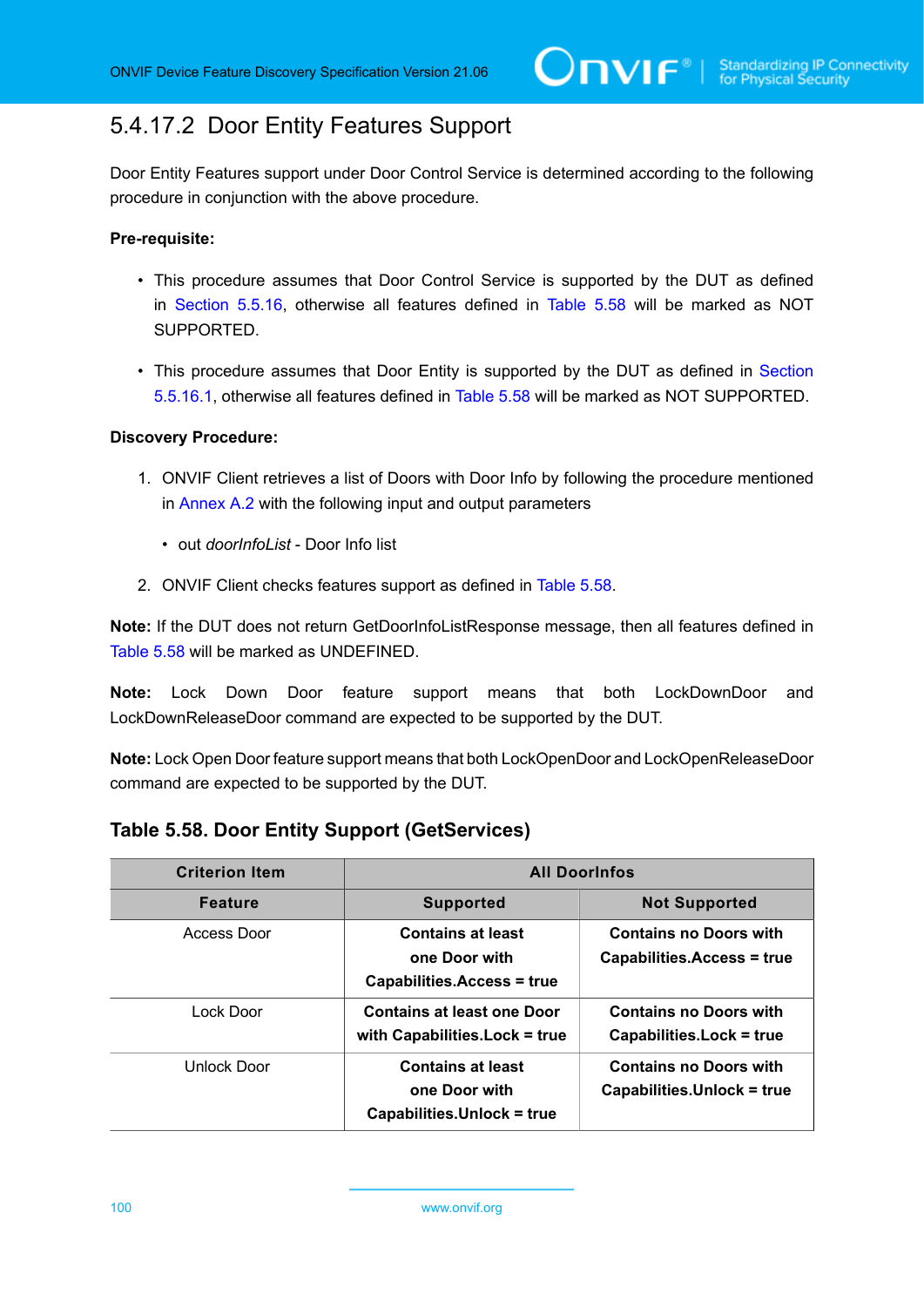### 5.4.17.2 Door Entity Features Support

Door Entity Features support under Door Control Service is determined according to the following procedure in conjunction with the above procedure.

**Pre-requisite:**

- This procedure assumes that Door Control Service is supported by the DUT as defined in Section 5.5.16, otherwise all features defined in Table 5.58 will be marked as NOT SUPPORTED.
- This procedure assumes that Door Entity is supported by the DUT as defined in Section 5.5.16.1, otherwise all features defined in Table 5.58 will be marked as NOT SUPPORTED.

**Discovery Procedure:**

1. ONVIF Client retrieves a list of Doors with Door Info by following the procedure mentioned in Annex A.2 with the following input and output parameters
   - out *doorInfoList* - Door Info list
2. ONVIF Client checks features support as defined in Table 5.58.

**Note:** If the DUT does not return GetDoorInfoListResponse message, then all features defined in Table 5.58 will be marked as UNDEFINED.

**Note:** Lock Down Door feature support means that both LockDownDoor and LockDownReleaseDoor command are expected to be supported by the DUT.

**Note:** Lock Open Door feature support means that both LockOpenDoor and LockOpenReleaseDoor command are expected to be supported by the DUT.

**Table 5.58. Door Entity Support (GetServices)**

| Criterion Item | All DoorInfos | |
|---|---|---|
| **Feature** | **Supported** | **Not Supported** |
| Access Door | **Contains at least one Door with Capabilities.Access = true** | **Contains no Doors with Capabilities.Access = true** |
| Lock Door | **Contains at least one Door with Capabilities.Lock = true** | **Contains no Doors with Capabilities.Lock = true** |
| Unlock Door | **Contains at least one Door with Capabilities.Unlock = true** | **Contains no Doors with Capabilities.Unlock = true** |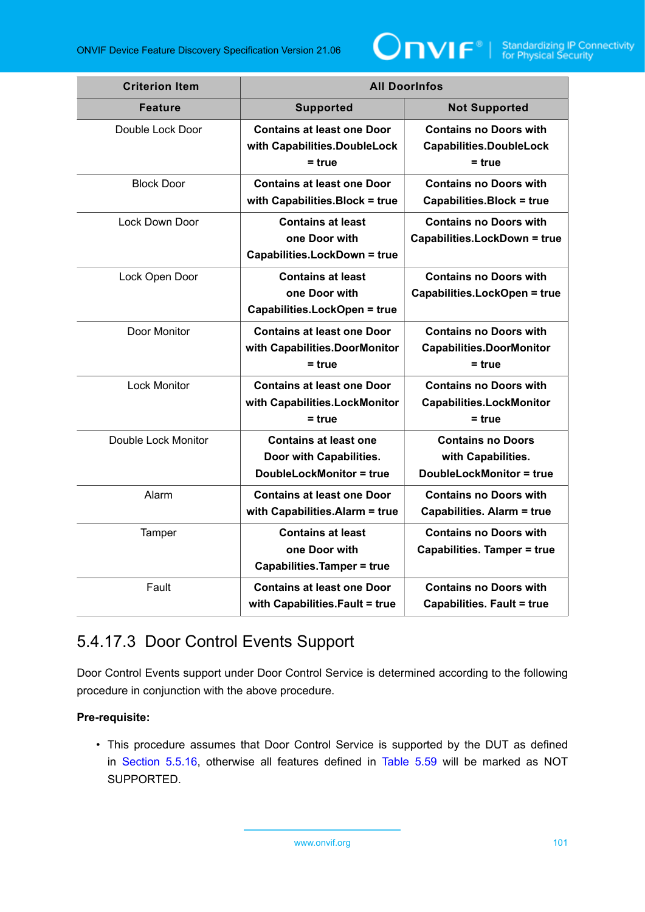| Criterion Item | All DoorInfos | |
|---|---|---|
| **Feature** | **Supported** | **Not Supported** |
| Double Lock Door | **Contains at least one Door with Capabilities.DoubleLock = true** | **Contains no Doors with Capabilities.DoubleLock = true** |
| Block Door | **Contains at least one Door with Capabilities.Block = true** | **Contains no Doors with Capabilities.Block = true** |
| Lock Down Door | **Contains at least one Door with Capabilities.LockDown = true** | **Contains no Doors with Capabilities.LockDown = true** |
| Lock Open Door | **Contains at least one Door with Capabilities.LockOpen = true** | **Contains no Doors with Capabilities.LockOpen = true** |
| Door Monitor | **Contains at least one Door with Capabilities.DoorMonitor = true** | **Contains no Doors with Capabilities.DoorMonitor = true** |
| Lock Monitor | **Contains at least one Door with Capabilities.LockMonitor = true** | **Contains no Doors with Capabilities.LockMonitor = true** |
| Double Lock Monitor | **Contains at least one Door with Capabilities. DoubleLockMonitor = true** | **Contains no Doors with Capabilities. DoubleLockMonitor = true** |
| Alarm | **Contains at least one Door with Capabilities.Alarm = true** | **Contains no Doors with Capabilities. Alarm = true** |
| Tamper | **Contains at least one Door with Capabilities.Tamper = true** | **Contains no Doors with Capabilities. Tamper = true** |
| Fault | **Contains at least one Door with Capabilities.Fault = true** | **Contains no Doors with Capabilities. Fault = true** |

### 5.4.17.3 Door Control Events Support

Door Control Events support under Door Control Service is determined according to the following procedure in conjunction with the above procedure.

**Pre-requisite:**

- This procedure assumes that Door Control Service is supported by the DUT as defined in Section 5.5.16, otherwise all features defined in Table 5.59 will be marked as NOT SUPPORTED.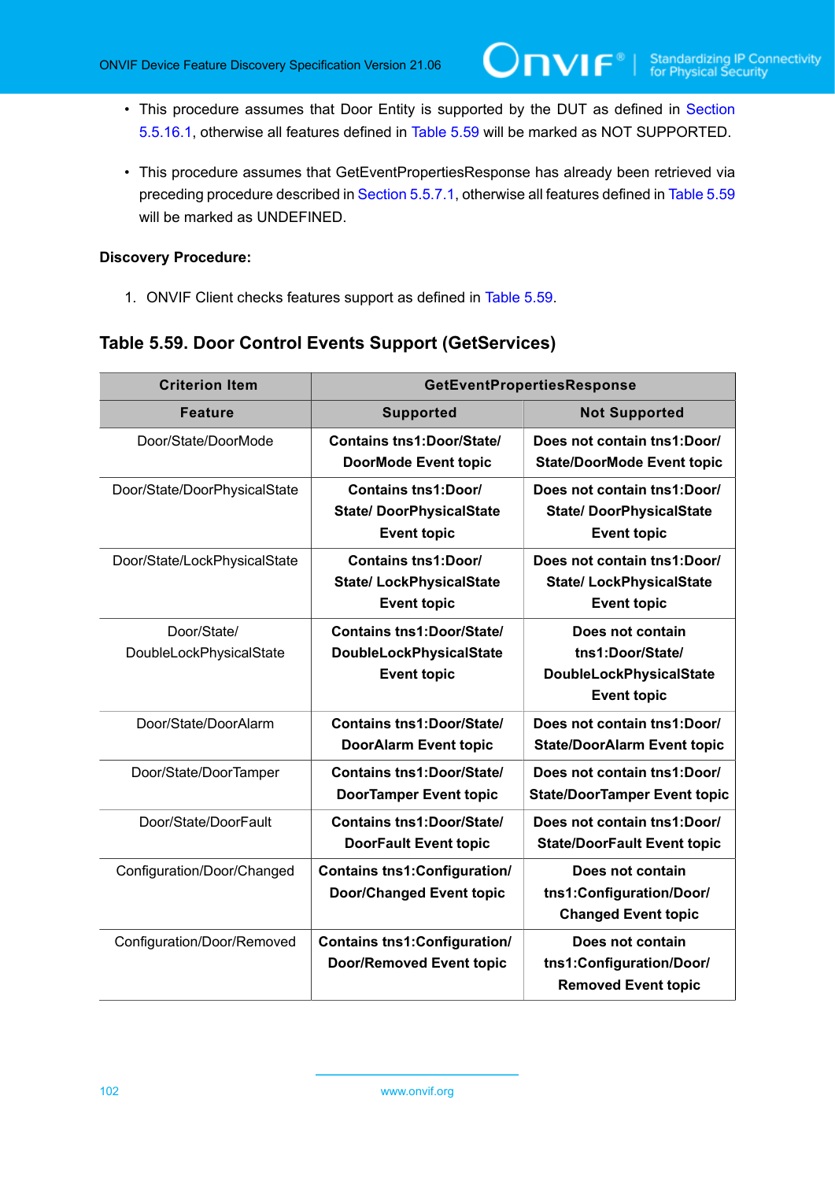- This procedure assumes that Door Entity is supported by the DUT as defined in Section 5.5.16.1, otherwise all features defined in Table 5.59 will be marked as NOT SUPPORTED.

- This procedure assumes that GetEventPropertiesResponse has already been retrieved via preceding procedure described in Section 5.5.7.1, otherwise all features defined in Table 5.59 will be marked as UNDEFINED.

**Discovery Procedure:**

1. ONVIF Client checks features support as defined in Table 5.59.

### Table 5.59. Door Control Events Support (GetServices)

| Criterion Item | GetEventPropertiesResponse | |
|---|---|---|
| **Feature** | **Supported** | **Not Supported** |
| Door/State/DoorMode | **Contains tns1:Door/State/DoorMode Event topic** | **Does not contain tns1:Door/State/DoorMode Event topic** |
| Door/State/DoorPhysicalState | **Contains tns1:Door/State/ DoorPhysicalState Event topic** | **Does not contain tns1:Door/State/ DoorPhysicalState Event topic** |
| Door/State/LockPhysicalState | **Contains tns1:Door/State/ LockPhysicalState Event topic** | **Does not contain tns1:Door/State/ LockPhysicalState Event topic** |
| Door/State/DoubleLockPhysicalState | **Contains tns1:Door/State/DoubleLockPhysicalState Event topic** | **Does not contain tns1:Door/State/DoubleLockPhysicalState Event topic** |
| Door/State/DoorAlarm | **Contains tns1:Door/State/DoorAlarm Event topic** | **Does not contain tns1:Door/State/DoorAlarm Event topic** |
| Door/State/DoorTamper | **Contains tns1:Door/State/DoorTamper Event topic** | **Does not contain tns1:Door/State/DoorTamper Event topic** |
| Door/State/DoorFault | **Contains tns1:Door/State/DoorFault Event topic** | **Does not contain tns1:Door/State/DoorFault Event topic** |
| Configuration/Door/Changed | **Contains tns1:Configuration/Door/Changed Event topic** | **Does not contain tns1:Configuration/Door/Changed Event topic** |
| Configuration/Door/Removed | **Contains tns1:Configuration/Door/Removed Event topic** | **Does not contain tns1:Configuration/Door/Removed Event topic** |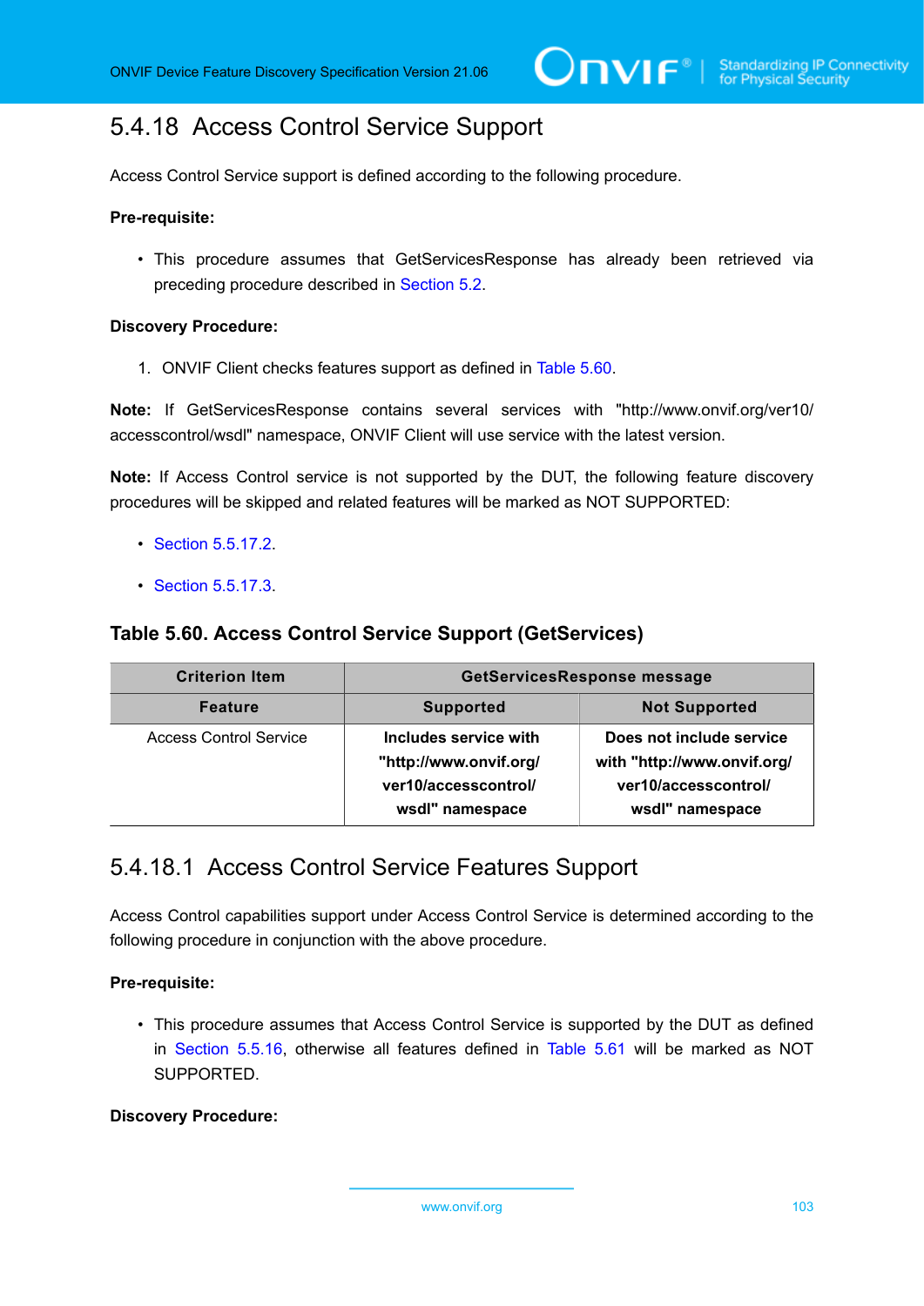## 5.4.18 Access Control Service Support

Access Control Service support is defined according to the following procedure.

**Pre-requisite:**

- This procedure assumes that GetServicesResponse has already been retrieved via preceding procedure described in Section 5.2.

**Discovery Procedure:**

1. ONVIF Client checks features support as defined in Table 5.60.

**Note:** If GetServicesResponse contains several services with "http://www.onvif.org/ver10/accesscontrol/wsdl" namespace, ONVIF Client will use service with the latest version.

**Note:** If Access Control service is not supported by the DUT, the following feature discovery procedures will be skipped and related features will be marked as NOT SUPPORTED:

- Section 5.5.17.2.
- Section 5.5.17.3.

**Table 5.60. Access Control Service Support (GetServices)**

| Criterion Item | GetServicesResponse message | |
|---|---|---|
| **Feature** | **Supported** | **Not Supported** |
| Access Control Service | **Includes service with "http://www.onvif.org/ver10/accesscontrol/wsdl" namespace** | **Does not include service with "http://www.onvif.org/ver10/accesscontrol/wsdl" namespace** |

### 5.4.18.1 Access Control Service Features Support

Access Control capabilities support under Access Control Service is determined according to the following procedure in conjunction with the above procedure.

**Pre-requisite:**

- This procedure assumes that Access Control Service is supported by the DUT as defined in Section 5.5.16, otherwise all features defined in Table 5.61 will be marked as NOT SUPPORTED.

**Discovery Procedure:**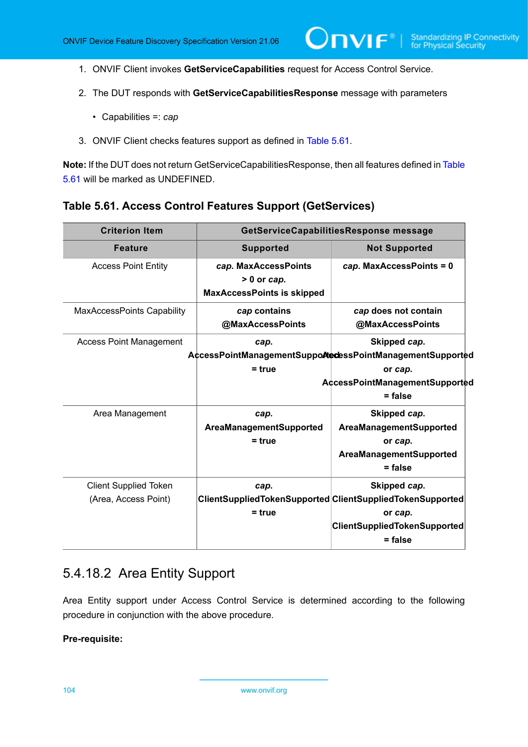1. ONVIF Client invokes **GetServiceCapabilities** request for Access Control Service.

2. The DUT responds with **GetServiceCapabilitiesResponse** message with parameters

   - Capabilities =: *cap*

3. ONVIF Client checks features support as defined in Table 5.61.

**Note:** If the DUT does not return GetServiceCapabilitiesResponse, then all features defined in Table 5.61 will be marked as UNDEFINED.

### Table 5.61. Access Control Features Support (GetServices)

| Criterion Item | GetServiceCapabilitiesResponse message | |
|---|---|---|
| **Feature** | **Supported** | **Not Supported** |
| Access Point Entity | ***cap*. MaxAccessPoints > 0 or *cap*. MaxAccessPoints is skipped** | ***cap*. MaxAccessPoints = 0** |
| MaxAccessPoints Capability | ***cap* contains @MaxAccessPoints** | ***cap* does not contain @MaxAccessPoints** |
| Access Point Management | ***cap*. AccessPointManagementSupported = true** | **Skipped *cap*. AccessPointManagementSupported or *cap*. AccessPointManagementSupported = false** |
| Area Management | ***cap*. AreaManagementSupported = true** | **Skipped *cap*. AreaManagementSupported or *cap*. AreaManagementSupported = false** |
| Client Supplied Token (Area, Access Point) | ***cap*. ClientSuppliedTokenSupported = true** | **Skipped *cap*. ClientSuppliedTokenSupported or *cap*. ClientSuppliedTokenSupported = false** |

## 5.4.18.2 Area Entity Support

Area Entity support under Access Control Service is determined according to the following procedure in conjunction with the above procedure.

**Pre-requisite:**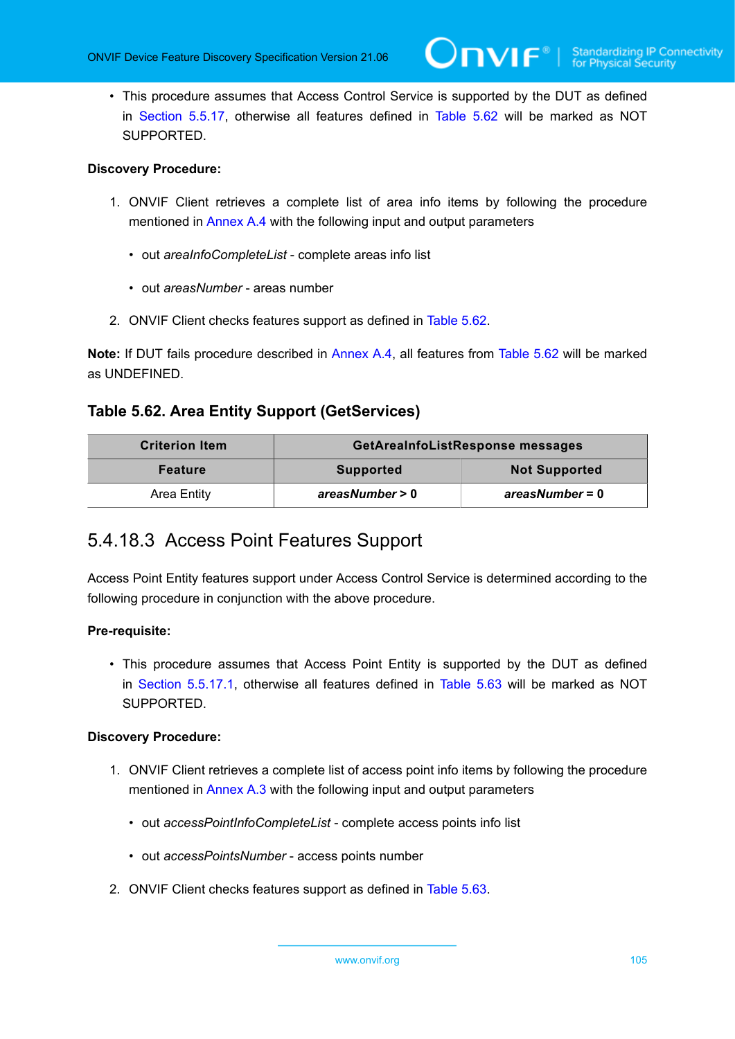- This procedure assumes that Access Control Service is supported by the DUT as defined in Section 5.5.17, otherwise all features defined in Table 5.62 will be marked as NOT SUPPORTED.

**Discovery Procedure:**

1. ONVIF Client retrieves a complete list of area info items by following the procedure mentioned in Annex A.4 with the following input and output parameters
   - out *areaInfoCompleteList* - complete areas info list
   - out *areasNumber* - areas number
2. ONVIF Client checks features support as defined in Table 5.62.

**Note:** If DUT fails procedure described in Annex A.4, all features from Table 5.62 will be marked as UNDEFINED.

### Table 5.62. Area Entity Support (GetServices)

| Criterion Item | GetAreaInfoListResponse messages | |
|---|---|---|
| **Feature** | **Supported** | **Not Supported** |
| Area Entity | ***areasNumber* > 0** | ***areasNumber* = 0** |

## 5.4.18.3 Access Point Features Support

Access Point Entity features support under Access Control Service is determined according to the following procedure in conjunction with the above procedure.

**Pre-requisite:**

- This procedure assumes that Access Point Entity is supported by the DUT as defined in Section 5.5.17.1, otherwise all features defined in Table 5.63 will be marked as NOT SUPPORTED.

**Discovery Procedure:**

1. ONVIF Client retrieves a complete list of access point info items by following the procedure mentioned in Annex A.3 with the following input and output parameters
   - out *accessPointInfoCompleteList* - complete access points info list
   - out *accessPointsNumber* - access points number
2. ONVIF Client checks features support as defined in Table 5.63.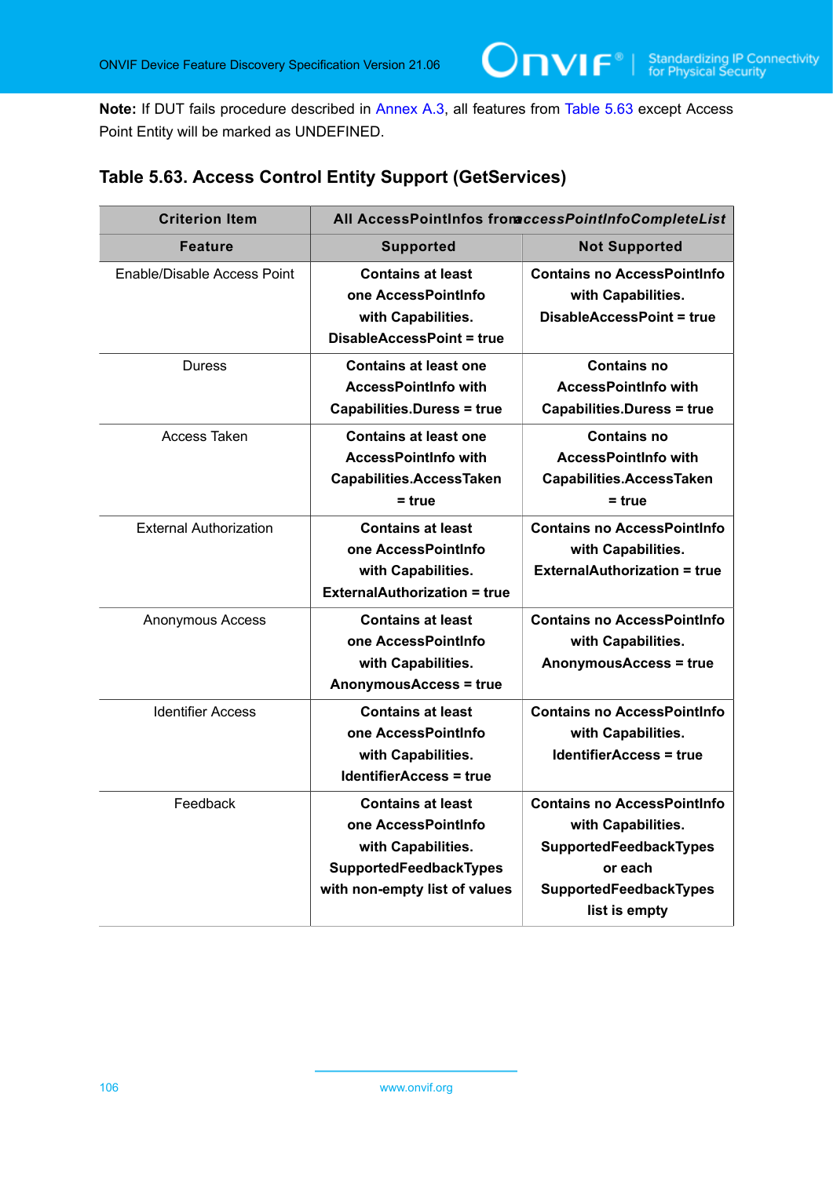**Note:** If DUT fails procedure described in Annex A.3, all features from Table 5.63 except Access Point Entity will be marked as UNDEFINED.

### Table 5.63. Access Control Entity Support (GetServices)

| Criterion Item | All AccessPointInfos from *accessPointInfoCompleteList* | |
|---|---|---|
| **Feature** | **Supported** | **Not Supported** |
| Enable/Disable Access Point | **Contains at least one AccessPointInfo with Capabilities. DisableAccessPoint = true** | **Contains no AccessPointInfo with Capabilities. DisableAccessPoint = true** |
| Duress | **Contains at least one AccessPointInfo with Capabilities.Duress = true** | **Contains no AccessPointInfo with Capabilities.Duress = true** |
| Access Taken | **Contains at least one AccessPointInfo with Capabilities.AccessTaken = true** | **Contains no AccessPointInfo with Capabilities.AccessTaken = true** |
| External Authorization | **Contains at least one AccessPointInfo with Capabilities. ExternalAuthorization = true** | **Contains no AccessPointInfo with Capabilities. ExternalAuthorization = true** |
| Anonymous Access | **Contains at least one AccessPointInfo with Capabilities. AnonymousAccess = true** | **Contains no AccessPointInfo with Capabilities. AnonymousAccess = true** |
| Identifier Access | **Contains at least one AccessPointInfo with Capabilities. IdentifierAccess = true** | **Contains no AccessPointInfo with Capabilities. IdentifierAccess = true** |
| Feedback | **Contains at least one AccessPointInfo with Capabilities. SupportedFeedbackTypes with non-empty list of values** | **Contains no AccessPointInfo with Capabilities. SupportedFeedbackTypes or each SupportedFeedbackTypes list is empty** |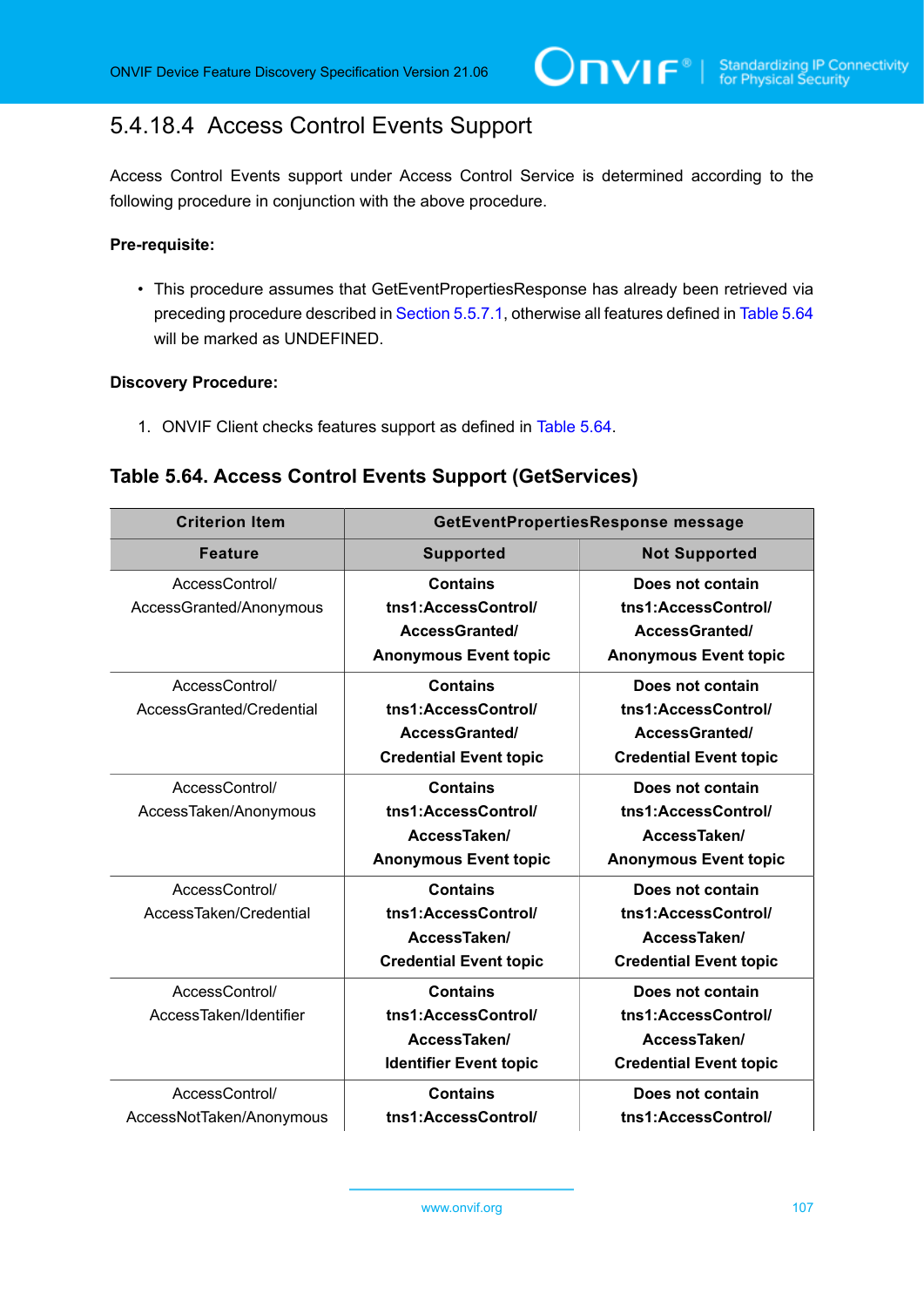#### 5.4.18.4 Access Control Events Support

Access Control Events support under Access Control Service is determined according to the following procedure in conjunction with the above procedure.

**Pre-requisite:**

- This procedure assumes that GetEventPropertiesResponse has already been retrieved via preceding procedure described in Section 5.5.7.1, otherwise all features defined in Table 5.64 will be marked as UNDEFINED.

**Discovery Procedure:**

1. ONVIF Client checks features support as defined in Table 5.64.

**Table 5.64. Access Control Events Support (GetServices)**

| Criterion Item | GetEventPropertiesResponse message | |
|---|---|---|
| **Feature** | **Supported** | **Not Supported** |
| AccessControl/ AccessGranted/Anonymous | **Contains tns1:AccessControl/ AccessGranted/ Anonymous Event topic** | **Does not contain tns1:AccessControl/ AccessGranted/ Anonymous Event topic** |
| AccessControl/ AccessGranted/Credential | **Contains tns1:AccessControl/ AccessGranted/ Credential Event topic** | **Does not contain tns1:AccessControl/ AccessGranted/ Credential Event topic** |
| AccessControl/ AccessTaken/Anonymous | **Contains tns1:AccessControl/ AccessTaken/ Anonymous Event topic** | **Does not contain tns1:AccessControl/ AccessTaken/ Anonymous Event topic** |
| AccessControl/ AccessTaken/Credential | **Contains tns1:AccessControl/ AccessTaken/ Credential Event topic** | **Does not contain tns1:AccessControl/ AccessTaken/ Credential Event topic** |
| AccessControl/ AccessTaken/Identifier | **Contains tns1:AccessControl/ AccessTaken/ Identifier Event topic** | **Does not contain tns1:AccessControl/ AccessTaken/ Credential Event topic** |
| AccessControl/ AccessNotTaken/Anonymous | **Contains tns1:AccessControl/** | **Does not contain tns1:AccessControl/** |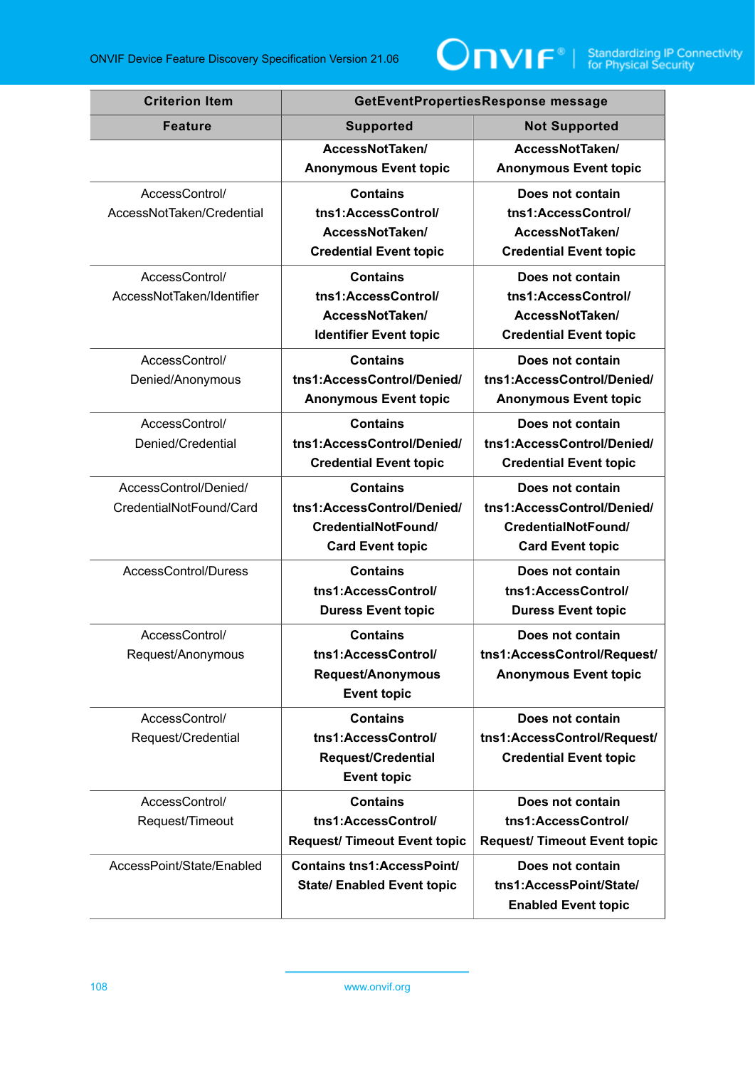| Criterion Item | GetEventPropertiesResponse message | |
|---|---|---|
| Feature | Supported | Not Supported |
| | **AccessNotTaken/ Anonymous Event topic** | **AccessNotTaken/ Anonymous Event topic** |
| AccessControl/ AccessNotTaken/Credential | **Contains tns1:AccessControl/ AccessNotTaken/ Credential Event topic** | **Does not contain tns1:AccessControl/ AccessNotTaken/ Credential Event topic** |
| AccessControl/ AccessNotTaken/Identifier | **Contains tns1:AccessControl/ AccessNotTaken/ Identifier Event topic** | **Does not contain tns1:AccessControl/ AccessNotTaken/ Credential Event topic** |
| AccessControl/ Denied/Anonymous | **Contains tns1:AccessControl/Denied/ Anonymous Event topic** | **Does not contain tns1:AccessControl/Denied/ Anonymous Event topic** |
| AccessControl/ Denied/Credential | **Contains tns1:AccessControl/Denied/ Credential Event topic** | **Does not contain tns1:AccessControl/Denied/ Credential Event topic** |
| AccessControl/Denied/ CredentialNotFound/Card | **Contains tns1:AccessControl/Denied/ CredentialNotFound/ Card Event topic** | **Does not contain tns1:AccessControl/Denied/ CredentialNotFound/ Card Event topic** |
| AccessControl/Duress | **Contains tns1:AccessControl/ Duress Event topic** | **Does not contain tns1:AccessControl/ Duress Event topic** |
| AccessControl/ Request/Anonymous | **Contains tns1:AccessControl/ Request/Anonymous Event topic** | **Does not contain tns1:AccessControl/Request/ Anonymous Event topic** |
| AccessControl/ Request/Credential | **Contains tns1:AccessControl/ Request/Credential Event topic** | **Does not contain tns1:AccessControl/Request/ Credential Event topic** |
| AccessControl/ Request/Timeout | **Contains tns1:AccessControl/ Request/ Timeout Event topic** | **Does not contain tns1:AccessControl/ Request/ Timeout Event topic** |
| AccessPoint/State/Enabled | **Contains tns1:AccessPoint/ State/ Enabled Event topic** | **Does not contain tns1:AccessPoint/State/ Enabled Event topic** |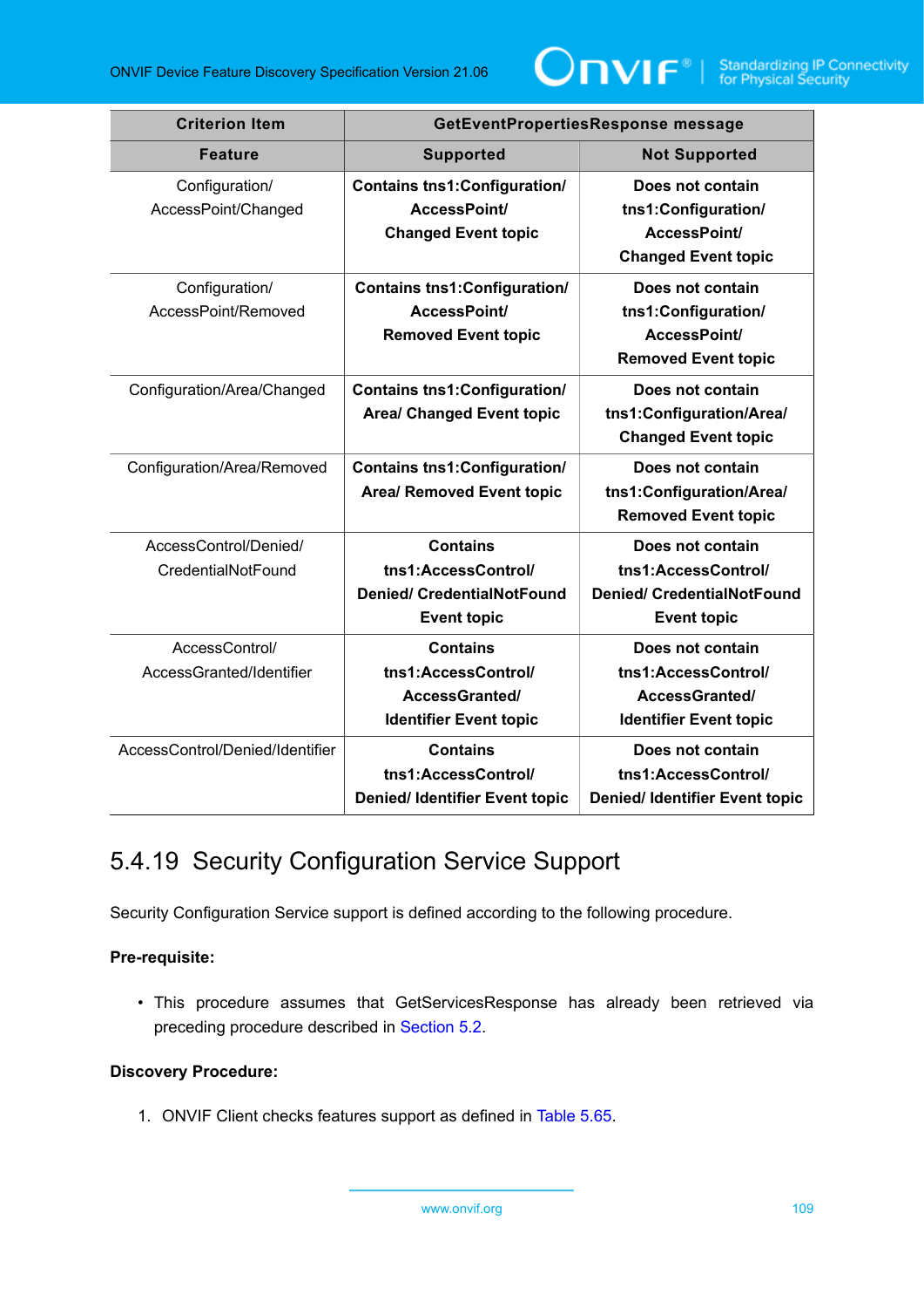| Criterion Item | GetEventPropertiesResponse message | |
|---|---|---|
| **Feature** | **Supported** | **Not Supported** |
| Configuration/ AccessPoint/Changed | **Contains tns1:Configuration/ AccessPoint/ Changed Event topic** | **Does not contain tns1:Configuration/ AccessPoint/ Changed Event topic** |
| Configuration/ AccessPoint/Removed | **Contains tns1:Configuration/ AccessPoint/ Removed Event topic** | **Does not contain tns1:Configuration/ AccessPoint/ Removed Event topic** |
| Configuration/Area/Changed | **Contains tns1:Configuration/ Area/ Changed Event topic** | **Does not contain tns1:Configuration/Area/ Changed Event topic** |
| Configuration/Area/Removed | **Contains tns1:Configuration/ Area/ Removed Event topic** | **Does not contain tns1:Configuration/Area/ Removed Event topic** |
| AccessControl/Denied/ CredentialNotFound | **Contains tns1:AccessControl/ Denied/ CredentialNotFound Event topic** | **Does not contain tns1:AccessControl/ Denied/ CredentialNotFound Event topic** |
| AccessControl/ AccessGranted/Identifier | **Contains tns1:AccessControl/ AccessGranted/ Identifier Event topic** | **Does not contain tns1:AccessControl/ AccessGranted/ Identifier Event topic** |
| AccessControl/Denied/Identifier | **Contains tns1:AccessControl/ Denied/ Identifier Event topic** | **Does not contain tns1:AccessControl/ Denied/ Identifier Event topic** |

## 5.4.19 Security Configuration Service Support

Security Configuration Service support is defined according to the following procedure.

**Pre-requisite:**

- This procedure assumes that GetServicesResponse has already been retrieved via preceding procedure described in Section 5.2.

**Discovery Procedure:**

1. ONVIF Client checks features support as defined in Table 5.65.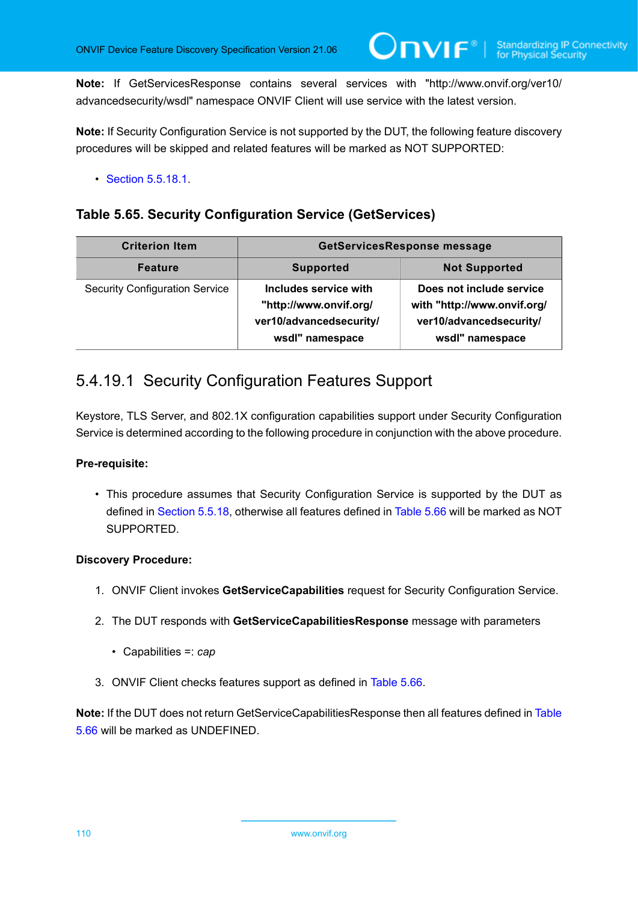**Note:** If GetServicesResponse contains several services with "http://www.onvif.org/ver10/advancedsecurity/wsdl" namespace ONVIF Client will use service with the latest version.

**Note:** If Security Configuration Service is not supported by the DUT, the following feature discovery procedures will be skipped and related features will be marked as NOT SUPPORTED:

- Section 5.5.18.1.

### Table 5.65. Security Configuration Service (GetServices)

| Criterion Item | GetServicesResponse message | |
|---|---|---|
| **Feature** | **Supported** | **Not Supported** |
| Security Configuration Service | **Includes service with "http://www.onvif.org/ver10/advancedsecurity/wsdl" namespace** | **Does not include service with "http://www.onvif.org/ver10/advancedsecurity/wsdl" namespace** |

### 5.4.19.1 Security Configuration Features Support

Keystore, TLS Server, and 802.1X configuration capabilities support under Security Configuration Service is determined according to the following procedure in conjunction with the above procedure.

**Pre-requisite:**

- This procedure assumes that Security Configuration Service is supported by the DUT as defined in Section 5.5.18, otherwise all features defined in Table 5.66 will be marked as NOT SUPPORTED.

**Discovery Procedure:**

1. ONVIF Client invokes **GetServiceCapabilities** request for Security Configuration Service.
2. The DUT responds with **GetServiceCapabilitiesResponse** message with parameters
   - Capabilities =: *cap*
3. ONVIF Client checks features support as defined in Table 5.66.

**Note:** If the DUT does not return GetServiceCapabilitiesResponse then all features defined in Table 5.66 will be marked as UNDEFINED.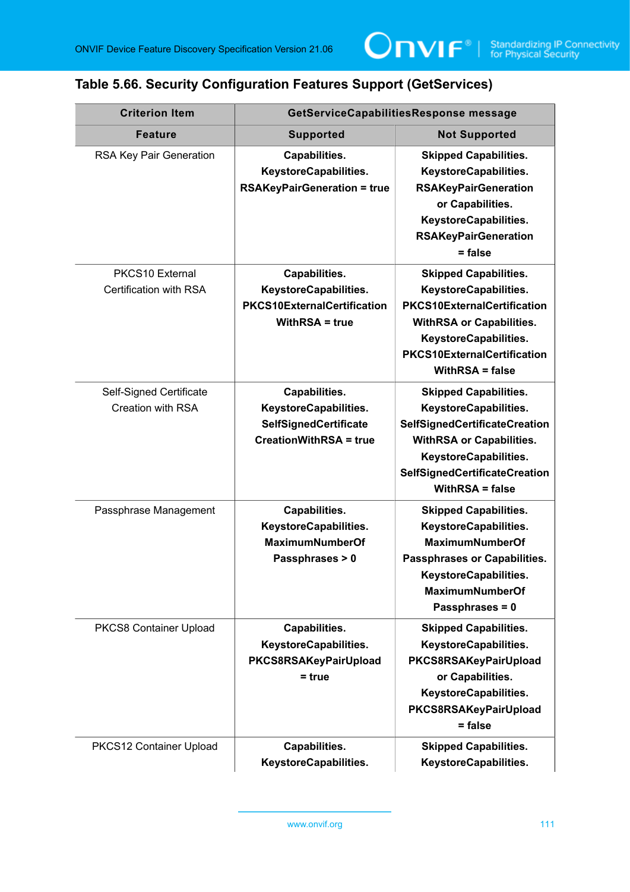## Table 5.66. Security Configuration Features Support (GetServices)

| Criterion Item | GetServiceCapabilitiesResponse message | |
|---|---|---|
| **Feature** | **Supported** | **Not Supported** |
| RSA Key Pair Generation | **Capabilities. KeystoreCapabilities. RSAKeyPairGeneration = true** | **Skipped Capabilities. KeystoreCapabilities. RSAKeyPairGeneration or Capabilities. KeystoreCapabilities. RSAKeyPairGeneration = false** |
| PKCS10 External Certification with RSA | **Capabilities. KeystoreCapabilities. PKCS10ExternalCertification WithRSA = true** | **Skipped Capabilities. KeystoreCapabilities. PKCS10ExternalCertification WithRSA or Capabilities. KeystoreCapabilities. PKCS10ExternalCertification WithRSA = false** |
| Self-Signed Certificate Creation with RSA | **Capabilities. KeystoreCapabilities. SelfSignedCertificate CreationWithRSA = true** | **Skipped Capabilities. KeystoreCapabilities. SelfSignedCertificateCreation WithRSA or Capabilities. KeystoreCapabilities. SelfSignedCertificateCreation WithRSA = false** |
| Passphrase Management | **Capabilities. KeystoreCapabilities. MaximumNumberOf Passphrases > 0** | **Skipped Capabilities. KeystoreCapabilities. MaximumNumberOf Passphrases or Capabilities. KeystoreCapabilities. MaximumNumberOf Passphrases = 0** |
| PKCS8 Container Upload | **Capabilities. KeystoreCapabilities. PKCS8RSAKeyPairUpload = true** | **Skipped Capabilities. KeystoreCapabilities. PKCS8RSAKeyPairUpload or Capabilities. KeystoreCapabilities. PKCS8RSAKeyPairUpload = false** |
| PKCS12 Container Upload | **Capabilities. KeystoreCapabilities.** | **Skipped Capabilities. KeystoreCapabilities.** |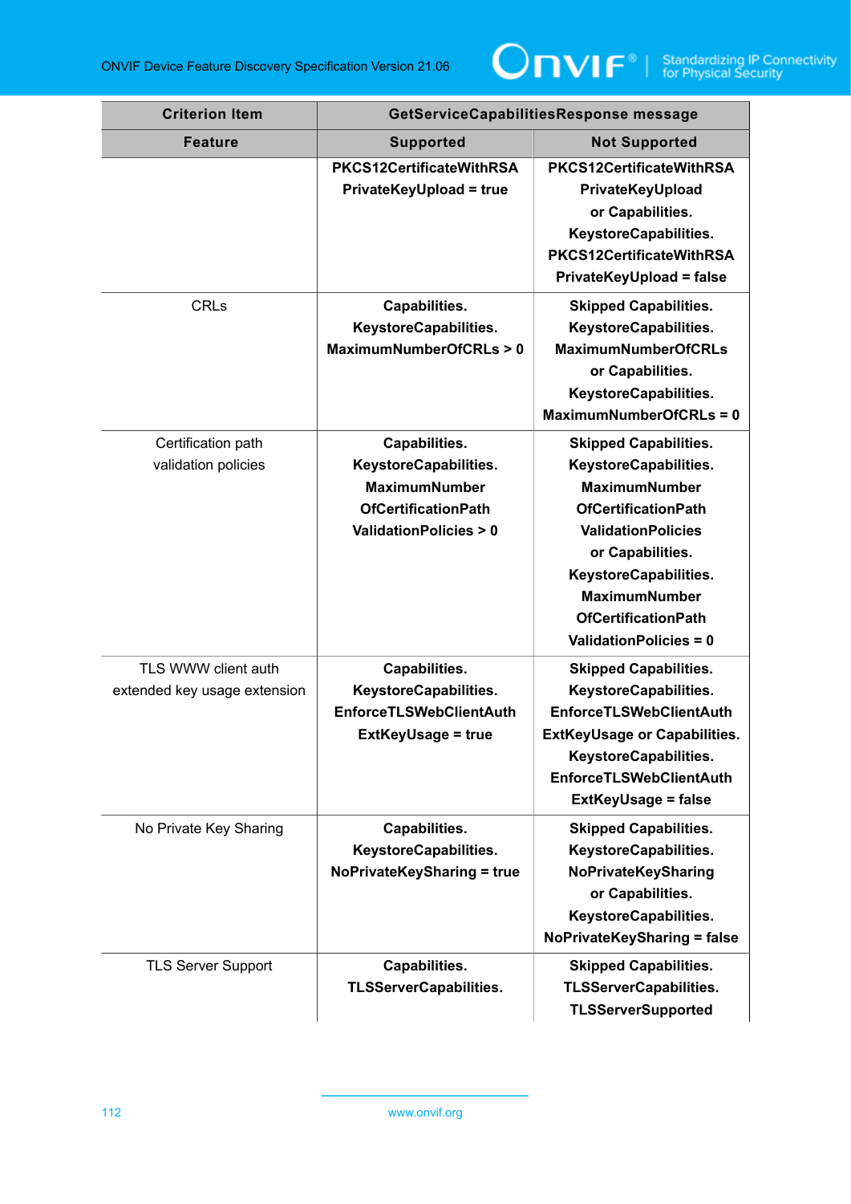| Criterion Item | GetServiceCapabilitiesResponse message | |
|---|---|---|
| **Feature** | **Supported** | **Not Supported** |
| | **PKCS12CertificateWithRSA PrivateKeyUpload = true** | **PKCS12CertificateWithRSA PrivateKeyUpload or Capabilities. KeystoreCapabilities. PKCS12CertificateWithRSA PrivateKeyUpload = false** |
| CRLs | **Capabilities. KeystoreCapabilities. MaximumNumberOfCRLs > 0** | **Skipped Capabilities. KeystoreCapabilities. MaximumNumberOfCRLs or Capabilities. KeystoreCapabilities. MaximumNumberOfCRLs = 0** |
| Certification path validation policies | **Capabilities. KeystoreCapabilities. MaximumNumber OfCertificationPath ValidationPolicies > 0** | **Skipped Capabilities. KeystoreCapabilities. MaximumNumber OfCertificationPath ValidationPolicies or Capabilities. KeystoreCapabilities. MaximumNumber OfCertificationPath ValidationPolicies = 0** |
| TLS WWW client auth extended key usage extension | **Capabilities. KeystoreCapabilities. EnforceTLSWebClientAuth ExtKeyUsage = true** | **Skipped Capabilities. KeystoreCapabilities. EnforceTLSWebClientAuth ExtKeyUsage or Capabilities. KeystoreCapabilities. EnforceTLSWebClientAuth ExtKeyUsage = false** |
| No Private Key Sharing | **Capabilities. KeystoreCapabilities. NoPrivateKeySharing = true** | **Skipped Capabilities. KeystoreCapabilities. NoPrivateKeySharing or Capabilities. KeystoreCapabilities. NoPrivateKeySharing = false** |
| TLS Server Support | **Capabilities. TLSServerCapabilities.** | **Skipped Capabilities. TLSServerCapabilities. TLSServerSupported** |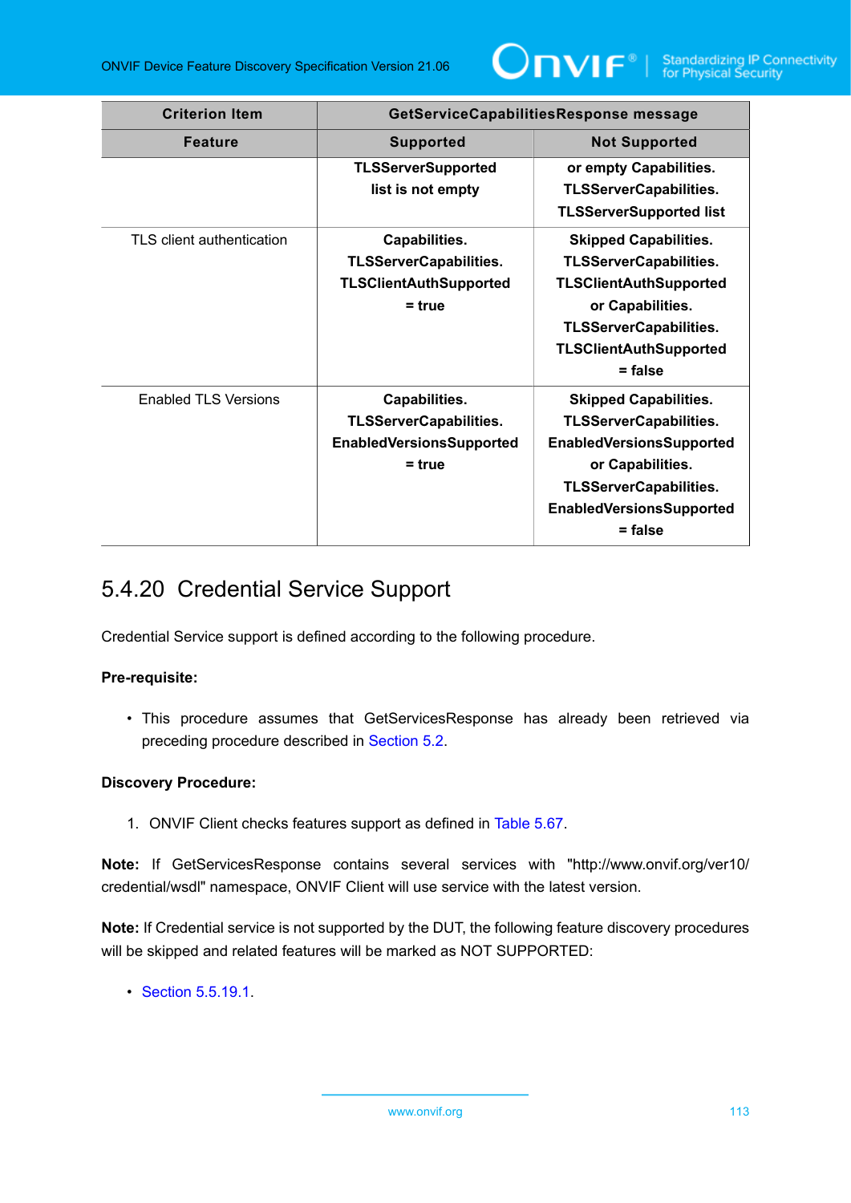| Criterion Item | GetServiceCapabilitiesResponse message | |
|---|---|---|
| **Feature** | **Supported** | **Not Supported** |
| | **TLSServerSupported list is not empty** | **or empty Capabilities. TLSServerCapabilities. TLSServerSupported list** |
| TLS client authentication | **Capabilities. TLSServerCapabilities. TLSClientAuthSupported = true** | **Skipped Capabilities. TLSServerCapabilities. TLSClientAuthSupported or Capabilities. TLSServerCapabilities. TLSClientAuthSupported = false** |
| Enabled TLS Versions | **Capabilities. TLSServerCapabilities. EnabledVersionsSupported = true** | **Skipped Capabilities. TLSServerCapabilities. EnabledVersionsSupported or Capabilities. TLSServerCapabilities. EnabledVersionsSupported = false** |

### 5.4.20 Credential Service Support

Credential Service support is defined according to the following procedure.

**Pre-requisite:**

- This procedure assumes that GetServicesResponse has already been retrieved via preceding procedure described in Section 5.2.

**Discovery Procedure:**

1. ONVIF Client checks features support as defined in Table 5.67.

**Note:** If GetServicesResponse contains several services with "http://www.onvif.org/ver10/credential/wsdl" namespace, ONVIF Client will use service with the latest version.

**Note:** If Credential service is not supported by the DUT, the following feature discovery procedures will be skipped and related features will be marked as NOT SUPPORTED:

- Section 5.5.19.1.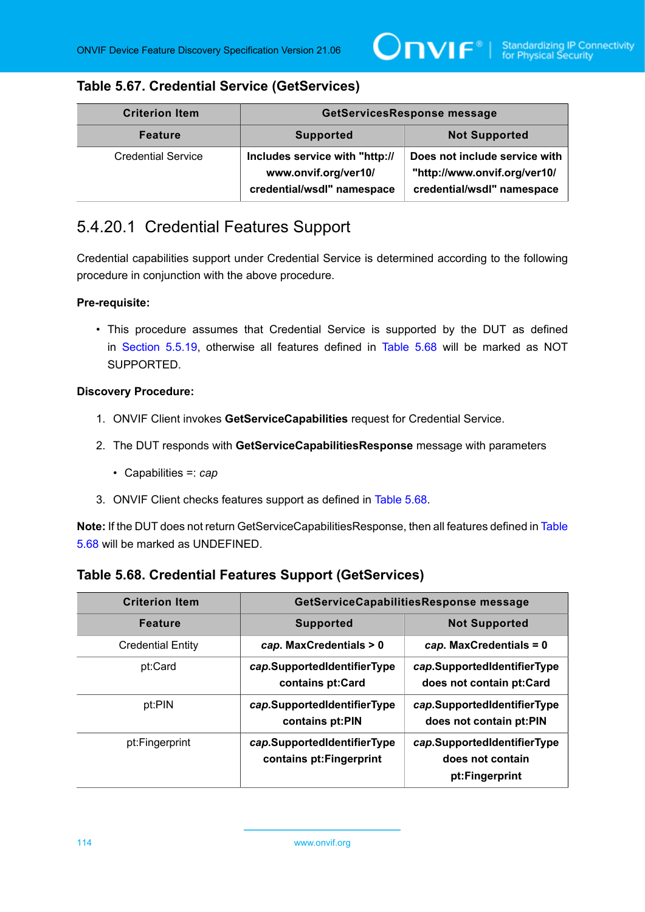### Table 5.67. Credential Service (GetServices)

| Criterion Item | GetServicesResponse message | |
|---|---|---|
| **Feature** | **Supported** | **Not Supported** |
| Credential Service | **Includes service with "http://www.onvif.org/ver10/credential/wsdl" namespace** | **Does not include service with "http://www.onvif.org/ver10/credential/wsdl" namespace** |

## 5.4.20.1 Credential Features Support

Credential capabilities support under Credential Service is determined according to the following procedure in conjunction with the above procedure.

**Pre-requisite:**

- This procedure assumes that Credential Service is supported by the DUT as defined in Section 5.5.19, otherwise all features defined in Table 5.68 will be marked as NOT SUPPORTED.

**Discovery Procedure:**

1. ONVIF Client invokes **GetServiceCapabilities** request for Credential Service.
2. The DUT responds with **GetServiceCapabilitiesResponse** message with parameters
   - Capabilities =: *cap*
3. ONVIF Client checks features support as defined in Table 5.68.

**Note:** If the DUT does not return GetServiceCapabilitiesResponse, then all features defined in Table 5.68 will be marked as UNDEFINED.

### Table 5.68. Credential Features Support (GetServices)

| Criterion Item | GetServiceCapabilitiesResponse message | |
|---|---|---|
| **Feature** | **Supported** | **Not Supported** |
| Credential Entity | ***cap*. MaxCredentials > 0** | ***cap*. MaxCredentials = 0** |
| pt:Card | ***cap*.SupportedIdentifierType contains pt:Card** | ***cap*.SupportedIdentifierType does not contain pt:Card** |
| pt:PIN | ***cap*.SupportedIdentifierType contains pt:PIN** | ***cap*.SupportedIdentifierType does not contain pt:PIN** |
| pt:Fingerprint | ***cap*.SupportedIdentifierType contains pt:Fingerprint** | ***cap*.SupportedIdentifierType does not contain pt:Fingerprint** |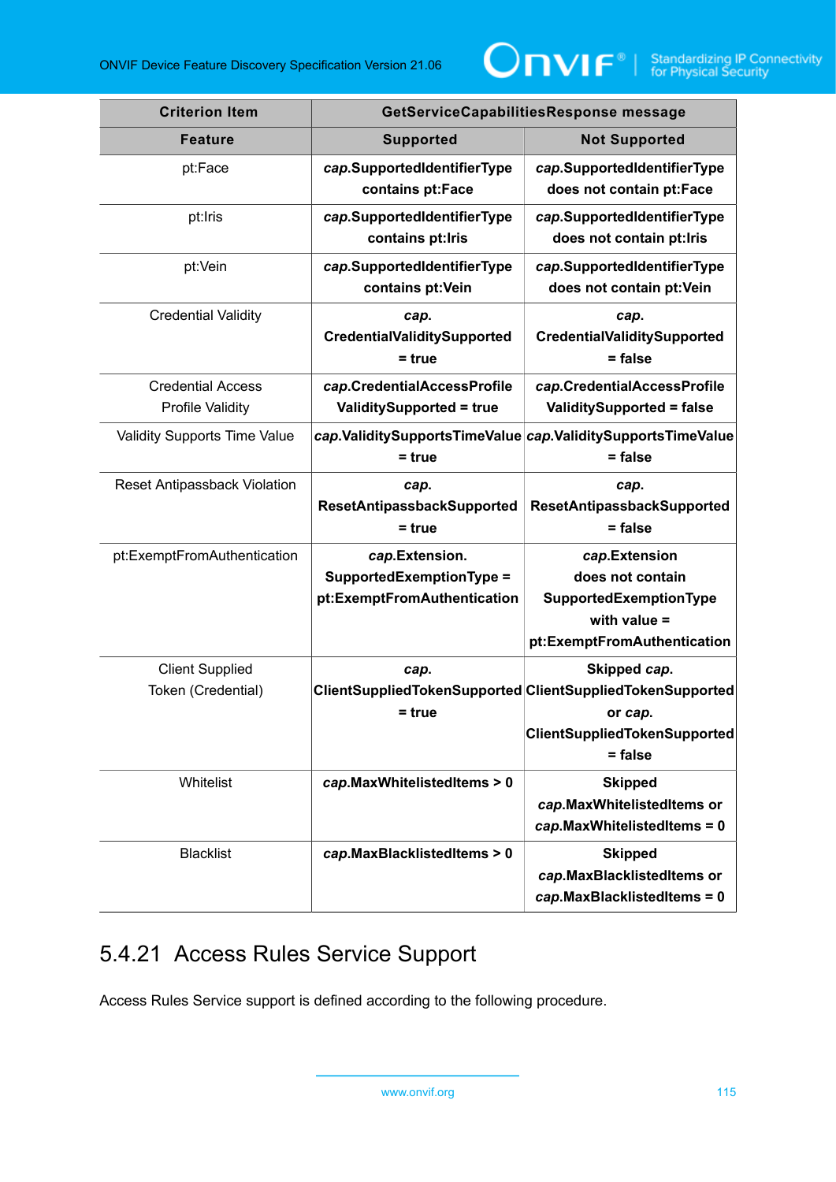| Criterion Item | GetServiceCapabilitiesResponse message | |
|---|---|---|
| **Feature** | **Supported** | **Not Supported** |
| pt:Face | ***cap*.SupportedIdentifierType contains pt:Face** | ***cap*.SupportedIdentifierType does not contain pt:Face** |
| pt:Iris | ***cap*.SupportedIdentifierType contains pt:Iris** | ***cap*.SupportedIdentifierType does not contain pt:Iris** |
| pt:Vein | ***cap*.SupportedIdentifierType contains pt:Vein** | ***cap*.SupportedIdentifierType does not contain pt:Vein** |
| Credential Validity | ***cap*. CredentialValiditySupported = true** | ***cap*. CredentialValiditySupported = false** |
| Credential Access Profile Validity | ***cap*.CredentialAccessProfile ValiditySupported = true** | ***cap*.CredentialAccessProfile ValiditySupported = false** |
| Validity Supports Time Value | ***cap*.ValiditySupportsTimeValue = true** | ***cap*.ValiditySupportsTimeValue = false** |
| Reset Antipassback Violation | ***cap*. ResetAntipassbackSupported = true** | ***cap*. ResetAntipassbackSupported = false** |
| pt:ExemptFromAuthentication | ***cap*.Extension. SupportedExemptionType = pt:ExemptFromAuthentication** | ***cap*.Extension does not contain SupportedExemptionType with value = pt:ExemptFromAuthentication** |
| Client Supplied Token (Credential) | ***cap*. ClientSuppliedTokenSupported = true** | **Skipped *cap*. ClientSuppliedTokenSupported or *cap*. ClientSuppliedTokenSupported = false** |
| Whitelist | ***cap*.MaxWhitelistedItems > 0** | **Skipped *cap*.MaxWhitelistedItems or *cap*.MaxWhitelistedItems = 0** |
| Blacklist | ***cap*.MaxBlacklistedItems > 0** | **Skipped *cap*.MaxBlacklistedItems or *cap*.MaxBlacklistedItems = 0** |

### 5.4.21 Access Rules Service Support

Access Rules Service support is defined according to the following procedure.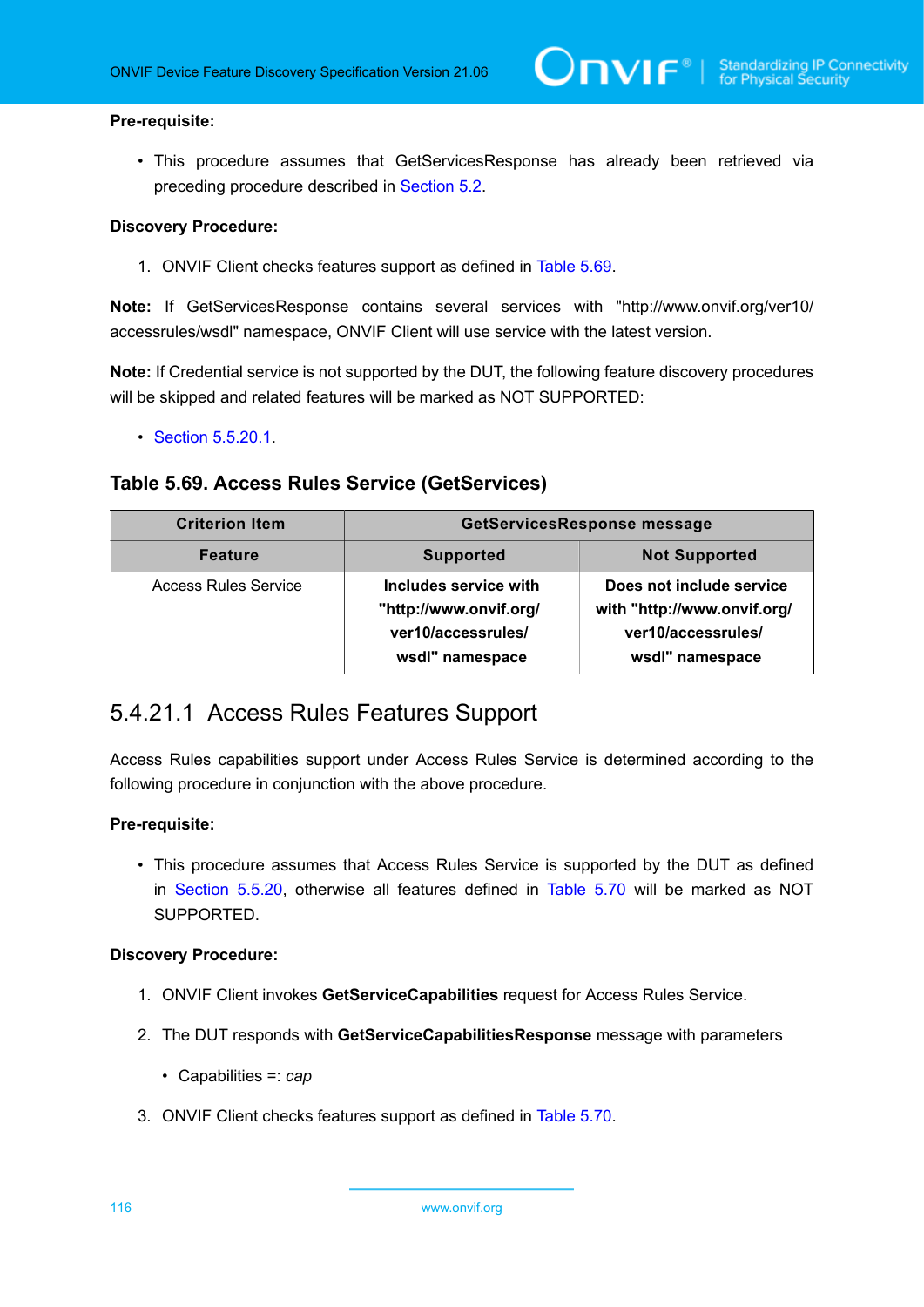**Pre-requisite:**

- This procedure assumes that GetServicesResponse has already been retrieved via preceding procedure described in Section 5.2.

**Discovery Procedure:**

1. ONVIF Client checks features support as defined in Table 5.69.

**Note:** If GetServicesResponse contains several services with "http://www.onvif.org/ver10/accessrules/wsdl" namespace, ONVIF Client will use service with the latest version.

**Note:** If Credential service is not supported by the DUT, the following feature discovery procedures will be skipped and related features will be marked as NOT SUPPORTED:

- Section 5.5.20.1.

### Table 5.69. Access Rules Service (GetServices)

| Criterion Item | GetServicesResponse message | |
|---|---|---|
| **Feature** | **Supported** | **Not Supported** |
| Access Rules Service | **Includes service with "http://www.onvif.org/ver10/accessrules/wsdl" namespace** | **Does not include service with "http://www.onvif.org/ver10/accessrules/wsdl" namespace** |

## 5.4.21.1 Access Rules Features Support

Access Rules capabilities support under Access Rules Service is determined according to the following procedure in conjunction with the above procedure.

**Pre-requisite:**

- This procedure assumes that Access Rules Service is supported by the DUT as defined in Section 5.5.20, otherwise all features defined in Table 5.70 will be marked as NOT SUPPORTED.

**Discovery Procedure:**

1. ONVIF Client invokes **GetServiceCapabilities** request for Access Rules Service.
2. The DUT responds with **GetServiceCapabilitiesResponse** message with parameters
   - Capabilities =: *cap*
3. ONVIF Client checks features support as defined in Table 5.70.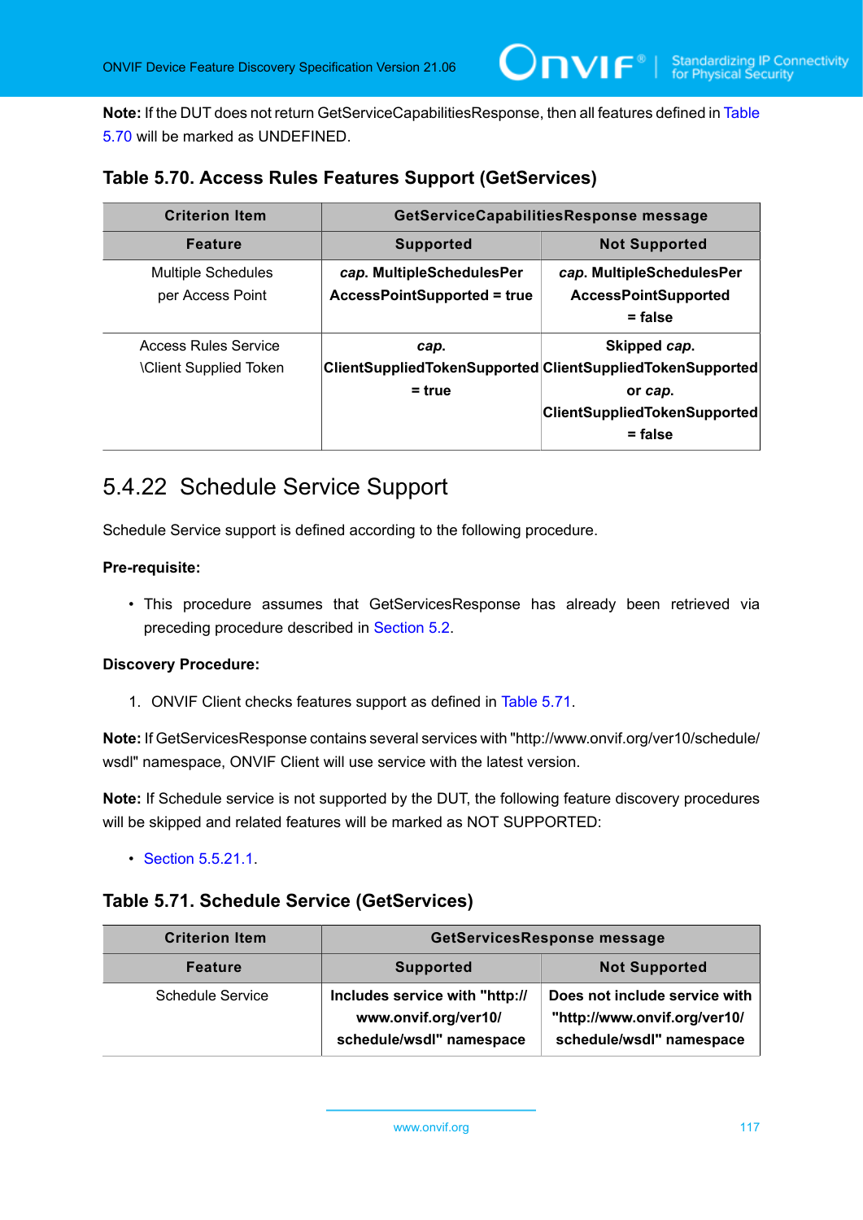**Note:** If the DUT does not return GetServiceCapabilitiesResponse, then all features defined in Table 5.70 will be marked as UNDEFINED.

### Table 5.70. Access Rules Features Support (GetServices)

| Criterion Item | GetServiceCapabilitiesResponse message | |
|---|---|---|
| **Feature** | **Supported** | **Not Supported** |
| Multiple Schedules per Access Point | ***cap.* MultipleSchedulesPerAccessPointSupported = true** | ***cap.* MultipleSchedulesPerAccessPointSupported = false** |
| Access Rules Service \Client Supplied Token | ***cap.* ClientSuppliedTokenSupported = true** | **Skipped *cap.* ClientSuppliedTokenSupported or *cap.* ClientSuppliedTokenSupported = false** |

## 5.4.22 Schedule Service Support

Schedule Service support is defined according to the following procedure.

**Pre-requisite:**

- This procedure assumes that GetServicesResponse has already been retrieved via preceding procedure described in Section 5.2.

**Discovery Procedure:**

1. ONVIF Client checks features support as defined in Table 5.71.

**Note:** If GetServicesResponse contains several services with "http://www.onvif.org/ver10/schedule/wsdl" namespace, ONVIF Client will use service with the latest version.

**Note:** If Schedule service is not supported by the DUT, the following feature discovery procedures will be skipped and related features will be marked as NOT SUPPORTED:

- Section 5.5.21.1.

### Table 5.71. Schedule Service (GetServices)

| Criterion Item | GetServicesResponse message | |
|---|---|---|
| **Feature** | **Supported** | **Not Supported** |
| Schedule Service | **Includes service with "http://www.onvif.org/ver10/schedule/wsdl" namespace** | **Does not include service with "http://www.onvif.org/ver10/schedule/wsdl" namespace** |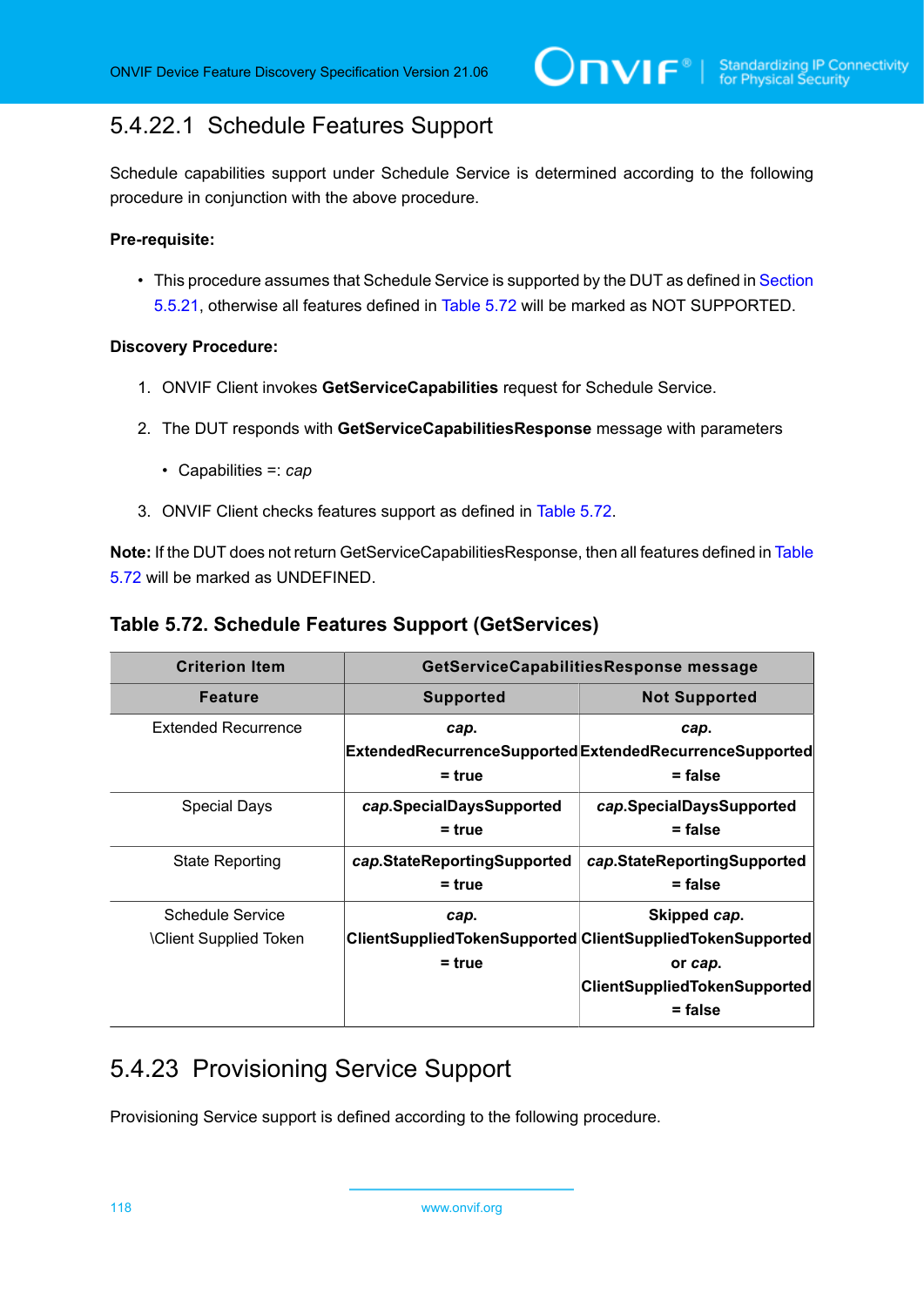#### 5.4.22.1 Schedule Features Support

Schedule capabilities support under Schedule Service is determined according to the following procedure in conjunction with the above procedure.

**Pre-requisite:**

- This procedure assumes that Schedule Service is supported by the DUT as defined in Section 5.5.21, otherwise all features defined in Table 5.72 will be marked as NOT SUPPORTED.

**Discovery Procedure:**

1. ONVIF Client invokes **GetServiceCapabilities** request for Schedule Service.
2. The DUT responds with **GetServiceCapabilitiesResponse** message with parameters
   - Capabilities =: *cap*
3. ONVIF Client checks features support as defined in Table 5.72.

**Note:** If the DUT does not return GetServiceCapabilitiesResponse, then all features defined in Table 5.72 will be marked as UNDEFINED.

**Table 5.72. Schedule Features Support (GetServices)**

| Criterion Item | GetServiceCapabilitiesResponse message | |
|---|---|---|
| **Feature** | **Supported** | **Not Supported** |
| Extended Recurrence | ***cap*.ExtendedRecurrenceSupported = true** | ***cap*.ExtendedRecurrenceSupported = false** |
| Special Days | ***cap*.SpecialDaysSupported = true** | ***cap*.SpecialDaysSupported = false** |
| State Reporting | ***cap*.StateReportingSupported = true** | ***cap*.StateReportingSupported = false** |
| Schedule Service \Client Supplied Token | ***cap*.ClientSuppliedTokenSupported = true** | **Skipped *cap*.ClientSuppliedTokenSupported or *cap*.ClientSuppliedTokenSupported = false** |

### 5.4.23 Provisioning Service Support

Provisioning Service support is defined according to the following procedure.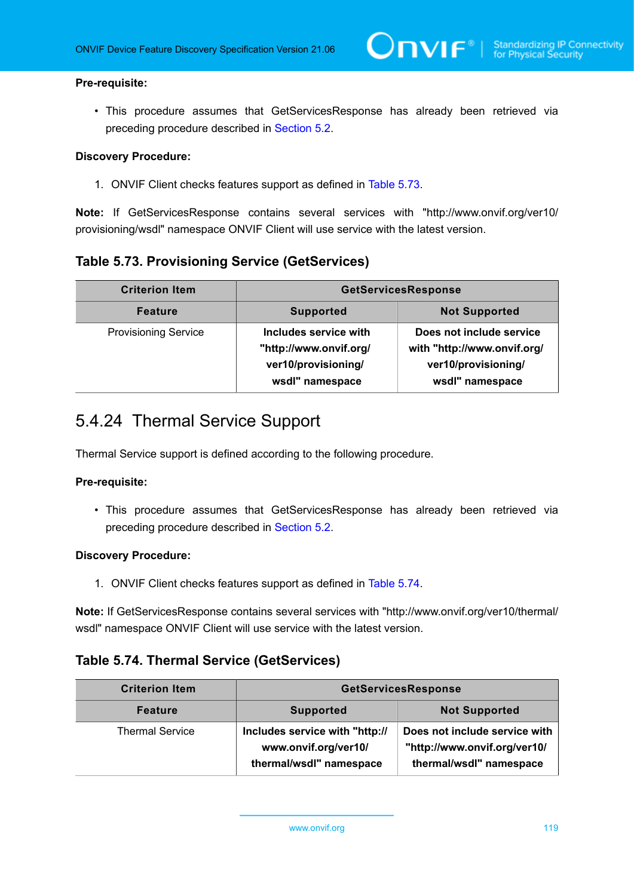**Pre-requisite:**

- This procedure assumes that GetServicesResponse has already been retrieved via preceding procedure described in Section 5.2.

**Discovery Procedure:**

1. ONVIF Client checks features support as defined in Table 5.73.

**Note:** If GetServicesResponse contains several services with "http://www.onvif.org/ver10/provisioning/wsdl" namespace ONVIF Client will use service with the latest version.

### Table 5.73. Provisioning Service (GetServices)

| Criterion Item | GetServicesResponse | |
|---|---|---|
| **Feature** | **Supported** | **Not Supported** |
| Provisioning Service | **Includes service with "http://www.onvif.org/ver10/provisioning/wsdl" namespace** | **Does not include service with "http://www.onvif.org/ver10/provisioning/wsdl" namespace** |

## 5.4.24 Thermal Service Support

Thermal Service support is defined according to the following procedure.

**Pre-requisite:**

- This procedure assumes that GetServicesResponse has already been retrieved via preceding procedure described in Section 5.2.

**Discovery Procedure:**

1. ONVIF Client checks features support as defined in Table 5.74.

**Note:** If GetServicesResponse contains several services with "http://www.onvif.org/ver10/thermal/wsdl" namespace ONVIF Client will use service with the latest version.

### Table 5.74. Thermal Service (GetServices)

| Criterion Item | GetServicesResponse | |
|---|---|---|
| **Feature** | **Supported** | **Not Supported** |
| Thermal Service | **Includes service with "http://www.onvif.org/ver10/thermal/wsdl" namespace** | **Does not include service with "http://www.onvif.org/ver10/thermal/wsdl" namespace** |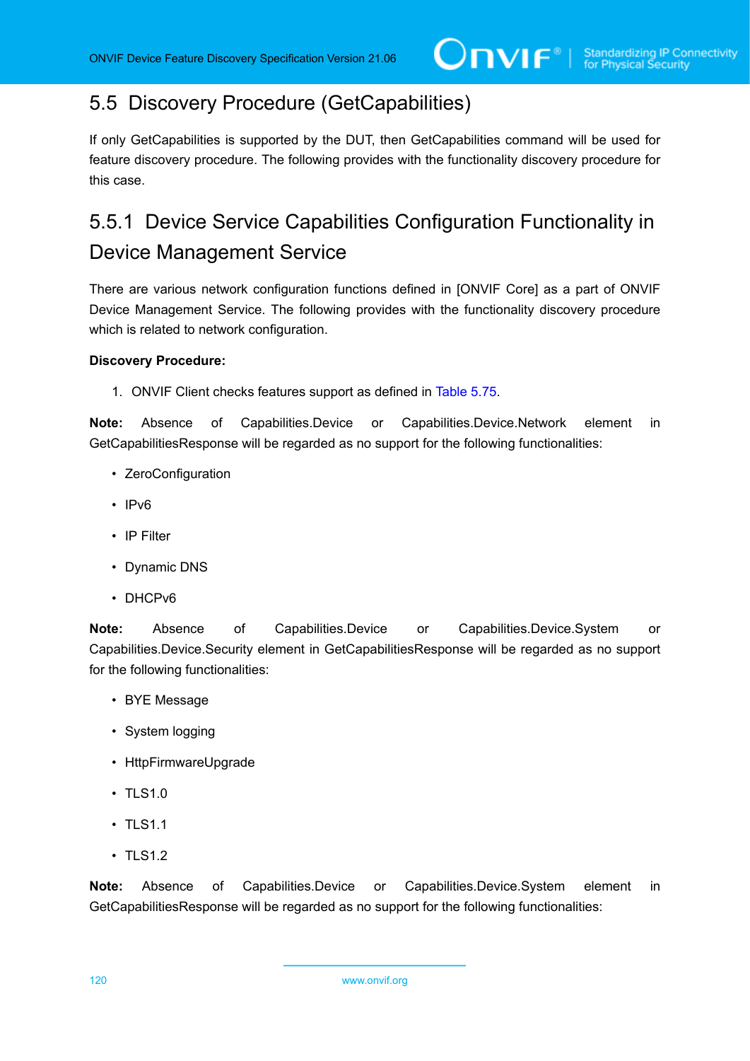## 5.5 Discovery Procedure (GetCapabilities)

If only GetCapabilities is supported by the DUT, then GetCapabilities command will be used for feature discovery procedure. The following provides with the functionality discovery procedure for this case.

### 5.5.1 Device Service Capabilities Configuration Functionality in Device Management Service

There are various network configuration functions defined in [ONVIF Core] as a part of ONVIF Device Management Service. The following provides with the functionality discovery procedure which is related to network configuration.

**Discovery Procedure:**

1. ONVIF Client checks features support as defined in Table 5.75.

**Note:** Absence of Capabilities.Device or Capabilities.Device.Network element in GetCapabilitiesResponse will be regarded as no support for the following functionalities:

- ZeroConfiguration
- IPv6
- IP Filter
- Dynamic DNS
- DHCPv6

**Note:** Absence of Capabilities.Device or Capabilities.Device.System or Capabilities.Device.Security element in GetCapabilitiesResponse will be regarded as no support for the following functionalities:

- BYE Message
- System logging
- HttpFirmwareUpgrade
- TLS1.0
- TLS1.1
- TLS1.2

**Note:** Absence of Capabilities.Device or Capabilities.Device.System element in GetCapabilitiesResponse will be regarded as no support for the following functionalities: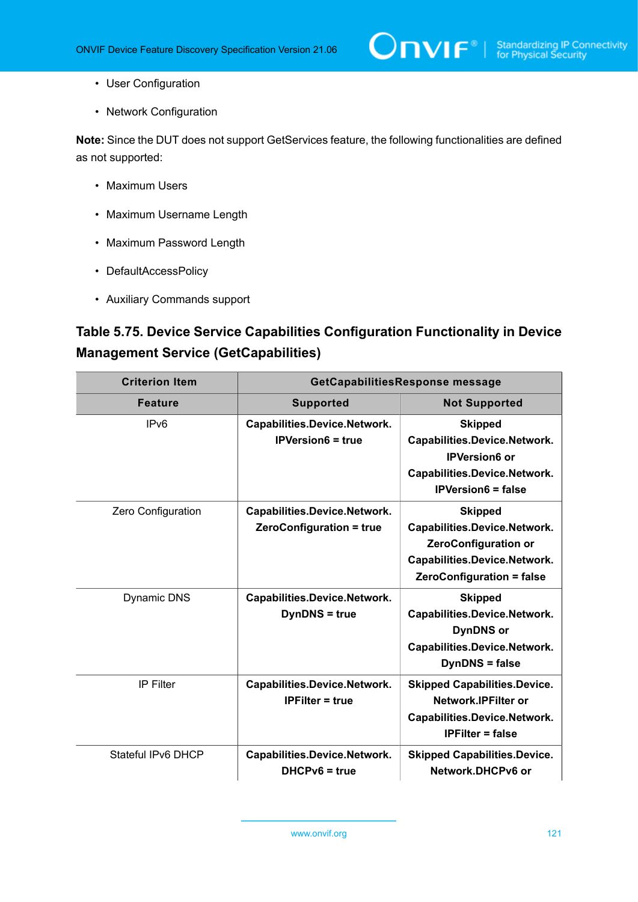- User Configuration
- Network Configuration

**Note:** Since the DUT does not support GetServices feature, the following functionalities are defined as not supported:

- Maximum Users
- Maximum Username Length
- Maximum Password Length
- DefaultAccessPolicy
- Auxiliary Commands support

### Table 5.75. Device Service Capabilities Configuration Functionality in Device Management Service (GetCapabilities)

| Criterion Item | GetCapabilitiesResponse message | |
|---|---|---|
| **Feature** | **Supported** | **Not Supported** |
| IPv6 | **Capabilities.Device.Network. IPVersion6 = true** | **Skipped Capabilities.Device.Network. IPVersion6 or Capabilities.Device.Network. IPVersion6 = false** |
| Zero Configuration | **Capabilities.Device.Network. ZeroConfiguration = true** | **Skipped Capabilities.Device.Network. ZeroConfiguration or Capabilities.Device.Network. ZeroConfiguration = false** |
| Dynamic DNS | **Capabilities.Device.Network. DynDNS = true** | **Skipped Capabilities.Device.Network. DynDNS or Capabilities.Device.Network. DynDNS = false** |
| IP Filter | **Capabilities.Device.Network. IPFilter = true** | **Skipped Capabilities.Device. Network.IPFilter or Capabilities.Device.Network. IPFilter = false** |
| Stateful IPv6 DHCP | **Capabilities.Device.Network. DHCPv6 = true** | **Skipped Capabilities.Device. Network.DHCPv6 or** |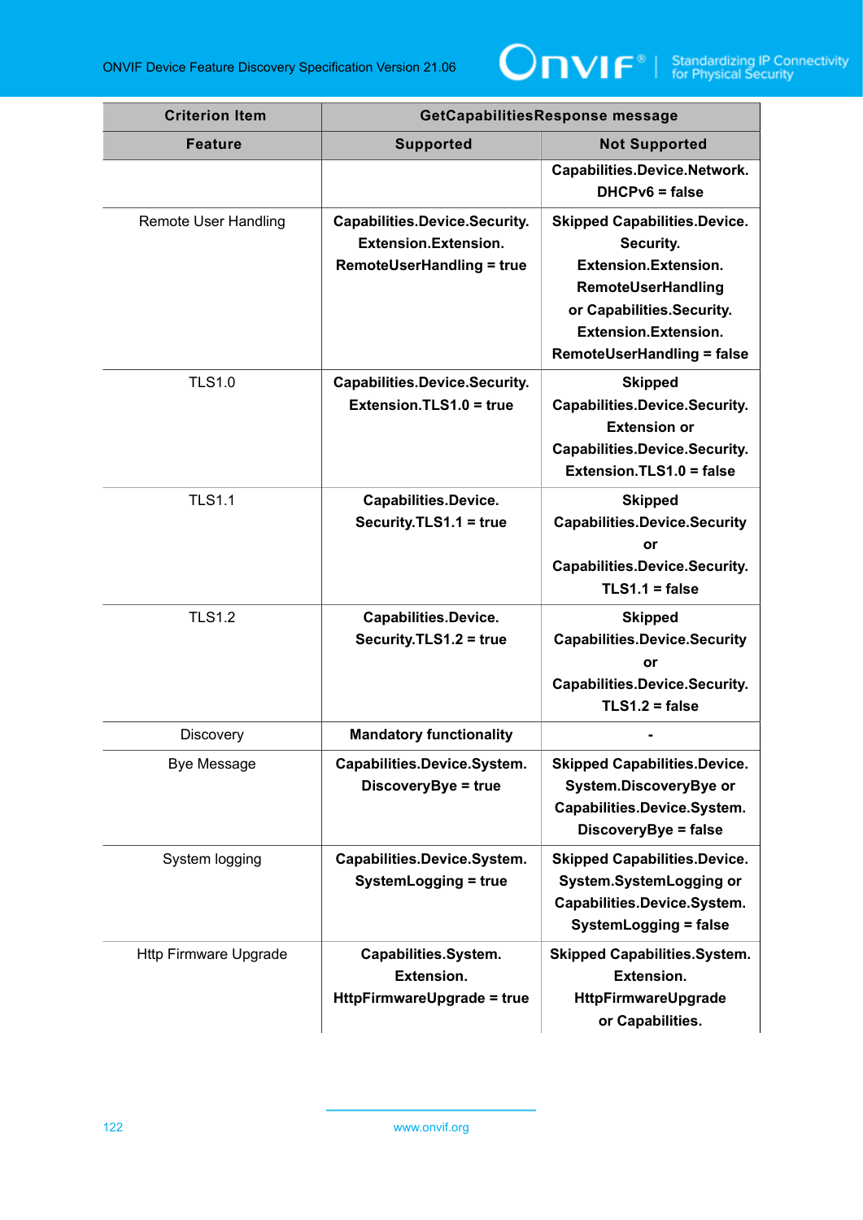| Criterion Item | GetCapabilitiesResponse message | |
|---|---|---|
| Feature | Supported | Not Supported |
| | | **Capabilities.Device.Network. DHCPv6 = false** |
| Remote User Handling | **Capabilities.Device.Security. Extension.Extension. RemoteUserHandling = true** | **Skipped Capabilities.Device. Security. Extension.Extension. RemoteUserHandling or Capabilities.Security. Extension.Extension. RemoteUserHandling = false** |
| TLS1.0 | **Capabilities.Device.Security. Extension.TLS1.0 = true** | **Skipped Capabilities.Device.Security. Extension or Capabilities.Device.Security. Extension.TLS1.0 = false** |
| TLS1.1 | **Capabilities.Device. Security.TLS1.1 = true** | **Skipped Capabilities.Device.Security or Capabilities.Device.Security. TLS1.1 = false** |
| TLS1.2 | **Capabilities.Device. Security.TLS1.2 = true** | **Skipped Capabilities.Device.Security or Capabilities.Device.Security. TLS1.2 = false** |
| Discovery | **Mandatory functionality** | **-** |
| Bye Message | **Capabilities.Device.System. DiscoveryBye = true** | **Skipped Capabilities.Device. System.DiscoveryBye or Capabilities.Device.System. DiscoveryBye = false** |
| System logging | **Capabilities.Device.System. SystemLogging = true** | **Skipped Capabilities.Device. System.SystemLogging or Capabilities.Device.System. SystemLogging = false** |
| Http Firmware Upgrade | **Capabilities.System. Extension. HttpFirmwareUpgrade = true** | **Skipped Capabilities.System. Extension. HttpFirmwareUpgrade or Capabilities.** |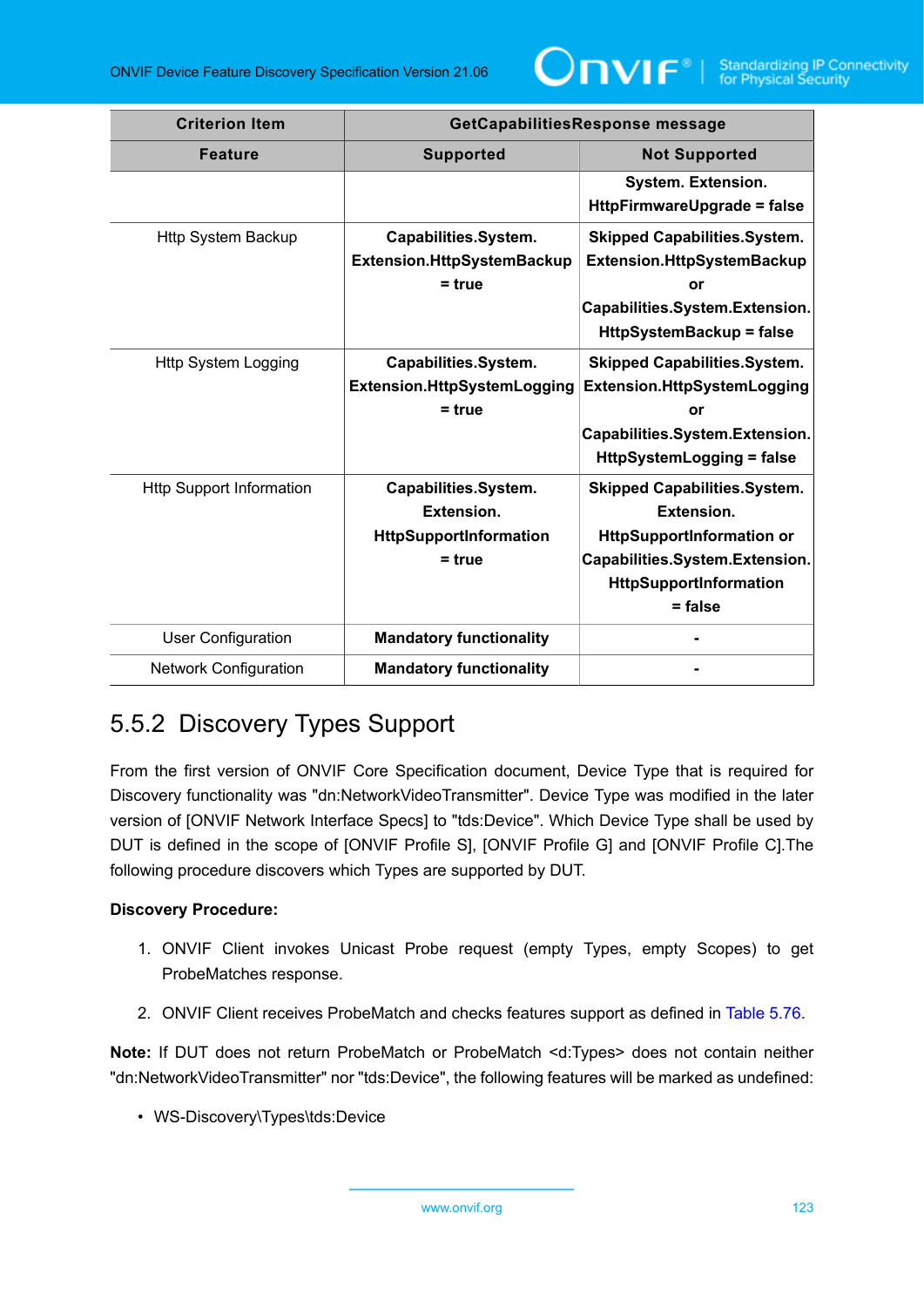| Criterion Item | GetCapabilitiesResponse message | |
|---|---|---|
| **Feature** | **Supported** | **Not Supported** |
| | | **System. Extension. HttpFirmwareUpgrade = false** |
| Http System Backup | **Capabilities.System. Extension.HttpSystemBackup = true** | **Skipped Capabilities.System. Extension.HttpSystemBackup or Capabilities.System.Extension. HttpSystemBackup = false** |
| Http System Logging | **Capabilities.System. Extension.HttpSystemLogging = true** | **Skipped Capabilities.System. Extension.HttpSystemLogging or Capabilities.System.Extension. HttpSystemLogging = false** |
| Http Support Information | **Capabilities.System. Extension. HttpSupportInformation = true** | **Skipped Capabilities.System. Extension. HttpSupportInformation or Capabilities.System.Extension. HttpSupportInformation = false** |
| User Configuration | **Mandatory functionality** | **-** |
| Network Configuration | **Mandatory functionality** | **-** |

## 5.5.2 Discovery Types Support

From the first version of ONVIF Core Specification document, Device Type that is required for Discovery functionality was "dn:NetworkVideoTransmitter". Device Type was modified in the later version of [ONVIF Network Interface Specs] to "tds:Device". Which Device Type shall be used by DUT is defined in the scope of [ONVIF Profile S], [ONVIF Profile G] and [ONVIF Profile C].The following procedure discovers which Types are supported by DUT.

**Discovery Procedure:**

1. ONVIF Client invokes Unicast Probe request (empty Types, empty Scopes) to get ProbeMatches response.
2. ONVIF Client receives ProbeMatch and checks features support as defined in Table 5.76.

**Note:** If DUT does not return ProbeMatch or ProbeMatch <d:Types> does not contain neither "dn:NetworkVideoTransmitter" nor "tds:Device", the following features will be marked as undefined:

- WS-Discovery\Types\tds:Device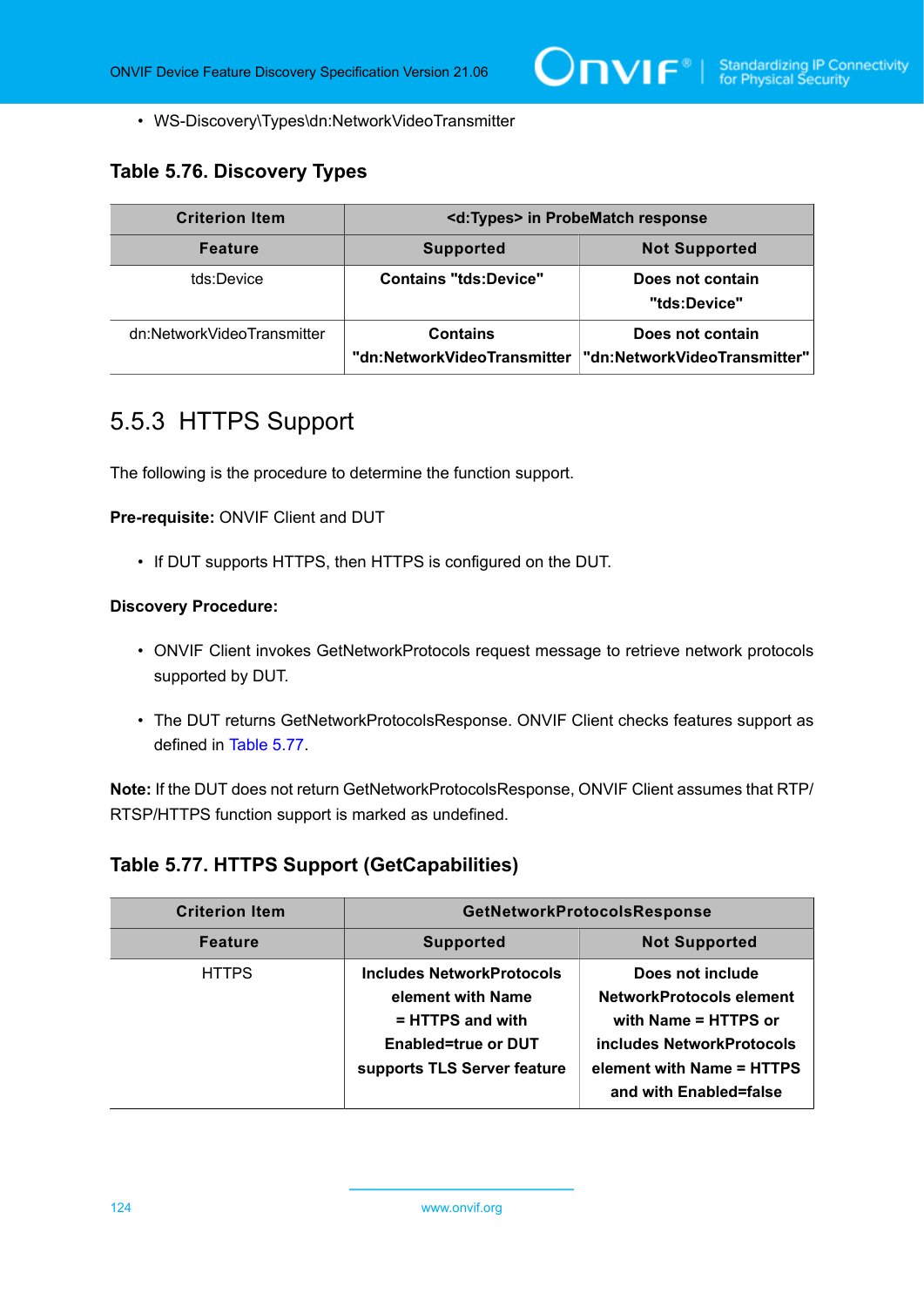- WS-Discovery\Types\dn:NetworkVideoTransmitter

### Table 5.76. Discovery Types

| Criterion Item | <d:Types> in ProbeMatch response | |
|---|---|---|
| **Feature** | **Supported** | **Not Supported** |
| tds:Device | **Contains "tds:Device"** | **Does not contain "tds:Device"** |
| dn:NetworkVideoTransmitter | **Contains "dn:NetworkVideoTransmitter"** | **Does not contain "dn:NetworkVideoTransmitter"** |

## 5.5.3 HTTPS Support

The following is the procedure to determine the function support.

**Pre-requisite:** ONVIF Client and DUT

- If DUT supports HTTPS, then HTTPS is configured on the DUT.

**Discovery Procedure:**

- ONVIF Client invokes GetNetworkProtocols request message to retrieve network protocols supported by DUT.
- The DUT returns GetNetworkProtocolsResponse. ONVIF Client checks features support as defined in Table 5.77.

**Note:** If the DUT does not return GetNetworkProtocolsResponse, ONVIF Client assumes that RTP/RTSP/HTTPS function support is marked as undefined.

### Table 5.77. HTTPS Support (GetCapabilities)

| Criterion Item | GetNetworkProtocolsResponse | |
|---|---|---|
| **Feature** | **Supported** | **Not Supported** |
| HTTPS | **Includes NetworkProtocols element with Name = HTTPS and with Enabled=true or DUT supports TLS Server feature** | **Does not include NetworkProtocols element with Name = HTTPS or includes NetworkProtocols element with Name = HTTPS and with Enabled=false** |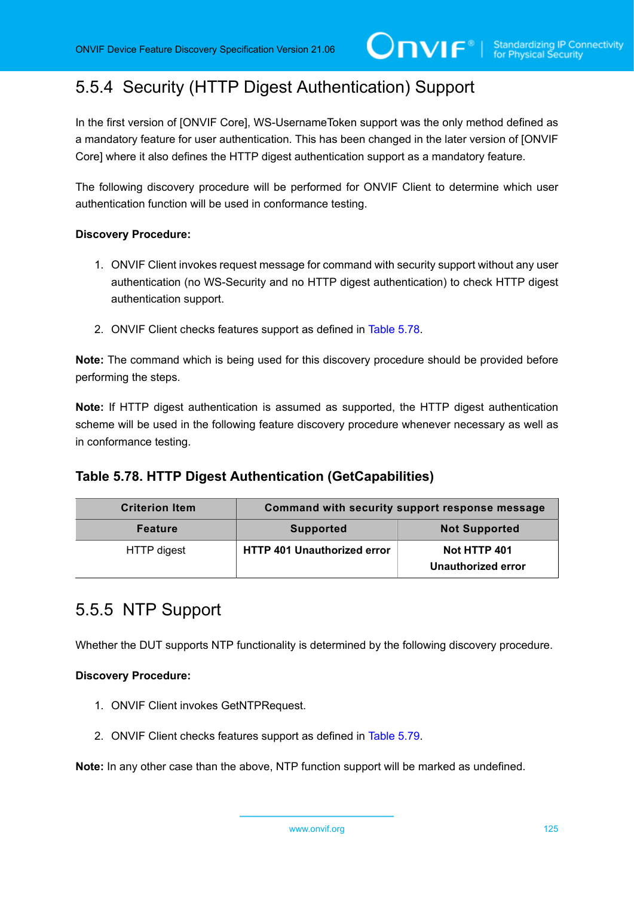### 5.5.4 Security (HTTP Digest Authentication) Support

In the first version of [ONVIF Core], WS-UsernameToken support was the only method defined as a mandatory feature for user authentication. This has been changed in the later version of [ONVIF Core] where it also defines the HTTP digest authentication support as a mandatory feature.

The following discovery procedure will be performed for ONVIF Client to determine which user authentication function will be used in conformance testing.

**Discovery Procedure:**

1. ONVIF Client invokes request message for command with security support without any user authentication (no WS-Security and no HTTP digest authentication) to check HTTP digest authentication support.

2. ONVIF Client checks features support as defined in Table 5.78.

**Note:** The command which is being used for this discovery procedure should be provided before performing the steps.

**Note:** If HTTP digest authentication is assumed as supported, the HTTP digest authentication scheme will be used in the following feature discovery procedure whenever necessary as well as in conformance testing.

#### Table 5.78. HTTP Digest Authentication (GetCapabilities)

| Criterion Item | Command with security support response message | |
|---|---|---|
| **Feature** | **Supported** | **Not Supported** |
| HTTP digest | **HTTP 401 Unauthorized error** | **Not HTTP 401 Unauthorized error** |

### 5.5.5 NTP Support

Whether the DUT supports NTP functionality is determined by the following discovery procedure.

**Discovery Procedure:**

1. ONVIF Client invokes GetNTPRequest.

2. ONVIF Client checks features support as defined in Table 5.79.

**Note:** In any other case than the above, NTP function support will be marked as undefined.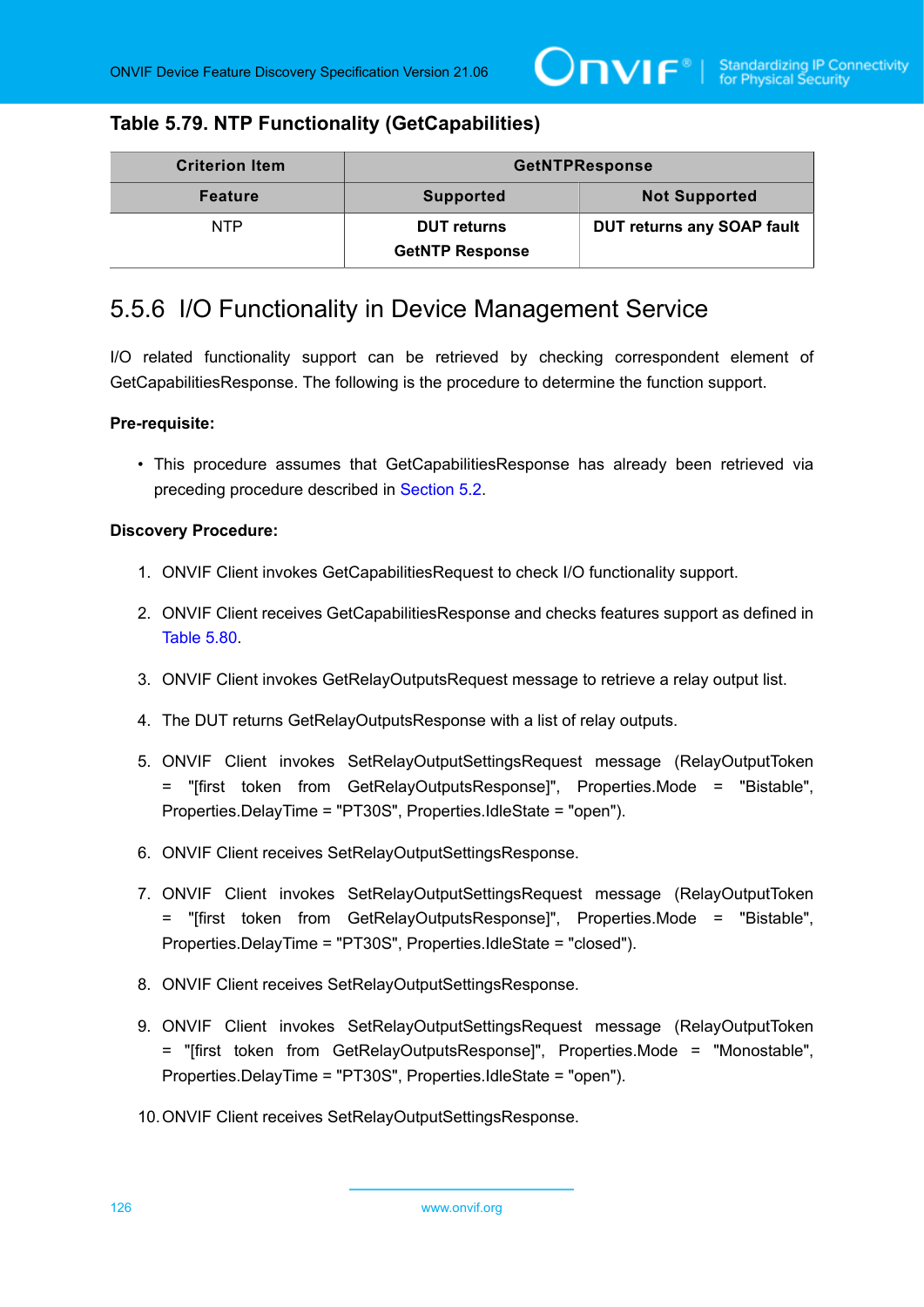**Table 5.79. NTP Functionality (GetCapabilities)**

| Criterion Item | GetNTPResponse | |
|---|---|---|
| **Feature** | **Supported** | **Not Supported** |
| NTP | **DUT returns GetNTP Response** | **DUT returns any SOAP fault** |

## 5.5.6 I/O Functionality in Device Management Service

I/O related functionality support can be retrieved by checking correspondent element of GetCapabilitiesResponse. The following is the procedure to determine the function support.

**Pre-requisite:**

- This procedure assumes that GetCapabilitiesResponse has already been retrieved via preceding procedure described in Section 5.2.

**Discovery Procedure:**

1. ONVIF Client invokes GetCapabilitiesRequest to check I/O functionality support.
2. ONVIF Client receives GetCapabilitiesResponse and checks features support as defined in Table 5.80.
3. ONVIF Client invokes GetRelayOutputsRequest message to retrieve a relay output list.
4. The DUT returns GetRelayOutputsResponse with a list of relay outputs.
5. ONVIF Client invokes SetRelayOutputSettingsRequest message (RelayOutputToken = "[first token from GetRelayOutputsResponse]", Properties.Mode = "Bistable", Properties.DelayTime = "PT30S", Properties.IdleState = "open").
6. ONVIF Client receives SetRelayOutputSettingsResponse.
7. ONVIF Client invokes SetRelayOutputSettingsRequest message (RelayOutputToken = "[first token from GetRelayOutputsResponse]", Properties.Mode = "Bistable", Properties.DelayTime = "PT30S", Properties.IdleState = "closed").
8. ONVIF Client receives SetRelayOutputSettingsResponse.
9. ONVIF Client invokes SetRelayOutputSettingsRequest message (RelayOutputToken = "[first token from GetRelayOutputsResponse]", Properties.Mode = "Monostable", Properties.DelayTime = "PT30S", Properties.IdleState = "open").
10. ONVIF Client receives SetRelayOutputSettingsResponse.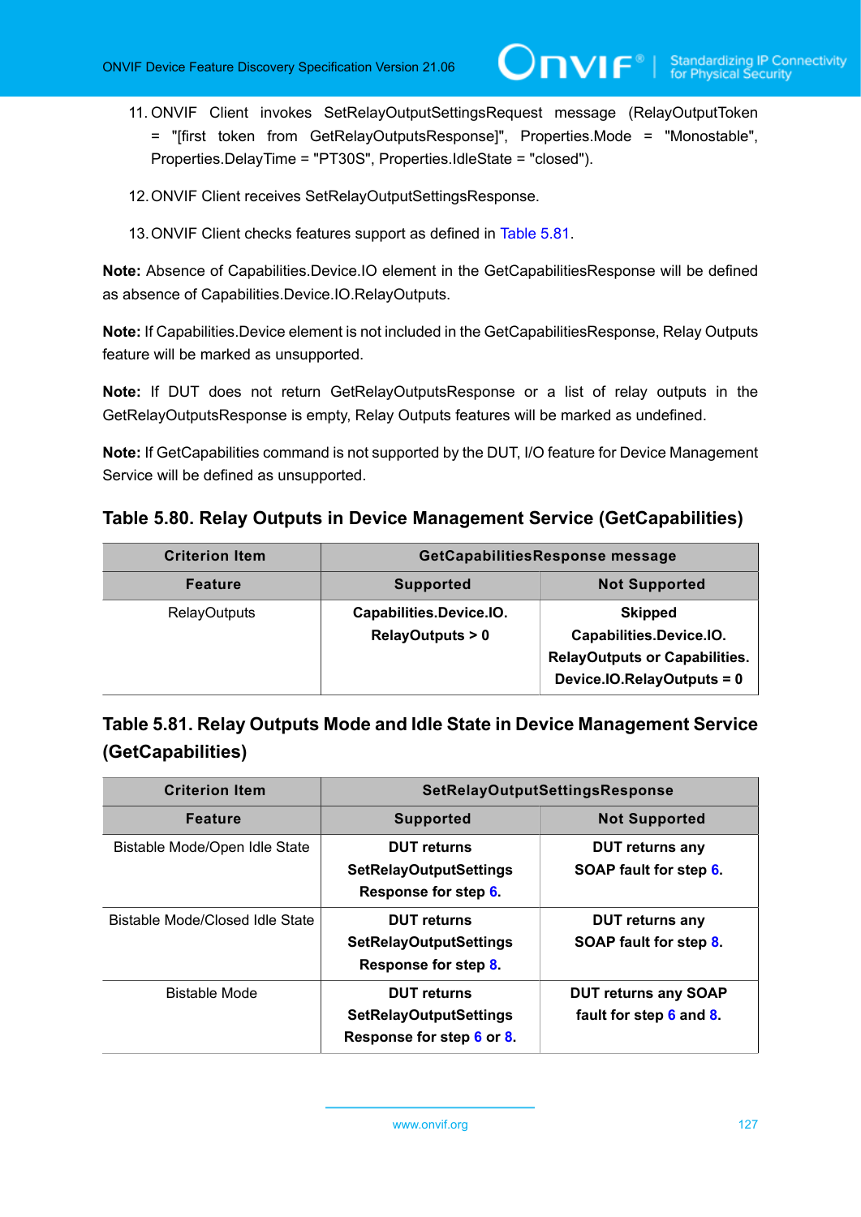11. ONVIF Client invokes SetRelayOutputSettingsRequest message (RelayOutputToken = "[first token from GetRelayOutputsResponse]", Properties.Mode = "Monostable", Properties.DelayTime = "PT30S", Properties.IdleState = "closed").

12. ONVIF Client receives SetRelayOutputSettingsResponse.

13. ONVIF Client checks features support as defined in Table 5.81.

**Note:** Absence of Capabilities.Device.IO element in the GetCapabilitiesResponse will be defined as absence of Capabilities.Device.IO.RelayOutputs.

**Note:** If Capabilities.Device element is not included in the GetCapabilitiesResponse, Relay Outputs feature will be marked as unsupported.

**Note:** If DUT does not return GetRelayOutputsResponse or a list of relay outputs in the GetRelayOutputsResponse is empty, Relay Outputs features will be marked as undefined.

**Note:** If GetCapabilities command is not supported by the DUT, I/O feature for Device Management Service will be defined as unsupported.

### Table 5.80. Relay Outputs in Device Management Service (GetCapabilities)

| Criterion Item | GetCapabilitiesResponse message | |
|---|---|---|
| **Feature** | **Supported** | **Not Supported** |
| RelayOutputs | **Capabilities.Device.IO.RelayOutputs > 0** | **Skipped Capabilities.Device.IO.RelayOutputs or Capabilities.Device.IO.RelayOutputs = 0** |

### Table 5.81. Relay Outputs Mode and Idle State in Device Management Service (GetCapabilities)

| Criterion Item | SetRelayOutputSettingsResponse | |
|---|---|---|
| **Feature** | **Supported** | **Not Supported** |
| Bistable Mode/Open Idle State | **DUT returns SetRelayOutputSettings Response for step 6.** | **DUT returns any SOAP fault for step 6.** |
| Bistable Mode/Closed Idle State | **DUT returns SetRelayOutputSettings Response for step 8.** | **DUT returns any SOAP fault for step 8.** |
| Bistable Mode | **DUT returns SetRelayOutputSettings Response for step 6 or 8.** | **DUT returns any SOAP fault for step 6 and 8.** |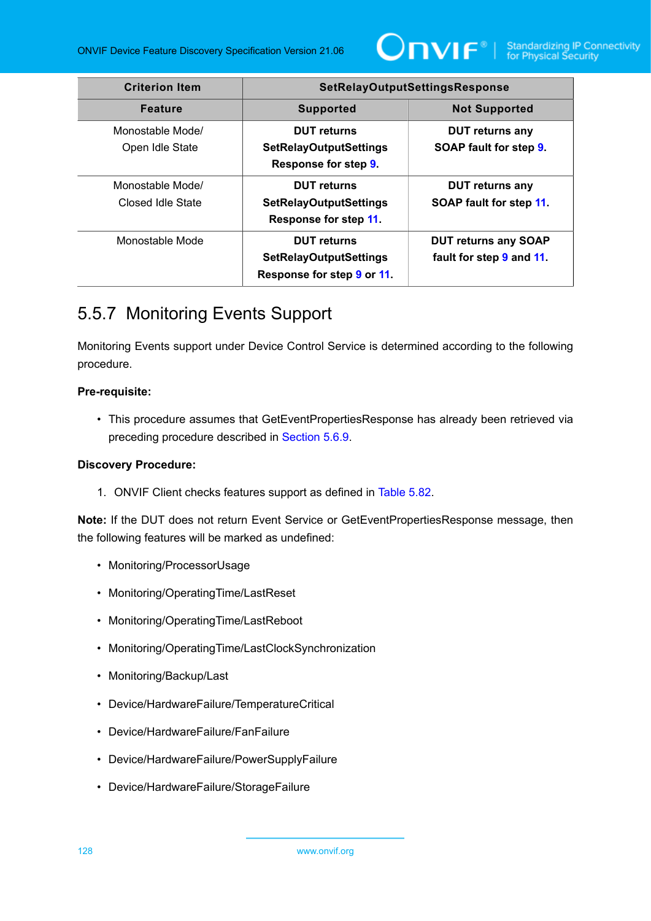| Criterion Item | SetRelayOutputSettingsResponse | |
|---|---|---|
| **Feature** | **Supported** | **Not Supported** |
| Monostable Mode/ Open Idle State | **DUT returns SetRelayOutputSettings Response for step 9.** | **DUT returns any SOAP fault for step 9.** |
| Monostable Mode/ Closed Idle State | **DUT returns SetRelayOutputSettings Response for step 11.** | **DUT returns any SOAP fault for step 11.** |
| Monostable Mode | **DUT returns SetRelayOutputSettings Response for step 9 or 11.** | **DUT returns any SOAP fault for step 9 and 11.** |

## 5.5.7 Monitoring Events Support

Monitoring Events support under Device Control Service is determined according to the following procedure.

**Pre-requisite:**

- This procedure assumes that GetEventPropertiesResponse has already been retrieved via preceding procedure described in Section 5.6.9.

**Discovery Procedure:**

1. ONVIF Client checks features support as defined in Table 5.82.

**Note:** If the DUT does not return Event Service or GetEventPropertiesResponse message, then the following features will be marked as undefined:

- Monitoring/ProcessorUsage
- Monitoring/OperatingTime/LastReset
- Monitoring/OperatingTime/LastReboot
- Monitoring/OperatingTime/LastClockSynchronization
- Monitoring/Backup/Last
- Device/HardwareFailure/TemperatureCritical
- Device/HardwareFailure/FanFailure
- Device/HardwareFailure/PowerSupplyFailure
- Device/HardwareFailure/StorageFailure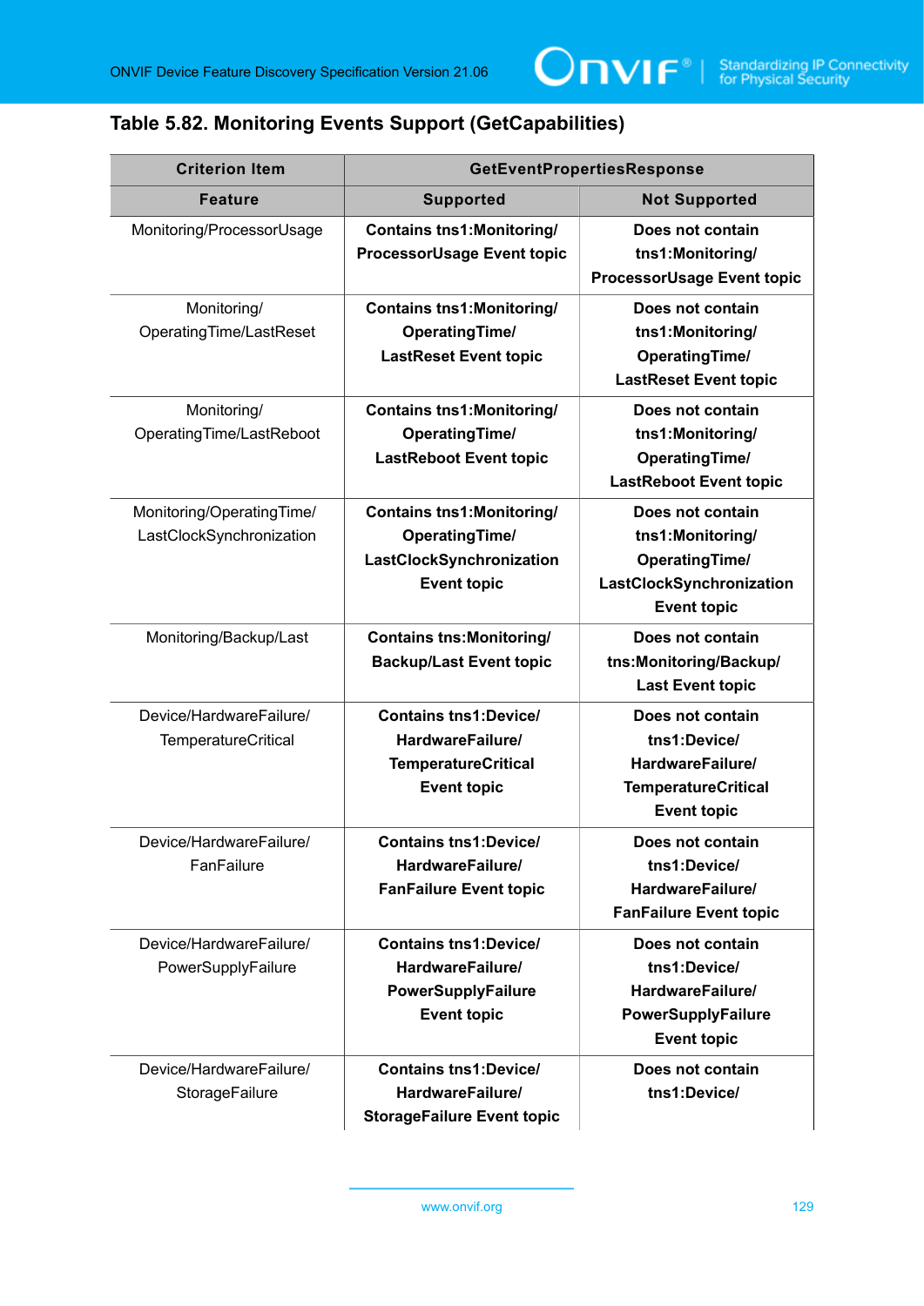### Table 5.82. Monitoring Events Support (GetCapabilities)

| Criterion Item | GetEventPropertiesResponse | |
|---|---|---|
| **Feature** | **Supported** | **Not Supported** |
| Monitoring/ProcessorUsage | **Contains tns1:Monitoring/ ProcessorUsage Event topic** | **Does not contain tns1:Monitoring/ ProcessorUsage Event topic** |
| Monitoring/ OperatingTime/LastReset | **Contains tns1:Monitoring/ OperatingTime/ LastReset Event topic** | **Does not contain tns1:Monitoring/ OperatingTime/ LastReset Event topic** |
| Monitoring/ OperatingTime/LastReboot | **Contains tns1:Monitoring/ OperatingTime/ LastReboot Event topic** | **Does not contain tns1:Monitoring/ OperatingTime/ LastReboot Event topic** |
| Monitoring/OperatingTime/ LastClockSynchronization | **Contains tns1:Monitoring/ OperatingTime/ LastClockSynchronization Event topic** | **Does not contain tns1:Monitoring/ OperatingTime/ LastClockSynchronization Event topic** |
| Monitoring/Backup/Last | **Contains tns:Monitoring/ Backup/Last Event topic** | **Does not contain tns:Monitoring/Backup/ Last Event topic** |
| Device/HardwareFailure/ TemperatureCritical | **Contains tns1:Device/ HardwareFailure/ TemperatureCritical Event topic** | **Does not contain tns1:Device/ HardwareFailure/ TemperatureCritical Event topic** |
| Device/HardwareFailure/ FanFailure | **Contains tns1:Device/ HardwareFailure/ FanFailure Event topic** | **Does not contain tns1:Device/ HardwareFailure/ FanFailure Event topic** |
| Device/HardwareFailure/ PowerSupplyFailure | **Contains tns1:Device/ HardwareFailure/ PowerSupplyFailure Event topic** | **Does not contain tns1:Device/ HardwareFailure/ PowerSupplyFailure Event topic** |
| Device/HardwareFailure/ StorageFailure | **Contains tns1:Device/ HardwareFailure/ StorageFailure Event topic** | **Does not contain tns1:Device/** |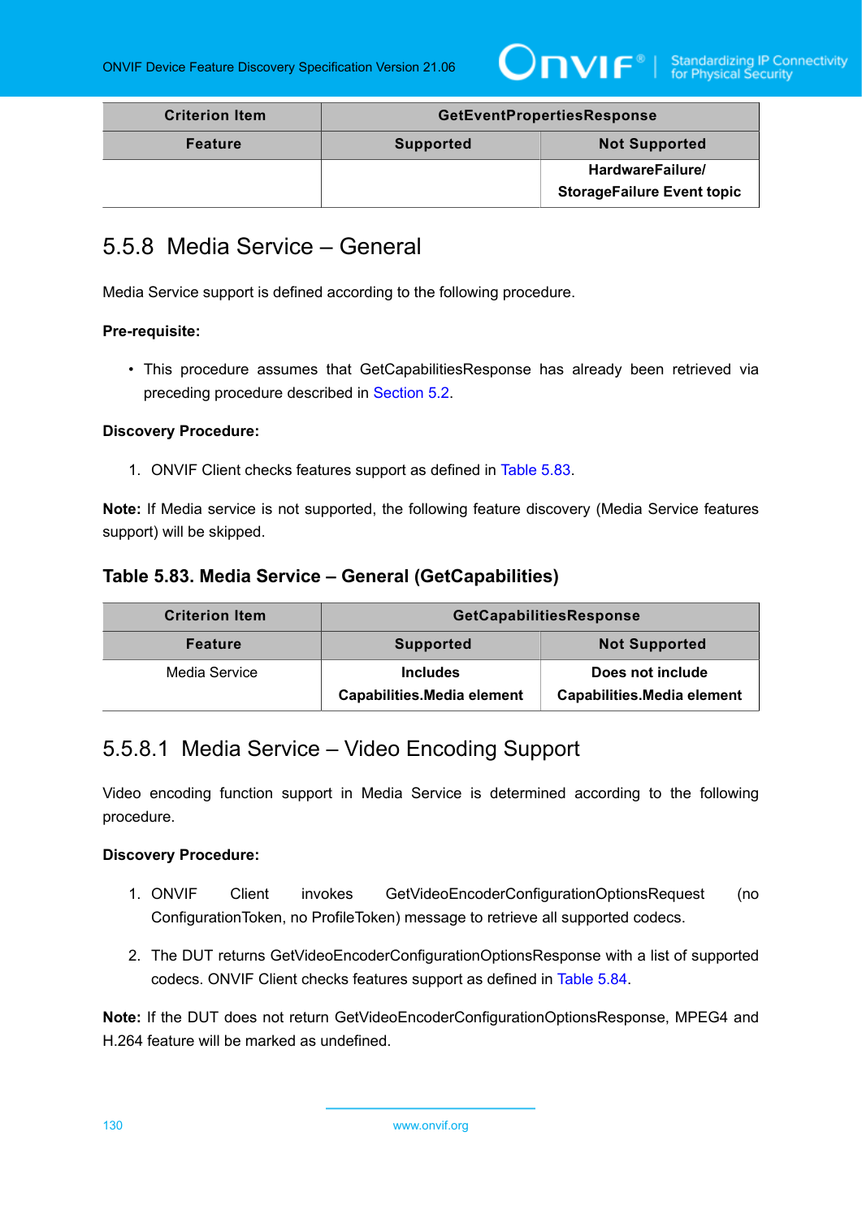| Criterion Item | GetEventPropertiesResponse | |
|---|---|---|
| **Feature** | **Supported** | **Not Supported** |
| | | **HardwareFailure/ StorageFailure Event topic** |

## 5.5.8 Media Service – General

Media Service support is defined according to the following procedure.

**Pre-requisite:**

- This procedure assumes that GetCapabilitiesResponse has already been retrieved via preceding procedure described in Section 5.2.

**Discovery Procedure:**

1. ONVIF Client checks features support as defined in Table 5.83.

**Note:** If Media service is not supported, the following feature discovery (Media Service features support) will be skipped.

### Table 5.83. Media Service – General (GetCapabilities)

| Criterion Item | GetCapabilitiesResponse | |
|---|---|---|
| **Feature** | **Supported** | **Not Supported** |
| Media Service | **Includes Capabilities.Media element** | **Does not include Capabilities.Media element** |

### 5.5.8.1 Media Service – Video Encoding Support

Video encoding function support in Media Service is determined according to the following procedure.

**Discovery Procedure:**

1. ONVIF Client invokes GetVideoEncoderConfigurationOptionsRequest (no ConfigurationToken, no ProfileToken) message to retrieve all supported codecs.
2. The DUT returns GetVideoEncoderConfigurationOptionsResponse with a list of supported codecs. ONVIF Client checks features support as defined in Table 5.84.

**Note:** If the DUT does not return GetVideoEncoderConfigurationOptionsResponse, MPEG4 and H.264 feature will be marked as undefined.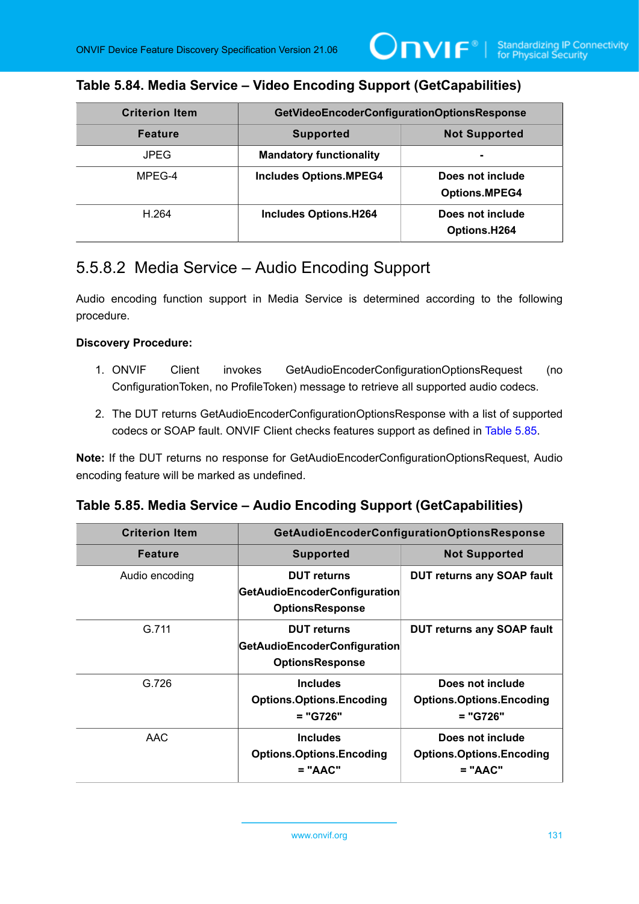**Table 5.84. Media Service – Video Encoding Support (GetCapabilities)**

| Criterion Item | GetVideoEncoderConfigurationOptionsResponse | |
|---|---|---|
| **Feature** | **Supported** | **Not Supported** |
| JPEG | **Mandatory functionality** | **-** |
| MPEG-4 | **Includes Options.MPEG4** | **Does not include Options.MPEG4** |
| H.264 | **Includes Options.H264** | **Does not include Options.H264** |

### 5.5.8.2 Media Service – Audio Encoding Support

Audio encoding function support in Media Service is determined according to the following procedure.

**Discovery Procedure:**

1. ONVIF Client invokes GetAudioEncoderConfigurationOptionsRequest (no ConfigurationToken, no ProfileToken) message to retrieve all supported audio codecs.
2. The DUT returns GetAudioEncoderConfigurationOptionsResponse with a list of supported codecs or SOAP fault. ONVIF Client checks features support as defined in Table 5.85.

**Note:** If the DUT returns no response for GetAudioEncoderConfigurationOptionsRequest, Audio encoding feature will be marked as undefined.

**Table 5.85. Media Service – Audio Encoding Support (GetCapabilities)**

| Criterion Item | GetAudioEncoderConfigurationOptionsResponse | |
|---|---|---|
| **Feature** | **Supported** | **Not Supported** |
| Audio encoding | **DUT returns GetAudioEncoderConfigurationOptionsResponse** | **DUT returns any SOAP fault** |
| G.711 | **DUT returns GetAudioEncoderConfigurationOptionsResponse** | **DUT returns any SOAP fault** |
| G.726 | **Includes Options.Options.Encoding = "G726"** | **Does not include Options.Options.Encoding = "G726"** |
| AAC | **Includes Options.Options.Encoding = "AAC"** | **Does not include Options.Options.Encoding = "AAC"** |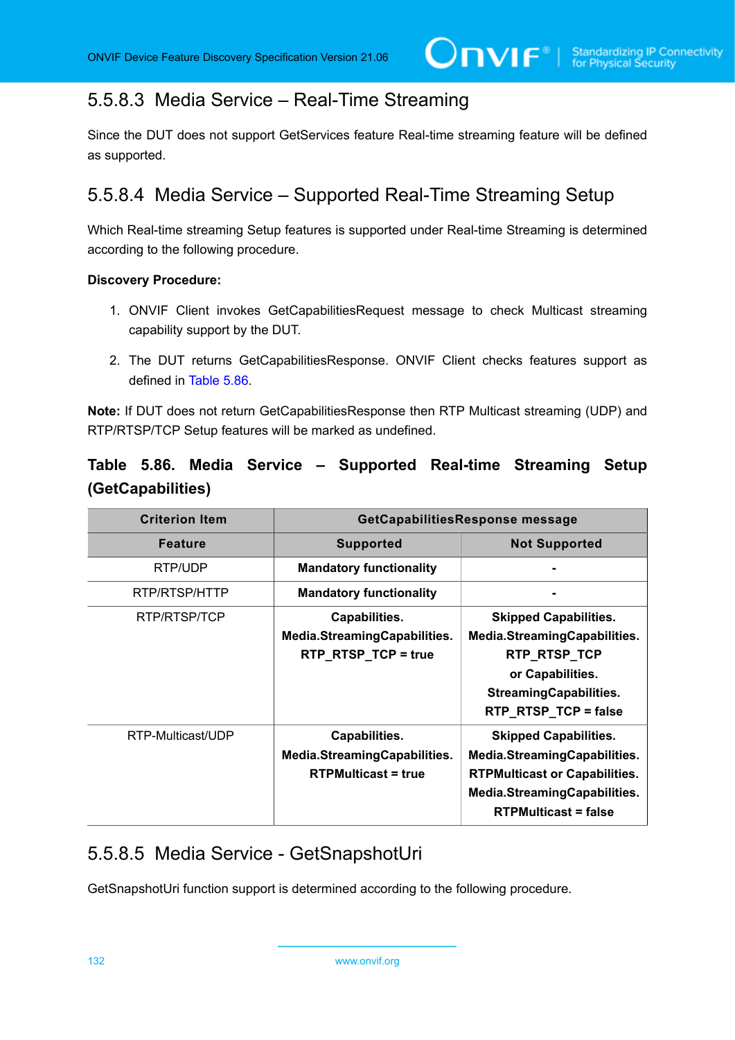### 5.5.8.3 Media Service – Real-Time Streaming

Since the DUT does not support GetServices feature Real-time streaming feature will be defined as supported.

### 5.5.8.4 Media Service – Supported Real-Time Streaming Setup

Which Real-time streaming Setup features is supported under Real-time Streaming is determined according to the following procedure.

**Discovery Procedure:**

1. ONVIF Client invokes GetCapabilitiesRequest message to check Multicast streaming capability support by the DUT.
2. The DUT returns GetCapabilitiesResponse. ONVIF Client checks features support as defined in Table 5.86.

**Note:** If DUT does not return GetCapabilitiesResponse then RTP Multicast streaming (UDP) and RTP/RTSP/TCP Setup features will be marked as undefined.

**Table 5.86. Media Service – Supported Real-time Streaming Setup (GetCapabilities)**

| Criterion Item | GetCapabilitiesResponse message | |
|---|---|---|
| **Feature** | **Supported** | **Not Supported** |
| RTP/UDP | **Mandatory functionality** | **-** |
| RTP/RTSP/HTTP | **Mandatory functionality** | **-** |
| RTP/RTSP/TCP | **Capabilities. Media.StreamingCapabilities. RTP_RTSP_TCP = true** | **Skipped Capabilities. Media.StreamingCapabilities. RTP_RTSP_TCP or Capabilities. StreamingCapabilities. RTP_RTSP_TCP = false** |
| RTP-Multicast/UDP | **Capabilities. Media.StreamingCapabilities. RTPMulticast = true** | **Skipped Capabilities. Media.StreamingCapabilities. RTPMulticast or Capabilities. Media.StreamingCapabilities. RTPMulticast = false** |

### 5.5.8.5 Media Service - GetSnapshotUri

GetSnapshotUri function support is determined according to the following procedure.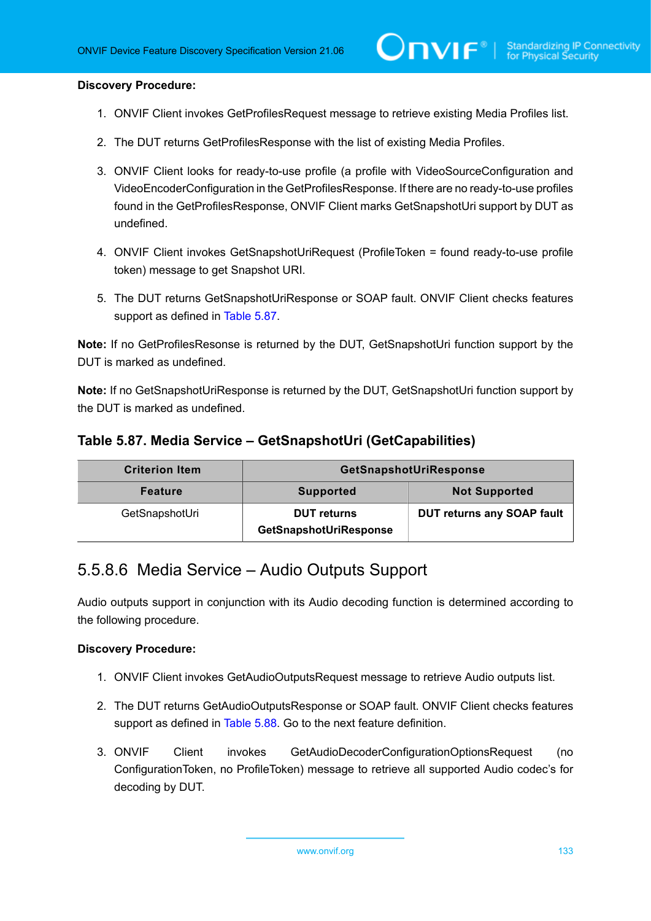**Discovery Procedure:**

1. ONVIF Client invokes GetProfilesRequest message to retrieve existing Media Profiles list.
2. The DUT returns GetProfilesResponse with the list of existing Media Profiles.
3. ONVIF Client looks for ready-to-use profile (a profile with VideoSourceConfiguration and VideoEncoderConfiguration in the GetProfilesResponse. If there are no ready-to-use profiles found in the GetProfilesResponse, ONVIF Client marks GetSnapshotUri support by DUT as undefined.
4. ONVIF Client invokes GetSnapshotUriRequest (ProfileToken = found ready-to-use profile token) message to get Snapshot URI.
5. The DUT returns GetSnapshotUriResponse or SOAP fault. ONVIF Client checks features support as defined in Table 5.87.

**Note:** If no GetProfilesResonse is returned by the DUT, GetSnapshotUri function support by the DUT is marked as undefined.

**Note:** If no GetSnapshotUriResponse is returned by the DUT, GetSnapshotUri function support by the DUT is marked as undefined.

### Table 5.87. Media Service – GetSnapshotUri (GetCapabilities)

| Criterion Item | GetSnapshotUriResponse | |
|---|---|---|
| **Feature** | **Supported** | **Not Supported** |
| GetSnapshotUri | **DUT returns GetSnapshotUriResponse** | **DUT returns any SOAP fault** |

## 5.5.8.6 Media Service – Audio Outputs Support

Audio outputs support in conjunction with its Audio decoding function is determined according to the following procedure.

**Discovery Procedure:**

1. ONVIF Client invokes GetAudioOutputsRequest message to retrieve Audio outputs list.
2. The DUT returns GetAudioOutputsResponse or SOAP fault. ONVIF Client checks features support as defined in Table 5.88. Go to the next feature definition.
3. ONVIF Client invokes GetAudioDecoderConfigurationOptionsRequest (no ConfigurationToken, no ProfileToken) message to retrieve all supported Audio codec's for decoding by DUT.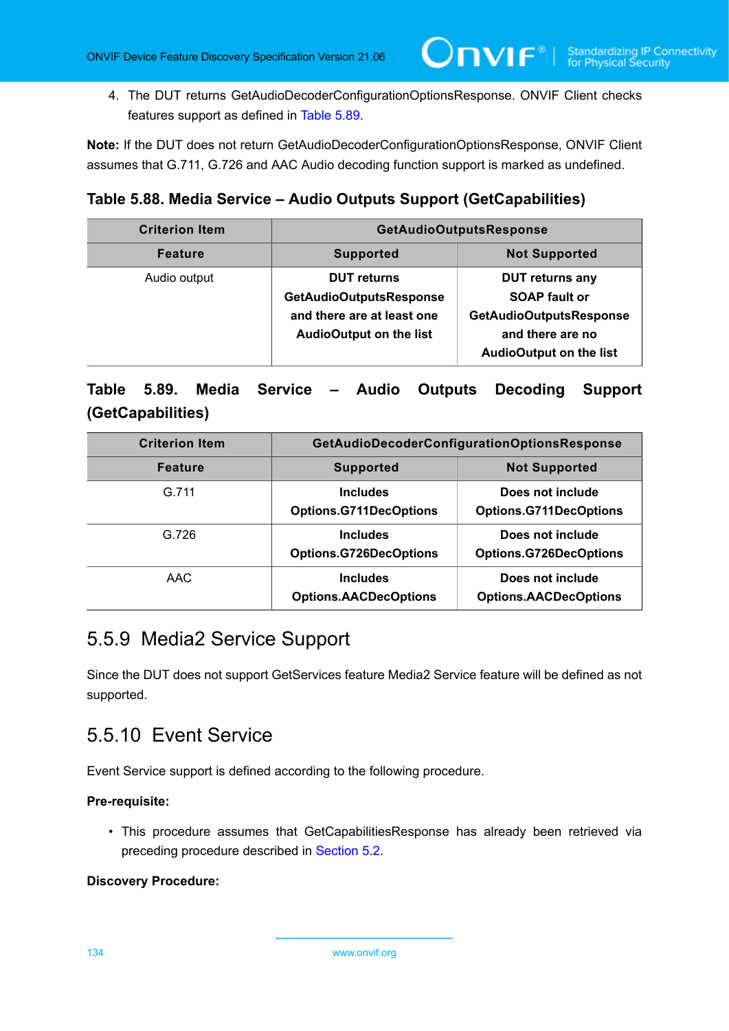4. The DUT returns GetAudioDecoderConfigurationOptionsResponse. ONVIF Client checks features support as defined in Table 5.89.

**Note:** If the DUT does not return GetAudioDecoderConfigurationOptionsResponse, ONVIF Client assumes that G.711, G.726 and AAC Audio decoding function support is marked as undefined.

### Table 5.88. Media Service – Audio Outputs Support (GetCapabilities)

| Criterion Item | GetAudioOutputsResponse | |
|---|---|---|
| **Feature** | **Supported** | **Not Supported** |
| Audio output | **DUT returns GetAudioOutputsResponse and there are at least one AudioOutput on the list** | **DUT returns any SOAP fault or GetAudioOutputsResponse and there are no AudioOutput on the list** |

### Table 5.89. Media Service – Audio Outputs Decoding Support (GetCapabilities)

| Criterion Item | GetAudioDecoderConfigurationOptionsResponse | |
|---|---|---|
| **Feature** | **Supported** | **Not Supported** |
| G.711 | **Includes Options.G711DecOptions** | **Does not include Options.G711DecOptions** |
| G.726 | **Includes Options.G726DecOptions** | **Does not include Options.G726DecOptions** |
| AAC | **Includes Options.AACDecOptions** | **Does not include Options.AACDecOptions** |

## 5.5.9 Media2 Service Support

Since the DUT does not support GetServices feature Media2 Service feature will be defined as not supported.

## 5.5.10 Event Service

Event Service support is defined according to the following procedure.

**Pre-requisite:**

- This procedure assumes that GetCapabilitiesResponse has already been retrieved via preceding procedure described in Section 5.2.

**Discovery Procedure:**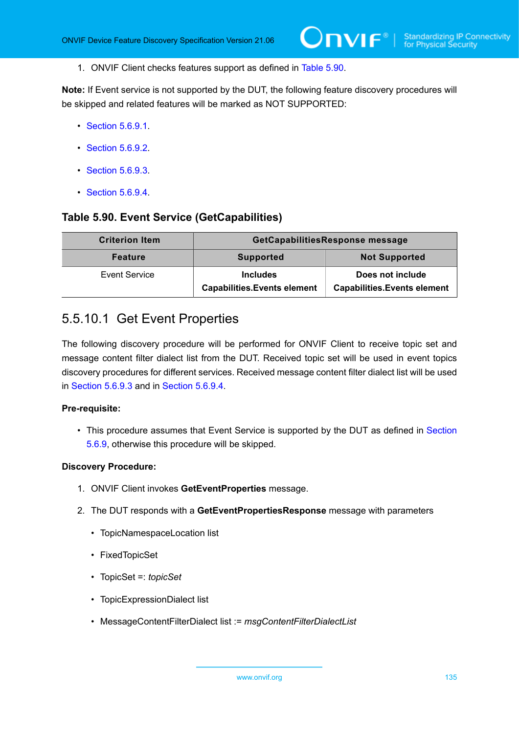1. ONVIF Client checks features support as defined in Table 5.90.

**Note:** If Event service is not supported by the DUT, the following feature discovery procedures will be skipped and related features will be marked as NOT SUPPORTED:

- Section 5.6.9.1.
- Section 5.6.9.2.
- Section 5.6.9.3.
- Section 5.6.9.4.

### Table 5.90. Event Service (GetCapabilities)

| Criterion Item | GetCapabilitiesResponse message | |
|---|---|---|
| **Feature** | **Supported** | **Not Supported** |
| Event Service | **Includes Capabilities.Events element** | **Does not include Capabilities.Events element** |

## 5.5.10.1 Get Event Properties

The following discovery procedure will be performed for ONVIF Client to receive topic set and message content filter dialect list from the DUT. Received topic set will be used in event topics discovery procedures for different services. Received message content filter dialect list will be used in Section 5.6.9.3 and in Section 5.6.9.4.

**Pre-requisite:**

- This procedure assumes that Event Service is supported by the DUT as defined in Section 5.6.9, otherwise this procedure will be skipped.

**Discovery Procedure:**

1. ONVIF Client invokes **GetEventProperties** message.
2. The DUT responds with a **GetEventPropertiesResponse** message with parameters
   - TopicNamespaceLocation list
   - FixedTopicSet
   - TopicSet =: *topicSet*
   - TopicExpressionDialect list
   - MessageContentFilterDialect list := *msgContentFilterDialectList*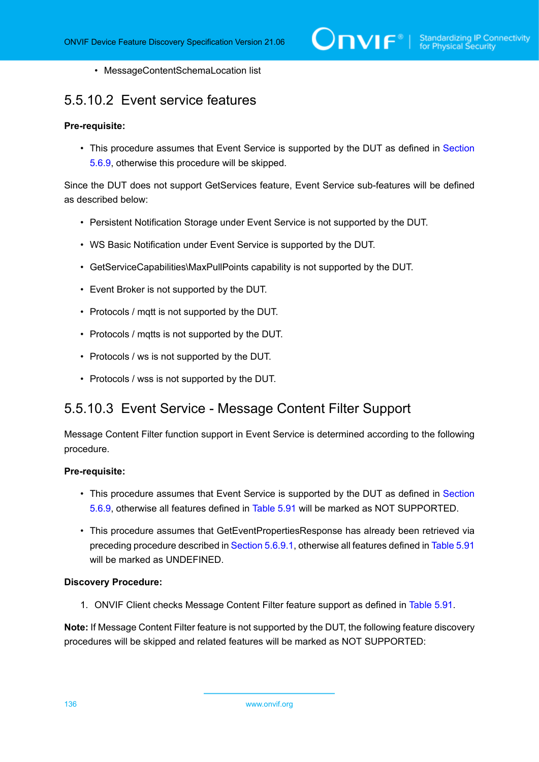- MessageContentSchemaLocation list

#### 5.5.10.2 Event service features

**Pre-requisite:**

- This procedure assumes that Event Service is supported by the DUT as defined in Section 5.6.9, otherwise this procedure will be skipped.

Since the DUT does not support GetServices feature, Event Service sub-features will be defined as described below:

- Persistent Notification Storage under Event Service is not supported by the DUT.
- WS Basic Notification under Event Service is supported by the DUT.
- GetServiceCapabilities\MaxPullPoints capability is not supported by the DUT.
- Event Broker is not supported by the DUT.
- Protocols / mqtt is not supported by the DUT.
- Protocols / mqtts is not supported by the DUT.
- Protocols / ws is not supported by the DUT.
- Protocols / wss is not supported by the DUT.

#### 5.5.10.3 Event Service - Message Content Filter Support

Message Content Filter function support in Event Service is determined according to the following procedure.

**Pre-requisite:**

- This procedure assumes that Event Service is supported by the DUT as defined in Section 5.6.9, otherwise all features defined in Table 5.91 will be marked as NOT SUPPORTED.
- This procedure assumes that GetEventPropertiesResponse has already been retrieved via preceding procedure described in Section 5.6.9.1, otherwise all features defined in Table 5.91 will be marked as UNDEFINED.

**Discovery Procedure:**

1. ONVIF Client checks Message Content Filter feature support as defined in Table 5.91.

**Note:** If Message Content Filter feature is not supported by the DUT, the following feature discovery procedures will be skipped and related features will be marked as NOT SUPPORTED: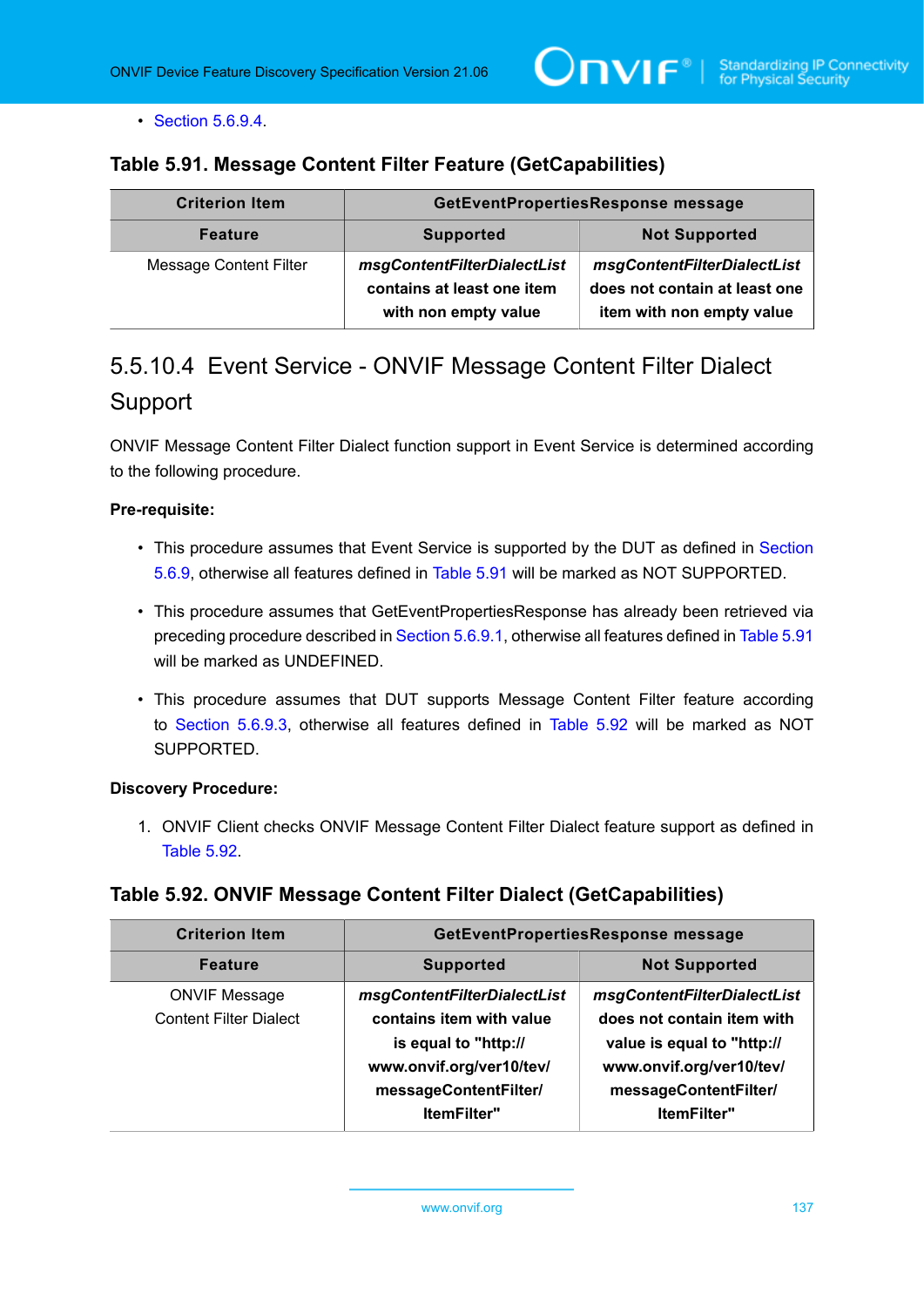- Section 5.6.9.4.

**Table 5.91. Message Content Filter Feature (GetCapabilities)**

| Criterion Item | GetEventPropertiesResponse message | |
|---|---|---|
| **Feature** | **Supported** | **Not Supported** |
| Message Content Filter | ***msgContentFilterDialectList* contains at least one item with non empty value** | ***msgContentFilterDialectList* does not contain at least one item with non empty value** |

### 5.5.10.4 Event Service - ONVIF Message Content Filter Dialect Support

ONVIF Message Content Filter Dialect function support in Event Service is determined according to the following procedure.

**Pre-requisite:**

- This procedure assumes that Event Service is supported by the DUT as defined in Section 5.6.9, otherwise all features defined in Table 5.91 will be marked as NOT SUPPORTED.
- This procedure assumes that GetEventPropertiesResponse has already been retrieved via preceding procedure described in Section 5.6.9.1, otherwise all features defined in Table 5.91 will be marked as UNDEFINED.
- This procedure assumes that DUT supports Message Content Filter feature according to Section 5.6.9.3, otherwise all features defined in Table 5.92 will be marked as NOT SUPPORTED.

**Discovery Procedure:**

1. ONVIF Client checks ONVIF Message Content Filter Dialect feature support as defined in Table 5.92.

**Table 5.92. ONVIF Message Content Filter Dialect (GetCapabilities)**

| Criterion Item | GetEventPropertiesResponse message | |
|---|---|---|
| **Feature** | **Supported** | **Not Supported** |
| ONVIF Message Content Filter Dialect | ***msgContentFilterDialectList* contains item with value is equal to "http://www.onvif.org/ver10/tev/messageContentFilter/ItemFilter"** | ***msgContentFilterDialectList* does not contain item with value is equal to "http://www.onvif.org/ver10/tev/messageContentFilter/ItemFilter"** |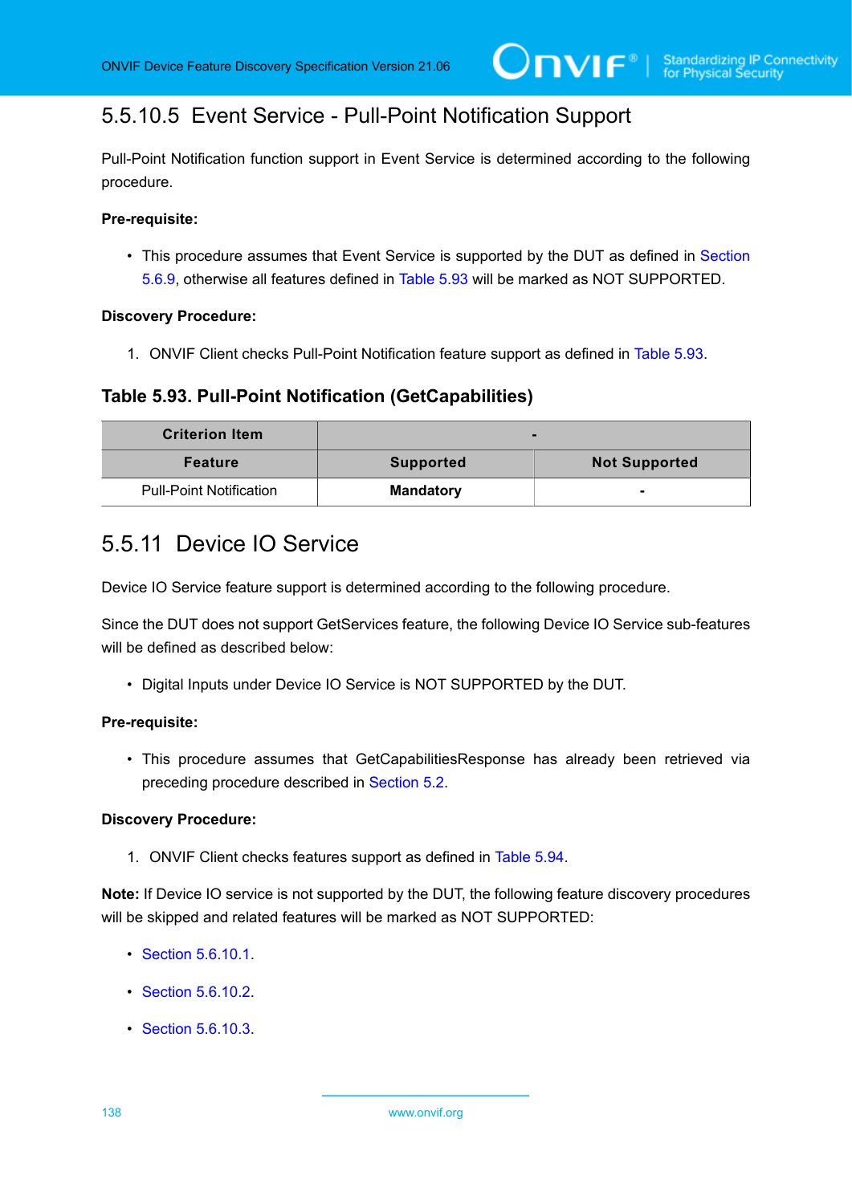#### 5.5.10.5 Event Service - Pull-Point Notification Support

Pull-Point Notification function support in Event Service is determined according to the following procedure.

**Pre-requisite:**

- This procedure assumes that Event Service is supported by the DUT as defined in Section 5.6.9, otherwise all features defined in Table 5.93 will be marked as NOT SUPPORTED.

**Discovery Procedure:**

1. ONVIF Client checks Pull-Point Notification feature support as defined in Table 5.93.

**Table 5.93. Pull-Point Notification (GetCapabilities)**

| Criterion Item | - | |
|---|---|---|
| **Feature** | **Supported** | **Not Supported** |
| Pull-Point Notification | **Mandatory** | - |

### 5.5.11 Device IO Service

Device IO Service feature support is determined according to the following procedure.

Since the DUT does not support GetServices feature, the following Device IO Service sub-features will be defined as described below:

- Digital Inputs under Device IO Service is NOT SUPPORTED by the DUT.

**Pre-requisite:**

- This procedure assumes that GetCapabilitiesResponse has already been retrieved via preceding procedure described in Section 5.2.

**Discovery Procedure:**

1. ONVIF Client checks features support as defined in Table 5.94.

**Note:** If Device IO service is not supported by the DUT, the following feature discovery procedures will be skipped and related features will be marked as NOT SUPPORTED:

- Section 5.6.10.1.
- Section 5.6.10.2.
- Section 5.6.10.3.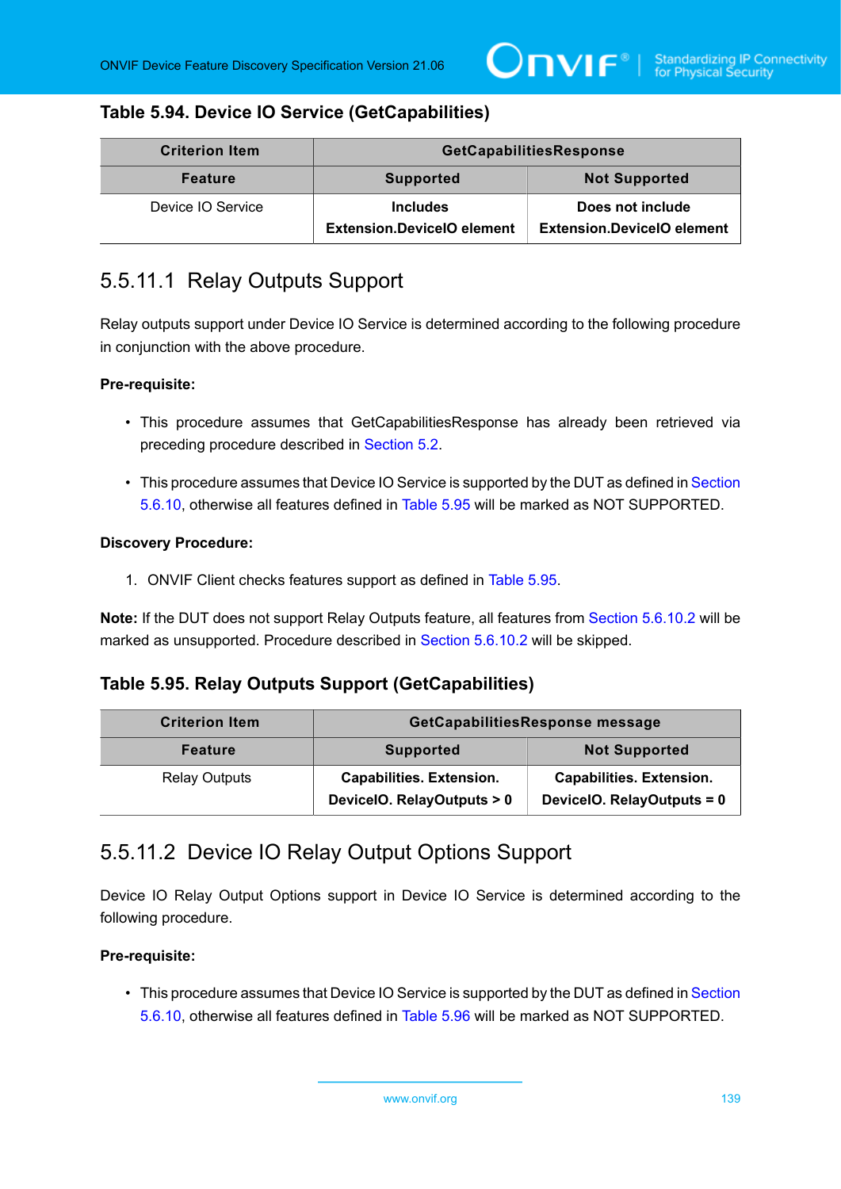**Table 5.94. Device IO Service (GetCapabilities)**

| Criterion Item | GetCapabilitiesResponse | |
|---|---|---|
| **Feature** | **Supported** | **Not Supported** |
| Device IO Service | **Includes Extension.DeviceIO element** | **Does not include Extension.DeviceIO element** |

## 5.5.11.1 Relay Outputs Support

Relay outputs support under Device IO Service is determined according to the following procedure in conjunction with the above procedure.

**Pre-requisite:**

- This procedure assumes that GetCapabilitiesResponse has already been retrieved via preceding procedure described in Section 5.2.
- This procedure assumes that Device IO Service is supported by the DUT as defined in Section 5.6.10, otherwise all features defined in Table 5.95 will be marked as NOT SUPPORTED.

**Discovery Procedure:**

1. ONVIF Client checks features support as defined in Table 5.95.

**Note:** If the DUT does not support Relay Outputs feature, all features from Section 5.6.10.2 will be marked as unsupported. Procedure described in Section 5.6.10.2 will be skipped.

**Table 5.95. Relay Outputs Support (GetCapabilities)**

| Criterion Item | GetCapabilitiesResponse message | |
|---|---|---|
| **Feature** | **Supported** | **Not Supported** |
| Relay Outputs | **Capabilities. Extension. DeviceIO. RelayOutputs > 0** | **Capabilities. Extension. DeviceIO. RelayOutputs = 0** |

## 5.5.11.2 Device IO Relay Output Options Support

Device IO Relay Output Options support in Device IO Service is determined according to the following procedure.

**Pre-requisite:**

- This procedure assumes that Device IO Service is supported by the DUT as defined in Section 5.6.10, otherwise all features defined in Table 5.96 will be marked as NOT SUPPORTED.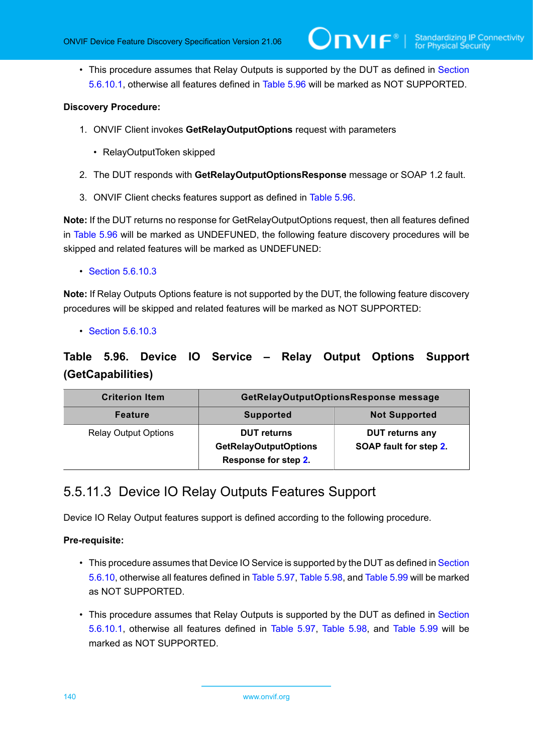- This procedure assumes that Relay Outputs is supported by the DUT as defined in Section 5.6.10.1, otherwise all features defined in Table 5.96 will be marked as NOT SUPPORTED.

**Discovery Procedure:**

1. ONVIF Client invokes **GetRelayOutputOptions** request with parameters
   - RelayOutputToken skipped
2. The DUT responds with **GetRelayOutputOptionsResponse** message or SOAP 1.2 fault.
3. ONVIF Client checks features support as defined in Table 5.96.

**Note:** If the DUT returns no response for GetRelayOutputOptions request, then all features defined in Table 5.96 will be marked as UNDEFUNED, the following feature discovery procedures will be skipped and related features will be marked as UNDEFUNED:

- Section 5.6.10.3

**Note:** If Relay Outputs Options feature is not supported by the DUT, the following feature discovery procedures will be skipped and related features will be marked as NOT SUPPORTED:

- Section 5.6.10.3

### Table 5.96. Device IO Service – Relay Output Options Support (GetCapabilities)

| Criterion Item | GetRelayOutputOptionsResponse message | |
|---|---|---|
| **Feature** | **Supported** | **Not Supported** |
| Relay Output Options | **DUT returns GetRelayOutputOptions Response for step 2.** | **DUT returns any SOAP fault for step 2.** |

## 5.5.11.3 Device IO Relay Outputs Features Support

Device IO Relay Output features support is defined according to the following procedure.

**Pre-requisite:**

- This procedure assumes that Device IO Service is supported by the DUT as defined in Section 5.6.10, otherwise all features defined in Table 5.97, Table 5.98, and Table 5.99 will be marked as NOT SUPPORTED.
- This procedure assumes that Relay Outputs is supported by the DUT as defined in Section 5.6.10.1, otherwise all features defined in Table 5.97, Table 5.98, and Table 5.99 will be marked as NOT SUPPORTED.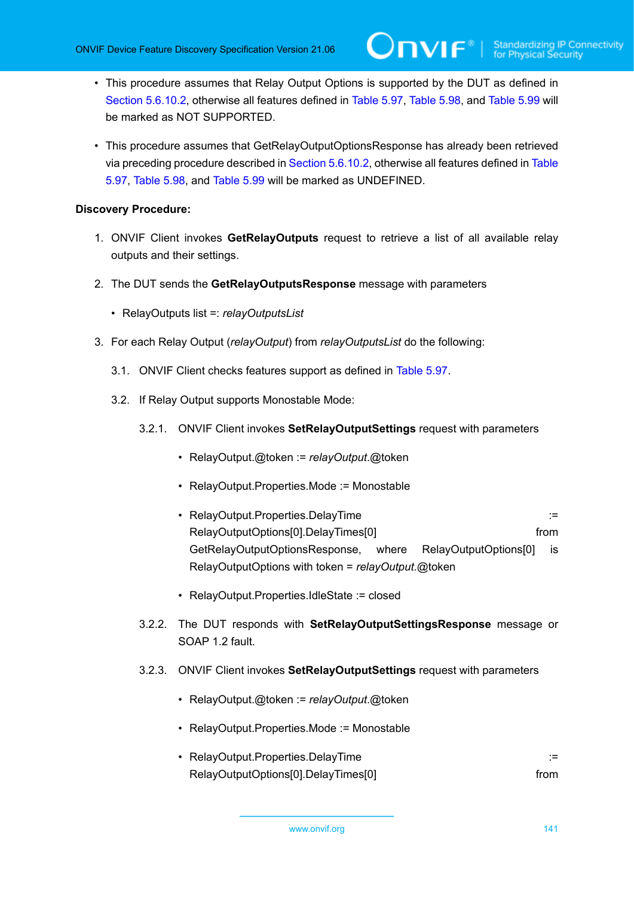- This procedure assumes that Relay Output Options is supported by the DUT as defined in Section 5.6.10.2, otherwise all features defined in Table 5.97, Table 5.98, and Table 5.99 will be marked as NOT SUPPORTED.

- This procedure assumes that GetRelayOutputOptionsResponse has already been retrieved via preceding procedure described in Section 5.6.10.2, otherwise all features defined in Table 5.97, Table 5.98, and Table 5.99 will be marked as UNDEFINED.

**Discovery Procedure:**

1. ONVIF Client invokes **GetRelayOutputs** request to retrieve a list of all available relay outputs and their settings.

2. The DUT sends the **GetRelayOutputsResponse** message with parameters

   - RelayOutputs list =: *relayOutputsList*

3. For each Relay Output (*relayOutput*) from *relayOutputsList* do the following:

   3.1. ONVIF Client checks features support as defined in Table 5.97.

   3.2. If Relay Output supports Monostable Mode:

   3.2.1. ONVIF Client invokes **SetRelayOutputSettings** request with parameters

   - RelayOutput.@token := *relayOutput*.@token
   - RelayOutput.Properties.Mode := Monostable
   - RelayOutput.Properties.DelayTime := RelayOutputOptions[0].DelayTimes[0] from GetRelayOutputOptionsResponse, where RelayOutputOptions[0] is RelayOutputOptions with token = *relayOutput*.@token
   - RelayOutput.Properties.IdleState := closed

   3.2.2. The DUT responds with **SetRelayOutputSettingsResponse** message or SOAP 1.2 fault.

   3.2.3. ONVIF Client invokes **SetRelayOutputSettings** request with parameters

   - RelayOutput.@token := *relayOutput*.@token
   - RelayOutput.Properties.Mode := Monostable
   - RelayOutput.Properties.DelayTime := RelayOutputOptions[0].DelayTimes[0] from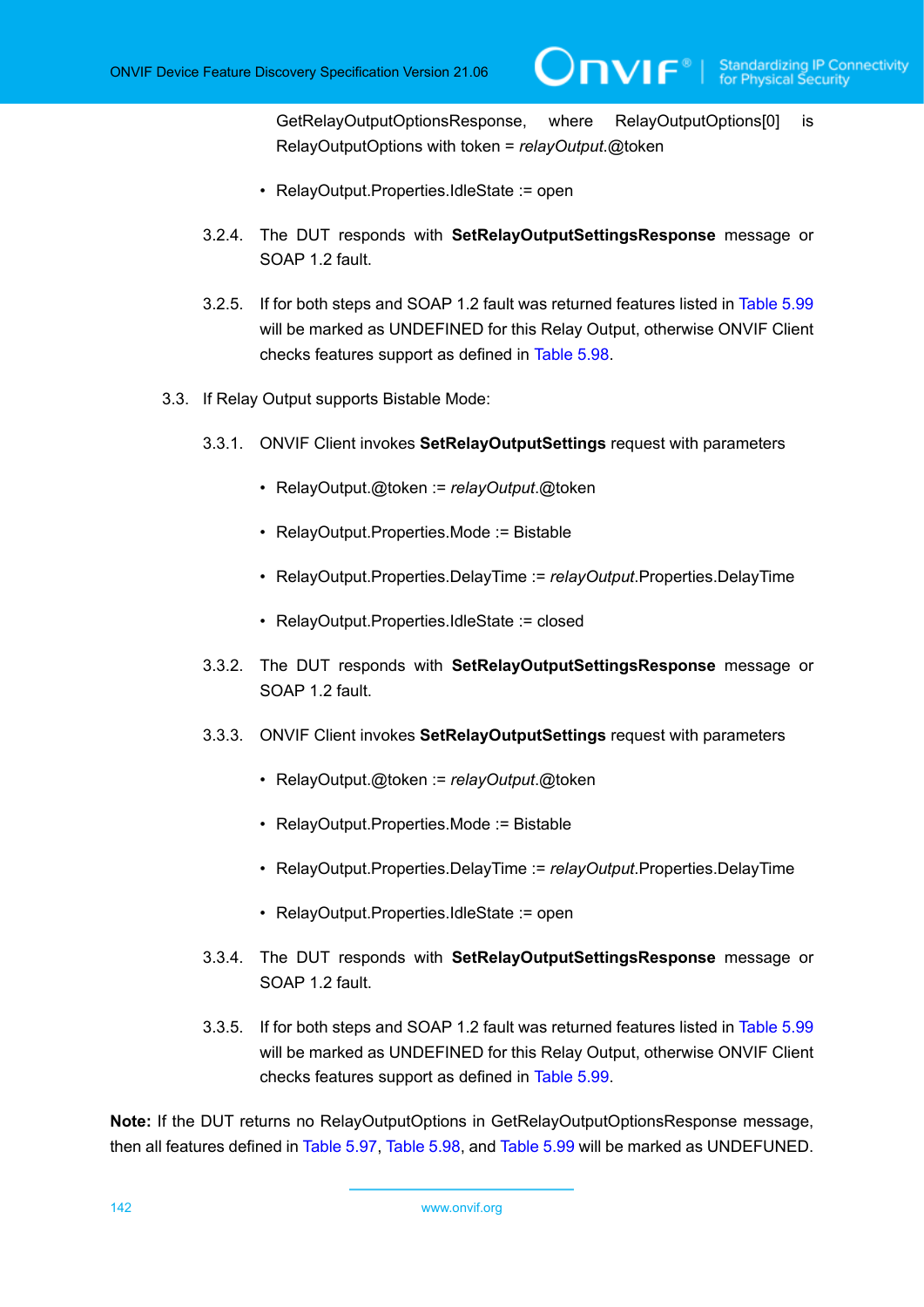GetRelayOutputOptionsResponse, where RelayOutputOptions[0] is RelayOutputOptions with token = *relayOutput*.@token

- RelayOutput.Properties.IdleState := open

3.2.4. The DUT responds with **SetRelayOutputSettingsResponse** message or SOAP 1.2 fault.

3.2.5. If for both steps and SOAP 1.2 fault was returned features listed in Table 5.99 will be marked as UNDEFINED for this Relay Output, otherwise ONVIF Client checks features support as defined in Table 5.98.

3.3. If Relay Output supports Bistable Mode:

3.3.1. ONVIF Client invokes **SetRelayOutputSettings** request with parameters

- RelayOutput.@token := *relayOutput*.@token
- RelayOutput.Properties.Mode := Bistable
- RelayOutput.Properties.DelayTime := *relayOutput*.Properties.DelayTime
- RelayOutput.Properties.IdleState := closed

3.3.2. The DUT responds with **SetRelayOutputSettingsResponse** message or SOAP 1.2 fault.

3.3.3. ONVIF Client invokes **SetRelayOutputSettings** request with parameters

- RelayOutput.@token := *relayOutput*.@token
- RelayOutput.Properties.Mode := Bistable
- RelayOutput.Properties.DelayTime := *relayOutput*.Properties.DelayTime
- RelayOutput.Properties.IdleState := open

3.3.4. The DUT responds with **SetRelayOutputSettingsResponse** message or SOAP 1.2 fault.

3.3.5. If for both steps and SOAP 1.2 fault was returned features listed in Table 5.99 will be marked as UNDEFINED for this Relay Output, otherwise ONVIF Client checks features support as defined in Table 5.99.

**Note:** If the DUT returns no RelayOutputOptions in GetRelayOutputOptionsResponse message, then all features defined in Table 5.97, Table 5.98, and Table 5.99 will be marked as UNDEFUNED.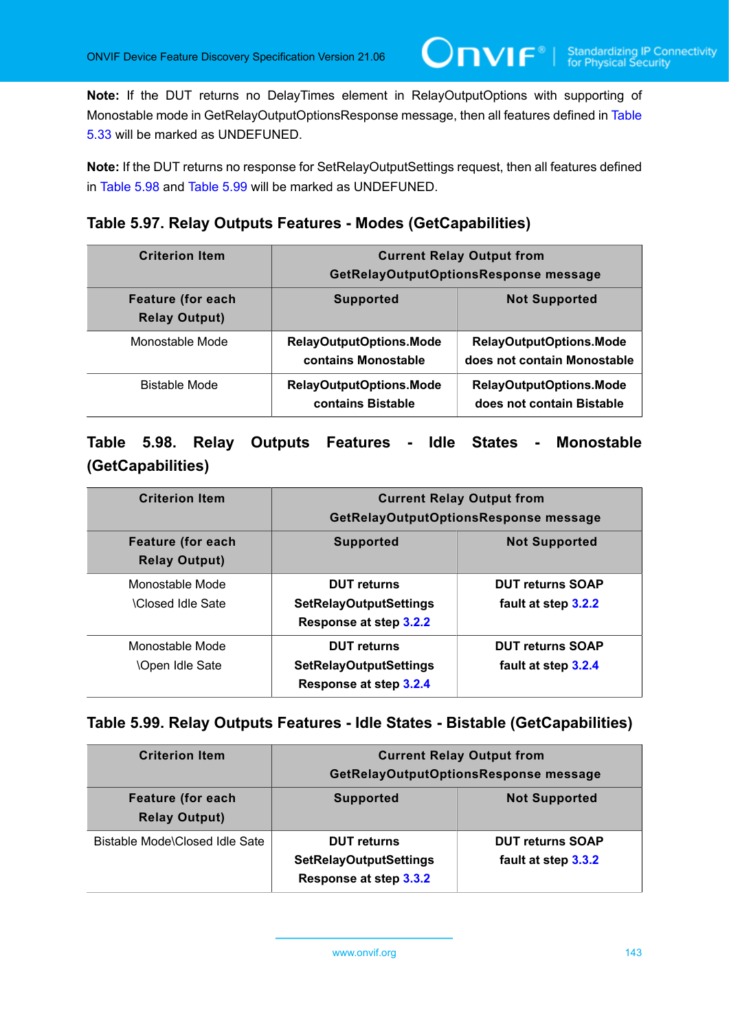**Note:** If the DUT returns no DelayTimes element in RelayOutputOptions with supporting of Monostable mode in GetRelayOutputOptionsResponse message, then all features defined in Table 5.33 will be marked as UNDEFUNED.

**Note:** If the DUT returns no response for SetRelayOutputSettings request, then all features defined in Table 5.98 and Table 5.99 will be marked as UNDEFUNED.

### Table 5.97. Relay Outputs Features - Modes (GetCapabilities)

| Criterion Item | Current Relay Output from GetRelayOutputOptionsResponse message | |
|---|---|---|
| **Feature (for each Relay Output)** | **Supported** | **Not Supported** |
| Monostable Mode | **RelayOutputOptions.Mode contains Monostable** | **RelayOutputOptions.Mode does not contain Monostable** |
| Bistable Mode | **RelayOutputOptions.Mode contains Bistable** | **RelayOutputOptions.Mode does not contain Bistable** |

### Table 5.98. Relay Outputs Features - Idle States - Monostable (GetCapabilities)

| Criterion Item | Current Relay Output from GetRelayOutputOptionsResponse message | |
|---|---|---|
| **Feature (for each Relay Output)** | **Supported** | **Not Supported** |
| Monostable Mode \Closed Idle Sate | **DUT returns SetRelayOutputSettings Response at step 3.2.2** | **DUT returns SOAP fault at step 3.2.2** |
| Monostable Mode \Open Idle Sate | **DUT returns SetRelayOutputSettings Response at step 3.2.4** | **DUT returns SOAP fault at step 3.2.4** |

### Table 5.99. Relay Outputs Features - Idle States - Bistable (GetCapabilities)

| Criterion Item | Current Relay Output from GetRelayOutputOptionsResponse message | |
|---|---|---|
| **Feature (for each Relay Output)** | **Supported** | **Not Supported** |
| Bistable Mode\Closed Idle Sate | **DUT returns SetRelayOutputSettings Response at step 3.3.2** | **DUT returns SOAP fault at step 3.3.2** |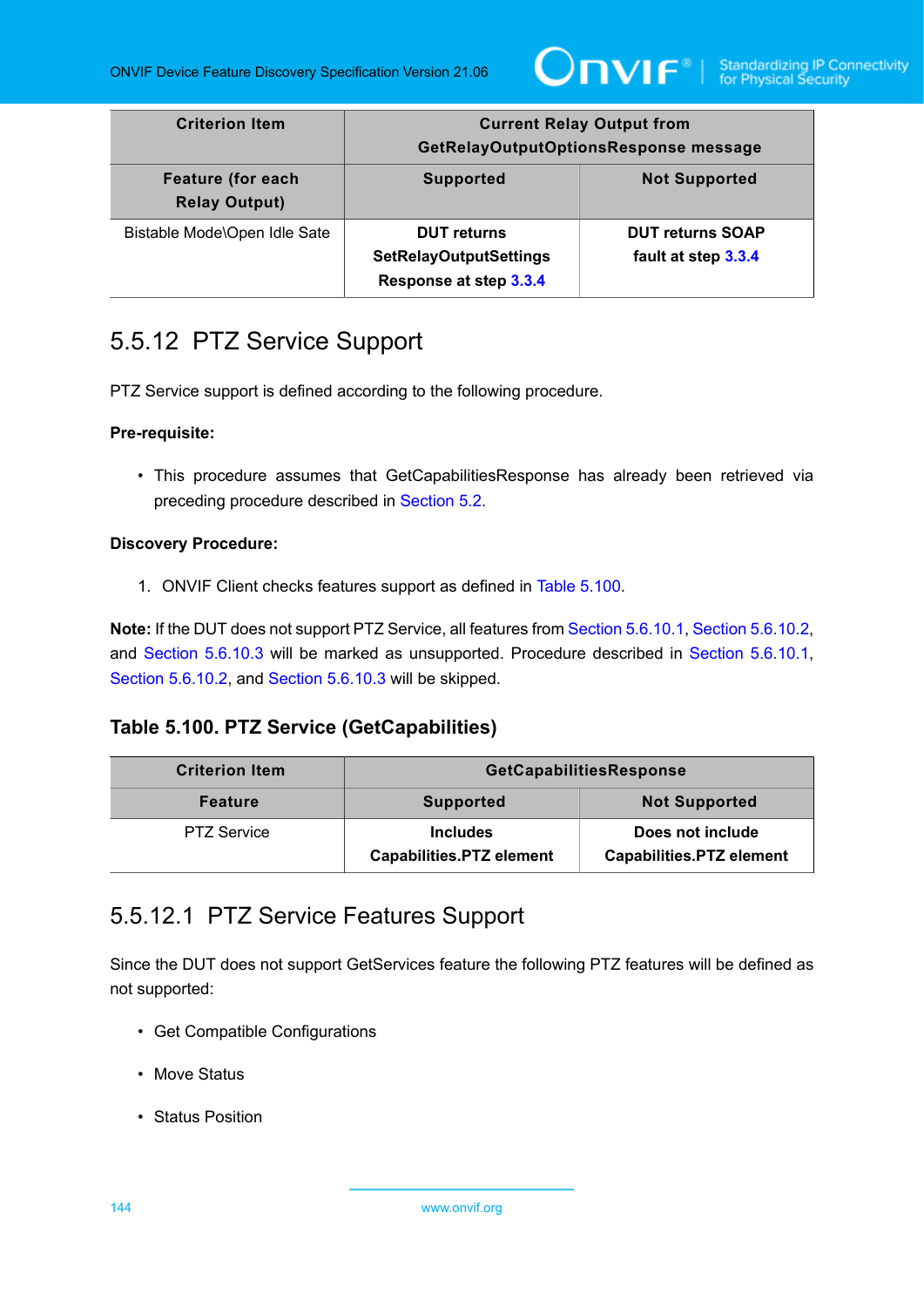| Criterion Item | Current Relay Output from GetRelayOutputOptionsResponse message | |
|---|---|---|
| **Feature (for each Relay Output)** | **Supported** | **Not Supported** |
| Bistable Mode\Open Idle Sate | **DUT returns SetRelayOutputSettings Response at step 3.3.4** | **DUT returns SOAP fault at step 3.3.4** |

## 5.5.12 PTZ Service Support

PTZ Service support is defined according to the following procedure.

**Pre-requisite:**

- This procedure assumes that GetCapabilitiesResponse has already been retrieved via preceding procedure described in Section 5.2.

**Discovery Procedure:**

1. ONVIF Client checks features support as defined in Table 5.100.

**Note:** If the DUT does not support PTZ Service, all features from Section 5.6.10.1, Section 5.6.10.2, and Section 5.6.10.3 will be marked as unsupported. Procedure described in Section 5.6.10.1, Section 5.6.10.2, and Section 5.6.10.3 will be skipped.

### Table 5.100. PTZ Service (GetCapabilities)

| Criterion Item | GetCapabilitiesResponse | |
|---|---|---|
| **Feature** | **Supported** | **Not Supported** |
| PTZ Service | **Includes Capabilities.PTZ element** | **Does not include Capabilities.PTZ element** |

### 5.5.12.1 PTZ Service Features Support

Since the DUT does not support GetServices feature the following PTZ features will be defined as not supported:

- Get Compatible Configurations
- Move Status
- Status Position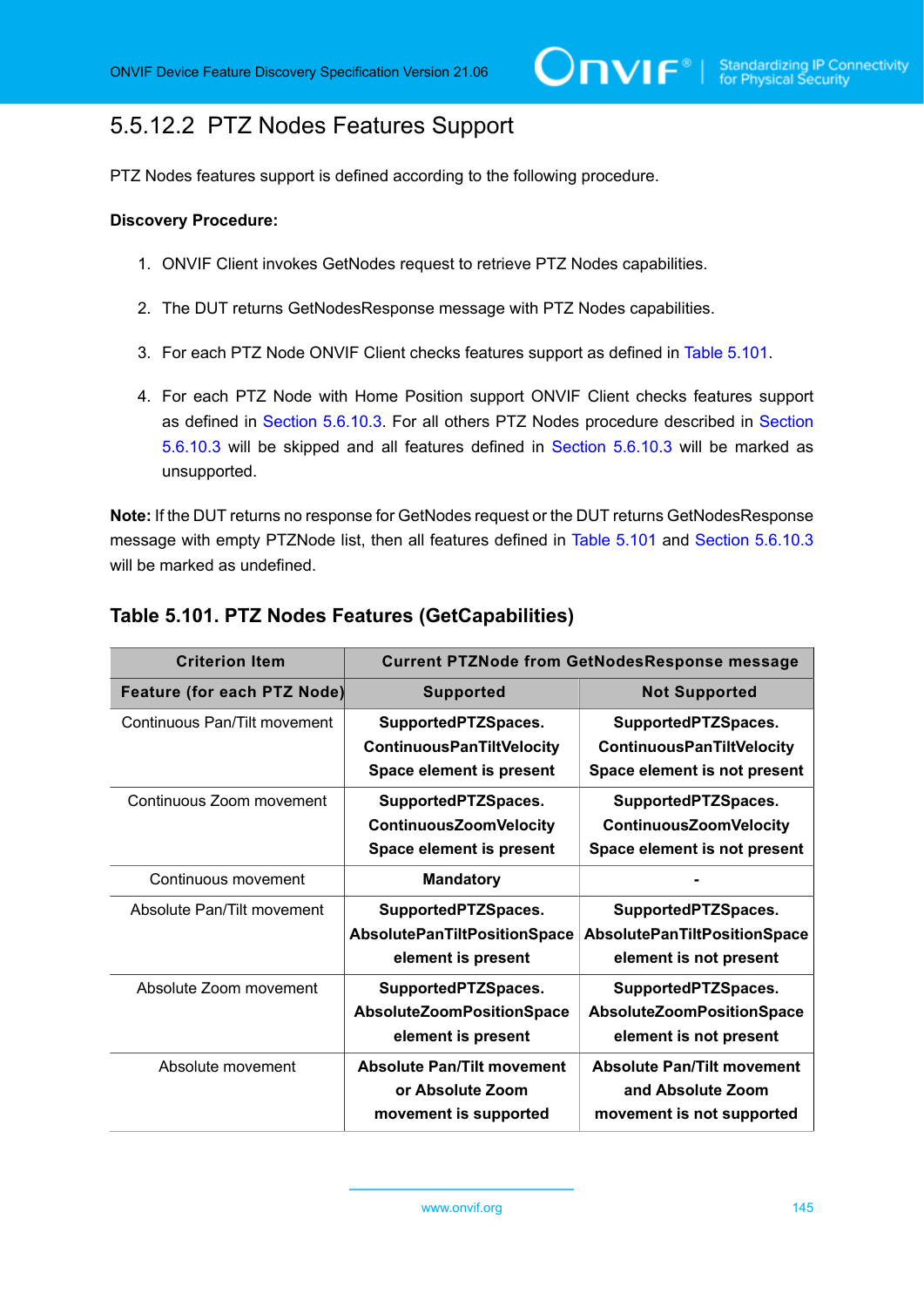### 5.5.12.2 PTZ Nodes Features Support

PTZ Nodes features support is defined according to the following procedure.

**Discovery Procedure:**

1. ONVIF Client invokes GetNodes request to retrieve PTZ Nodes capabilities.
2. The DUT returns GetNodesResponse message with PTZ Nodes capabilities.
3. For each PTZ Node ONVIF Client checks features support as defined in Table 5.101.
4. For each PTZ Node with Home Position support ONVIF Client checks features support as defined in Section 5.6.10.3. For all others PTZ Nodes procedure described in Section 5.6.10.3 will be skipped and all features defined in Section 5.6.10.3 will be marked as unsupported.

**Note:** If the DUT returns no response for GetNodes request or the DUT returns GetNodesResponse message with empty PTZNode list, then all features defined in Table 5.101 and Section 5.6.10.3 will be marked as undefined.

**Table 5.101. PTZ Nodes Features (GetCapabilities)**

| Criterion Item | Current PTZNode from GetNodesResponse message | |
|---|---|---|
| **Feature (for each PTZ Node)** | **Supported** | **Not Supported** |
| Continuous Pan/Tilt movement | **SupportedPTZSpaces. ContinuousPanTiltVelocity Space element is present** | **SupportedPTZSpaces. ContinuousPanTiltVelocity Space element is not present** |
| Continuous Zoom movement | **SupportedPTZSpaces. ContinuousZoomVelocity Space element is present** | **SupportedPTZSpaces. ContinuousZoomVelocity Space element is not present** |
| Continuous movement | **Mandatory** | **-** |
| Absolute Pan/Tilt movement | **SupportedPTZSpaces. AbsolutePanTiltPositionSpace element is present** | **SupportedPTZSpaces. AbsolutePanTiltPositionSpace element is not present** |
| Absolute Zoom movement | **SupportedPTZSpaces. AbsoluteZoomPositionSpace element is present** | **SupportedPTZSpaces. AbsoluteZoomPositionSpace element is not present** |
| Absolute movement | **Absolute Pan/Tilt movement or Absolute Zoom movement is supported** | **Absolute Pan/Tilt movement and Absolute Zoom movement is not supported** |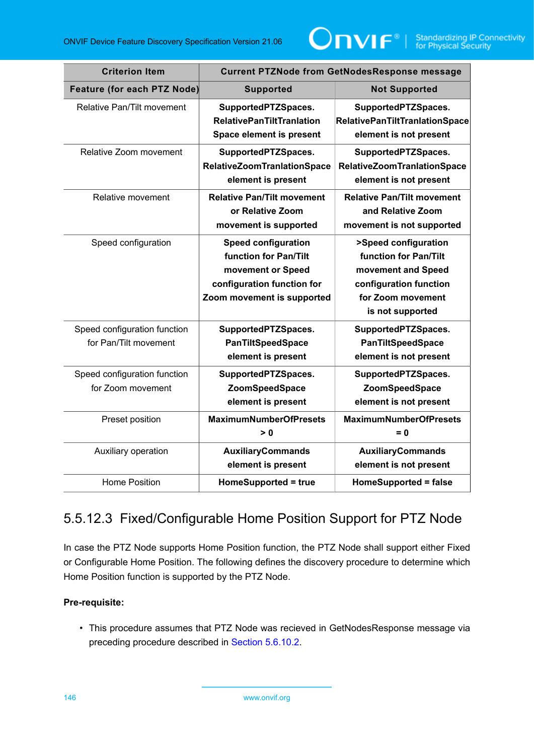| Criterion Item | Current PTZNode from GetNodesResponse message | |
|---|---|---|
| **Feature (for each PTZ Node)** | **Supported** | **Not Supported** |
| Relative Pan/Tilt movement | **SupportedPTZSpaces. RelativePanTiltTranlation Space element is present** | **SupportedPTZSpaces. RelativePanTiltTranlationSpace element is not present** |
| Relative Zoom movement | **SupportedPTZSpaces. RelativeZoomTranlationSpace element is present** | **SupportedPTZSpaces. RelativeZoomTranlationSpace element is not present** |
| Relative movement | **Relative Pan/Tilt movement or Relative Zoom movement is supported** | **Relative Pan/Tilt movement and Relative Zoom movement is not supported** |
| Speed configuration | **Speed configuration function for Pan/Tilt movement or Speed configuration function for Zoom movement is supported** | **>Speed configuration function for Pan/Tilt movement and Speed configuration function for Zoom movement is not supported** |
| Speed configuration function for Pan/Tilt movement | **SupportedPTZSpaces. PanTiltSpeedSpace element is present** | **SupportedPTZSpaces. PanTiltSpeedSpace element is not present** |
| Speed configuration function for Zoom movement | **SupportedPTZSpaces. ZoomSpeedSpace element is present** | **SupportedPTZSpaces. ZoomSpeedSpace element is not present** |
| Preset position | **MaximumNumberOfPresets > 0** | **MaximumNumberOfPresets = 0** |
| Auxiliary operation | **AuxiliaryCommands element is present** | **AuxiliaryCommands element is not present** |
| Home Position | **HomeSupported = true** | **HomeSupported = false** |

### 5.5.12.3 Fixed/Configurable Home Position Support for PTZ Node

In case the PTZ Node supports Home Position function, the PTZ Node shall support either Fixed or Configurable Home Position. The following defines the discovery procedure to determine which Home Position function is supported by the PTZ Node.

**Pre-requisite:**

- This procedure assumes that PTZ Node was recieved in GetNodesResponse message via preceding procedure described in Section 5.6.10.2.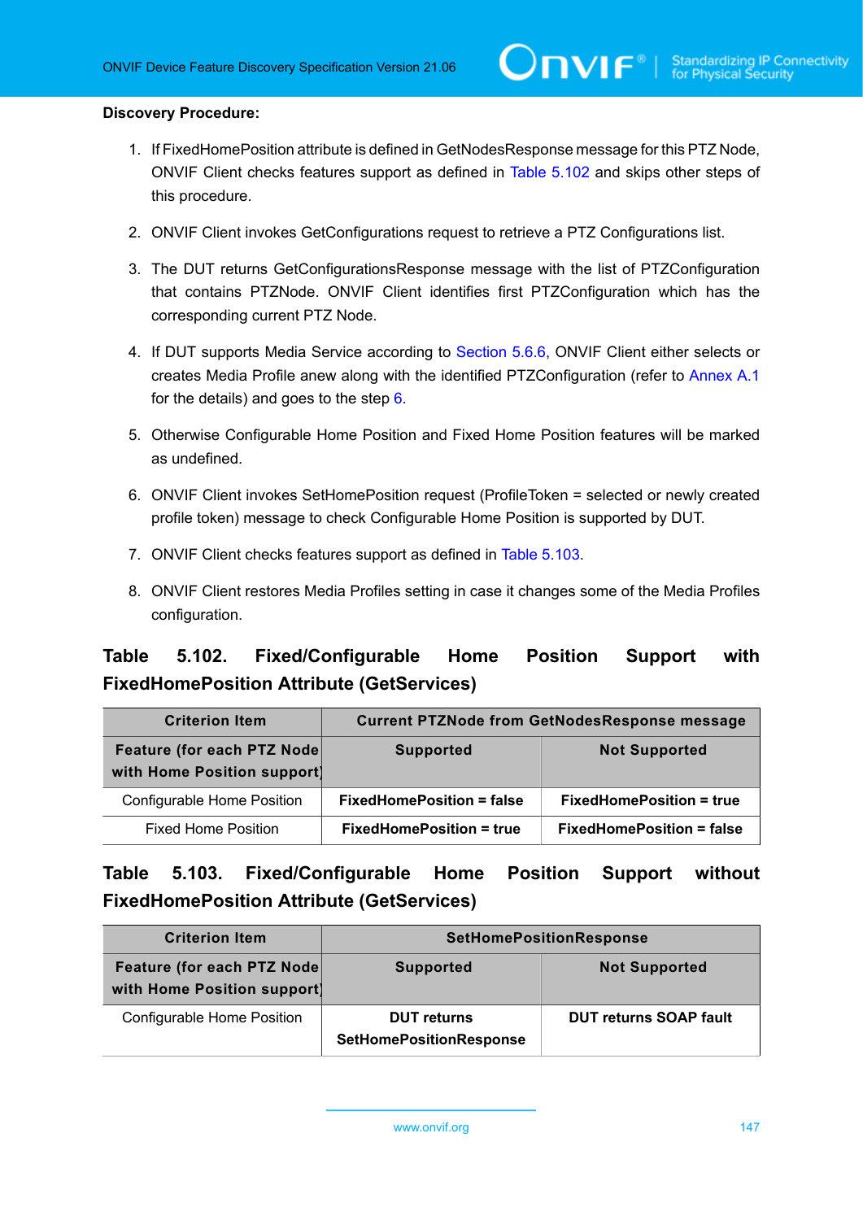**Discovery Procedure:**

1. If FixedHomePosition attribute is defined in GetNodesResponse message for this PTZ Node, ONVIF Client checks features support as defined in Table 5.102 and skips other steps of this procedure.
2. ONVIF Client invokes GetConfigurations request to retrieve a PTZ Configurations list.
3. The DUT returns GetConfigurationsResponse message with the list of PTZConfiguration that contains PTZNode. ONVIF Client identifies first PTZConfiguration which has the corresponding current PTZ Node.
4. If DUT supports Media Service according to Section 5.6.6, ONVIF Client either selects or creates Media Profile anew along with the identified PTZConfiguration (refer to Annex A.1 for the details) and goes to the step 6.
5. Otherwise Configurable Home Position and Fixed Home Position features will be marked as undefined.
6. ONVIF Client invokes SetHomePosition request (ProfileToken = selected or newly created profile token) message to check Configurable Home Position is supported by DUT.
7. ONVIF Client checks features support as defined in Table 5.103.
8. ONVIF Client restores Media Profiles setting in case it changes some of the Media Profiles configuration.

### Table 5.102. Fixed/Configurable Home Position Support with FixedHomePosition Attribute (GetServices)

| Criterion Item | Current PTZNode from GetNodesResponse message | |
|---|---|---|
| **Feature (for each PTZ Node with Home Position support)** | **Supported** | **Not Supported** |
| Configurable Home Position | **FixedHomePosition = false** | **FixedHomePosition = true** |
| Fixed Home Position | **FixedHomePosition = true** | **FixedHomePosition = false** |

### Table 5.103. Fixed/Configurable Home Position Support without FixedHomePosition Attribute (GetServices)

| Criterion Item | SetHomePositionResponse | |
|---|---|---|
| **Feature (for each PTZ Node with Home Position support)** | **Supported** | **Not Supported** |
| Configurable Home Position | **DUT returns SetHomePositionResponse** | **DUT returns SOAP fault** |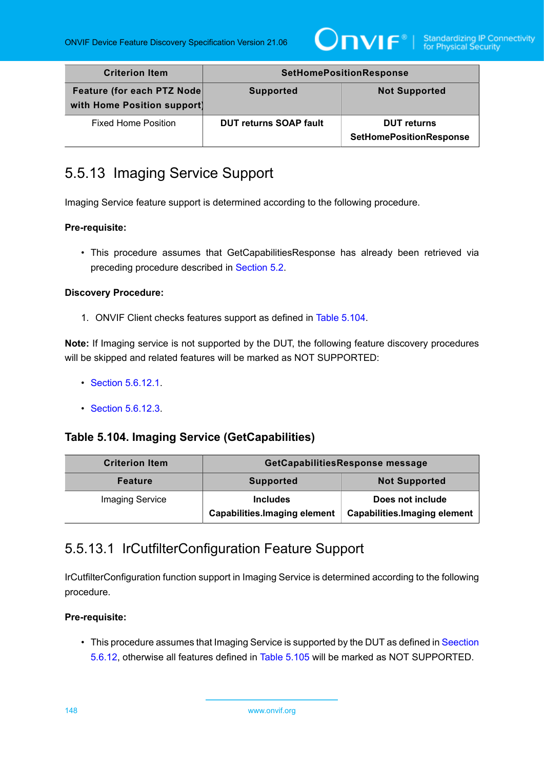| Criterion Item | SetHomePositionResponse | |
|---|---|---|
| **Feature (for each PTZ Node with Home Position support)** | **Supported** | **Not Supported** |
| Fixed Home Position | **DUT returns SOAP fault** | **DUT returns SetHomePositionResponse** |

## 5.5.13 Imaging Service Support

Imaging Service feature support is determined according to the following procedure.

**Pre-requisite:**

- This procedure assumes that GetCapabilitiesResponse has already been retrieved via preceding procedure described in Section 5.2.

**Discovery Procedure:**

1. ONVIF Client checks features support as defined in Table 5.104.

**Note:** If Imaging service is not supported by the DUT, the following feature discovery procedures will be skipped and related features will be marked as NOT SUPPORTED:

- Section 5.6.12.1.
- Section 5.6.12.3.

### Table 5.104. Imaging Service (GetCapabilities)

| Criterion Item | GetCapabilitiesResponse message | |
|---|---|---|
| **Feature** | **Supported** | **Not Supported** |
| Imaging Service | **Includes Capabilities.Imaging element** | **Does not include Capabilities.Imaging element** |

### 5.5.13.1 IrCutfilterConfiguration Feature Support

IrCutfilterConfiguration function support in Imaging Service is determined according to the following procedure.

**Pre-requisite:**

- This procedure assumes that Imaging Service is supported by the DUT as defined in Seection 5.6.12, otherwise all features defined in Table 5.105 will be marked as NOT SUPPORTED.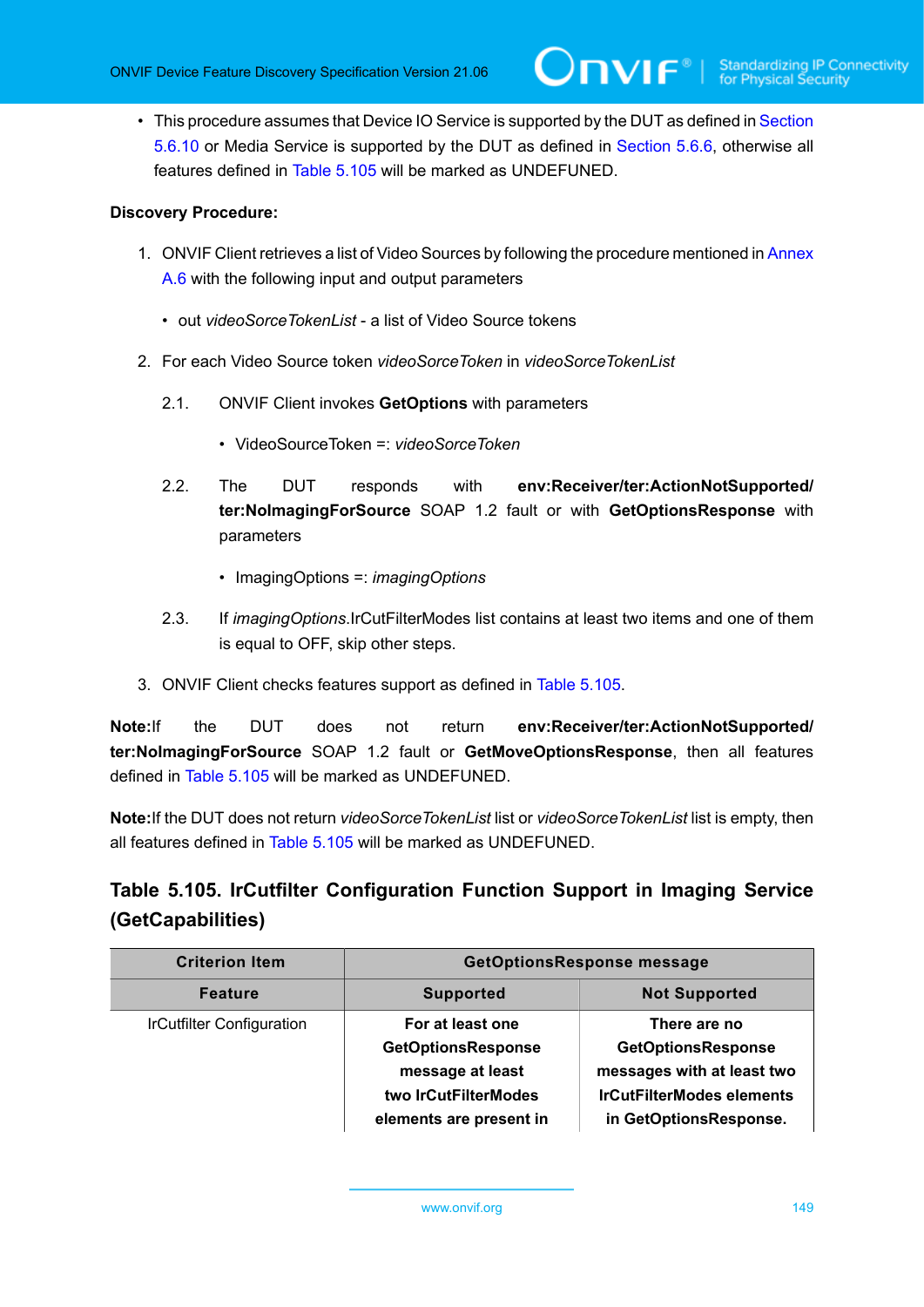- This procedure assumes that Device IO Service is supported by the DUT as defined in Section 5.6.10 or Media Service is supported by the DUT as defined in Section 5.6.6, otherwise all features defined in Table 5.105 will be marked as UNDEFUNED.

**Discovery Procedure:**

1. ONVIF Client retrieves a list of Video Sources by following the procedure mentioned in Annex A.6 with the following input and output parameters
   - out *videoSorceTokenList* - a list of Video Source tokens
2. For each Video Source token *videoSorceToken* in *videoSorceTokenList*

   2.1. ONVIF Client invokes **GetOptions** with parameters
   - VideoSourceToken =: *videoSorceToken*

   2.2. The DUT responds with **env:Receiver/ter:ActionNotSupported/ter:NoImagingForSource** SOAP 1.2 fault or with **GetOptionsResponse** with parameters
   - ImagingOptions =: *imagingOptions*

   2.3. If *imagingOptions*.IrCutFilterModes list contains at least two items and one of them is equal to OFF, skip other steps.
3. ONVIF Client checks features support as defined in Table 5.105.

**Note:**If the DUT does not return **env:Receiver/ter:ActionNotSupported/ter:NoImagingForSource** SOAP 1.2 fault or **GetMoveOptionsResponse**, then all features defined in Table 5.105 will be marked as UNDEFUNED.

**Note:**If the DUT does not return *videoSorceTokenList* list or *videoSorceTokenList* list is empty, then all features defined in Table 5.105 will be marked as UNDEFUNED.

## Table 5.105. IrCutfilter Configuration Function Support in Imaging Service (GetCapabilities)

| Criterion Item | GetOptionsResponse message | |
|---|---|---|
| **Feature** | **Supported** | **Not Supported** |
| IrCutfilter Configuration | **For at least one GetOptionsResponse message at least two IrCutFilterModes elements are present in** | **There are no GetOptionsResponse messages with at least two IrCutFilterModes elements in GetOptionsResponse.** |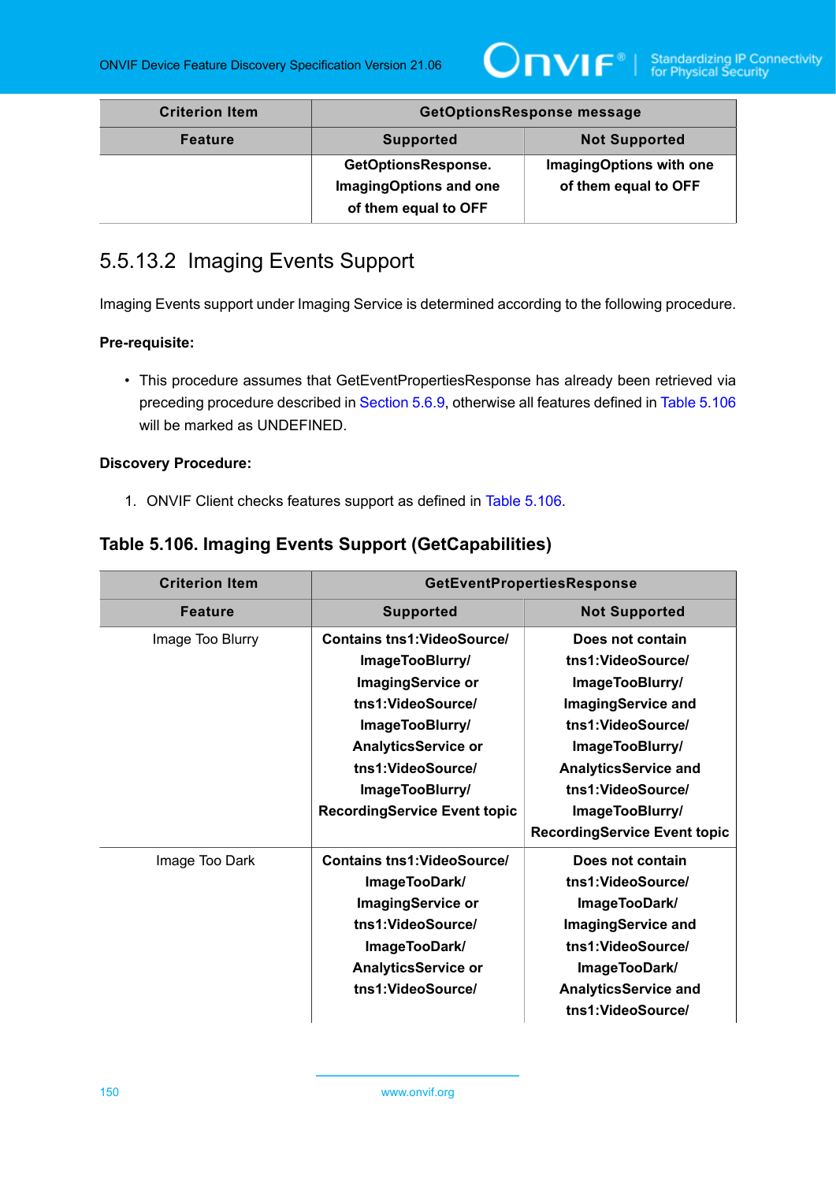| Criterion Item | GetOptionsResponse message | |
|---|---|---|
| Feature | Supported | Not Supported |
| | **GetOptionsResponse. ImagingOptions and one of them equal to OFF** | **ImagingOptions with one of them equal to OFF** |

## 5.5.13.2 Imaging Events Support

Imaging Events support under Imaging Service is determined according to the following procedure.

**Pre-requisite:**

- This procedure assumes that GetEventPropertiesResponse has already been retrieved via preceding procedure described in Section 5.6.9, otherwise all features defined in Table 5.106 will be marked as UNDEFINED.

**Discovery Procedure:**

1. ONVIF Client checks features support as defined in Table 5.106.

### Table 5.106. Imaging Events Support (GetCapabilities)

| Criterion Item | GetEventPropertiesResponse | |
|---|---|---|
| Feature | Supported | Not Supported |
| Image Too Blurry | **Contains tns1:VideoSource/ ImageTooBlurry/ ImagingService or tns1:VideoSource/ ImageTooBlurry/ AnalyticsService or tns1:VideoSource/ ImageTooBlurry/ RecordingService Event topic** | **Does not contain tns1:VideoSource/ ImageTooBlurry/ ImagingService and tns1:VideoSource/ ImageTooBlurry/ AnalyticsService and tns1:VideoSource/ ImageTooBlurry/ RecordingService Event topic** |
| Image Too Dark | **Contains tns1:VideoSource/ ImageTooDark/ ImagingService or tns1:VideoSource/ ImageTooDark/ AnalyticsService or tns1:VideoSource/** | **Does not contain tns1:VideoSource/ ImageTooDark/ ImagingService and tns1:VideoSource/ ImageTooDark/ AnalyticsService and tns1:VideoSource/** |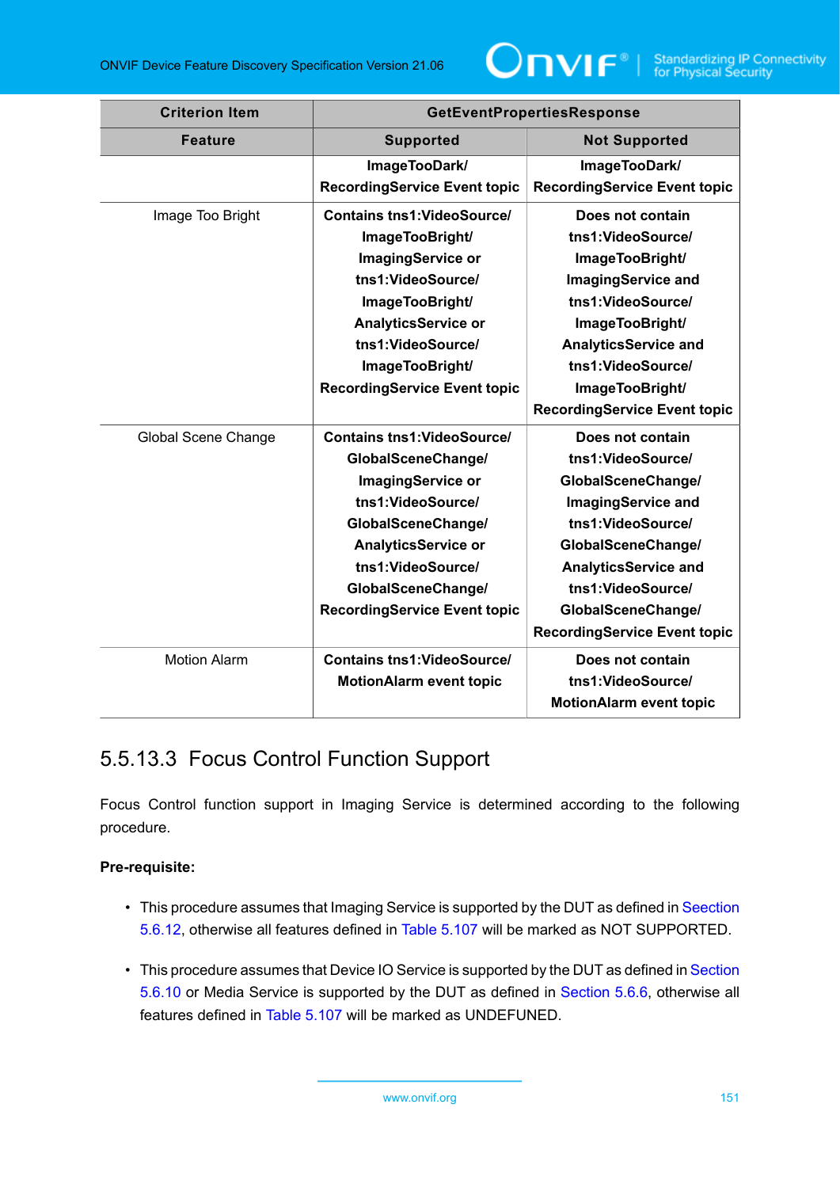| Criterion Item | GetEventPropertiesResponse | |
|---|---|---|
| **Feature** | **Supported** | **Not Supported** |
| | **ImageTooDark/ RecordingService Event topic** | **ImageTooDark/ RecordingService Event topic** |
| Image Too Bright | **Contains tns1:VideoSource/ ImageTooBright/ ImagingService or tns1:VideoSource/ ImageTooBright/ AnalyticsService or tns1:VideoSource/ ImageTooBright/ RecordingService Event topic** | **Does not contain tns1:VideoSource/ ImageTooBright/ ImagingService and tns1:VideoSource/ ImageTooBright/ AnalyticsService and tns1:VideoSource/ ImageTooBright/ RecordingService Event topic** |
| Global Scene Change | **Contains tns1:VideoSource/ GlobalSceneChange/ ImagingService or tns1:VideoSource/ GlobalSceneChange/ AnalyticsService or tns1:VideoSource/ GlobalSceneChange/ RecordingService Event topic** | **Does not contain tns1:VideoSource/ GlobalSceneChange/ ImagingService and tns1:VideoSource/ GlobalSceneChange/ AnalyticsService and tns1:VideoSource/ GlobalSceneChange/ RecordingService Event topic** |
| Motion Alarm | **Contains tns1:VideoSource/ MotionAlarm event topic** | **Does not contain tns1:VideoSource/ MotionAlarm event topic** |

### 5.5.13.3 Focus Control Function Support

Focus Control function support in Imaging Service is determined according to the following procedure.

**Pre-requisite:**

- This procedure assumes that Imaging Service is supported by the DUT as defined in Seection 5.6.12, otherwise all features defined in Table 5.107 will be marked as NOT SUPPORTED.
- This procedure assumes that Device IO Service is supported by the DUT as defined in Section 5.6.10 or Media Service is supported by the DUT as defined in Section 5.6.6, otherwise all features defined in Table 5.107 will be marked as UNDEFUNED.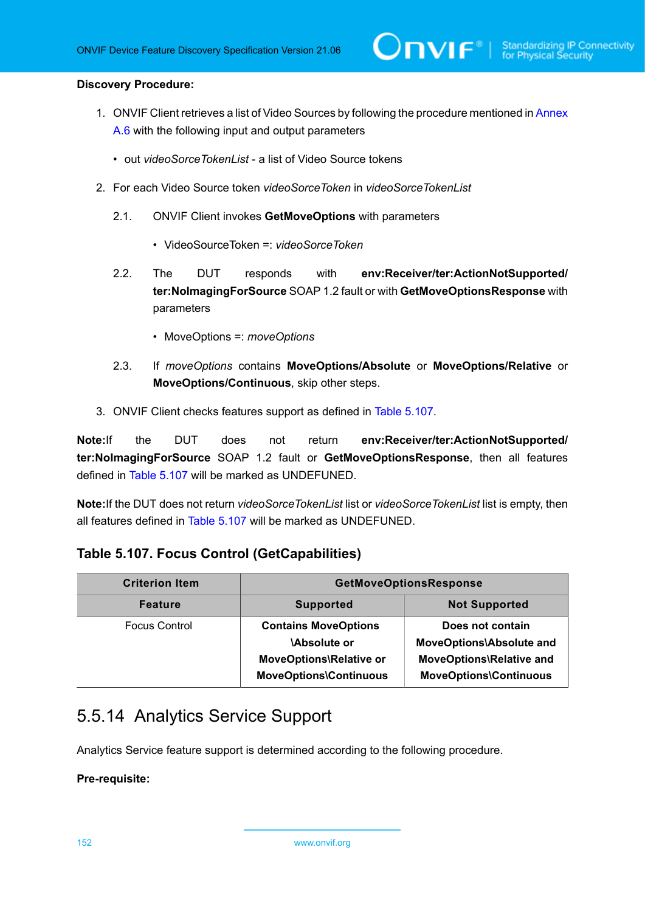**Discovery Procedure:**

1. ONVIF Client retrieves a list of Video Sources by following the procedure mentioned in Annex A.6 with the following input and output parameters

   - out *videoSorceTokenList* - a list of Video Source tokens

2. For each Video Source token *videoSorceToken* in *videoSorceTokenList*

   2.1. ONVIF Client invokes **GetMoveOptions** with parameters

   - VideoSourceToken =: *videoSorceToken*

   2.2. The DUT responds with **env:Receiver/ter:ActionNotSupported/ter:NoImagingForSource** SOAP 1.2 fault or with **GetMoveOptionsResponse** with parameters

   - MoveOptions =: *moveOptions*

   2.3. If *moveOptions* contains **MoveOptions/Absolute** or **MoveOptions/Relative** or **MoveOptions/Continuous**, skip other steps.

3. ONVIF Client checks features support as defined in Table 5.107.

**Note:**If the DUT does not return **env:Receiver/ter:ActionNotSupported/ter:NoImagingForSource** SOAP 1.2 fault or **GetMoveOptionsResponse**, then all features defined in Table 5.107 will be marked as UNDEFUNED.

**Note:**If the DUT does not return *videoSorceTokenList* list or *videoSorceTokenList* list is empty, then all features defined in Table 5.107 will be marked as UNDEFUNED.

### Table 5.107. Focus Control (GetCapabilities)

| Criterion Item | GetMoveOptionsResponse | |
|---|---|---|
| **Feature** | **Supported** | **Not Supported** |
| Focus Control | **Contains MoveOptions \Absolute or MoveOptions\Relative or MoveOptions\Continuous** | **Does not contain MoveOptions\Absolute and MoveOptions\Relative and MoveOptions\Continuous** |

## 5.5.14 Analytics Service Support

Analytics Service feature support is determined according to the following procedure.

**Pre-requisite:**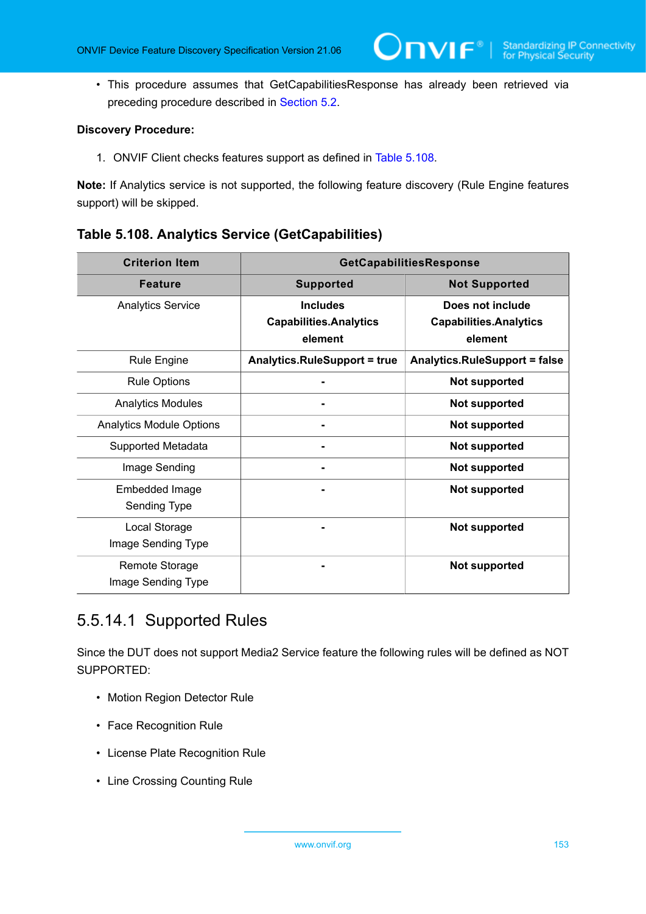- This procedure assumes that GetCapabilitiesResponse has already been retrieved via preceding procedure described in Section 5.2.

**Discovery Procedure:**

1. ONVIF Client checks features support as defined in Table 5.108.

**Note:** If Analytics service is not supported, the following feature discovery (Rule Engine features support) will be skipped.

### Table 5.108. Analytics Service (GetCapabilities)

| Criterion Item | GetCapabilitiesResponse | |
|---|---|---|
| **Feature** | **Supported** | **Not Supported** |
| Analytics Service | **Includes Capabilities.Analytics element** | **Does not include Capabilities.Analytics element** |
| Rule Engine | **Analytics.RuleSupport = true** | **Analytics.RuleSupport = false** |
| Rule Options | **-** | **Not supported** |
| Analytics Modules | **-** | **Not supported** |
| Analytics Module Options | **-** | **Not supported** |
| Supported Metadata | **-** | **Not supported** |
| Image Sending | **-** | **Not supported** |
| Embedded Image Sending Type | **-** | **Not supported** |
| Local Storage Image Sending Type | **-** | **Not supported** |
| Remote Storage Image Sending Type | **-** | **Not supported** |

## 5.5.14.1 Supported Rules

Since the DUT does not support Media2 Service feature the following rules will be defined as NOT SUPPORTED:

- Motion Region Detector Rule
- Face Recognition Rule
- License Plate Recognition Rule
- Line Crossing Counting Rule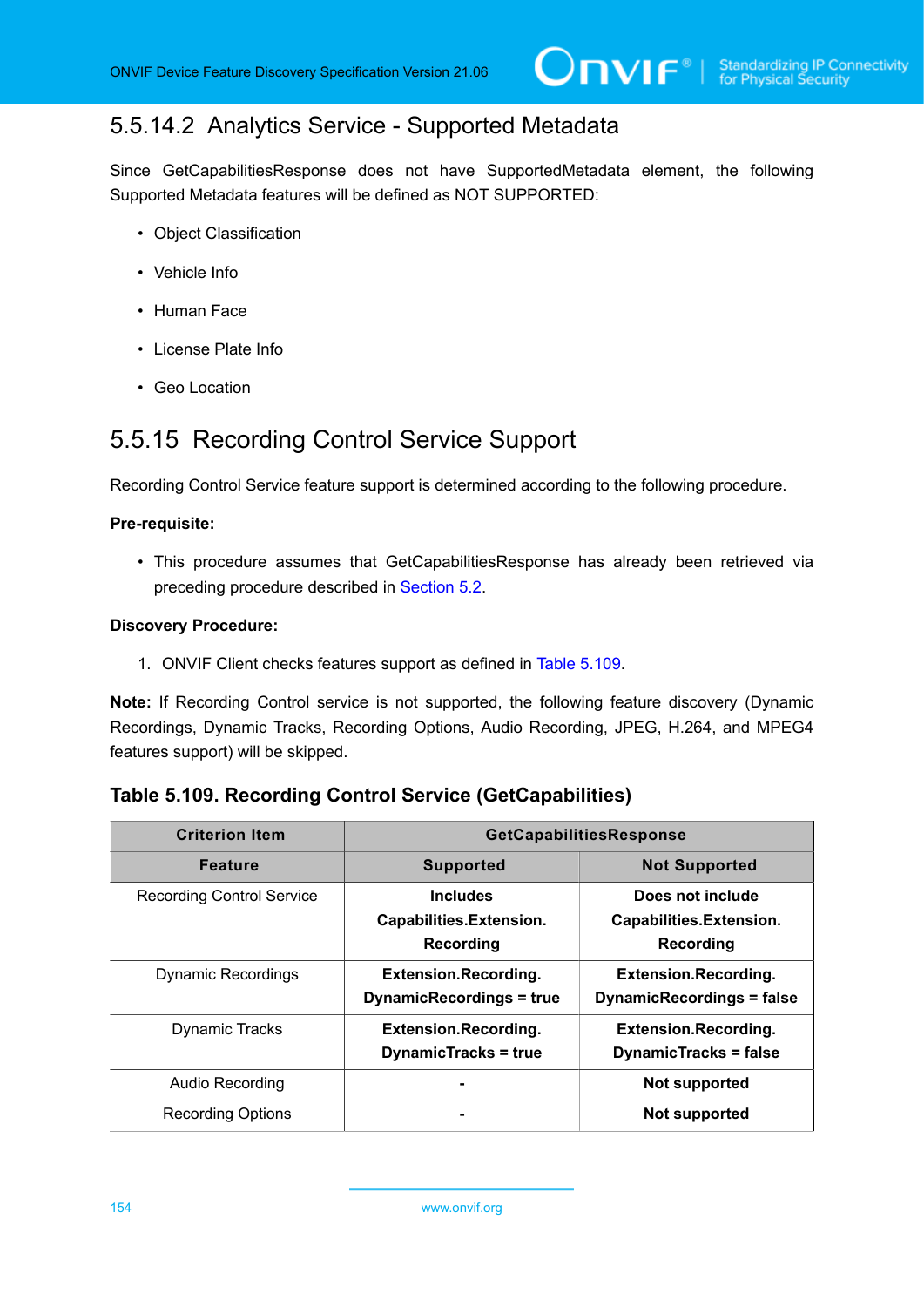#### 5.5.14.2 Analytics Service - Supported Metadata

Since GetCapabilitiesResponse does not have SupportedMetadata element, the following Supported Metadata features will be defined as NOT SUPPORTED:

- Object Classification
- Vehicle Info
- Human Face
- License Plate Info
- Geo Location

### 5.5.15 Recording Control Service Support

Recording Control Service feature support is determined according to the following procedure.

**Pre-requisite:**

- This procedure assumes that GetCapabilitiesResponse has already been retrieved via preceding procedure described in Section 5.2.

**Discovery Procedure:**

1. ONVIF Client checks features support as defined in Table 5.109.

**Note:** If Recording Control service is not supported, the following feature discovery (Dynamic Recordings, Dynamic Tracks, Recording Options, Audio Recording, JPEG, H.264, and MPEG4 features support) will be skipped.

**Table 5.109. Recording Control Service (GetCapabilities)**

| Criterion Item | GetCapabilitiesResponse | |
|---|---|---|
| **Feature** | **Supported** | **Not Supported** |
| Recording Control Service | **Includes Capabilities.Extension. Recording** | **Does not include Capabilities.Extension. Recording** |
| Dynamic Recordings | **Extension.Recording. DynamicRecordings = true** | **Extension.Recording. DynamicRecordings = false** |
| Dynamic Tracks | **Extension.Recording. DynamicTracks = true** | **Extension.Recording. DynamicTracks = false** |
| Audio Recording | **-** | **Not supported** |
| Recording Options | **-** | **Not supported** |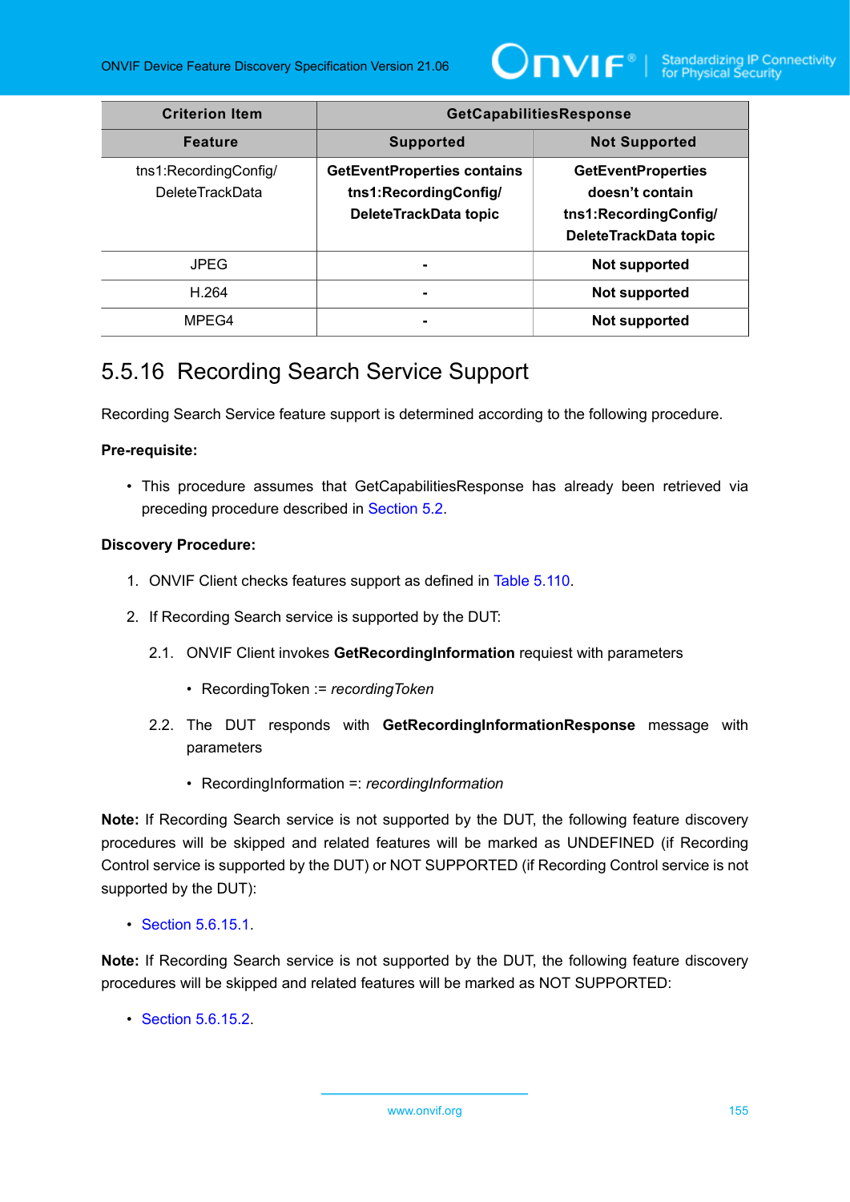| Criterion Item | GetCapabilitiesResponse | |
|---|---|---|
| **Feature** | **Supported** | **Not Supported** |
| tns1:RecordingConfig/ DeleteTrackData | **GetEventProperties contains tns1:RecordingConfig/ DeleteTrackData topic** | **GetEventProperties doesn't contain tns1:RecordingConfig/ DeleteTrackData topic** |
| JPEG | **-** | **Not supported** |
| H.264 | **-** | **Not supported** |
| MPEG4 | **-** | **Not supported** |

### 5.5.16 Recording Search Service Support

Recording Search Service feature support is determined according to the following procedure.

**Pre-requisite:**

- This procedure assumes that GetCapabilitiesResponse has already been retrieved via preceding procedure described in Section 5.2.

**Discovery Procedure:**

1. ONVIF Client checks features support as defined in Table 5.110.
2. If Recording Search service is supported by the DUT:

   2.1. ONVIF Client invokes **GetRecordingInformation** requiest with parameters

   - RecordingToken := *recordingToken*

   2.2. The DUT responds with **GetRecordingInformationResponse** message with parameters

   - RecordingInformation =: *recordingInformation*

**Note:** If Recording Search service is not supported by the DUT, the following feature discovery procedures will be skipped and related features will be marked as UNDEFINED (if Recording Control service is supported by the DUT) or NOT SUPPORTED (if Recording Control service is not supported by the DUT):

- Section 5.6.15.1.

**Note:** If Recording Search service is not supported by the DUT, the following feature discovery procedures will be skipped and related features will be marked as NOT SUPPORTED:

- Section 5.6.15.2.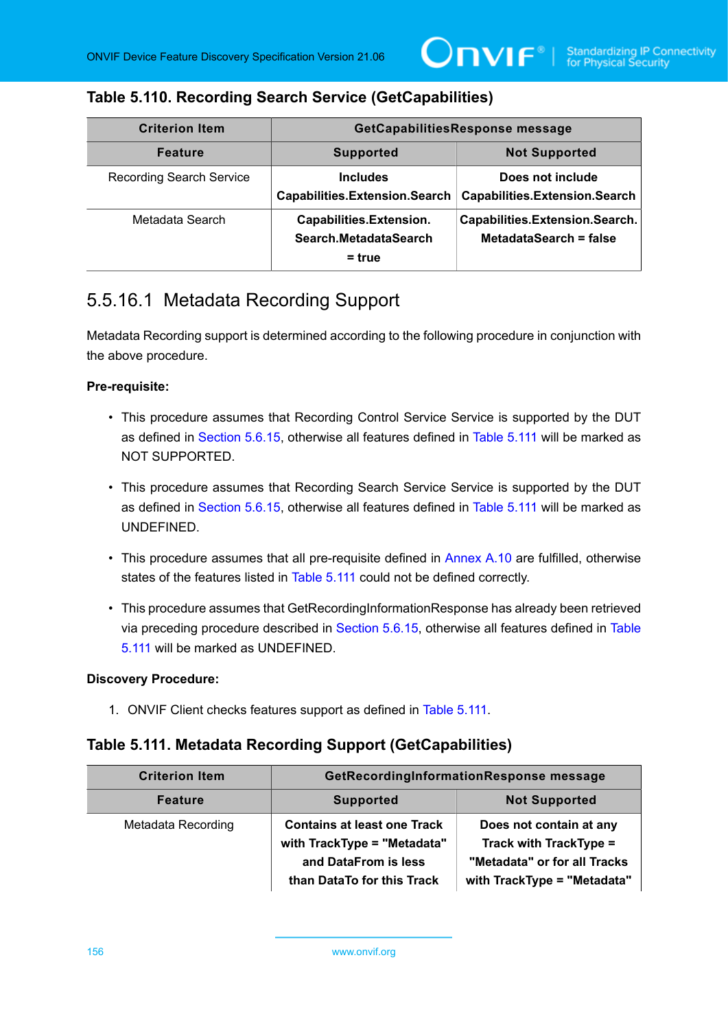### Table 5.110. Recording Search Service (GetCapabilities)

| Criterion Item | GetCapabilitiesResponse message | |
|---|---|---|
| **Feature** | **Supported** | **Not Supported** |
| Recording Search Service | **Includes Capabilities.Extension.Search** | **Does not include Capabilities.Extension.Search** |
| Metadata Search | **Capabilities.Extension.Search.MetadataSearch = true** | **Capabilities.Extension.Search.MetadataSearch = false** |

## 5.5.16.1 Metadata Recording Support

Metadata Recording support is determined according to the following procedure in conjunction with the above procedure.

**Pre-requisite:**

- This procedure assumes that Recording Control Service Service is supported by the DUT as defined in Section 5.6.15, otherwise all features defined in Table 5.111 will be marked as NOT SUPPORTED.
- This procedure assumes that Recording Search Service Service is supported by the DUT as defined in Section 5.6.15, otherwise all features defined in Table 5.111 will be marked as UNDEFINED.
- This procedure assumes that all pre-requisite defined in Annex A.10 are fulfilled, otherwise states of the features listed in Table 5.111 could not be defined correctly.
- This procedure assumes that GetRecordingInformationResponse has already been retrieved via preceding procedure described in Section 5.6.15, otherwise all features defined in Table 5.111 will be marked as UNDEFINED.

**Discovery Procedure:**

1. ONVIF Client checks features support as defined in Table 5.111.

### Table 5.111. Metadata Recording Support (GetCapabilities)

| Criterion Item | GetRecordingInformationResponse message | |
|---|---|---|
| **Feature** | **Supported** | **Not Supported** |
| Metadata Recording | **Contains at least one Track with TrackType = "Metadata" and DataFrom is less than DataTo for this Track** | **Does not contain at any Track with TrackType = "Metadata" or for all Tracks with TrackType = "Metadata"** |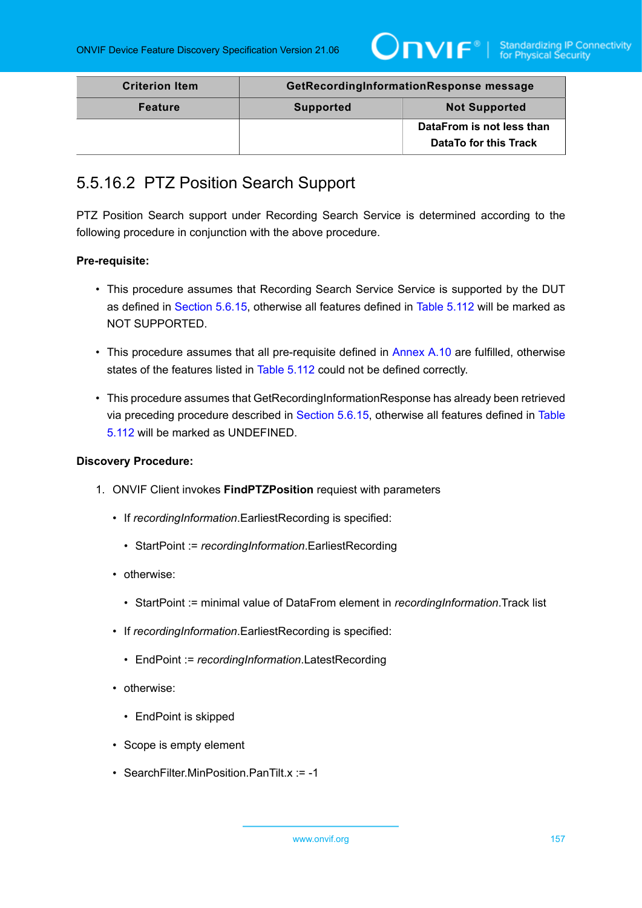| Criterion Item | GetRecordingInformationResponse message | |
|---|---|---|
| **Feature** | **Supported** | **Not Supported** |
| | | **DataFrom is not less than DataTo for this Track** |

### 5.5.16.2 PTZ Position Search Support

PTZ Position Search support under Recording Search Service is determined according to the following procedure in conjunction with the above procedure.

**Pre-requisite:**

- This procedure assumes that Recording Search Service Service is supported by the DUT as defined in Section 5.6.15, otherwise all features defined in Table 5.112 will be marked as NOT SUPPORTED.
- This procedure assumes that all pre-requisite defined in Annex A.10 are fulfilled, otherwise states of the features listed in Table 5.112 could not be defined correctly.
- This procedure assumes that GetRecordingInformationResponse has already been retrieved via preceding procedure described in Section 5.6.15, otherwise all features defined in Table 5.112 will be marked as UNDEFINED.

**Discovery Procedure:**

1. ONVIF Client invokes **FindPTZPosition** requiest with parameters
   - If *recordingInformation*.EarliestRecording is specified:
     - StartPoint := *recordingInformation*.EarliestRecording
   - otherwise:
     - StartPoint := minimal value of DataFrom element in *recordingInformation*.Track list
   - If *recordingInformation*.EarliestRecording is specified:
     - EndPoint := *recordingInformation*.LatestRecording
   - otherwise:
     - EndPoint is skipped
   - Scope is empty element
   - SearchFilter.MinPosition.PanTilt.x := -1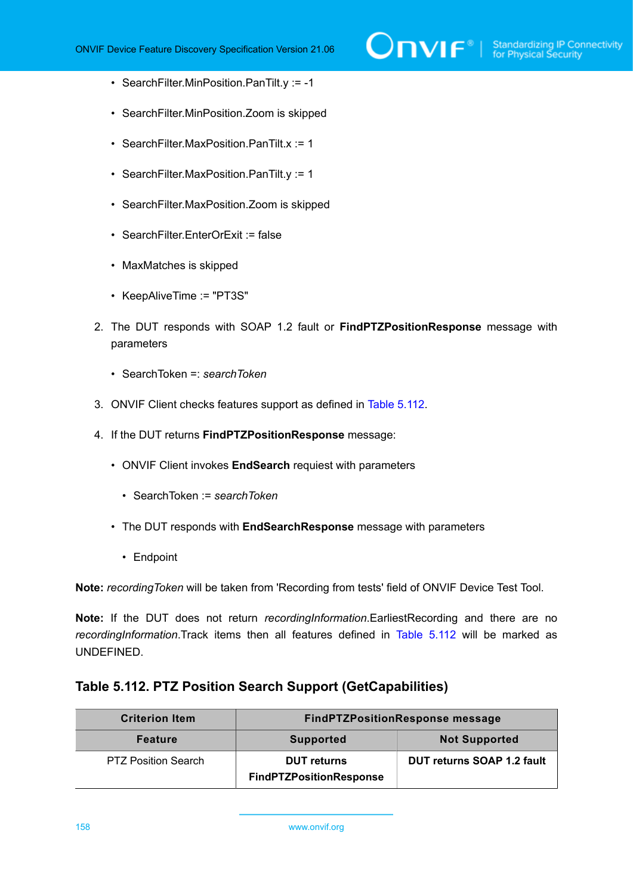- SearchFilter.MinPosition.PanTilt.y := -1
- SearchFilter.MinPosition.Zoom is skipped
- SearchFilter.MaxPosition.PanTilt.x := 1
- SearchFilter.MaxPosition.PanTilt.y := 1
- SearchFilter.MaxPosition.Zoom is skipped
- SearchFilter.EnterOrExit := false
- MaxMatches is skipped
- KeepAliveTime := "PT3S"

2. The DUT responds with SOAP 1.2 fault or **FindPTZPositionResponse** message with parameters
   - SearchToken =: *searchToken*
3. ONVIF Client checks features support as defined in Table 5.112.
4. If the DUT returns **FindPTZPositionResponse** message:
   - ONVIF Client invokes **EndSearch** requiest with parameters
     - SearchToken := *searchToken*
   - The DUT responds with **EndSearchResponse** message with parameters
     - Endpoint

**Note:** *recordingToken* will be taken from 'Recording from tests' field of ONVIF Device Test Tool.

**Note:** If the DUT does not return *recordingInformation*.EarliestRecording and there are no *recordingInformation*.Track items then all features defined in Table 5.112 will be marked as UNDEFINED.

### Table 5.112. PTZ Position Search Support (GetCapabilities)

| Criterion Item | FindPTZPositionResponse message | |
|---|---|---|
| **Feature** | **Supported** | **Not Supported** |
| PTZ Position Search | **DUT returns FindPTZPositionResponse** | **DUT returns SOAP 1.2 fault** |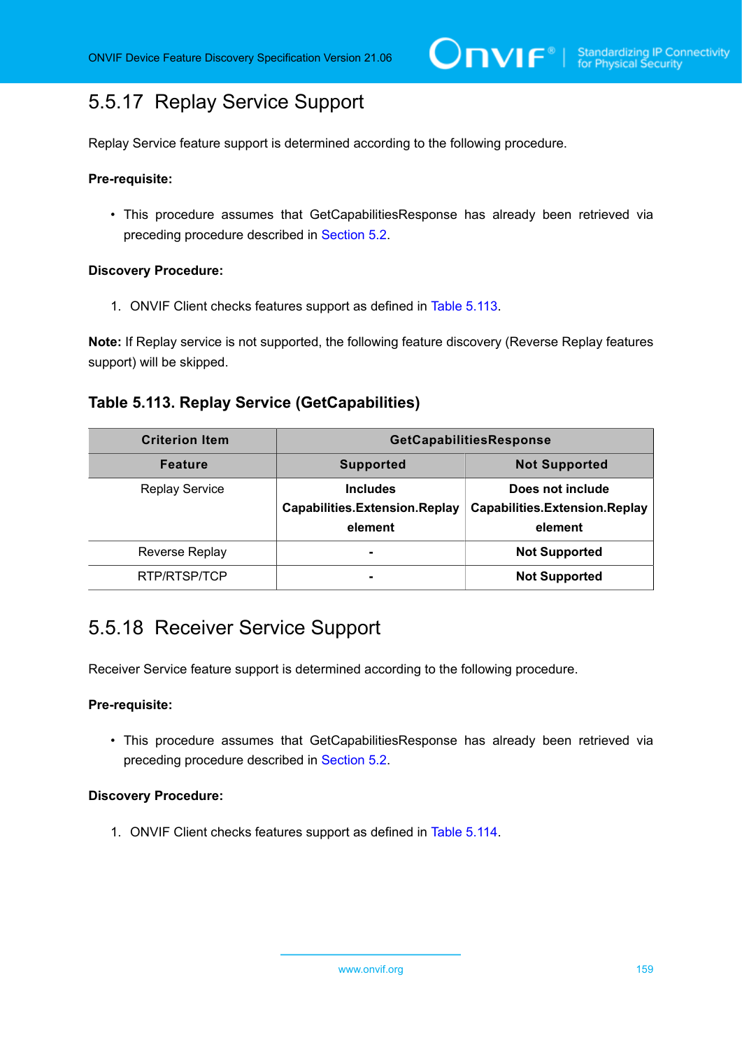## 5.5.17 Replay Service Support

Replay Service feature support is determined according to the following procedure.

**Pre-requisite:**

- This procedure assumes that GetCapabilitiesResponse has already been retrieved via preceding procedure described in Section 5.2.

**Discovery Procedure:**

1. ONVIF Client checks features support as defined in Table 5.113.

**Note:** If Replay service is not supported, the following feature discovery (Reverse Replay features support) will be skipped.

### Table 5.113. Replay Service (GetCapabilities)

| Criterion Item | GetCapabilitiesResponse | |
|---|---|---|
| **Feature** | **Supported** | **Not Supported** |
| Replay Service | **Includes Capabilities.Extension.Replay element** | **Does not include Capabilities.Extension.Replay element** |
| Reverse Replay | **-** | **Not Supported** |
| RTP/RTSP/TCP | **-** | **Not Supported** |

## 5.5.18 Receiver Service Support

Receiver Service feature support is determined according to the following procedure.

**Pre-requisite:**

- This procedure assumes that GetCapabilitiesResponse has already been retrieved via preceding procedure described in Section 5.2.

**Discovery Procedure:**

1. ONVIF Client checks features support as defined in Table 5.114.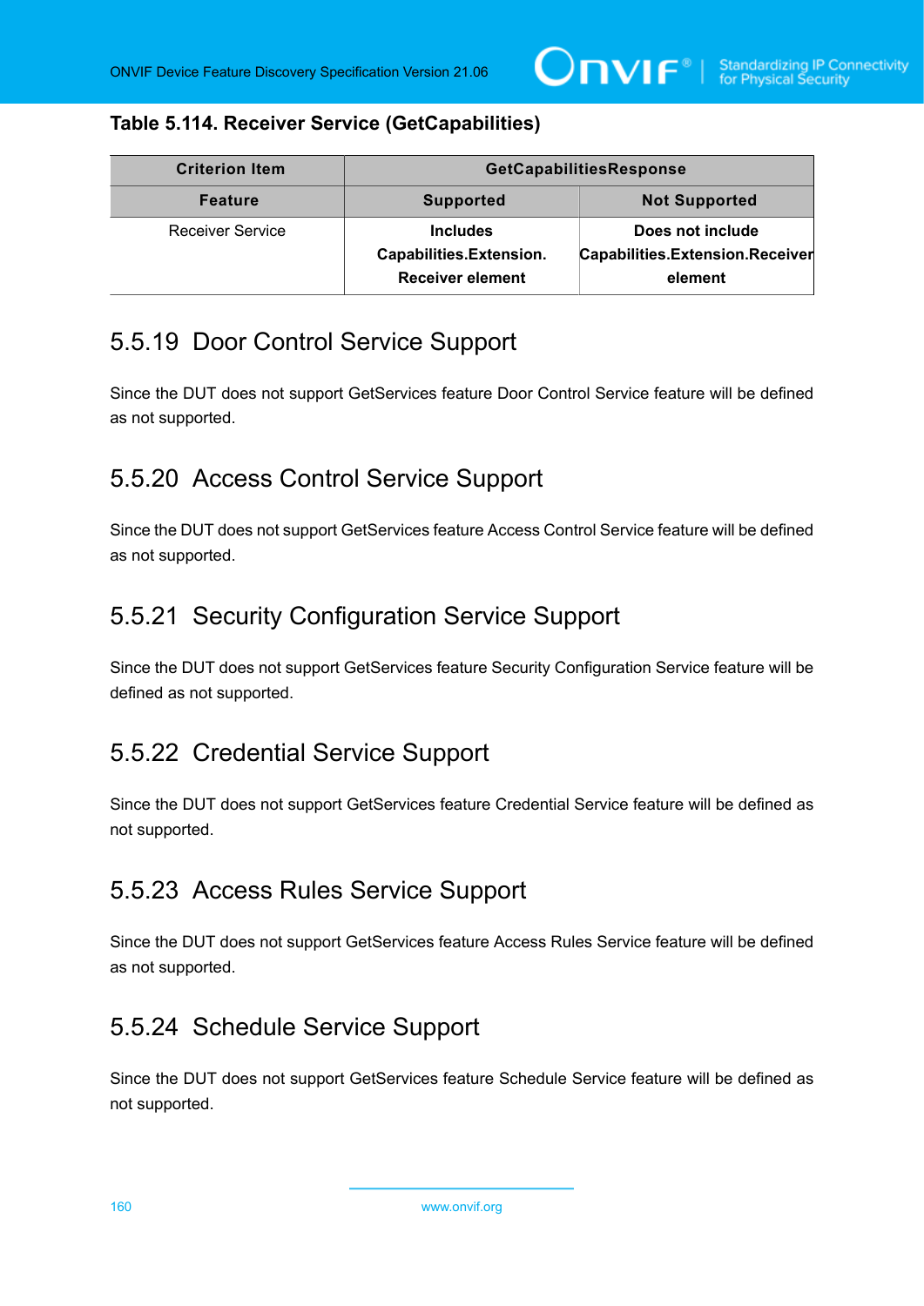**Table 5.114. Receiver Service (GetCapabilities)**

| Criterion Item | GetCapabilitiesResponse | |
|---|---|---|
| **Feature** | **Supported** | **Not Supported** |
| Receiver Service | **Includes Capabilities.Extension. Receiver element** | **Does not include Capabilities.Extension.Receiver element** |

## 5.5.19 Door Control Service Support

Since the DUT does not support GetServices feature Door Control Service feature will be defined as not supported.

## 5.5.20 Access Control Service Support

Since the DUT does not support GetServices feature Access Control Service feature will be defined as not supported.

## 5.5.21 Security Configuration Service Support

Since the DUT does not support GetServices feature Security Configuration Service feature will be defined as not supported.

## 5.5.22 Credential Service Support

Since the DUT does not support GetServices feature Credential Service feature will be defined as not supported.

## 5.5.23 Access Rules Service Support

Since the DUT does not support GetServices feature Access Rules Service feature will be defined as not supported.

## 5.5.24 Schedule Service Support

Since the DUT does not support GetServices feature Schedule Service feature will be defined as not supported.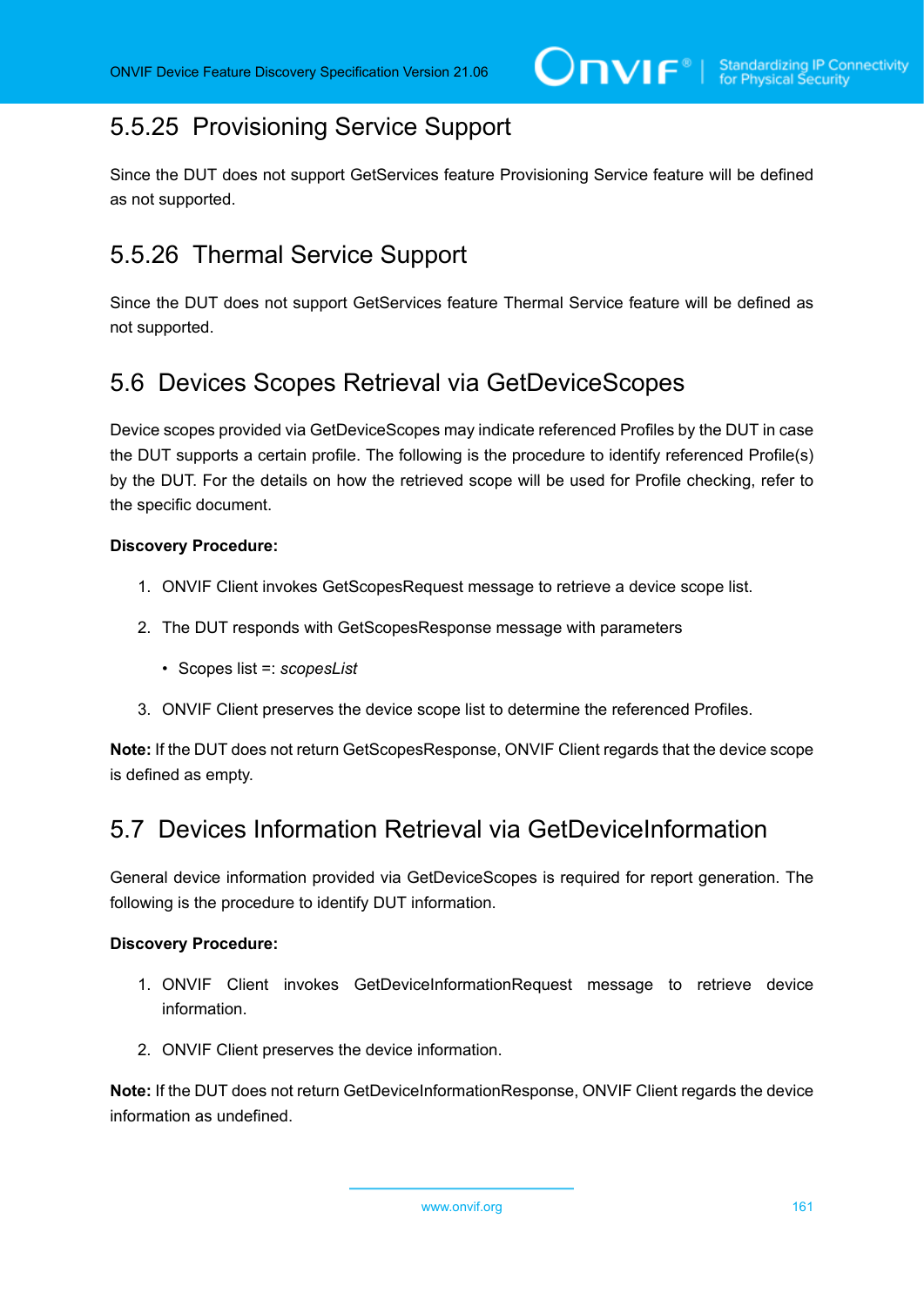### 5.5.25 Provisioning Service Support

Since the DUT does not support GetServices feature Provisioning Service feature will be defined as not supported.

### 5.5.26 Thermal Service Support

Since the DUT does not support GetServices feature Thermal Service feature will be defined as not supported.

## 5.6 Devices Scopes Retrieval via GetDeviceScopes

Device scopes provided via GetDeviceScopes may indicate referenced Profiles by the DUT in case the DUT supports a certain profile. The following is the procedure to identify referenced Profile(s) by the DUT. For the details on how the retrieved scope will be used for Profile checking, refer to the specific document.

**Discovery Procedure:**

1. ONVIF Client invokes GetScopesRequest message to retrieve a device scope list.
2. The DUT responds with GetScopesResponse message with parameters
   - Scopes list =: *scopesList*
3. ONVIF Client preserves the device scope list to determine the referenced Profiles.

**Note:** If the DUT does not return GetScopesResponse, ONVIF Client regards that the device scope is defined as empty.

## 5.7 Devices Information Retrieval via GetDeviceInformation

General device information provided via GetDeviceScopes is required for report generation. The following is the procedure to identify DUT information.

**Discovery Procedure:**

1. ONVIF Client invokes GetDeviceInformationRequest message to retrieve device information.
2. ONVIF Client preserves the device information.

**Note:** If the DUT does not return GetDeviceInformationResponse, ONVIF Client regards the device information as undefined.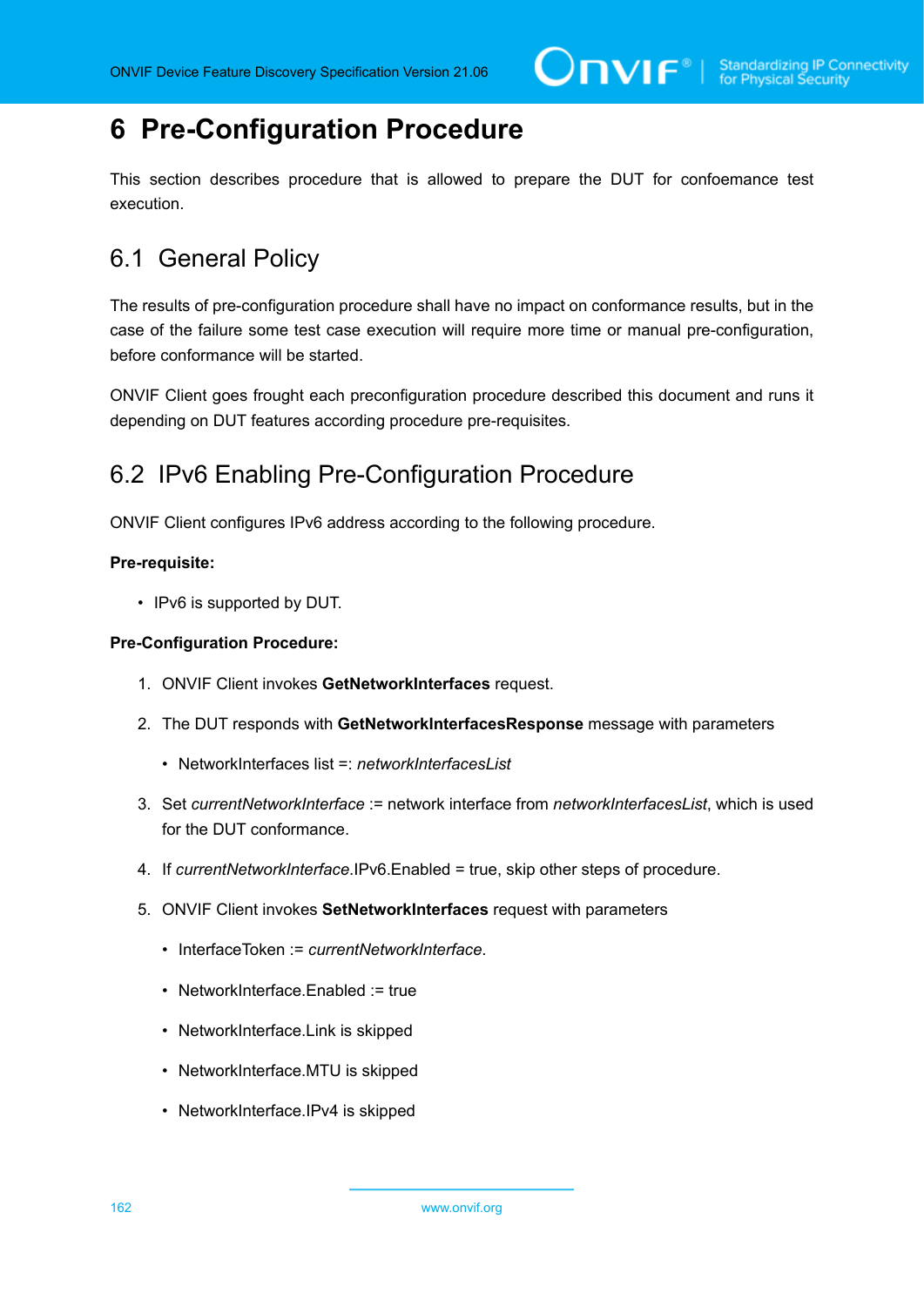# 6 Pre-Configuration Procedure

This section describes procedure that is allowed to prepare the DUT for confoemance test execution.

## 6.1 General Policy

The results of pre-configuration procedure shall have no impact on conformance results, but in the case of the failure some test case execution will require more time or manual pre-configuration, before conformance will be started.

ONVIF Client goes frought each preconfiguration procedure described this document and runs it depending on DUT features according procedure pre-requisites.

## 6.2 IPv6 Enabling Pre-Configuration Procedure

ONVIF Client configures IPv6 address according to the following procedure.

**Pre-requisite:**

- IPv6 is supported by DUT.

**Pre-Configuration Procedure:**

1. ONVIF Client invokes **GetNetworkInterfaces** request.
2. The DUT responds with **GetNetworkInterfacesResponse** message with parameters
   - NetworkInterfaces list =: *networkInterfacesList*
3. Set *currentNetworkInterface* := network interface from *networkInterfacesList*, which is used for the DUT conformance.
4. If *currentNetworkInterface*.IPv6.Enabled = true, skip other steps of procedure.
5. ONVIF Client invokes **SetNetworkInterfaces** request with parameters
   - InterfaceToken := *currentNetworkInterface*.
   - NetworkInterface.Enabled := true
   - NetworkInterface.Link is skipped
   - NetworkInterface.MTU is skipped
   - NetworkInterface.IPv4 is skipped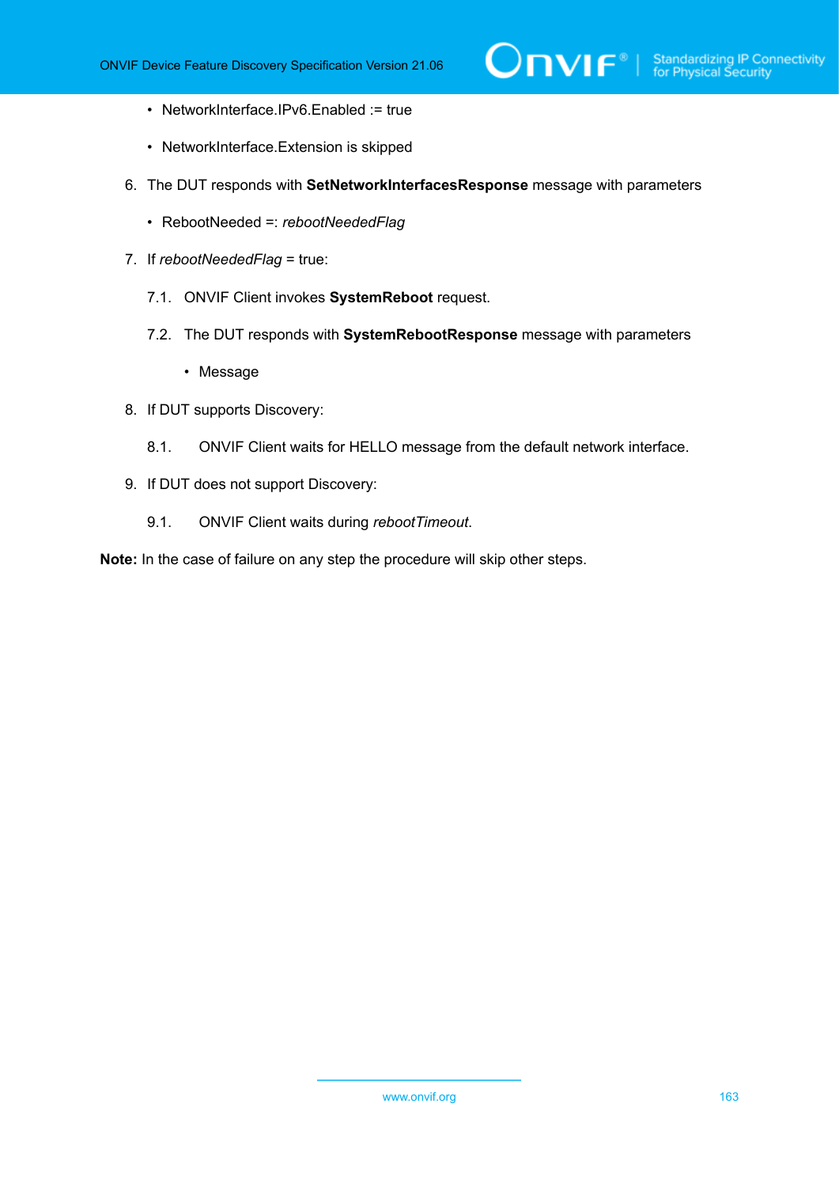- NetworkInterface.IPv6.Enabled := true
- NetworkInterface.Extension is skipped

6. The DUT responds with **SetNetworkInterfacesResponse** message with parameters
   - RebootNeeded =: *rebootNeededFlag*
7. If *rebootNeededFlag* = true:

   7.1. ONVIF Client invokes **SystemReboot** request.

   7.2. The DUT responds with **SystemRebootResponse** message with parameters

   - Message
8. If DUT supports Discovery:

   8.1. ONVIF Client waits for HELLO message from the default network interface.
9. If DUT does not support Discovery:

   9.1. ONVIF Client waits during *rebootTimeout*.

**Note:** In the case of failure on any step the procedure will skip other steps.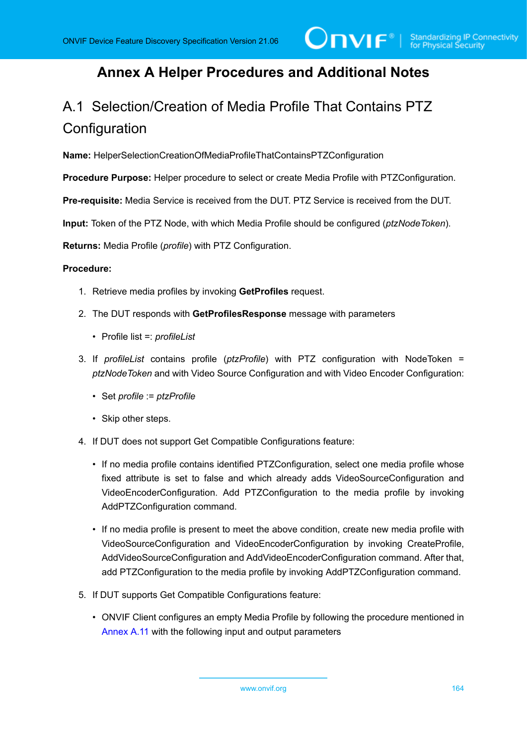# Annex A Helper Procedures and Additional Notes

## A.1 Selection/Creation of Media Profile That Contains PTZ Configuration

**Name:** HelperSelectionCreationOfMediaProfileThatContainsPTZConfiguration

**Procedure Purpose:** Helper procedure to select or create Media Profile with PTZConfiguration.

**Pre-requisite:** Media Service is received from the DUT. PTZ Service is received from the DUT.

**Input:** Token of the PTZ Node, with which Media Profile should be configured (*ptzNodeToken*).

**Returns:** Media Profile (*profile*) with PTZ Configuration.

**Procedure:**

1. Retrieve media profiles by invoking **GetProfiles** request.
2. The DUT responds with **GetProfilesResponse** message with parameters
   - Profile list =: *profileList*
3. If *profileList* contains profile (*ptzProfile*) with PTZ configuration with NodeToken = *ptzNodeToken* and with Video Source Configuration and with Video Encoder Configuration:
   - Set *profile* := *ptzProfile*
   - Skip other steps.
4. If DUT does not support Get Compatible Configurations feature:
   - If no media profile contains identified PTZConfiguration, select one media profile whose fixed attribute is set to false and which already adds VideoSourceConfiguration and VideoEncoderConfiguration. Add PTZConfiguration to the media profile by invoking AddPTZConfiguration command.
   - If no media profile is present to meet the above condition, create new media profile with VideoSourceConfiguration and VideoEncoderConfiguration by invoking CreateProfile, AddVideoSourceConfiguration and AddVideoEncoderConfiguration command. After that, add PTZConfiguration to the media profile by invoking AddPTZConfiguration command.
5. If DUT supports Get Compatible Configurations feature:
   - ONVIF Client configures an empty Media Profile by following the procedure mentioned in Annex A.11 with the following input and output parameters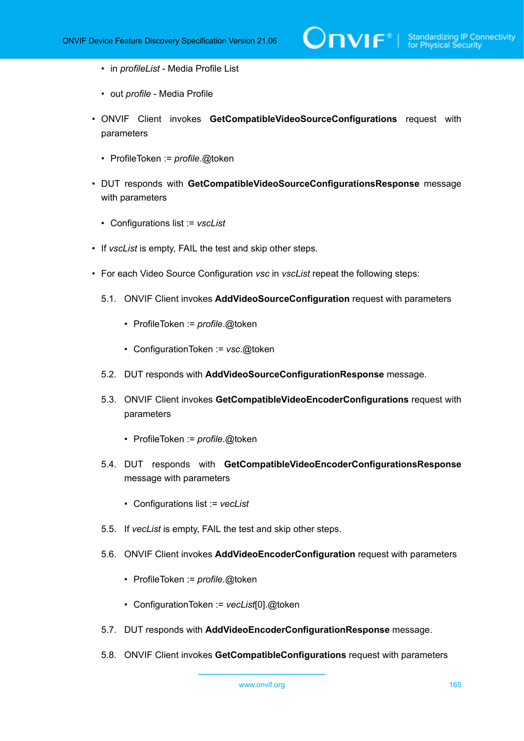- in *profileList* - Media Profile List
- out *profile* - Media Profile

- ONVIF Client invokes **GetCompatibleVideoSourceConfigurations** request with parameters
  - ProfileToken := *profile*.@token
- DUT responds with **GetCompatibleVideoSourceConfigurationsResponse** message with parameters
  - Configurations list := *vscList*
- If *vscList* is empty, FAIL the test and skip other steps.
- For each Video Source Configuration *vsc* in *vscList* repeat the following steps:

  5.1. ONVIF Client invokes **AddVideoSourceConfiguration** request with parameters
     - ProfileToken := *profile*.@token
     - ConfigurationToken := *vsc*.@token

  5.2. DUT responds with **AddVideoSourceConfigurationResponse** message.

  5.3. ONVIF Client invokes **GetCompatibleVideoEncoderConfigurations** request with parameters
     - ProfileToken := *profile*.@token

  5.4. DUT responds with **GetCompatibleVideoEncoderConfigurationsResponse** message with parameters
     - Configurations list := *vecList*

  5.5. If *vecList* is empty, FAIL the test and skip other steps.

  5.6. ONVIF Client invokes **AddVideoEncoderConfiguration** request with parameters
     - ProfileToken := *profile*.@token
     - ConfigurationToken := *vecList*[0].@token

  5.7. DUT responds with **AddVideoEncoderConfigurationResponse** message.

  5.8. ONVIF Client invokes **GetCompatibleConfigurations** request with parameters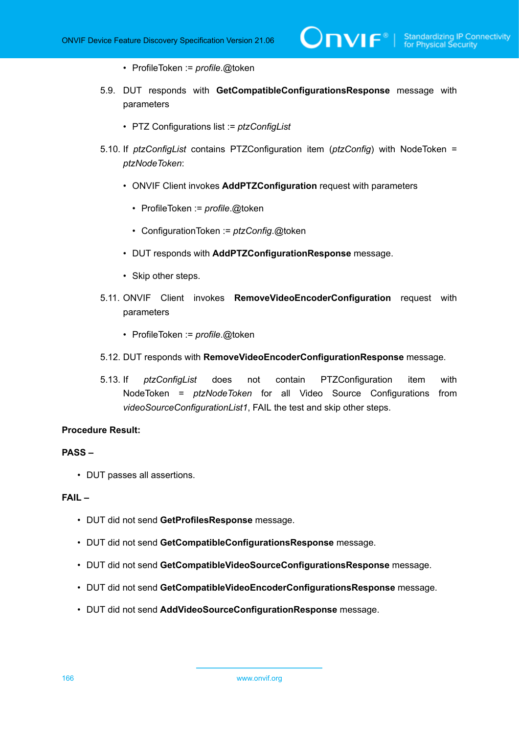- ProfileToken := *profile*.@token

5.9. DUT responds with **GetCompatibleConfigurationsResponse** message with parameters

- PTZ Configurations list := *ptzConfigList*

5.10. If *ptzConfigList* contains PTZConfiguration item (*ptzConfig*) with NodeToken = *ptzNodeToken*:

- ONVIF Client invokes **AddPTZConfiguration** request with parameters
  - ProfileToken := *profile*.@token
  - ConfigurationToken := *ptzConfig*.@token
- DUT responds with **AddPTZConfigurationResponse** message.
- Skip other steps.

5.11. ONVIF Client invokes **RemoveVideoEncoderConfiguration** request with parameters

- ProfileToken := *profile*.@token

5.12. DUT responds with **RemoveVideoEncoderConfigurationResponse** message.

5.13. If *ptzConfigList* does not contain PTZConfiguration item with NodeToken = *ptzNodeToken* for all Video Source Configurations from *videoSourceConfigurationList1*, FAIL the test and skip other steps.

**Procedure Result:**

**PASS –**

- DUT passes all assertions.

**FAIL –**

- DUT did not send **GetProfilesResponse** message.
- DUT did not send **GetCompatibleConfigurationsResponse** message.
- DUT did not send **GetCompatibleVideoSourceConfigurationsResponse** message.
- DUT did not send **GetCompatibleVideoEncoderConfigurationsResponse** message.
- DUT did not send **AddVideoSourceConfigurationResponse** message.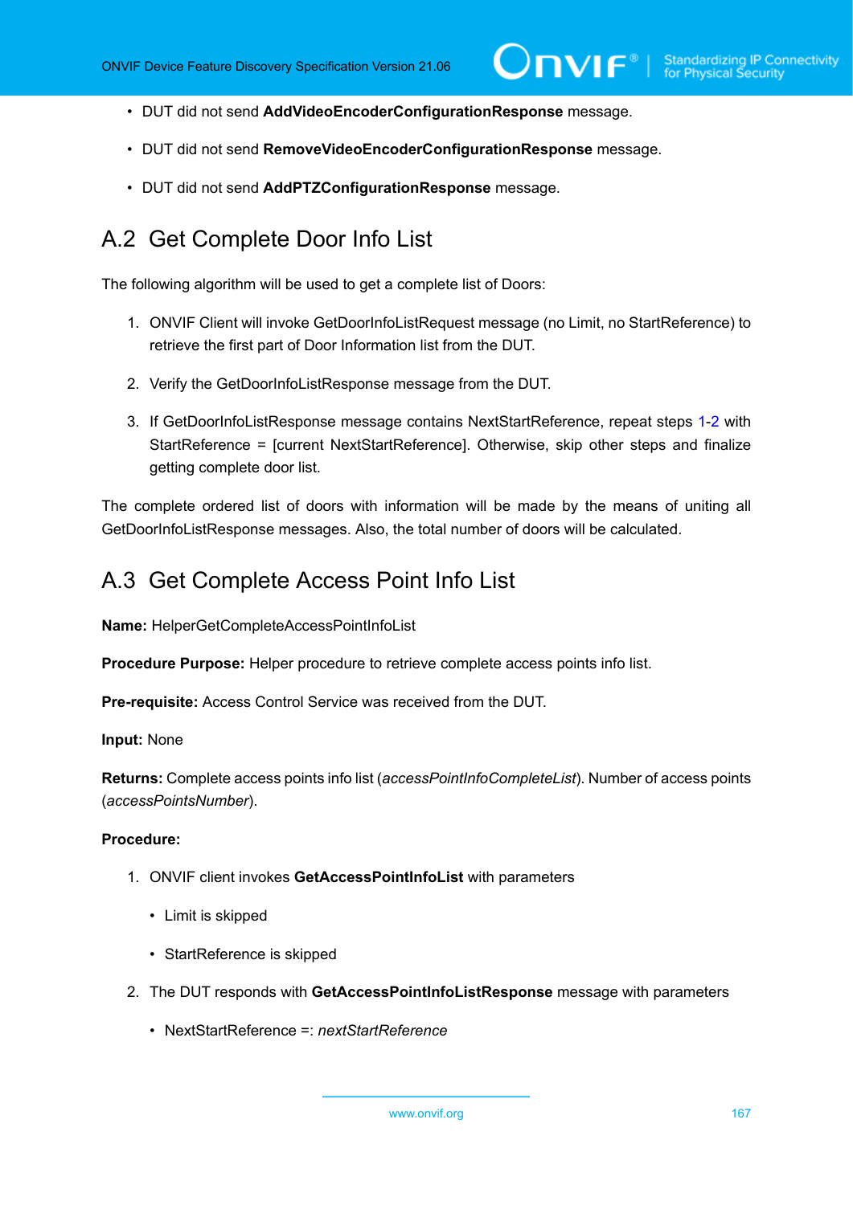- DUT did not send **AddVideoEncoderConfigurationResponse** message.
- DUT did not send **RemoveVideoEncoderConfigurationResponse** message.
- DUT did not send **AddPTZConfigurationResponse** message.

## A.2 Get Complete Door Info List

The following algorithm will be used to get a complete list of Doors:

1. ONVIF Client will invoke GetDoorInfoListRequest message (no Limit, no StartReference) to retrieve the first part of Door Information list from the DUT.
2. Verify the GetDoorInfoListResponse message from the DUT.
3. If GetDoorInfoListResponse message contains NextStartReference, repeat steps 1-2 with StartReference = [current NextStartReference]. Otherwise, skip other steps and finalize getting complete door list.

The complete ordered list of doors with information will be made by the means of uniting all GetDoorInfoListResponse messages. Also, the total number of doors will be calculated.

## A.3 Get Complete Access Point Info List

**Name:** HelperGetCompleteAccessPointInfoList

**Procedure Purpose:** Helper procedure to retrieve complete access points info list.

**Pre-requisite:** Access Control Service was received from the DUT.

**Input:** None

**Returns:** Complete access points info list (*accessPointInfoCompleteList*). Number of access points (*accessPointsNumber*).

**Procedure:**

1. ONVIF client invokes **GetAccessPointInfoList** with parameters
   - Limit is skipped
   - StartReference is skipped
2. The DUT responds with **GetAccessPointInfoListResponse** message with parameters
   - NextStartReference =: *nextStartReference*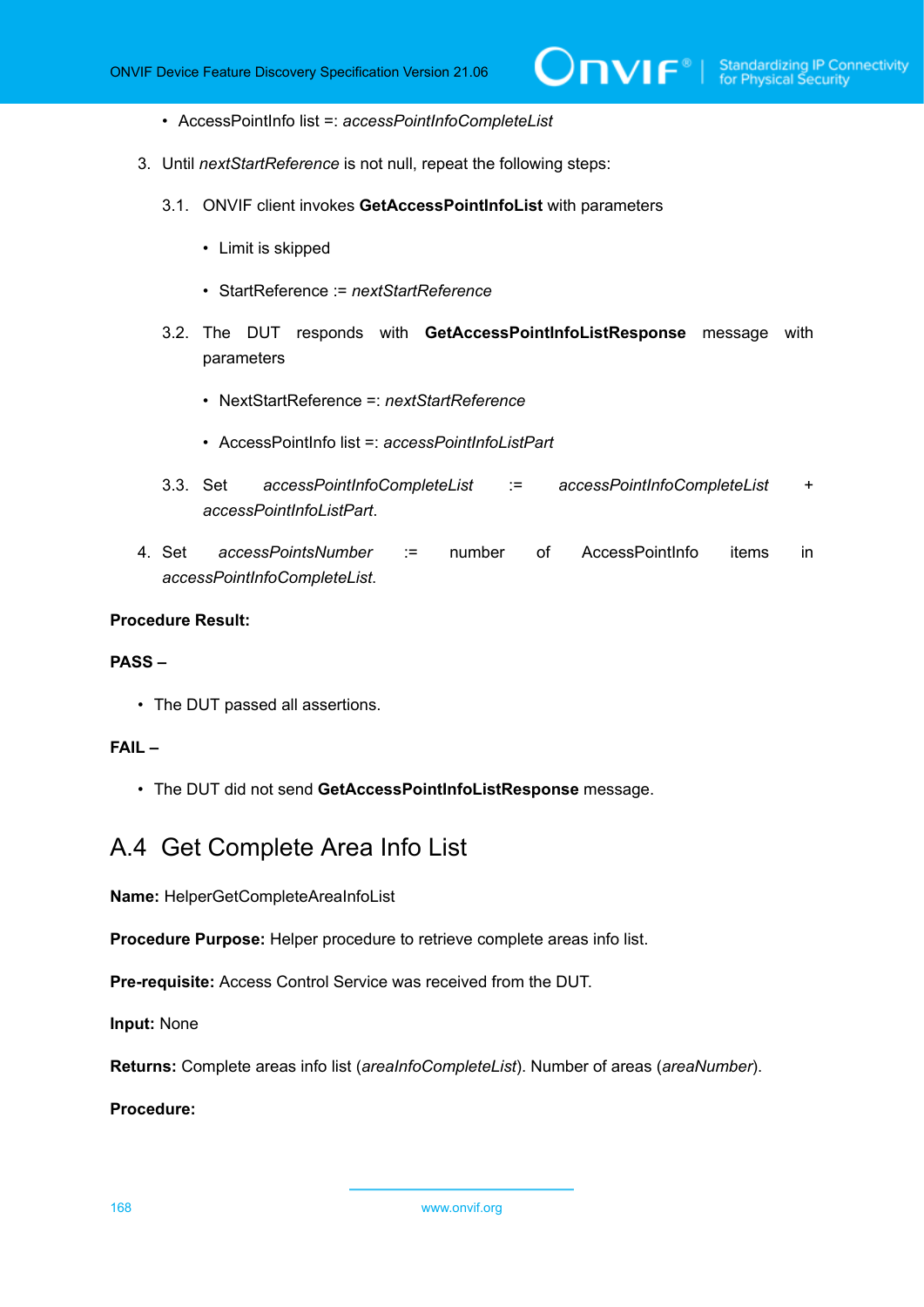- AccessPointInfo list =: *accessPointInfoCompleteList*

3. Until *nextStartReference* is not null, repeat the following steps:

   3.1. ONVIF client invokes **GetAccessPointInfoList** with parameters

   - Limit is skipped
   - StartReference := *nextStartReference*

   3.2. The DUT responds with **GetAccessPointInfoListResponse** message with parameters

   - NextStartReference =: *nextStartReference*
   - AccessPointInfo list =: *accessPointInfoListPart*

   3.3. Set *accessPointInfoCompleteList* := *accessPointInfoCompleteList* + *accessPointInfoListPart*.

4. Set *accessPointsNumber* := number of AccessPointInfo items in *accessPointInfoCompleteList*.

**Procedure Result:**

**PASS –**

- The DUT passed all assertions.

**FAIL –**

- The DUT did not send **GetAccessPointInfoListResponse** message.

## A.4 Get Complete Area Info List

**Name:** HelperGetCompleteAreaInfoList

**Procedure Purpose:** Helper procedure to retrieve complete areas info list.

**Pre-requisite:** Access Control Service was received from the DUT.

**Input:** None

**Returns:** Complete areas info list (*areaInfoCompleteList*). Number of areas (*areaNumber*).

**Procedure:**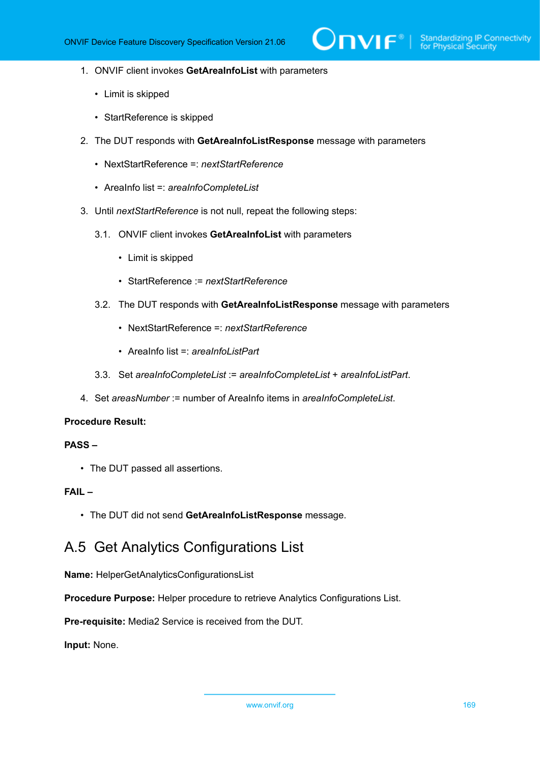1. ONVIF client invokes **GetAreaInfoList** with parameters

    - Limit is skipped

    - StartReference is skipped

2. The DUT responds with **GetAreaInfoListResponse** message with parameters

    - NextStartReference =: *nextStartReference*

    - AreaInfo list =: *areaInfoCompleteList*

3. Until *nextStartReference* is not null, repeat the following steps:

    3.1. ONVIF client invokes **GetAreaInfoList** with parameters

    - Limit is skipped

    - StartReference := *nextStartReference*

    3.2. The DUT responds with **GetAreaInfoListResponse** message with parameters

    - NextStartReference =: *nextStartReference*

    - AreaInfo list =: *areaInfoListPart*

    3.3. Set *areaInfoCompleteList* := *areaInfoCompleteList* + *areaInfoListPart*.

4. Set *areasNumber* := number of AreaInfo items in *areaInfoCompleteList*.

**Procedure Result:**

**PASS –**

- The DUT passed all assertions.

**FAIL –**

- The DUT did not send **GetAreaInfoListResponse** message.

## A.5 Get Analytics Configurations List

**Name:** HelperGetAnalyticsConfigurationsList

**Procedure Purpose:** Helper procedure to retrieve Analytics Configurations List.

**Pre-requisite:** Media2 Service is received from the DUT.

**Input:** None.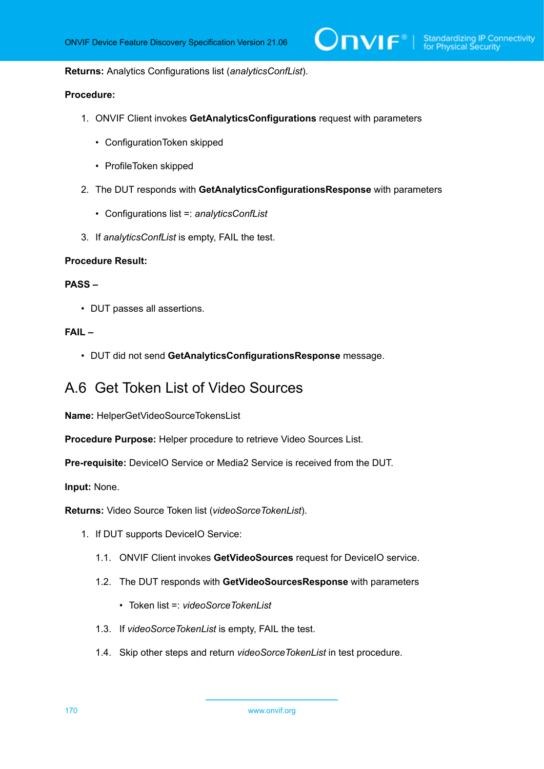**Returns:** Analytics Configurations list (*analyticsConfList*).

**Procedure:**

1. ONVIF Client invokes **GetAnalyticsConfigurations** request with parameters
   - ConfigurationToken skipped
   - ProfileToken skipped
2. The DUT responds with **GetAnalyticsConfigurationsResponse** with parameters
   - Configurations list =: *analyticsConfList*
3. If *analyticsConfList* is empty, FAIL the test.

**Procedure Result:**

**PASS –**

- DUT passes all assertions.

**FAIL –**

- DUT did not send **GetAnalyticsConfigurationsResponse** message.

## A.6 Get Token List of Video Sources

**Name:** HelperGetVideoSourceTokensList

**Procedure Purpose:** Helper procedure to retrieve Video Sources List.

**Pre-requisite:** DeviceIO Service or Media2 Service is received from the DUT.

**Input:** None.

**Returns:** Video Source Token list (*videoSorceTokenList*).

1. If DUT supports DeviceIO Service:
   - 1.1. ONVIF Client invokes **GetVideoSources** request for DeviceIO service.
   - 1.2. The DUT responds with **GetVideoSourcesResponse** with parameters
     - Token list =: *videoSorceTokenList*
   - 1.3. If *videoSorceTokenList* is empty, FAIL the test.
   - 1.4. Skip other steps and return *videoSorceTokenList* in test procedure.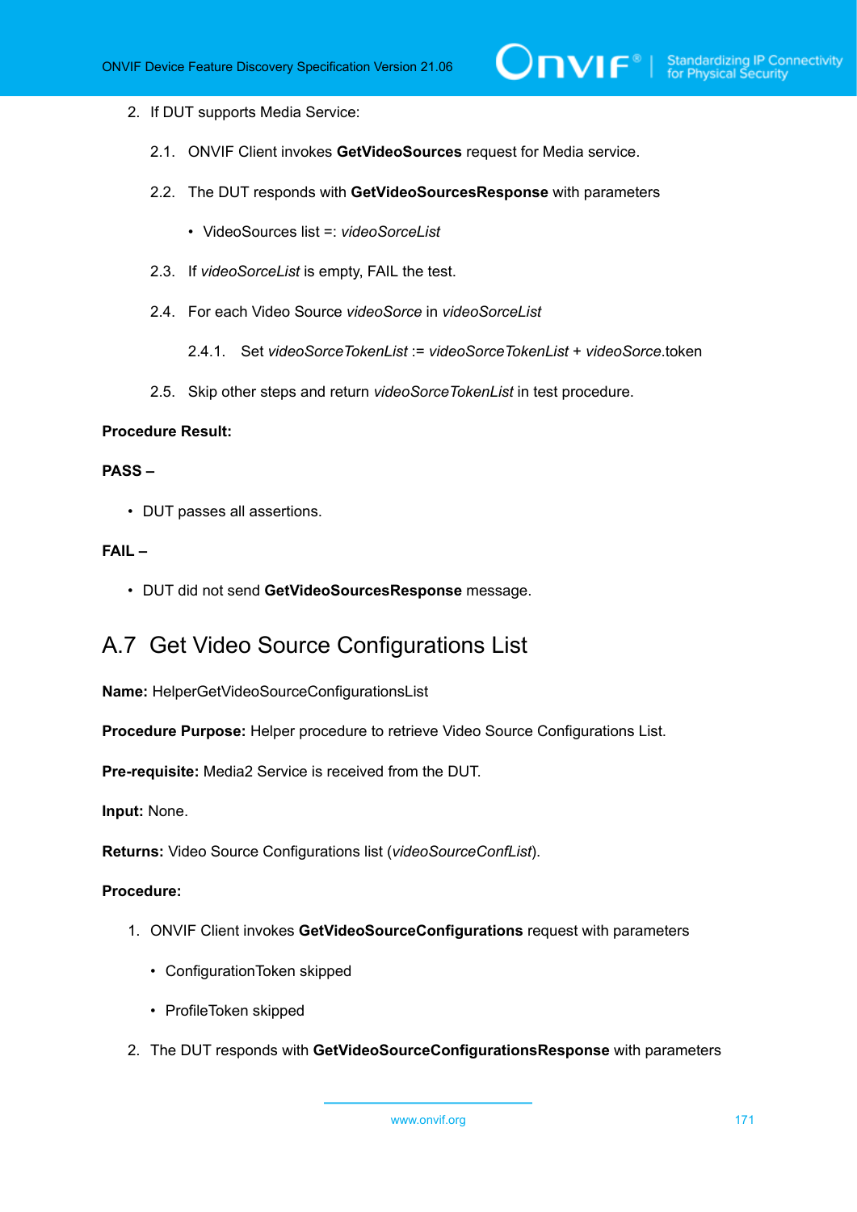2. If DUT supports Media Service:

   2.1. ONVIF Client invokes **GetVideoSources** request for Media service.

   2.2. The DUT responds with **GetVideoSourcesResponse** with parameters

      - VideoSources list =: *videoSorceList*

   2.3. If *videoSorceList* is empty, FAIL the test.

   2.4. For each Video Source *videoSorce* in *videoSorceList*

      2.4.1. Set *videoSorceTokenList* := *videoSorceTokenList* + *videoSorce*.token

   2.5. Skip other steps and return *videoSorceTokenList* in test procedure.

**Procedure Result:**

**PASS –**

- DUT passes all assertions.

**FAIL –**

- DUT did not send **GetVideoSourcesResponse** message.

## A.7 Get Video Source Configurations List

**Name:** HelperGetVideoSourceConfigurationsList

**Procedure Purpose:** Helper procedure to retrieve Video Source Configurations List.

**Pre-requisite:** Media2 Service is received from the DUT.

**Input:** None.

**Returns:** Video Source Configurations list (*videoSourceConfList*).

**Procedure:**

1. ONVIF Client invokes **GetVideoSourceConfigurations** request with parameters

   - ConfigurationToken skipped
   - ProfileToken skipped

2. The DUT responds with **GetVideoSourceConfigurationsResponse** with parameters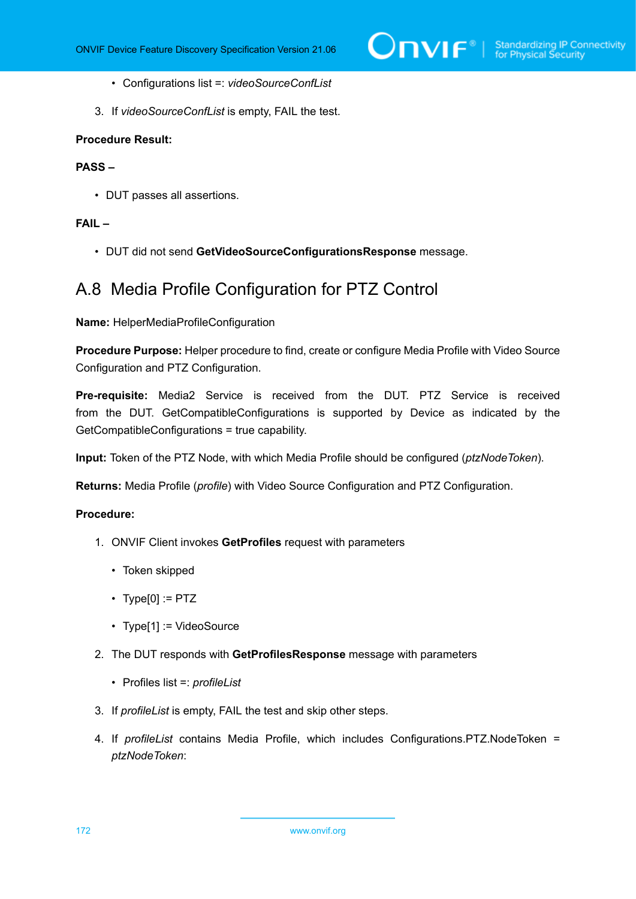- Configurations list =: *videoSourceConfList*

3. If *videoSourceConfList* is empty, FAIL the test.

**Procedure Result:**

**PASS –**

- DUT passes all assertions.

**FAIL –**

- DUT did not send **GetVideoSourceConfigurationsResponse** message.

## A.8 Media Profile Configuration for PTZ Control

**Name:** HelperMediaProfileConfiguration

**Procedure Purpose:** Helper procedure to find, create or configure Media Profile with Video Source Configuration and PTZ Configuration.

**Pre-requisite:** Media2 Service is received from the DUT. PTZ Service is received from the DUT. GetCompatibleConfigurations is supported by Device as indicated by the GetCompatibleConfigurations = true capability.

**Input:** Token of the PTZ Node, with which Media Profile should be configured (*ptzNodeToken*).

**Returns:** Media Profile (*profile*) with Video Source Configuration and PTZ Configuration.

**Procedure:**

1. ONVIF Client invokes **GetProfiles** request with parameters
   - Token skipped
   - Type[0] := PTZ
   - Type[1] := VideoSource
2. The DUT responds with **GetProfilesResponse** message with parameters
   - Profiles list =: *profileList*
3. If *profileList* is empty, FAIL the test and skip other steps.
4. If *profileList* contains Media Profile, which includes Configurations.PTZ.NodeToken = *ptzNodeToken*: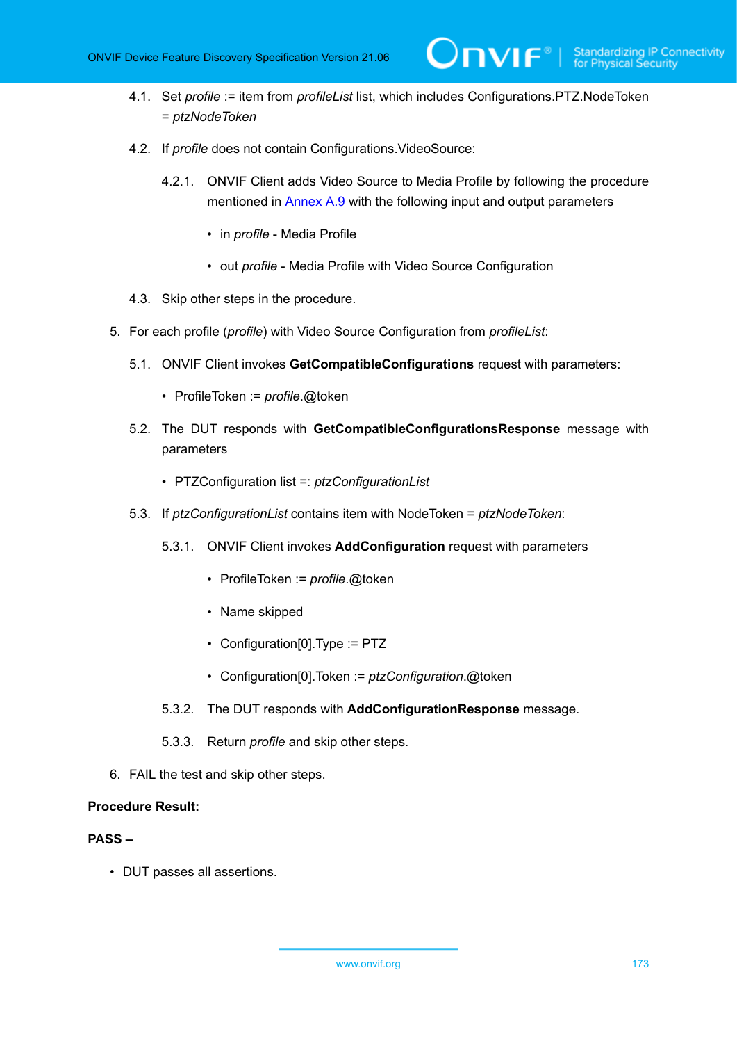4.1. Set *profile* := item from *profileList* list, which includes Configurations.PTZ.NodeToken = *ptzNodeToken*

4.2. If *profile* does not contain Configurations.VideoSource:

4.2.1. ONVIF Client adds Video Source to Media Profile by following the procedure mentioned in Annex A.9 with the following input and output parameters

- in *profile* - Media Profile
- out *profile* - Media Profile with Video Source Configuration

4.3. Skip other steps in the procedure.

5. For each profile (*profile*) with Video Source Configuration from *profileList*:

5.1. ONVIF Client invokes **GetCompatibleConfigurations** request with parameters:

- ProfileToken := *profile*.@token

5.2. The DUT responds with **GetCompatibleConfigurationsResponse** message with parameters

- PTZConfiguration list =: *ptzConfigurationList*

5.3. If *ptzConfigurationList* contains item with NodeToken = *ptzNodeToken*:

5.3.1. ONVIF Client invokes **AddConfiguration** request with parameters

- ProfileToken := *profile*.@token
- Name skipped
- Configuration[0].Type := PTZ
- Configuration[0].Token := *ptzConfiguration*.@token

5.3.2. The DUT responds with **AddConfigurationResponse** message.

5.3.3. Return *profile* and skip other steps.

6. FAIL the test and skip other steps.

**Procedure Result:**

**PASS –**

- DUT passes all assertions.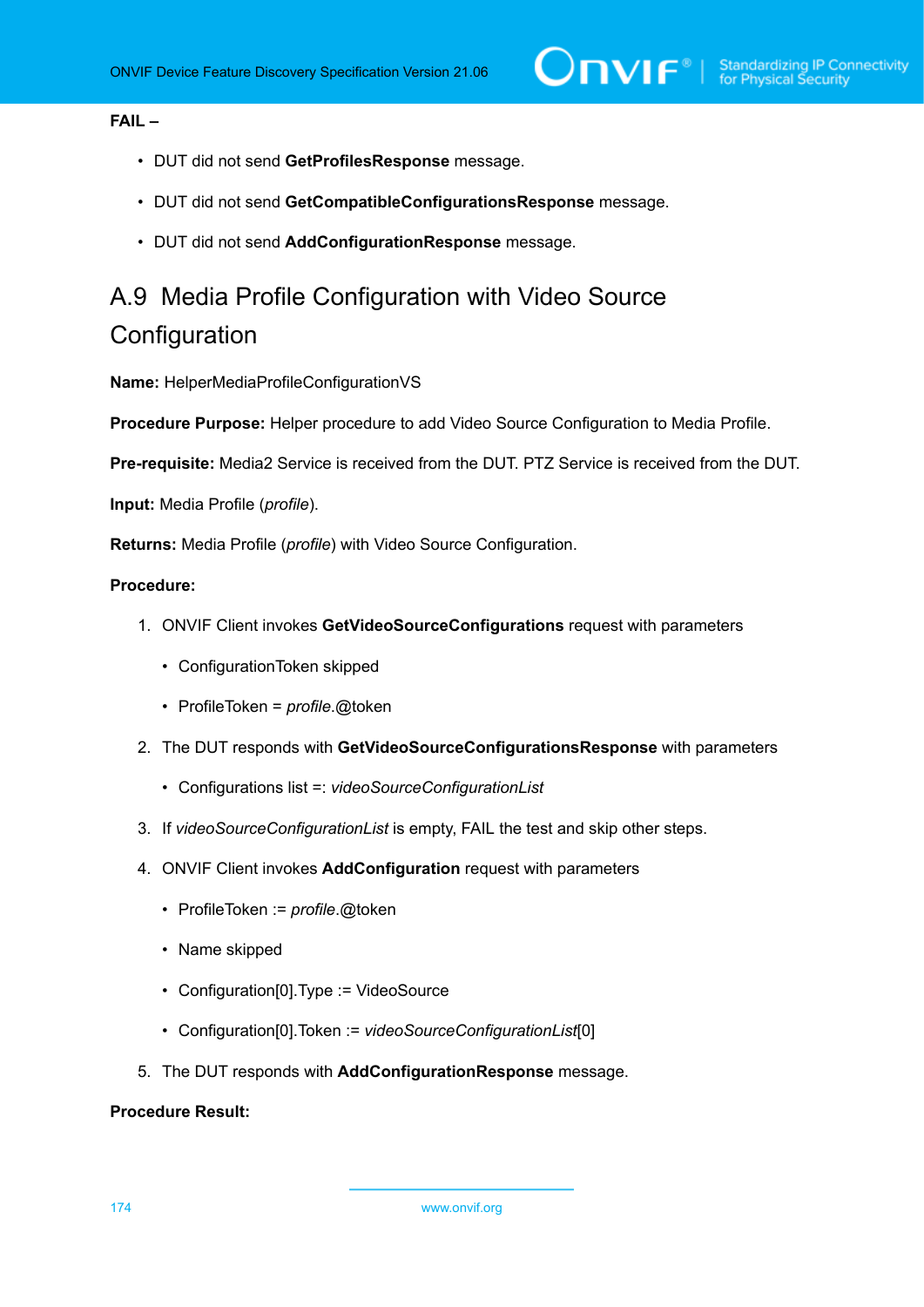**FAIL –**

- DUT did not send **GetProfilesResponse** message.
- DUT did not send **GetCompatibleConfigurationsResponse** message.
- DUT did not send **AddConfigurationResponse** message.

## A.9 Media Profile Configuration with Video Source Configuration

**Name:** HelperMediaProfileConfigurationVS

**Procedure Purpose:** Helper procedure to add Video Source Configuration to Media Profile.

**Pre-requisite:** Media2 Service is received from the DUT. PTZ Service is received from the DUT.

**Input:** Media Profile (*profile*).

**Returns:** Media Profile (*profile*) with Video Source Configuration.

**Procedure:**

1. ONVIF Client invokes **GetVideoSourceConfigurations** request with parameters
   - ConfigurationToken skipped
   - ProfileToken = *profile*.@token
2. The DUT responds with **GetVideoSourceConfigurationsResponse** with parameters
   - Configurations list =: *videoSourceConfigurationList*
3. If *videoSourceConfigurationList* is empty, FAIL the test and skip other steps.
4. ONVIF Client invokes **AddConfiguration** request with parameters
   - ProfileToken := *profile*.@token
   - Name skipped
   - Configuration[0].Type := VideoSource
   - Configuration[0].Token := *videoSourceConfigurationList*[0]
5. The DUT responds with **AddConfigurationResponse** message.

**Procedure Result:**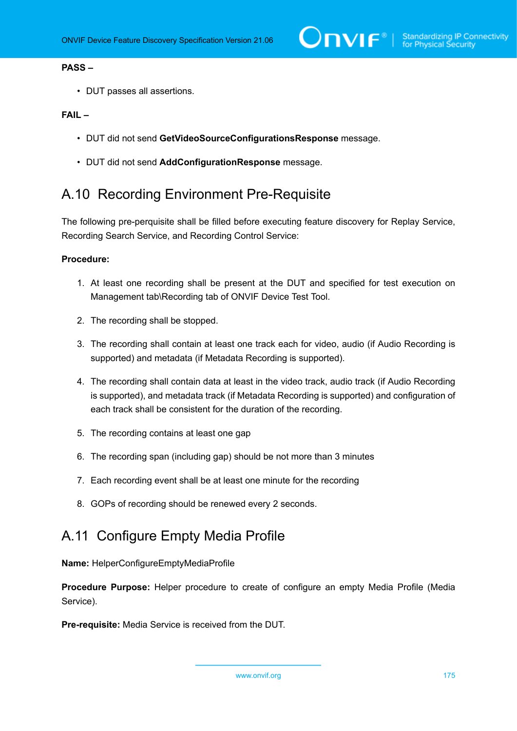**PASS –**

- DUT passes all assertions.

**FAIL –**

- DUT did not send **GetVideoSourceConfigurationsResponse** message.
- DUT did not send **AddConfigurationResponse** message.

## A.10 Recording Environment Pre-Requisite

The following pre-perquisite shall be filled before executing feature discovery for Replay Service, Recording Search Service, and Recording Control Service:

**Procedure:**

1. At least one recording shall be present at the DUT and specified for test execution on Management tab\Recording tab of ONVIF Device Test Tool.
2. The recording shall be stopped.
3. The recording shall contain at least one track each for video, audio (if Audio Recording is supported) and metadata (if Metadata Recording is supported).
4. The recording shall contain data at least in the video track, audio track (if Audio Recording is supported), and metadata track (if Metadata Recording is supported) and configuration of each track shall be consistent for the duration of the recording.
5. The recording contains at least one gap
6. The recording span (including gap) should be not more than 3 minutes
7. Each recording event shall be at least one minute for the recording
8. GOPs of recording should be renewed every 2 seconds.

## A.11 Configure Empty Media Profile

**Name:** HelperConfigureEmptyMediaProfile

**Procedure Purpose:** Helper procedure to create of configure an empty Media Profile (Media Service).

**Pre-requisite:** Media Service is received from the DUT.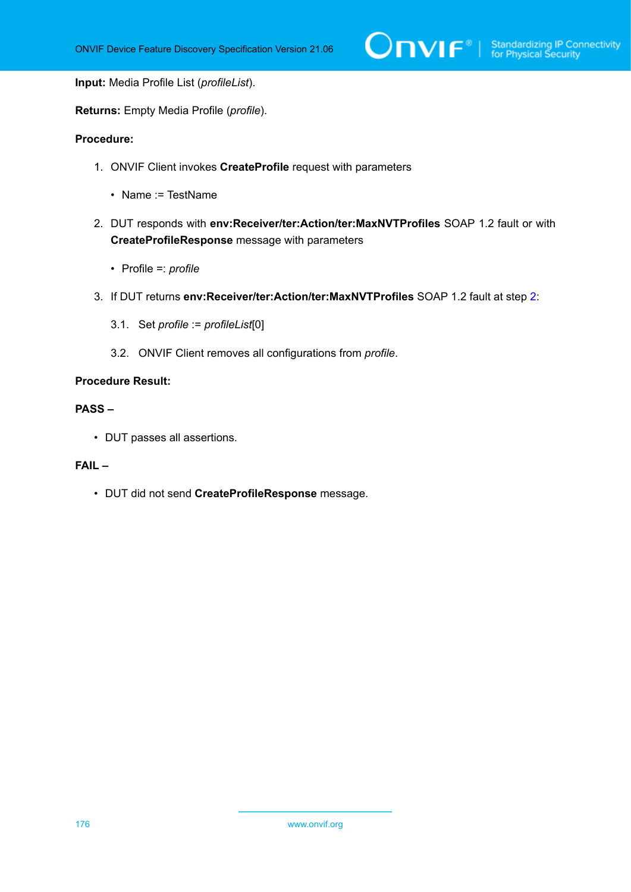**Input:** Media Profile List (*profileList*).

**Returns:** Empty Media Profile (*profile*).

**Procedure:**

1. ONVIF Client invokes **CreateProfile** request with parameters
   - Name := TestName
2. DUT responds with **env:Receiver/ter:Action/ter:MaxNVTProfiles** SOAP 1.2 fault or with **CreateProfileResponse** message with parameters
   - Profile =: *profile*
3. If DUT returns **env:Receiver/ter:Action/ter:MaxNVTProfiles** SOAP 1.2 fault at step 2:

   3.1. Set *profile* := *profileList*[0]

   3.2. ONVIF Client removes all configurations from *profile*.

**Procedure Result:**

**PASS –**

- DUT passes all assertions.

**FAIL –**

- DUT did not send **CreateProfileResponse** message.